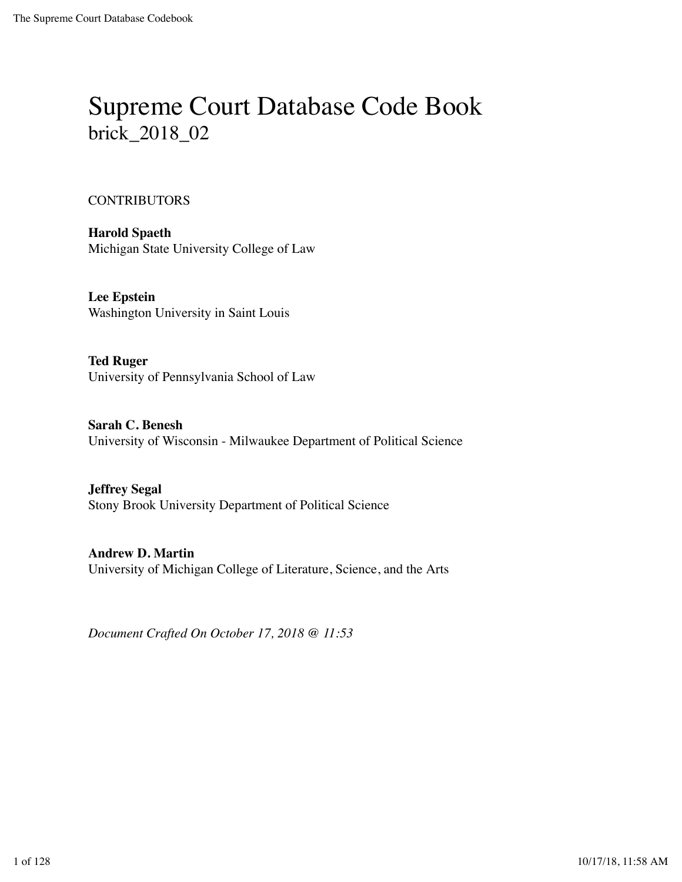# Supreme Court Database Code Book
brick_2018_02

CONTRIBUTORS

**Harold Spaeth**
Michigan State University College of Law

**Lee Epstein**
Washington University in Saint Louis

**Ted Ruger**
University of Pennsylvania School of Law

**Sarah C. Benesh**
University of Wisconsin - Milwaukee Department of Political Science

**Jeffrey Segal**
Stony Brook University Department of Political Science

**Andrew D. Martin**
University of Michigan College of Literature, Science, and the Arts

*Document Crafted On October 17, 2018 @ 11:53*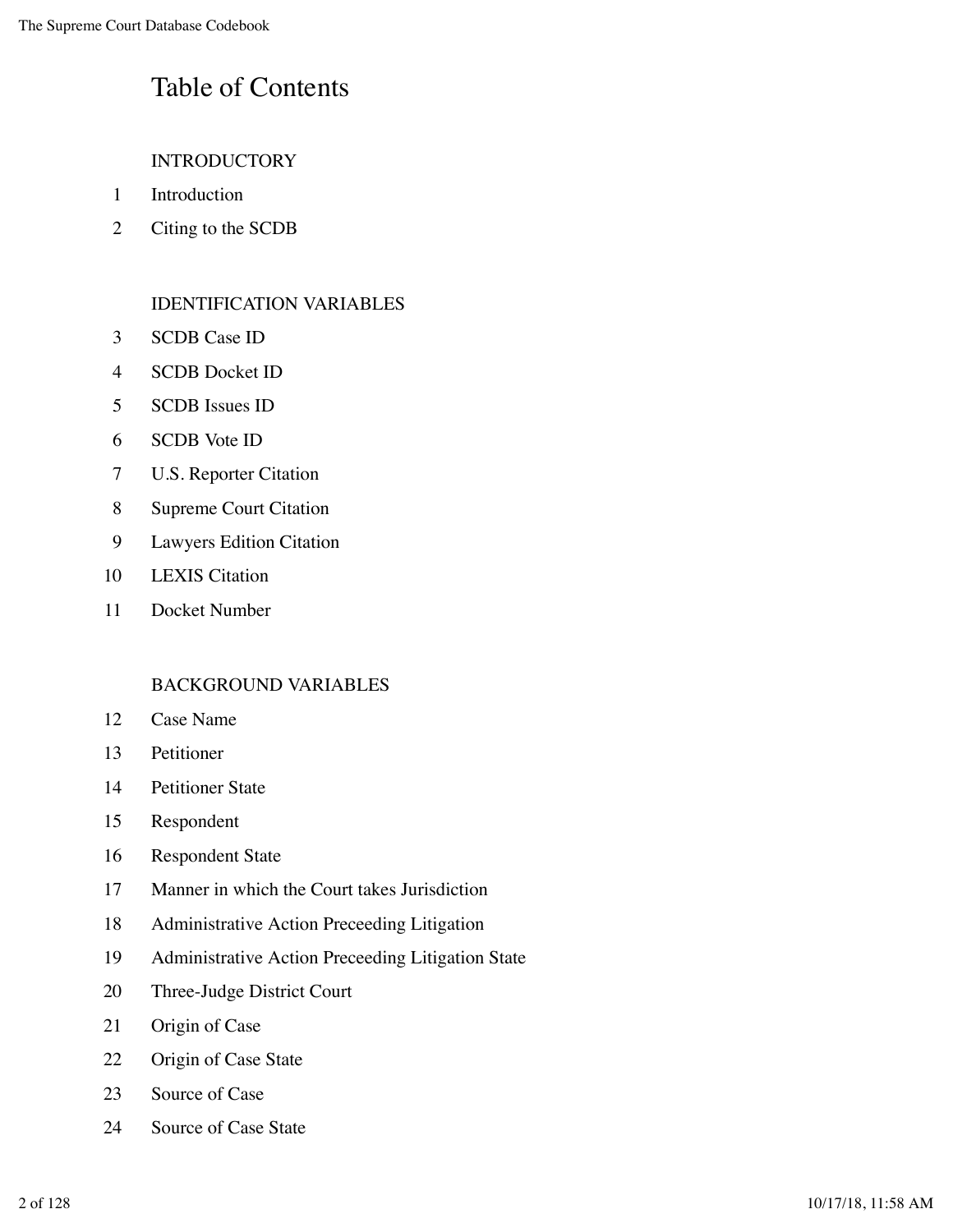# Table of Contents

INTRODUCTORY

1 Introduction
2 Citing to the SCDB

IDENTIFICATION VARIABLES

3 SCDB Case ID
4 SCDB Docket ID
5 SCDB Issues ID
6 SCDB Vote ID
7 U.S. Reporter Citation
8 Supreme Court Citation
9 Lawyers Edition Citation
10 LEXIS Citation
11 Docket Number

BACKGROUND VARIABLES

12 Case Name
13 Petitioner
14 Petitioner State
15 Respondent
16 Respondent State
17 Manner in which the Court takes Jurisdiction
18 Administrative Action Preceeding Litigation
19 Administrative Action Preceeding Litigation State
20 Three-Judge District Court
21 Origin of Case
22 Origin of Case State
23 Source of Case
24 Source of Case State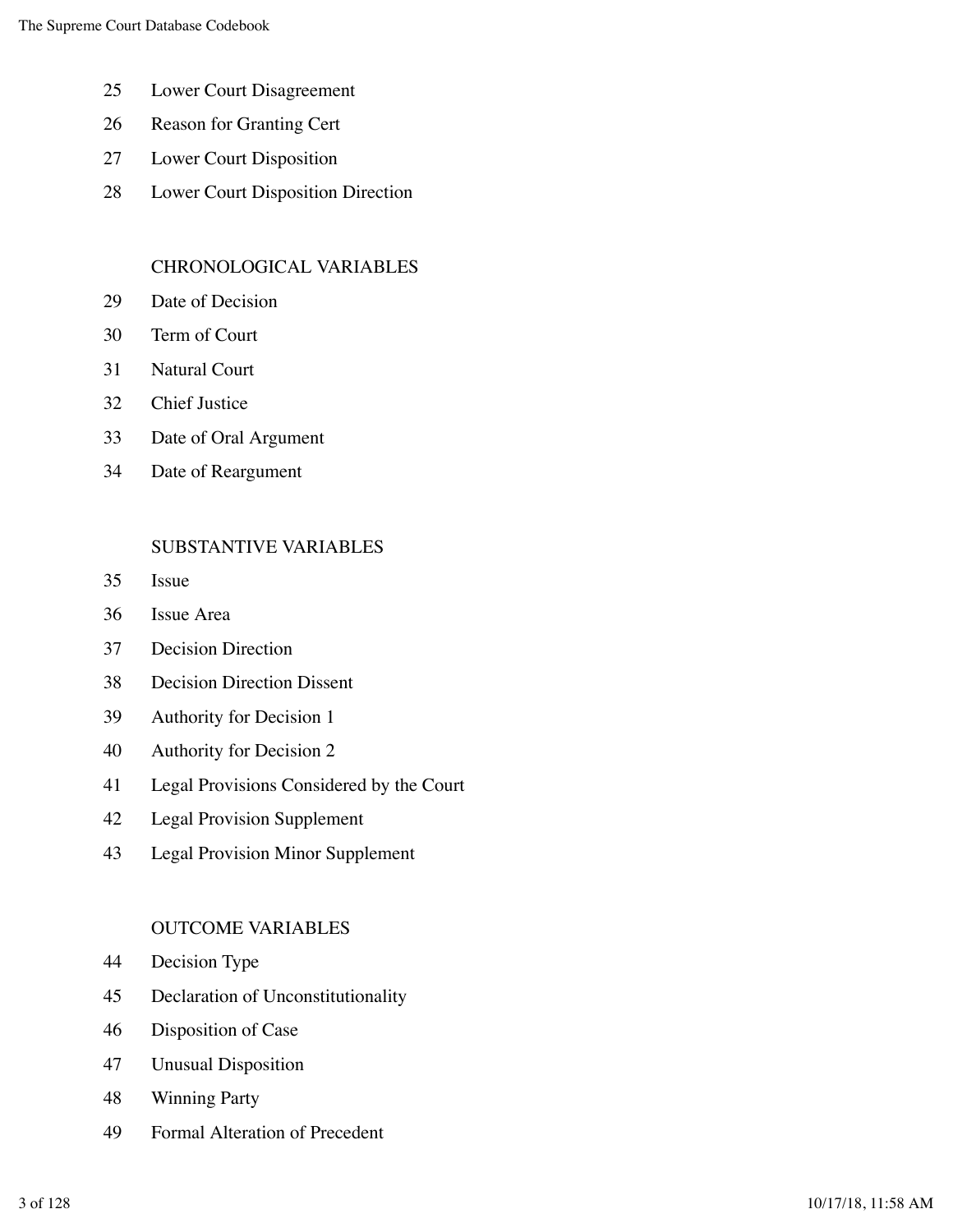25 Lower Court Disagreement

26 Reason for Granting Cert

27 Lower Court Disposition

28 Lower Court Disposition Direction

CHRONOLOGICAL VARIABLES

29 Date of Decision

30 Term of Court

31 Natural Court

32 Chief Justice

33 Date of Oral Argument

34 Date of Reargument

SUBSTANTIVE VARIABLES

35 Issue

36 Issue Area

37 Decision Direction

38 Decision Direction Dissent

39 Authority for Decision 1

40 Authority for Decision 2

41 Legal Provisions Considered by the Court

42 Legal Provision Supplement

43 Legal Provision Minor Supplement

OUTCOME VARIABLES

44 Decision Type

45 Declaration of Unconstitutionality

46 Disposition of Case

47 Unusual Disposition

48 Winning Party

49 Formal Alteration of Precedent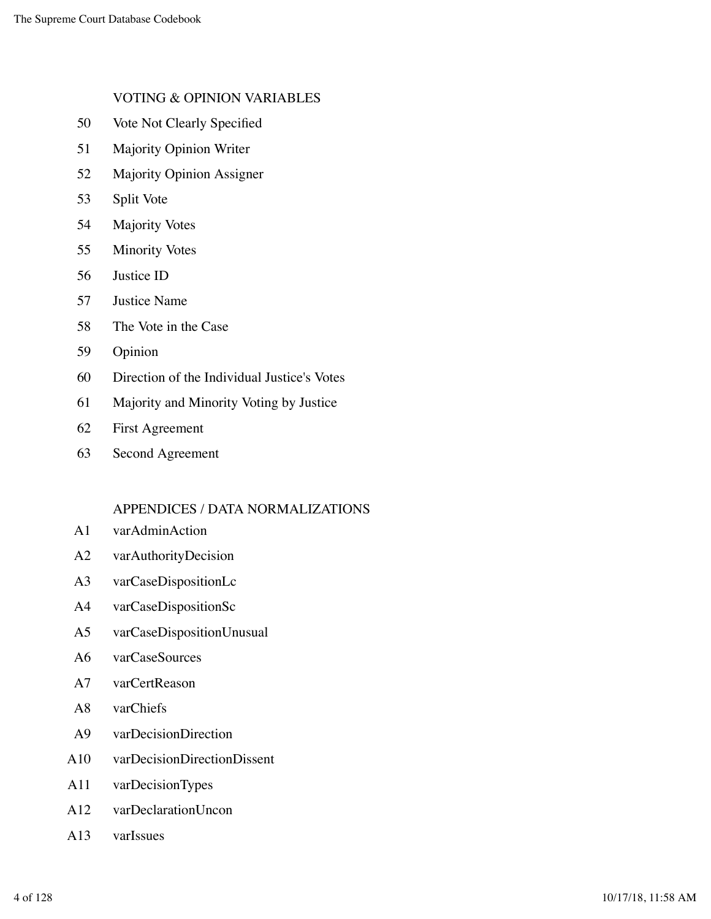VOTING & OPINION VARIABLES

| | |
|---|---|
| 50 | Vote Not Clearly Specified |
| 51 | Majority Opinion Writer |
| 52 | Majority Opinion Assigner |
| 53 | Split Vote |
| 54 | Majority Votes |
| 55 | Minority Votes |
| 56 | Justice ID |
| 57 | Justice Name |
| 58 | The Vote in the Case |
| 59 | Opinion |
| 60 | Direction of the Individual Justice's Votes |
| 61 | Majority and Minority Voting by Justice |
| 62 | First Agreement |
| 63 | Second Agreement |

APPENDICES / DATA NORMALIZATIONS

| | |
|---|---|
| A1 | varAdminAction |
| A2 | varAuthorityDecision |
| A3 | varCaseDispositionLc |
| A4 | varCaseDispositionSc |
| A5 | varCaseDispositionUnusual |
| A6 | varCaseSources |
| A7 | varCertReason |
| A8 | varChiefs |
| A9 | varDecisionDirection |
| A10 | varDecisionDirectionDissent |
| A11 | varDecisionTypes |
| A12 | varDeclarationUncon |
| A13 | varIssues |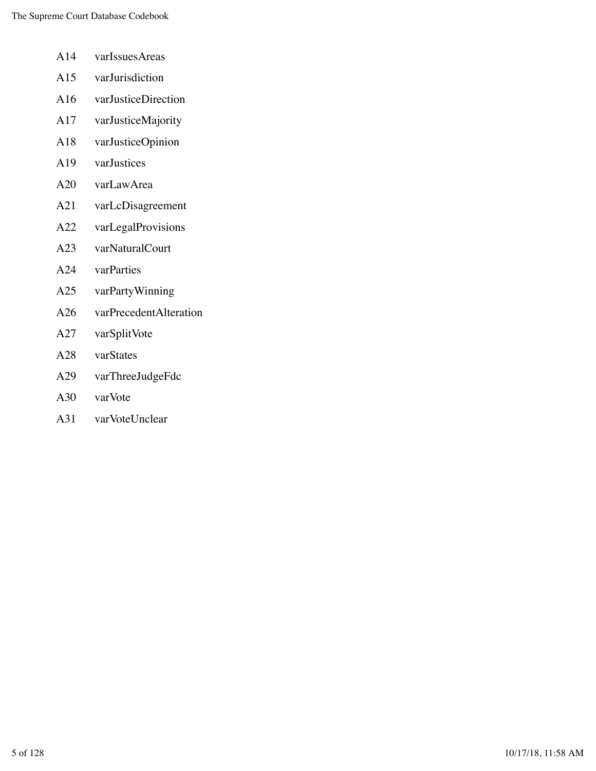A14 varIssuesAreas

A15 varJurisdiction

A16 varJusticeDirection

A17 varJusticeMajority

A18 varJusticeOpinion

A19 varJustices

A20 varLawArea

A21 varLcDisagreement

A22 varLegalProvisions

A23 varNaturalCourt

A24 varParties

A25 varPartyWinning

A26 varPrecedentAlteration

A27 varSplitVote

A28 varStates

A29 varThreeJudgeFdc

A30 varVote

A31 varVoteUnclear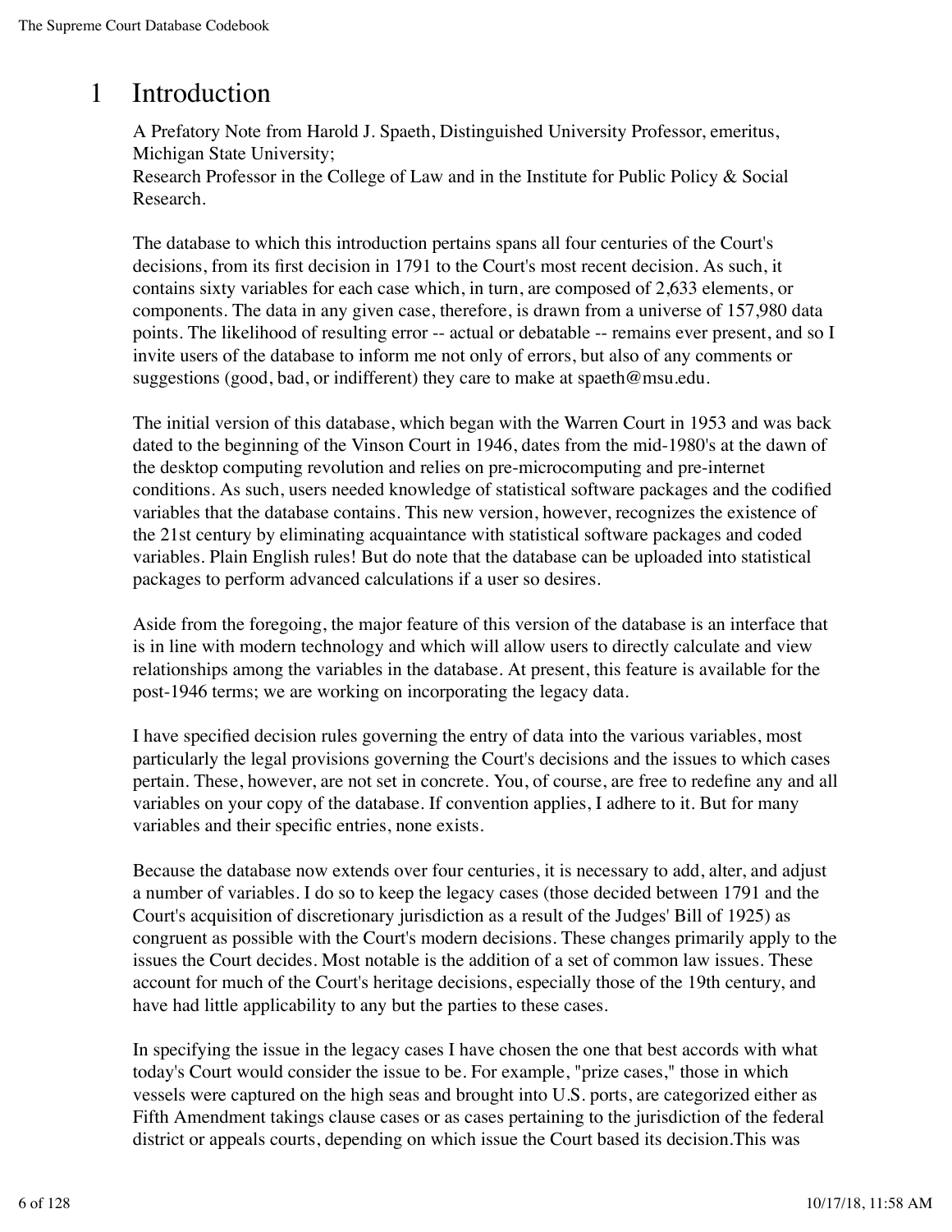# 1 Introduction

A Prefatory Note from Harold J. Spaeth, Distinguished University Professor, emeritus, Michigan State University;
Research Professor in the College of Law and in the Institute for Public Policy & Social Research.

The database to which this introduction pertains spans all four centuries of the Court's decisions, from its first decision in 1791 to the Court's most recent decision. As such, it contains sixty variables for each case which, in turn, are composed of 2,633 elements, or components. The data in any given case, therefore, is drawn from a universe of 157,980 data points. The likelihood of resulting error -- actual or debatable -- remains ever present, and so I invite users of the database to inform me not only of errors, but also of any comments or suggestions (good, bad, or indifferent) they care to make at spaeth@msu.edu.

The initial version of this database, which began with the Warren Court in 1953 and was back dated to the beginning of the Vinson Court in 1946, dates from the mid-1980's at the dawn of the desktop computing revolution and relies on pre-microcomputing and pre-internet conditions. As such, users needed knowledge of statistical software packages and the codified variables that the database contains. This new version, however, recognizes the existence of the 21st century by eliminating acquaintance with statistical software packages and coded variables. Plain English rules! But do note that the database can be uploaded into statistical packages to perform advanced calculations if a user so desires.

Aside from the foregoing, the major feature of this version of the database is an interface that is in line with modern technology and which will allow users to directly calculate and view relationships among the variables in the database. At present, this feature is available for the post-1946 terms; we are working on incorporating the legacy data.

I have specified decision rules governing the entry of data into the various variables, most particularly the legal provisions governing the Court's decisions and the issues to which cases pertain. These, however, are not set in concrete. You, of course, are free to redefine any and all variables on your copy of the database. If convention applies, I adhere to it. But for many variables and their specific entries, none exists.

Because the database now extends over four centuries, it is necessary to add, alter, and adjust a number of variables. I do so to keep the legacy cases (those decided between 1791 and the Court's acquisition of discretionary jurisdiction as a result of the Judges' Bill of 1925) as congruent as possible with the Court's modern decisions. These changes primarily apply to the issues the Court decides. Most notable is the addition of a set of common law issues. These account for much of the Court's heritage decisions, especially those of the 19th century, and have had little applicability to any but the parties to these cases.

In specifying the issue in the legacy cases I have chosen the one that best accords with what today's Court would consider the issue to be. For example, "prize cases," those in which vessels were captured on the high seas and brought into U.S. ports, are categorized either as Fifth Amendment takings clause cases or as cases pertaining to the jurisdiction of the federal district or appeals courts, depending on which issue the Court based its decision.This was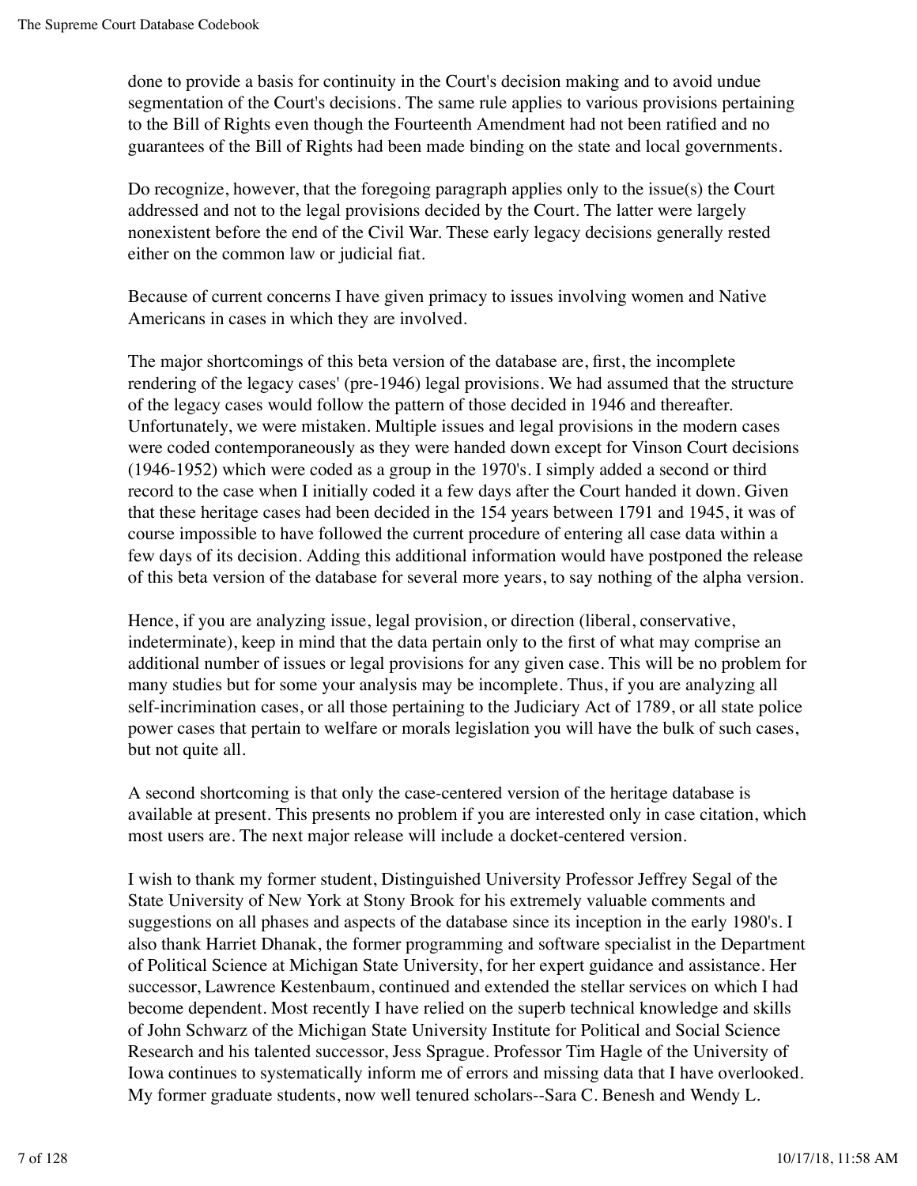done to provide a basis for continuity in the Court's decision making and to avoid undue segmentation of the Court's decisions. The same rule applies to various provisions pertaining to the Bill of Rights even though the Fourteenth Amendment had not been ratified and no guarantees of the Bill of Rights had been made binding on the state and local governments.

Do recognize, however, that the foregoing paragraph applies only to the issue(s) the Court addressed and not to the legal provisions decided by the Court. The latter were largely nonexistent before the end of the Civil War. These early legacy decisions generally rested either on the common law or judicial fiat.

Because of current concerns I have given primacy to issues involving women and Native Americans in cases in which they are involved.

The major shortcomings of this beta version of the database are, first, the incomplete rendering of the legacy cases' (pre-1946) legal provisions. We had assumed that the structure of the legacy cases would follow the pattern of those decided in 1946 and thereafter. Unfortunately, we were mistaken. Multiple issues and legal provisions in the modern cases were coded contemporaneously as they were handed down except for Vinson Court decisions (1946-1952) which were coded as a group in the 1970's. I simply added a second or third record to the case when I initially coded it a few days after the Court handed it down. Given that these heritage cases had been decided in the 154 years between 1791 and 1945, it was of course impossible to have followed the current procedure of entering all case data within a few days of its decision. Adding this additional information would have postponed the release of this beta version of the database for several more years, to say nothing of the alpha version.

Hence, if you are analyzing issue, legal provision, or direction (liberal, conservative, indeterminate), keep in mind that the data pertain only to the first of what may comprise an additional number of issues or legal provisions for any given case. This will be no problem for many studies but for some your analysis may be incomplete. Thus, if you are analyzing all self-incrimination cases, or all those pertaining to the Judiciary Act of 1789, or all state police power cases that pertain to welfare or morals legislation you will have the bulk of such cases, but not quite all.

A second shortcoming is that only the case-centered version of the heritage database is available at present. This presents no problem if you are interested only in case citation, which most users are. The next major release will include a docket-centered version.

I wish to thank my former student, Distinguished University Professor Jeffrey Segal of the State University of New York at Stony Brook for his extremely valuable comments and suggestions on all phases and aspects of the database since its inception in the early 1980's. I also thank Harriet Dhanak, the former programming and software specialist in the Department of Political Science at Michigan State University, for her expert guidance and assistance. Her successor, Lawrence Kestenbaum, continued and extended the stellar services on which I had become dependent. Most recently I have relied on the superb technical knowledge and skills of John Schwarz of the Michigan State University Institute for Political and Social Science Research and his talented successor, Jess Sprague. Professor Tim Hagle of the University of Iowa continues to systematically inform me of errors and missing data that I have overlooked. My former graduate students, now well tenured scholars--Sara C. Benesh and Wendy L.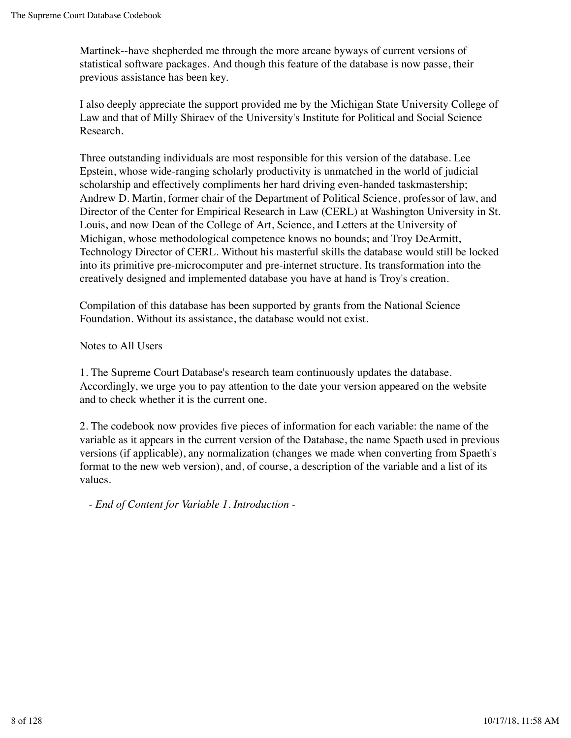Martinek--have shepherded me through the more arcane byways of current versions of statistical software packages. And though this feature of the database is now passe, their previous assistance has been key.

I also deeply appreciate the support provided me by the Michigan State University College of Law and that of Milly Shiraev of the University's Institute for Political and Social Science Research.

Three outstanding individuals are most responsible for this version of the database. Lee Epstein, whose wide-ranging scholarly productivity is unmatched in the world of judicial scholarship and effectively compliments her hard driving even-handed taskmastership; Andrew D. Martin, former chair of the Department of Political Science, professor of law, and Director of the Center for Empirical Research in Law (CERL) at Washington University in St. Louis, and now Dean of the College of Art, Science, and Letters at the University of Michigan, whose methodological competence knows no bounds; and Troy DeArmitt, Technology Director of CERL. Without his masterful skills the database would still be locked into its primitive pre-microcomputer and pre-internet structure. Its transformation into the creatively designed and implemented database you have at hand is Troy's creation.

Compilation of this database has been supported by grants from the National Science Foundation. Without its assistance, the database would not exist.

Notes to All Users

1. The Supreme Court Database's research team continuously updates the database. Accordingly, we urge you to pay attention to the date your version appeared on the website and to check whether it is the current one.

2. The codebook now provides five pieces of information for each variable: the name of the variable as it appears in the current version of the Database, the name Spaeth used in previous versions (if applicable), any normalization (changes we made when converting from Spaeth's format to the new web version), and, of course, a description of the variable and a list of its values.

*- End of Content for Variable 1. Introduction -*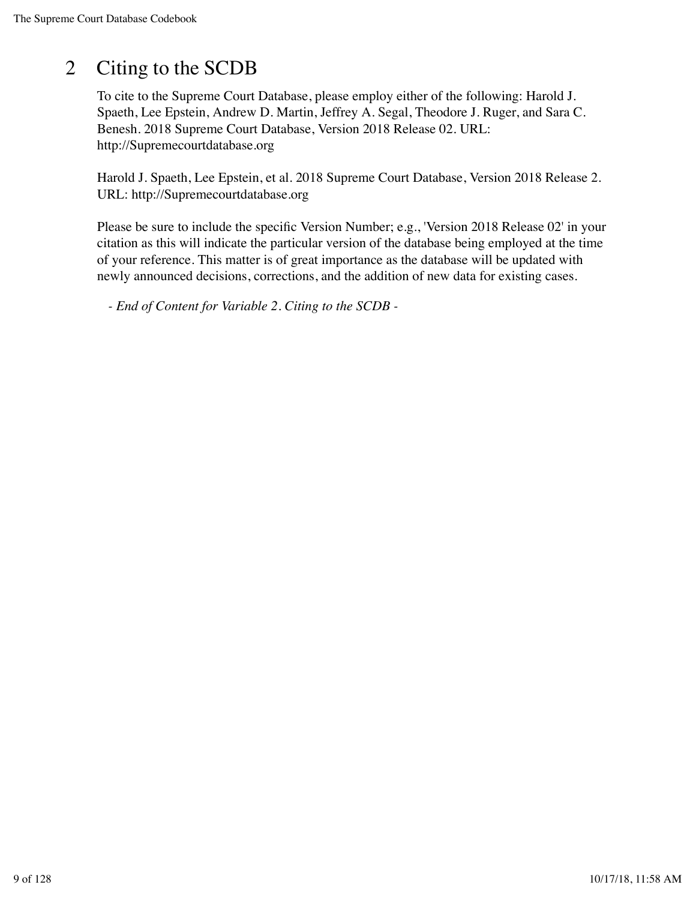# 2 Citing to the SCDB

To cite to the Supreme Court Database, please employ either of the following: Harold J. Spaeth, Lee Epstein, Andrew D. Martin, Jeffrey A. Segal, Theodore J. Ruger, and Sara C. Benesh. 2018 Supreme Court Database, Version 2018 Release 02. URL: http://Supremecourtdatabase.org

Harold J. Spaeth, Lee Epstein, et al. 2018 Supreme Court Database, Version 2018 Release 2. URL: http://Supremecourtdatabase.org

Please be sure to include the specific Version Number; e.g., 'Version 2018 Release 02' in your citation as this will indicate the particular version of the database being employed at the time of your reference. This matter is of great importance as the database will be updated with newly announced decisions, corrections, and the addition of new data for existing cases.

*- End of Content for Variable 2. Citing to the SCDB -*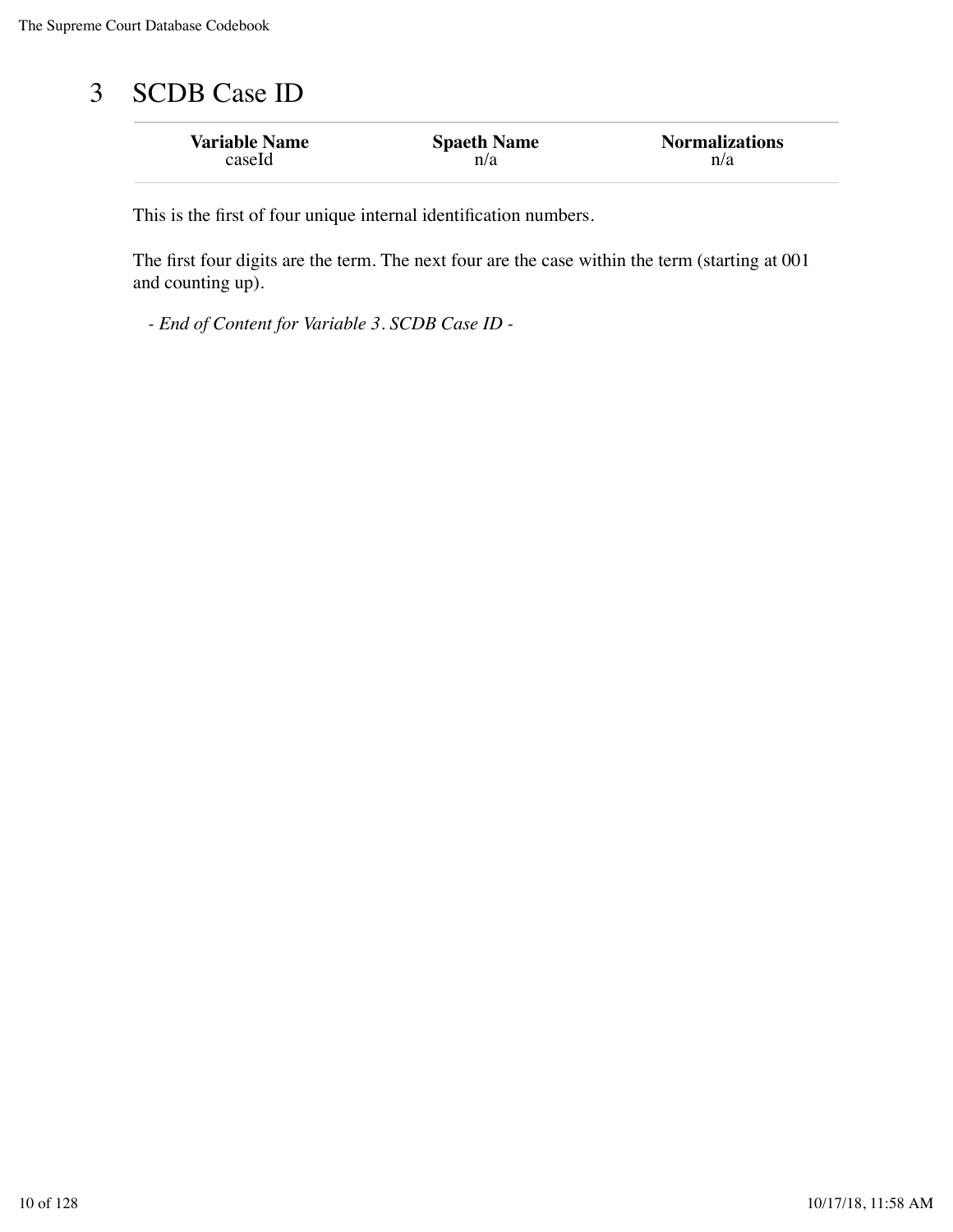# 3 SCDB Case ID

| Variable Name | Spaeth Name | Normalizations |
| --- | --- | --- |
| caseId | n/a | n/a |

This is the first of four unique internal identification numbers.

The first four digits are the term. The next four are the case within the term (starting at 001 and counting up).

*- End of Content for Variable 3. SCDB Case ID -*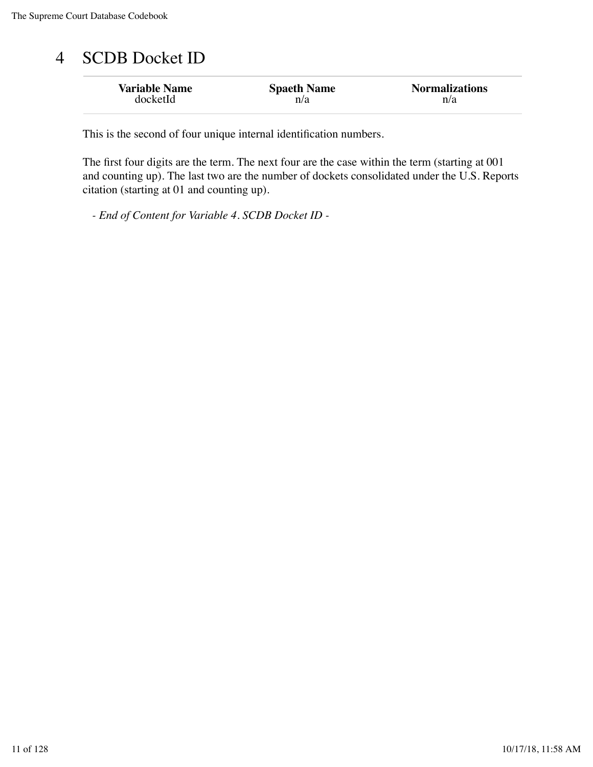# 4 SCDB Docket ID

| Variable Name | Spaeth Name | Normalizations |
|---|---|---|
| docketId | n/a | n/a |

This is the second of four unique internal identification numbers.

The first four digits are the term. The next four are the case within the term (starting at 001 and counting up). The last two are the number of dockets consolidated under the U.S. Reports citation (starting at 01 and counting up).

*- End of Content for Variable 4. SCDB Docket ID -*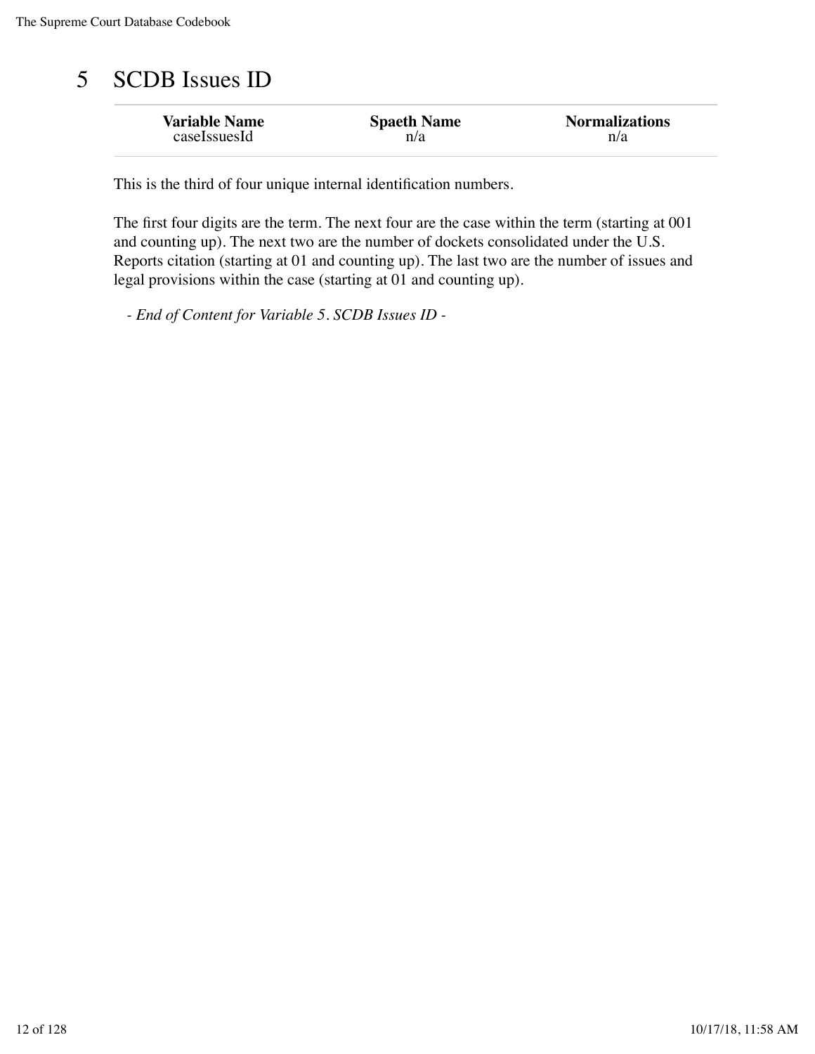# 5 SCDB Issues ID

| Variable Name | Spaeth Name | Normalizations |
|---|---|---|
| caseIssuesId | n/a | n/a |

This is the third of four unique internal identification numbers.

The first four digits are the term. The next four are the case within the term (starting at 001 and counting up). The next two are the number of dockets consolidated under the U.S. Reports citation (starting at 01 and counting up). The last two are the number of issues and legal provisions within the case (starting at 01 and counting up).

*- End of Content for Variable 5. SCDB Issues ID -*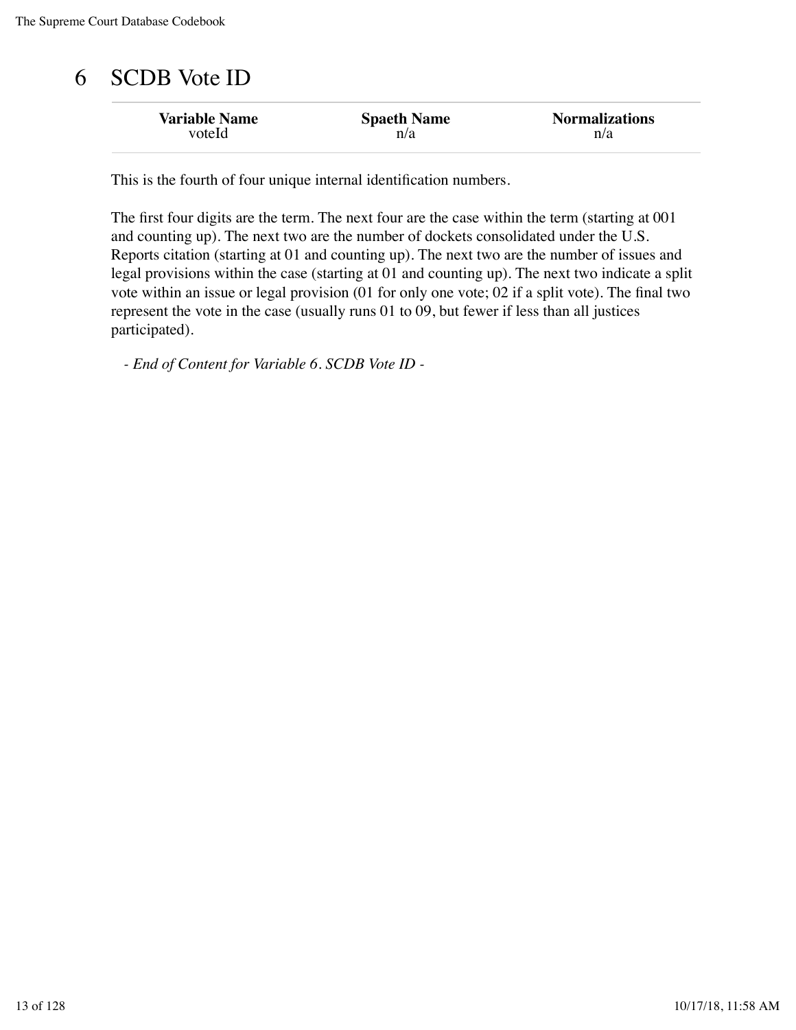# 6 SCDB Vote ID

| Variable Name | Spaeth Name | Normalizations |
|---|---|---|
| voteId | n/a | n/a |

This is the fourth of four unique internal identification numbers.

The first four digits are the term. The next four are the case within the term (starting at 001 and counting up). The next two are the number of dockets consolidated under the U.S. Reports citation (starting at 01 and counting up). The next two are the number of issues and legal provisions within the case (starting at 01 and counting up). The next two indicate a split vote within an issue or legal provision (01 for only one vote; 02 if a split vote). The final two represent the vote in the case (usually runs 01 to 09, but fewer if less than all justices participated).

*- End of Content for Variable 6. SCDB Vote ID -*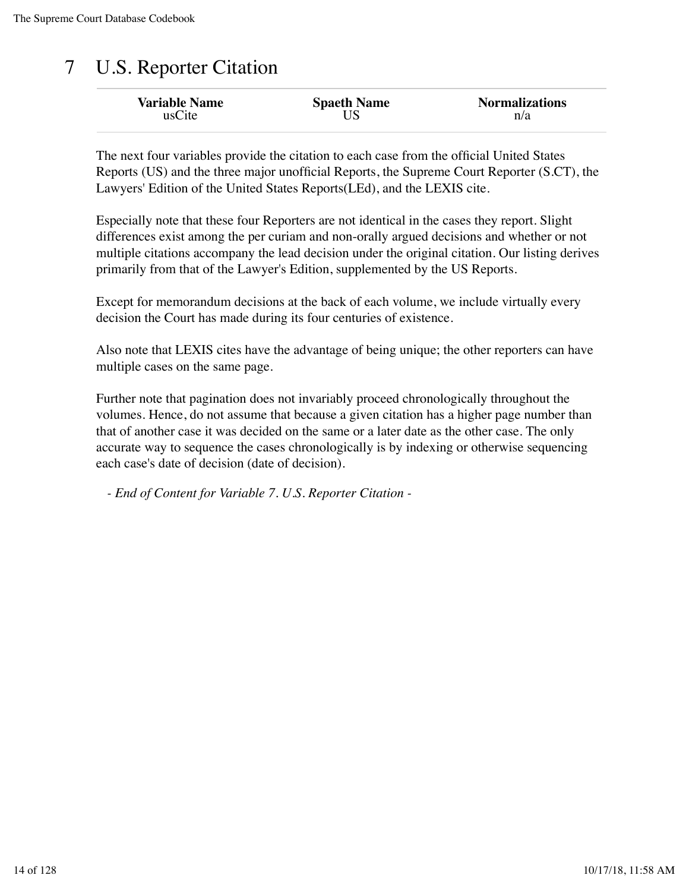# 7 U.S. Reporter Citation

| Variable Name | Spaeth Name | Normalizations |
| --- | --- | --- |
| usCite | US | n/a |

The next four variables provide the citation to each case from the official United States Reports (US) and the three major unofficial Reports, the Supreme Court Reporter (S.CT), the Lawyers' Edition of the United States Reports(LEd), and the LEXIS cite.

Especially note that these four Reporters are not identical in the cases they report. Slight differences exist among the per curiam and non-orally argued decisions and whether or not multiple citations accompany the lead decision under the original citation. Our listing derives primarily from that of the Lawyer's Edition, supplemented by the US Reports.

Except for memorandum decisions at the back of each volume, we include virtually every decision the Court has made during its four centuries of existence.

Also note that LEXIS cites have the advantage of being unique; the other reporters can have multiple cases on the same page.

Further note that pagination does not invariably proceed chronologically throughout the volumes. Hence, do not assume that because a given citation has a higher page number than that of another case it was decided on the same or a later date as the other case. The only accurate way to sequence the cases chronologically is by indexing or otherwise sequencing each case's date of decision (date of decision).

*- End of Content for Variable 7. U.S. Reporter Citation -*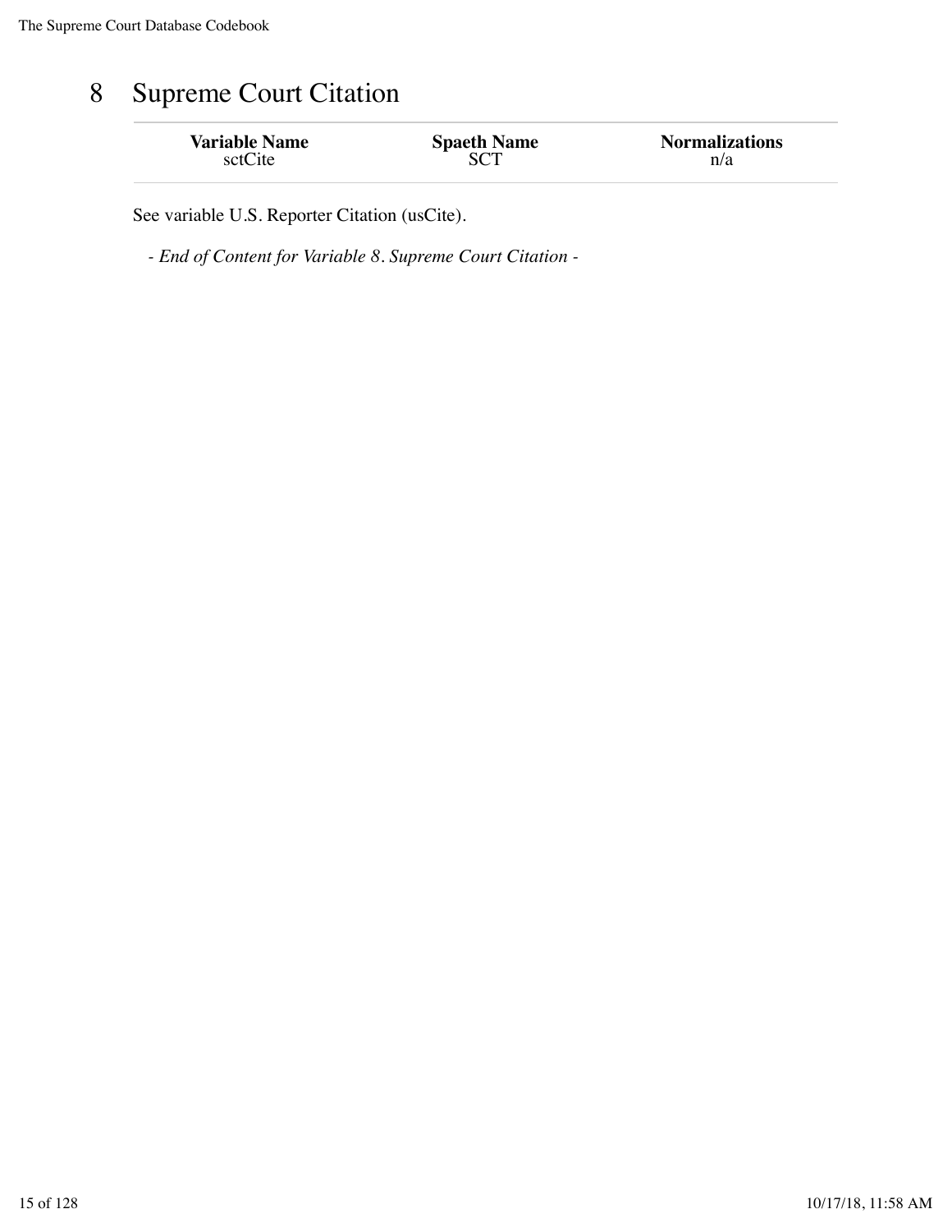# 8 Supreme Court Citation

| Variable Name | Spaeth Name | Normalizations |
| --- | --- | --- |
| sctCite | SCT | n/a |

See variable U.S. Reporter Citation (usCite).

*- End of Content for Variable 8. Supreme Court Citation -*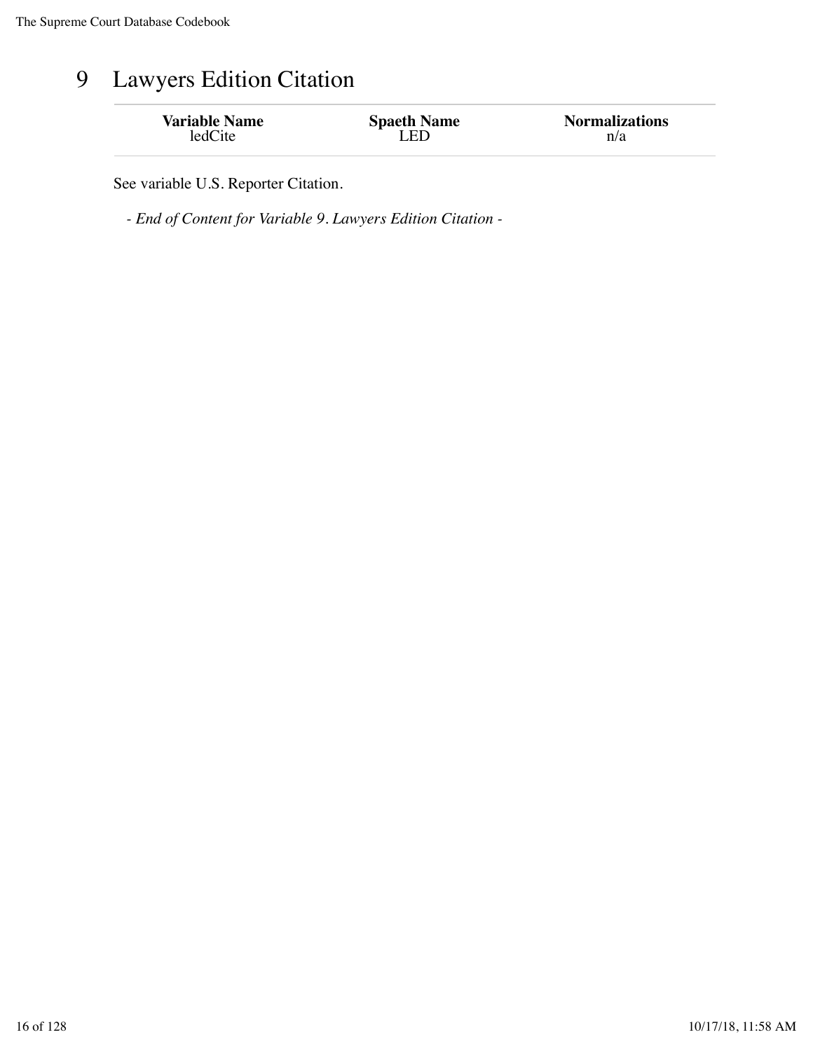# 9 Lawyers Edition Citation

| Variable Name | Spaeth Name | Normalizations |
|---|---|---|
| ledCite | LED | n/a |

See variable U.S. Reporter Citation.

*- End of Content for Variable 9. Lawyers Edition Citation -*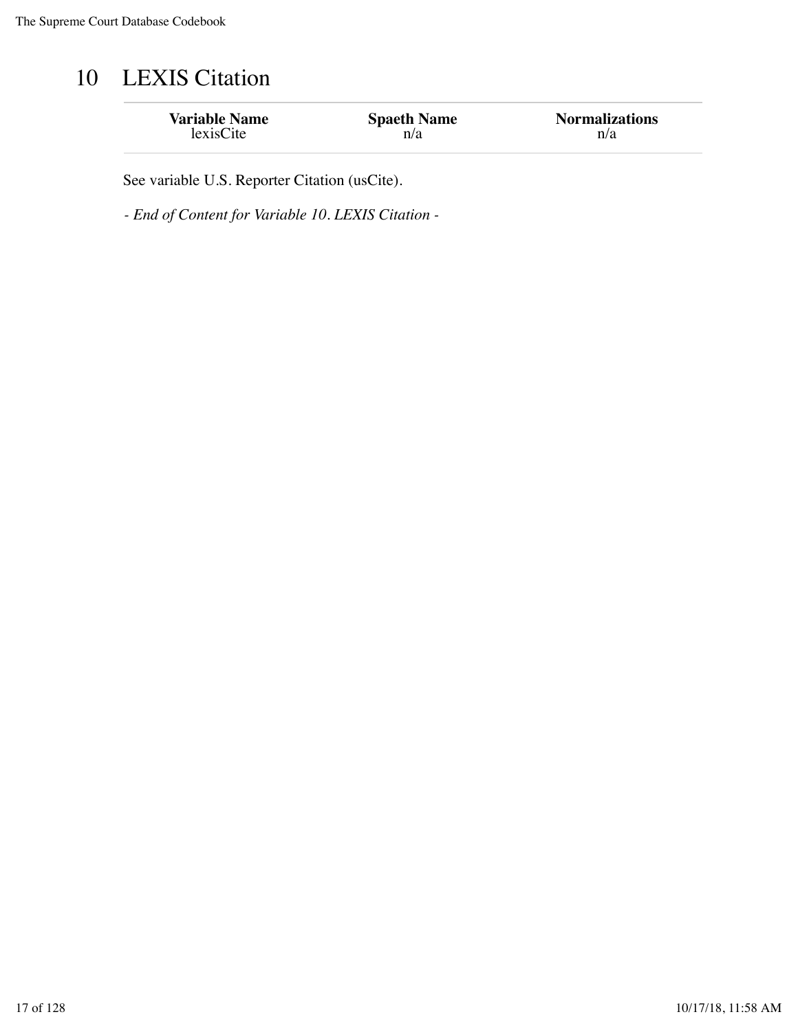# 10 LEXIS Citation

| Variable Name | Spaeth Name | Normalizations |
| --- | --- | --- |
| lexisCite | n/a | n/a |

See variable U.S. Reporter Citation (usCite).

*- End of Content for Variable 10. LEXIS Citation -*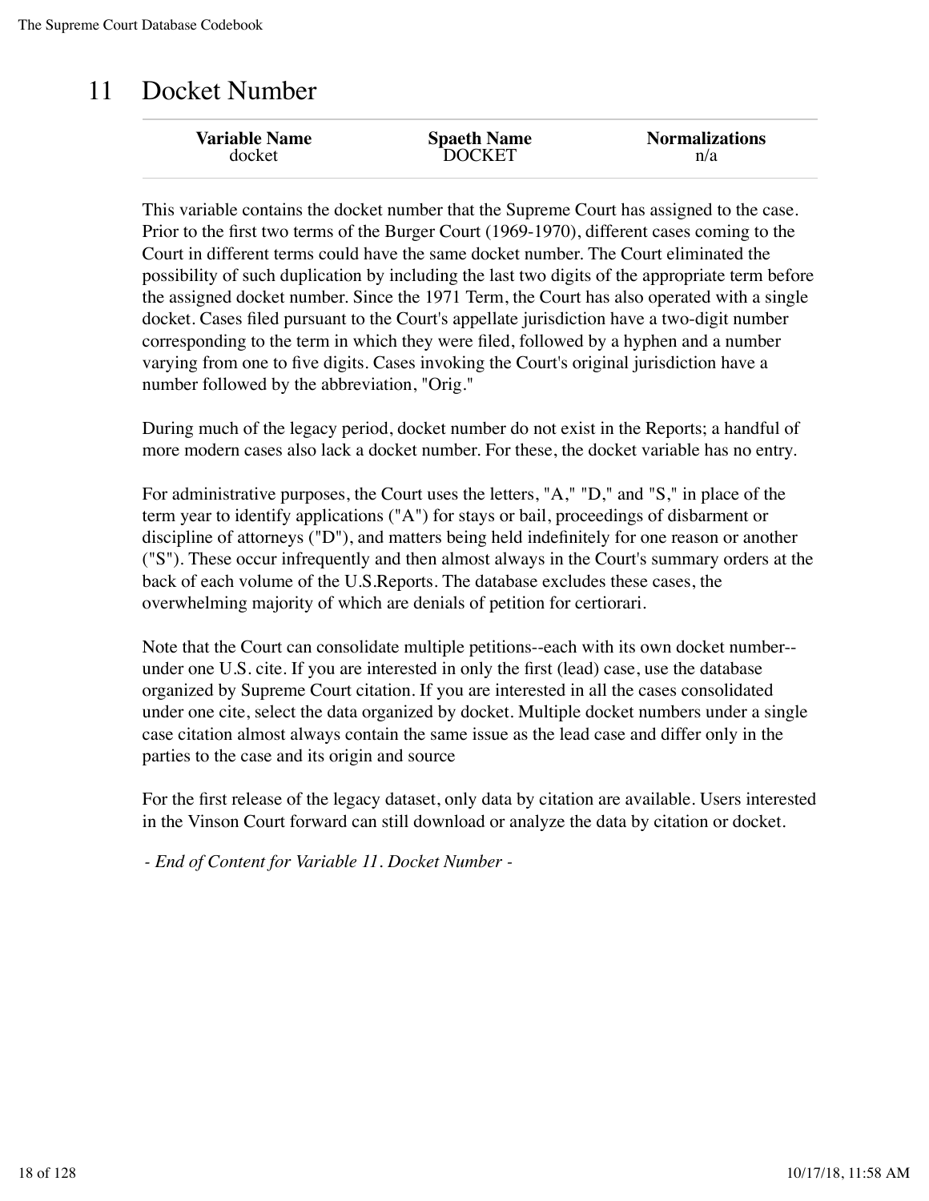# 11 Docket Number

| Variable Name | Spaeth Name | Normalizations |
|---|---|---|
| docket | DOCKET | n/a |

This variable contains the docket number that the Supreme Court has assigned to the case. Prior to the first two terms of the Burger Court (1969-1970), different cases coming to the Court in different terms could have the same docket number. The Court eliminated the possibility of such duplication by including the last two digits of the appropriate term before the assigned docket number. Since the 1971 Term, the Court has also operated with a single docket. Cases filed pursuant to the Court's appellate jurisdiction have a two-digit number corresponding to the term in which they were filed, followed by a hyphen and a number varying from one to five digits. Cases invoking the Court's original jurisdiction have a number followed by the abbreviation, "Orig."

During much of the legacy period, docket number do not exist in the Reports; a handful of more modern cases also lack a docket number. For these, the docket variable has no entry.

For administrative purposes, the Court uses the letters, "A," "D," and "S," in place of the term year to identify applications ("A") for stays or bail, proceedings of disbarment or discipline of attorneys ("D"), and matters being held indefinitely for one reason or another ("S"). These occur infrequently and then almost always in the Court's summary orders at the back of each volume of the U.S.Reports. The database excludes these cases, the overwhelming majority of which are denials of petition for certiorari.

Note that the Court can consolidate multiple petitions--each with its own docket number--under one U.S. cite. If you are interested in only the first (lead) case, use the database organized by Supreme Court citation. If you are interested in all the cases consolidated under one cite, select the data organized by docket. Multiple docket numbers under a single case citation almost always contain the same issue as the lead case and differ only in the parties to the case and its origin and source

For the first release of the legacy dataset, only data by citation are available. Users interested in the Vinson Court forward can still download or analyze the data by citation or docket.

*- End of Content for Variable 11. Docket Number -*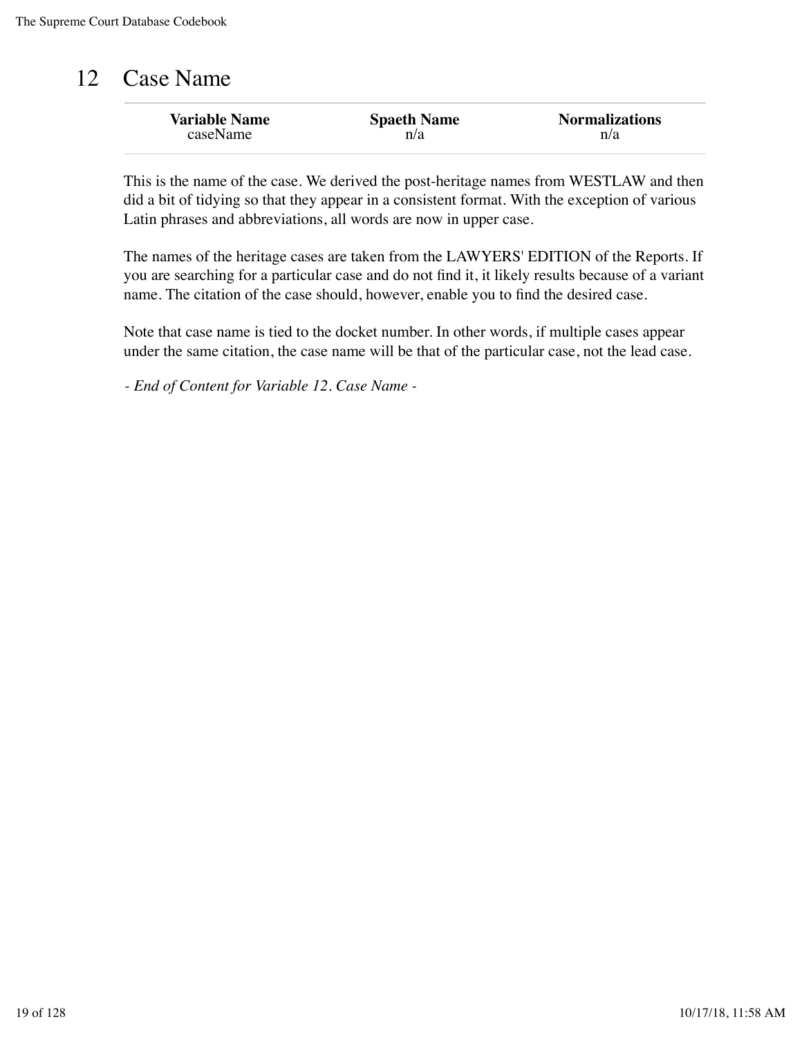# 12 Case Name

| Variable Name | Spaeth Name | Normalizations |
|---|---|---|
| caseName | n/a | n/a |

This is the name of the case. We derived the post-heritage names from WESTLAW and then did a bit of tidying so that they appear in a consistent format. With the exception of various Latin phrases and abbreviations, all words are now in upper case.

The names of the heritage cases are taken from the LAWYERS' EDITION of the Reports. If you are searching for a particular case and do not find it, it likely results because of a variant name. The citation of the case should, however, enable you to find the desired case.

Note that case name is tied to the docket number. In other words, if multiple cases appear under the same citation, the case name will be that of the particular case, not the lead case.

*- End of Content for Variable 12. Case Name -*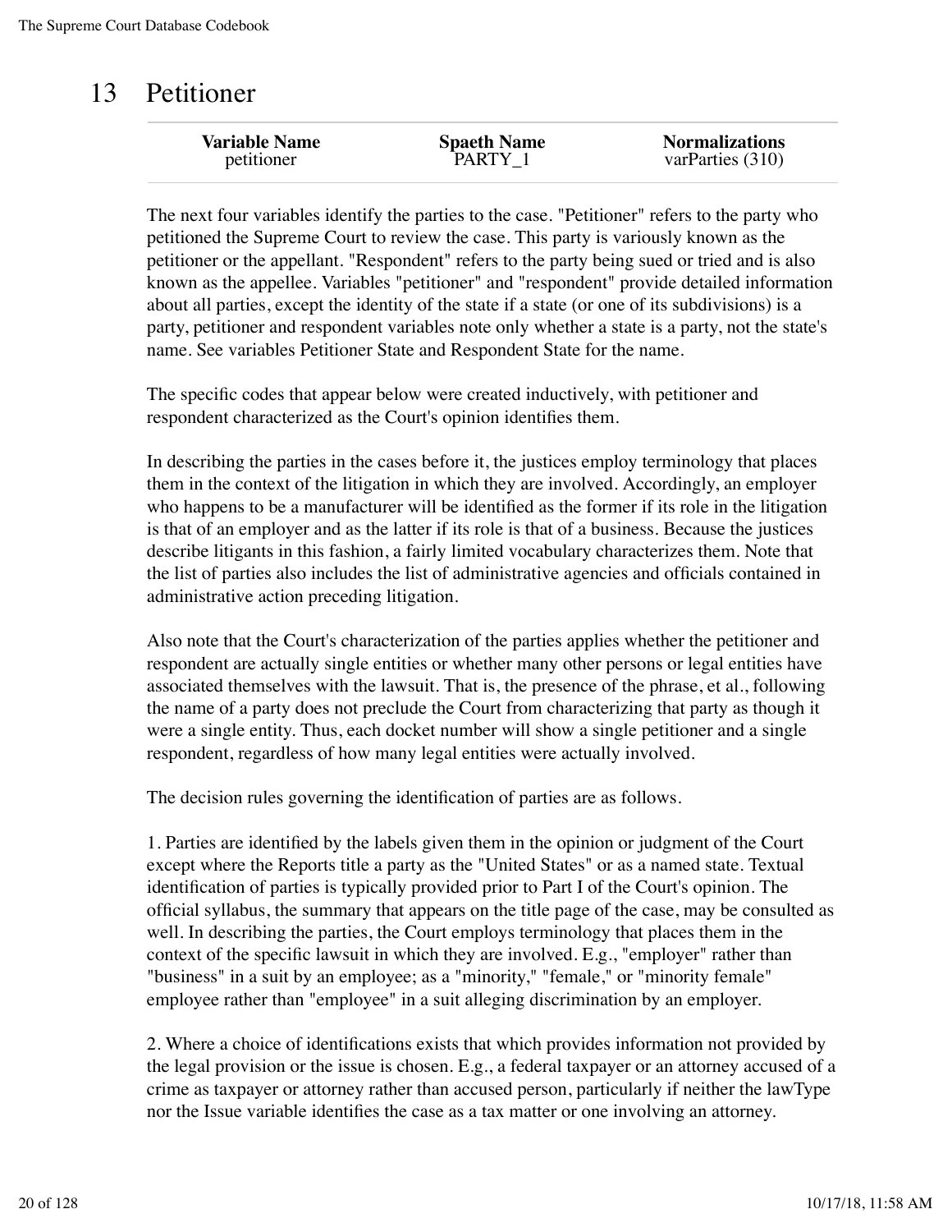# 13 Petitioner

| Variable Name | Spaeth Name | Normalizations |
|---|---|---|
| petitioner | PARTY_1 | varParties (310) |

The next four variables identify the parties to the case. "Petitioner" refers to the party who petitioned the Supreme Court to review the case. This party is variously known as the petitioner or the appellant. "Respondent" refers to the party being sued or tried and is also known as the appellee. Variables "petitioner" and "respondent" provide detailed information about all parties, except the identity of the state if a state (or one of its subdivisions) is a party, petitioner and respondent variables note only whether a state is a party, not the state's name. See variables Petitioner State and Respondent State for the name.

The specific codes that appear below were created inductively, with petitioner and respondent characterized as the Court's opinion identifies them.

In describing the parties in the cases before it, the justices employ terminology that places them in the context of the litigation in which they are involved. Accordingly, an employer who happens to be a manufacturer will be identified as the former if its role in the litigation is that of an employer and as the latter if its role is that of a business. Because the justices describe litigants in this fashion, a fairly limited vocabulary characterizes them. Note that the list of parties also includes the list of administrative agencies and officials contained in administrative action preceding litigation.

Also note that the Court's characterization of the parties applies whether the petitioner and respondent are actually single entities or whether many other persons or legal entities have associated themselves with the lawsuit. That is, the presence of the phrase, et al., following the name of a party does not preclude the Court from characterizing that party as though it were a single entity. Thus, each docket number will show a single petitioner and a single respondent, regardless of how many legal entities were actually involved.

The decision rules governing the identification of parties are as follows.

1. Parties are identified by the labels given them in the opinion or judgment of the Court except where the Reports title a party as the "United States" or as a named state. Textual identification of parties is typically provided prior to Part I of the Court's opinion. The official syllabus, the summary that appears on the title page of the case, may be consulted as well. In describing the parties, the Court employs terminology that places them in the context of the specific lawsuit in which they are involved. E.g., "employer" rather than "business" in a suit by an employee; as a "minority," "female," or "minority female" employee rather than "employee" in a suit alleging discrimination by an employer.

2. Where a choice of identifications exists that which provides information not provided by the legal provision or the issue is chosen. E.g., a federal taxpayer or an attorney accused of a crime as taxpayer or attorney rather than accused person, particularly if neither the lawType nor the Issue variable identifies the case as a tax matter or one involving an attorney.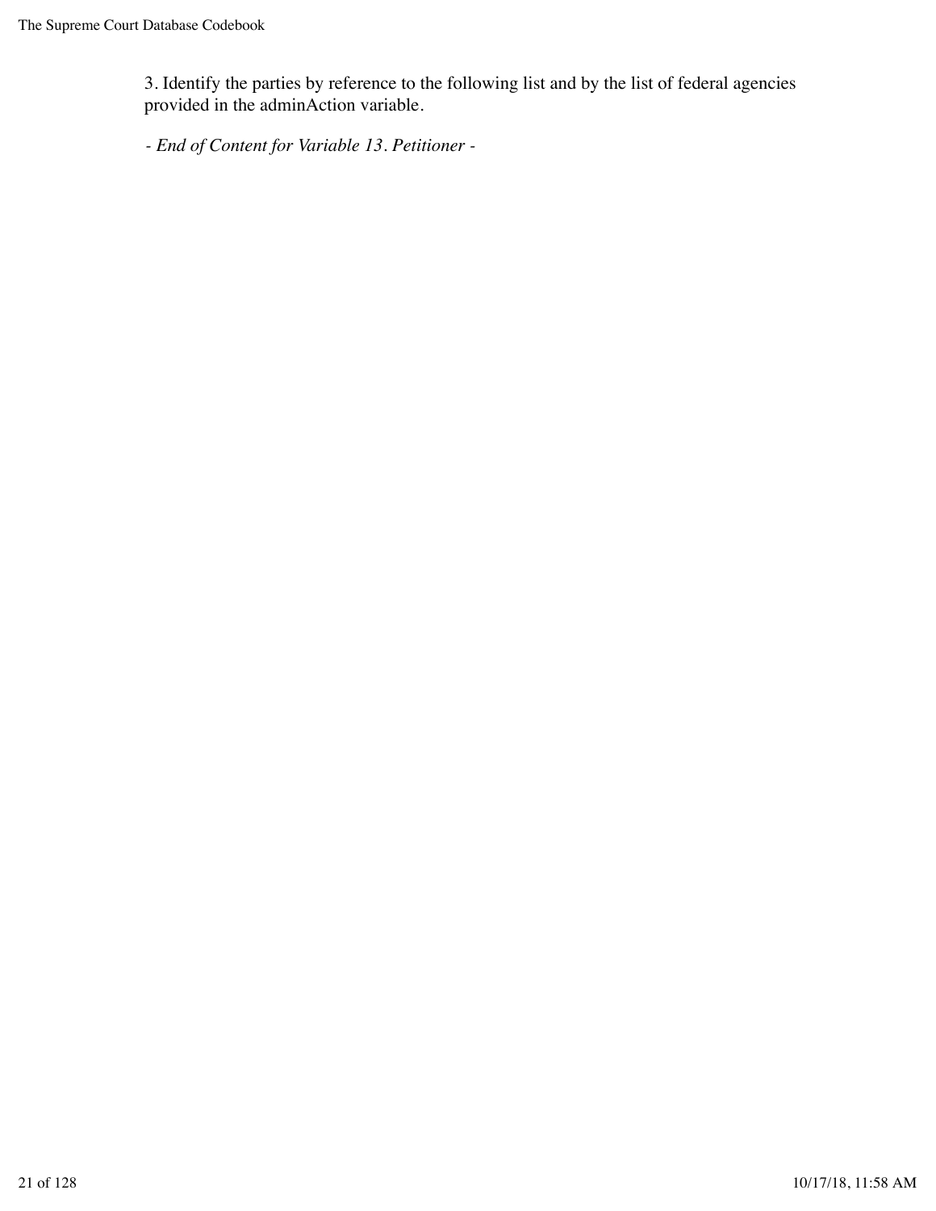3. Identify the parties by reference to the following list and by the list of federal agencies provided in the adminAction variable.

*- End of Content for Variable 13. Petitioner -*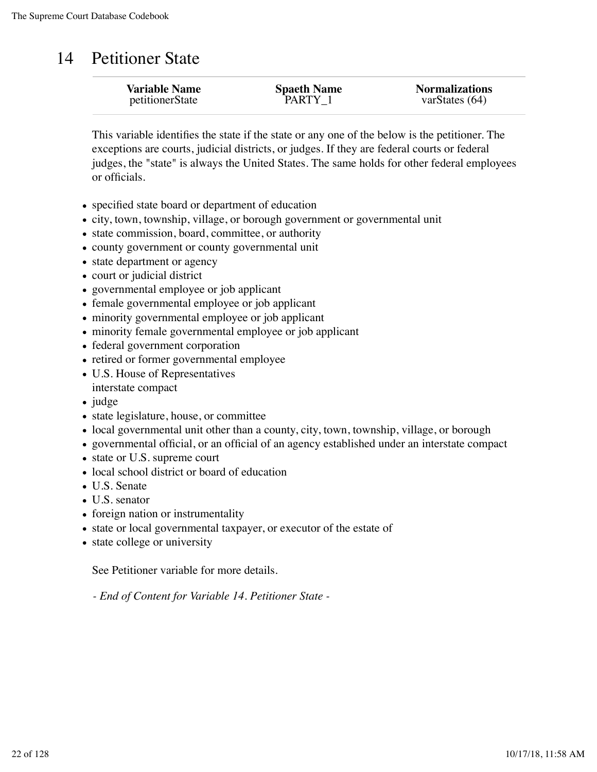# 14 Petitioner State

| Variable Name | Spaeth Name | Normalizations |
|---|---|---|
| petitionerState | PARTY_1 | varStates (64) |

This variable identifies the state if the state or any one of the below is the petitioner. The exceptions are courts, judicial districts, or judges. If they are federal courts or federal judges, the "state" is always the United States. The same holds for other federal employees or officials.

- specified state board or department of education
- city, town, township, village, or borough government or governmental unit
- state commission, board, committee, or authority
- county government or county governmental unit
- state department or agency
- court or judicial district
- governmental employee or job applicant
- female governmental employee or job applicant
- minority governmental employee or job applicant
- minority female governmental employee or job applicant
- federal government corporation
- retired or former governmental employee
- U.S. House of Representatives
  interstate compact
- judge
- state legislature, house, or committee
- local governmental unit other than a county, city, town, township, village, or borough
- governmental official, or an official of an agency established under an interstate compact
- state or U.S. supreme court
- local school district or board of education
- U.S. Senate
- U.S. senator
- foreign nation or instrumentality
- state or local governmental taxpayer, or executor of the estate of
- state college or university

See Petitioner variable for more details.

*- End of Content for Variable 14. Petitioner State -*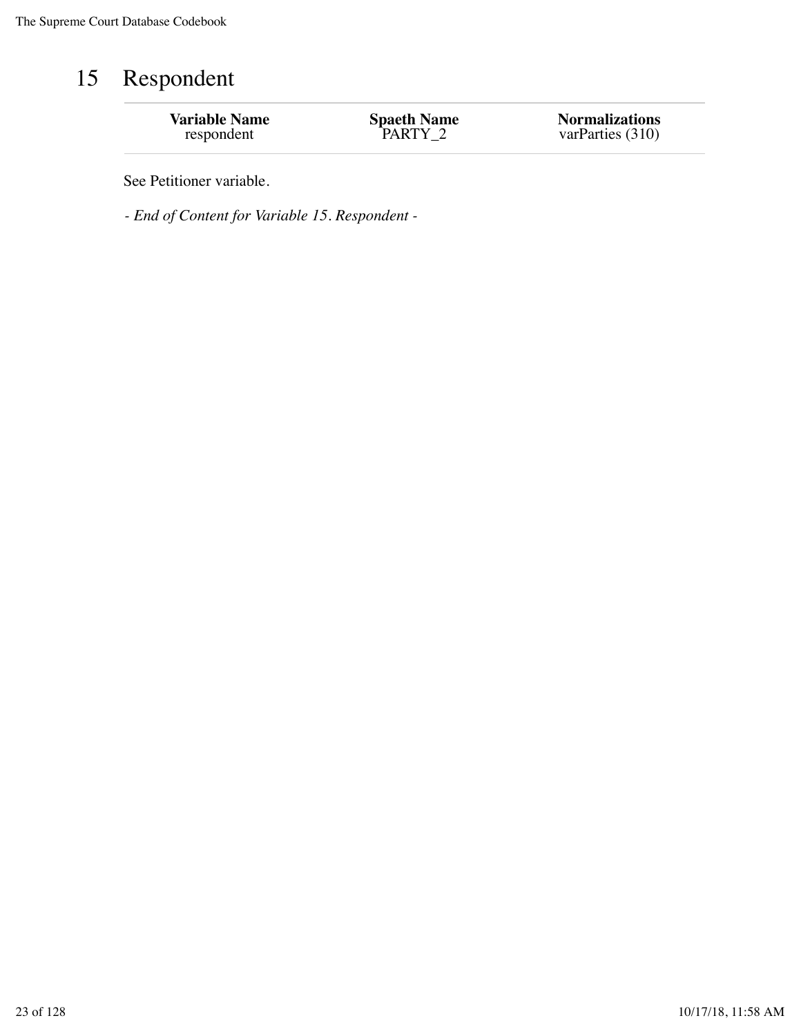# 15 Respondent

| Variable Name | Spaeth Name | Normalizations |
| --- | --- | --- |
| respondent | PARTY_2 | varParties (310) |

See Petitioner variable.

*- End of Content for Variable 15. Respondent -*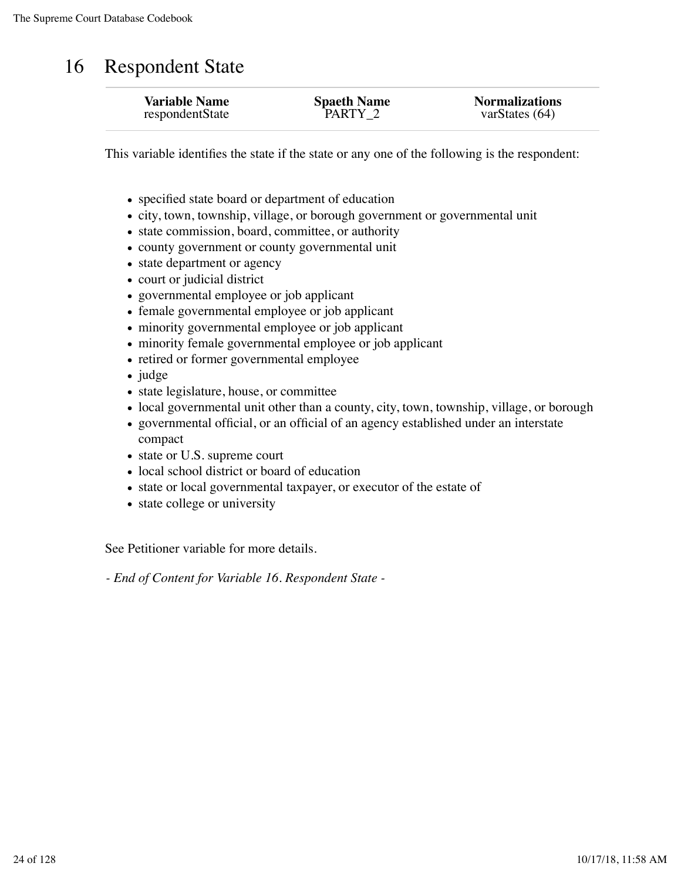# 16 Respondent State

| Variable Name | Spaeth Name | Normalizations |
| --- | --- | --- |
| respondentState | PARTY_2 | varStates (64) |

This variable identifies the state if the state or any one of the following is the respondent:

- specified state board or department of education
- city, town, township, village, or borough government or governmental unit
- state commission, board, committee, or authority
- county government or county governmental unit
- state department or agency
- court or judicial district
- governmental employee or job applicant
- female governmental employee or job applicant
- minority governmental employee or job applicant
- minority female governmental employee or job applicant
- retired or former governmental employee
- judge
- state legislature, house, or committee
- local governmental unit other than a county, city, town, township, village, or borough
- governmental official, or an official of an agency established under an interstate compact
- state or U.S. supreme court
- local school district or board of education
- state or local governmental taxpayer, or executor of the estate of
- state college or university

See Petitioner variable for more details.

*- End of Content for Variable 16. Respondent State -*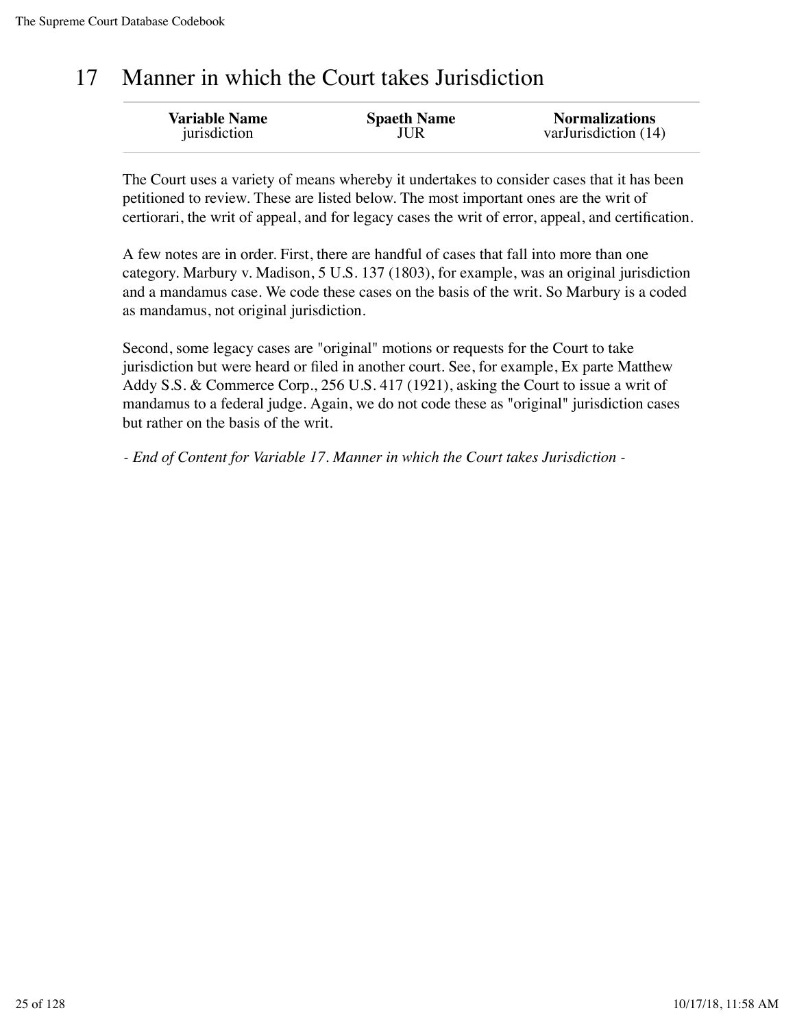# 17 Manner in which the Court takes Jurisdiction

| Variable Name | Spaeth Name | Normalizations |
|---|---|---|
| jurisdiction | JUR | varJurisdiction (14) |

The Court uses a variety of means whereby it undertakes to consider cases that it has been petitioned to review. These are listed below. The most important ones are the writ of certiorari, the writ of appeal, and for legacy cases the writ of error, appeal, and certification.

A few notes are in order. First, there are handful of cases that fall into more than one category. Marbury v. Madison, 5 U.S. 137 (1803), for example, was an original jurisdiction and a mandamus case. We code these cases on the basis of the writ. So Marbury is a coded as mandamus, not original jurisdiction.

Second, some legacy cases are "original" motions or requests for the Court to take jurisdiction but were heard or filed in another court. See, for example, Ex parte Matthew Addy S.S. & Commerce Corp., 256 U.S. 417 (1921), asking the Court to issue a writ of mandamus to a federal judge. Again, we do not code these as "original" jurisdiction cases but rather on the basis of the writ.

*- End of Content for Variable 17. Manner in which the Court takes Jurisdiction -*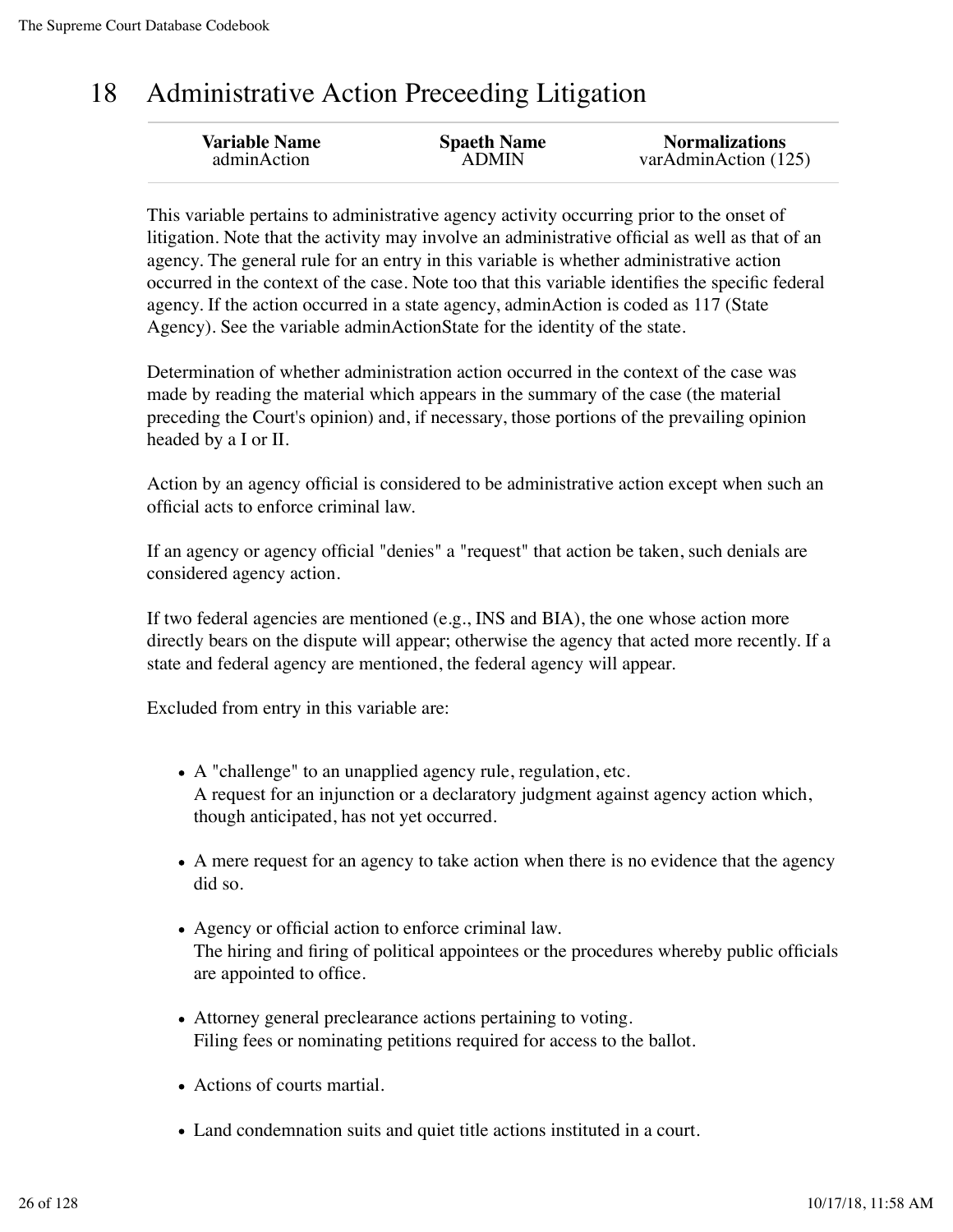# 18 Administrative Action Preceeding Litigation

| Variable Name | Spaeth Name | Normalizations |
|---|---|---|
| adminAction | ADMIN | varAdminAction (125) |

This variable pertains to administrative agency activity occurring prior to the onset of litigation. Note that the activity may involve an administrative official as well as that of an agency. The general rule for an entry in this variable is whether administrative action occurred in the context of the case. Note too that this variable identifies the specific federal agency. If the action occurred in a state agency, adminAction is coded as 117 (State Agency). See the variable adminActionState for the identity of the state.

Determination of whether administration action occurred in the context of the case was made by reading the material which appears in the summary of the case (the material preceding the Court's opinion) and, if necessary, those portions of the prevailing opinion headed by a I or II.

Action by an agency official is considered to be administrative action except when such an official acts to enforce criminal law.

If an agency or agency official "denies" a "request" that action be taken, such denials are considered agency action.

If two federal agencies are mentioned (e.g., INS and BIA), the one whose action more directly bears on the dispute will appear; otherwise the agency that acted more recently. If a state and federal agency are mentioned, the federal agency will appear.

Excluded from entry in this variable are:

- A "challenge" to an unapplied agency rule, regulation, etc.
  A request for an injunction or a declaratory judgment against agency action which, though anticipated, has not yet occurred.
- A mere request for an agency to take action when there is no evidence that the agency did so.
- Agency or official action to enforce criminal law.
  The hiring and firing of political appointees or the procedures whereby public officials are appointed to office.
- Attorney general preclearance actions pertaining to voting.
  Filing fees or nominating petitions required for access to the ballot.
- Actions of courts martial.
- Land condemnation suits and quiet title actions instituted in a court.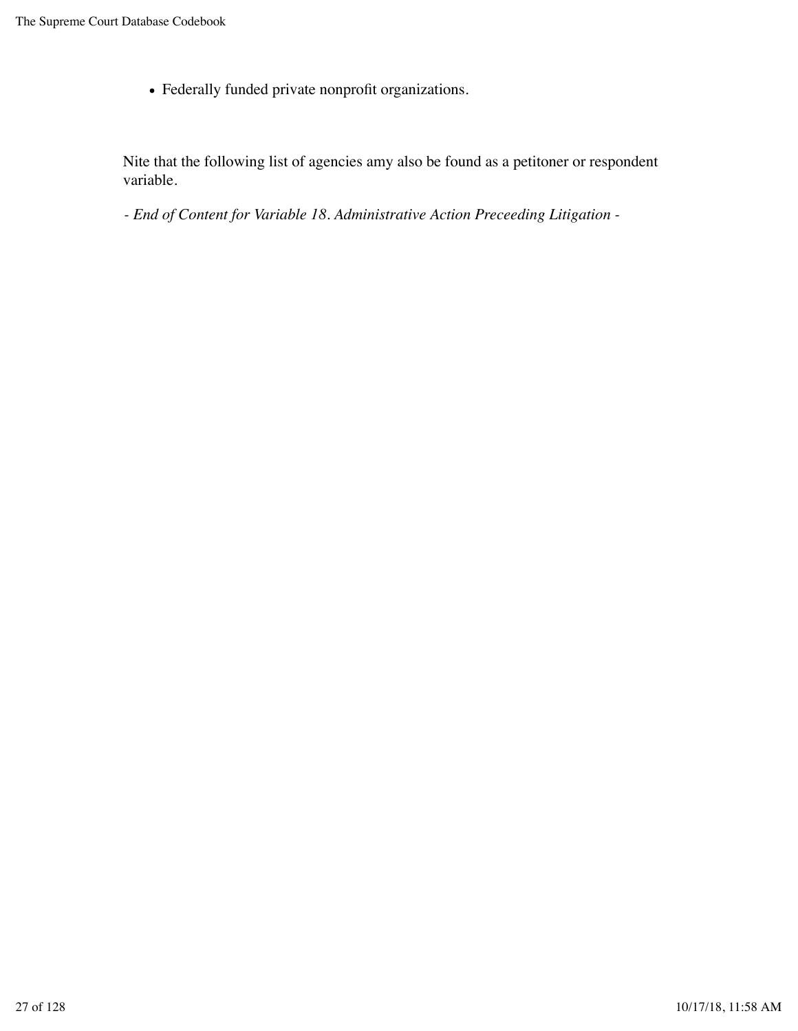- Federally funded private nonprofit organizations.

Nite that the following list of agencies amy also be found as a petitoner or respondent variable.

*- End of Content for Variable 18. Administrative Action Preceeding Litigation -*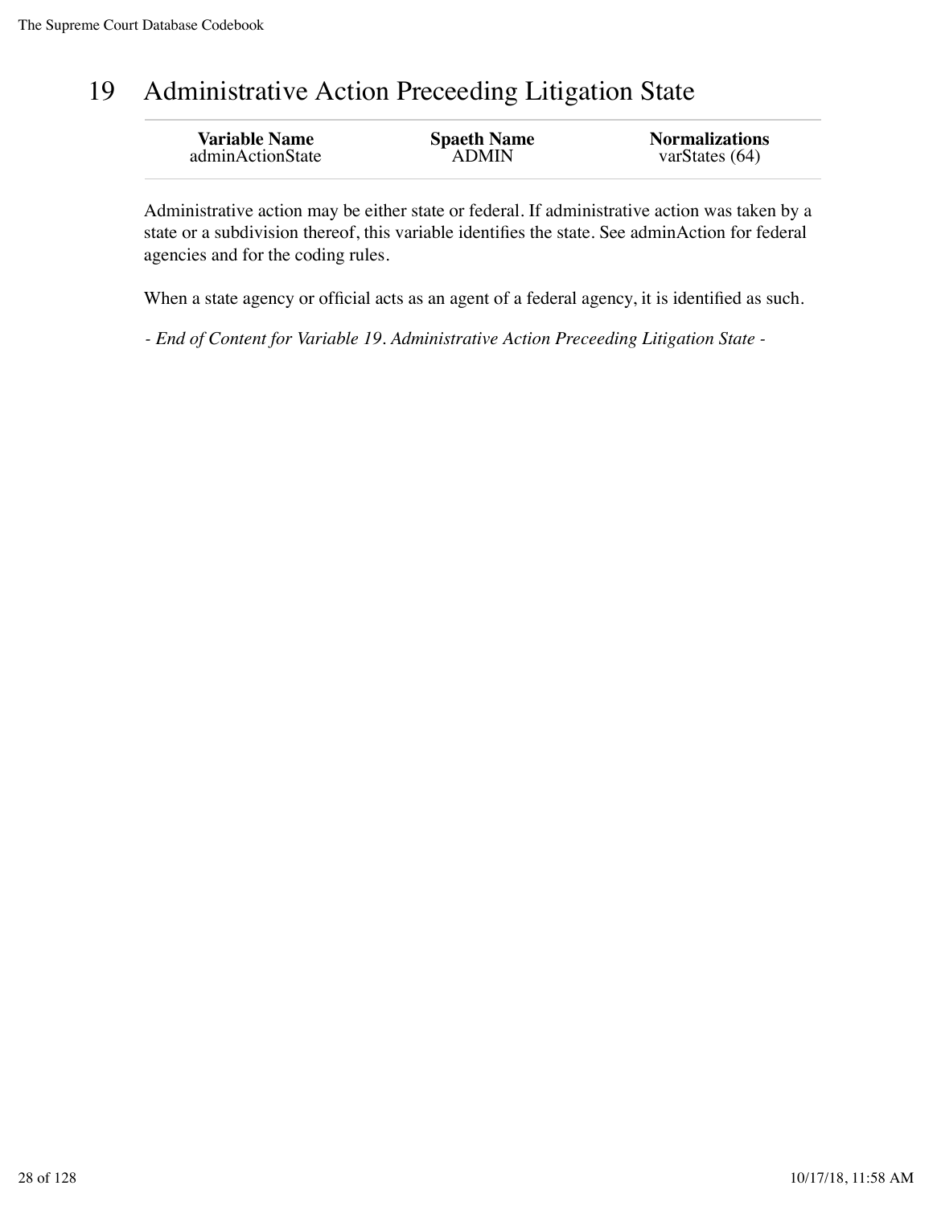# 19 Administrative Action Preceeding Litigation State

| Variable Name | Spaeth Name | Normalizations |
|---|---|---|
| adminActionState | ADMIN | varStates (64) |

Administrative action may be either state or federal. If administrative action was taken by a state or a subdivision thereof, this variable identifies the state. See adminAction for federal agencies and for the coding rules.

When a state agency or official acts as an agent of a federal agency, it is identified as such.

*- End of Content for Variable 19. Administrative Action Preceeding Litigation State -*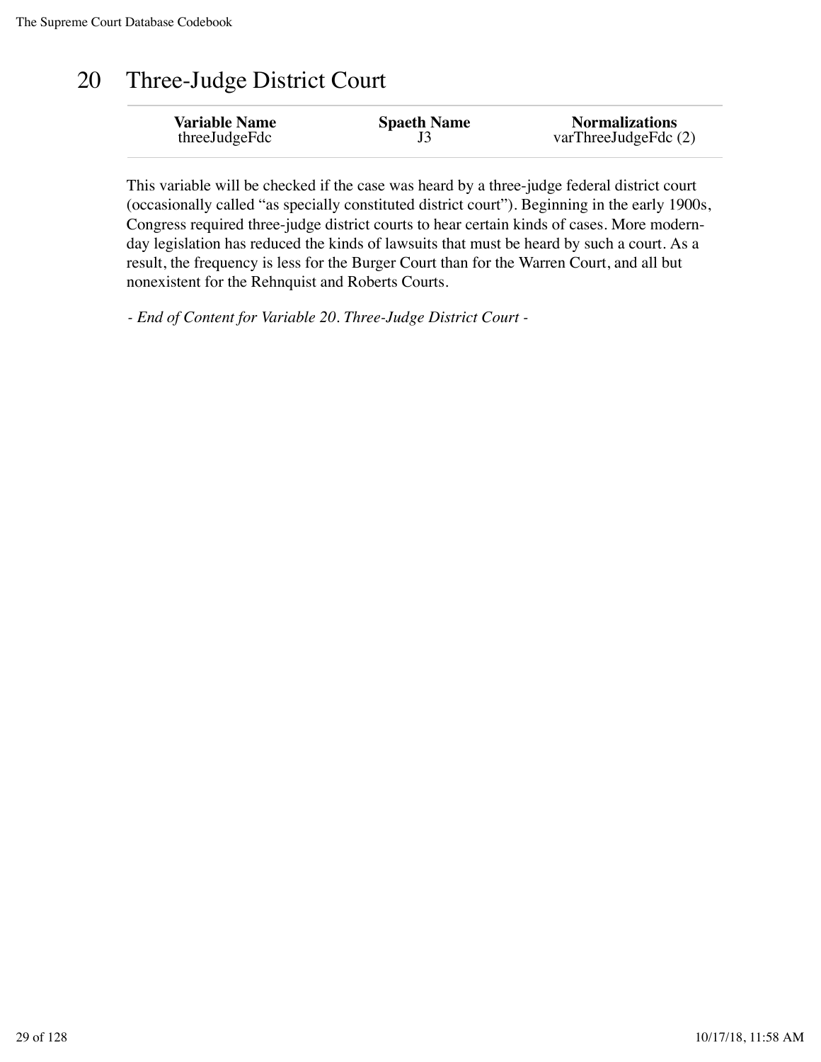# 20 Three-Judge District Court

| Variable Name | Spaeth Name | Normalizations |
|---|---|---|
| threeJudgeFdc | J3 | varThreeJudgeFdc (2) |

This variable will be checked if the case was heard by a three-judge federal district court (occasionally called "as specially constituted district court"). Beginning in the early 1900s, Congress required three-judge district courts to hear certain kinds of cases. More modern-day legislation has reduced the kinds of lawsuits that must be heard by such a court. As a result, the frequency is less for the Burger Court than for the Warren Court, and all but nonexistent for the Rehnquist and Roberts Courts.

*- End of Content for Variable 20. Three-Judge District Court -*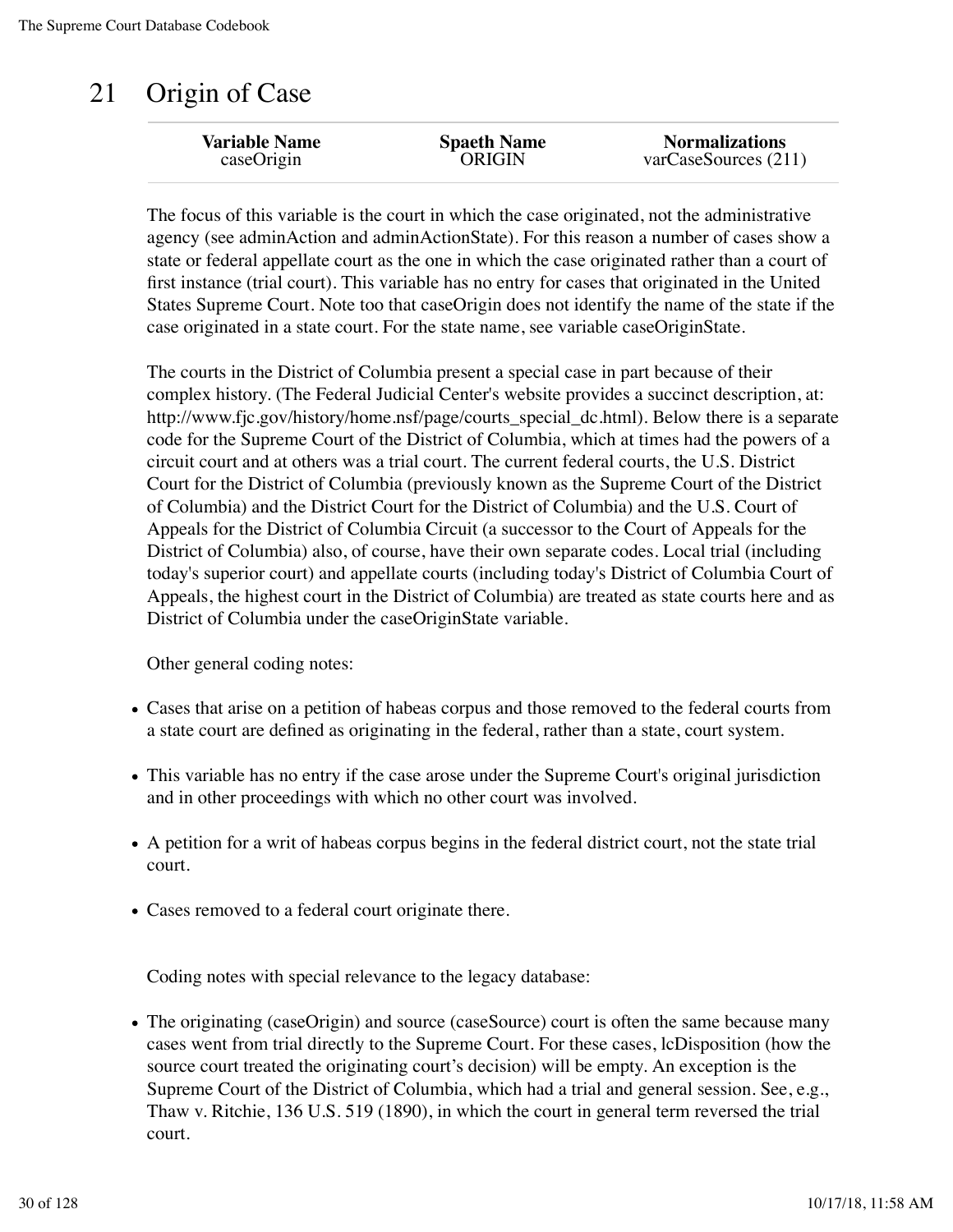# 21 Origin of Case

| Variable Name | Spaeth Name | Normalizations |
|---|---|---|
| caseOrigin | ORIGIN | varCaseSources (211) |

The focus of this variable is the court in which the case originated, not the administrative agency (see adminAction and adminActionState). For this reason a number of cases show a state or federal appellate court as the one in which the case originated rather than a court of first instance (trial court). This variable has no entry for cases that originated in the United States Supreme Court. Note too that caseOrigin does not identify the name of the state if the case originated in a state court. For the state name, see variable caseOriginState.

The courts in the District of Columbia present a special case in part because of their complex history. (The Federal Judicial Center's website provides a succinct description, at: http://www.fjc.gov/history/home.nsf/page/courts_special_dc.html). Below there is a separate code for the Supreme Court of the District of Columbia, which at times had the powers of a circuit court and at others was a trial court. The current federal courts, the U.S. District Court for the District of Columbia (previously known as the Supreme Court of the District of Columbia) and the District Court for the District of Columbia) and the U.S. Court of Appeals for the District of Columbia Circuit (a successor to the Court of Appeals for the District of Columbia) also, of course, have their own separate codes. Local trial (including today's superior court) and appellate courts (including today's District of Columbia Court of Appeals, the highest court in the District of Columbia) are treated as state courts here and as District of Columbia under the caseOriginState variable.

Other general coding notes:

- Cases that arise on a petition of habeas corpus and those removed to the federal courts from a state court are defined as originating in the federal, rather than a state, court system.
- This variable has no entry if the case arose under the Supreme Court's original jurisdiction and in other proceedings with which no other court was involved.
- A petition for a writ of habeas corpus begins in the federal district court, not the state trial court.
- Cases removed to a federal court originate there.

Coding notes with special relevance to the legacy database:

- The originating (caseOrigin) and source (caseSource) court is often the same because many cases went from trial directly to the Supreme Court. For these cases, lcDisposition (how the source court treated the originating court's decision) will be empty. An exception is the Supreme Court of the District of Columbia, which had a trial and general session. See, e.g., Thaw v. Ritchie, 136 U.S. 519 (1890), in which the court in general term reversed the trial court.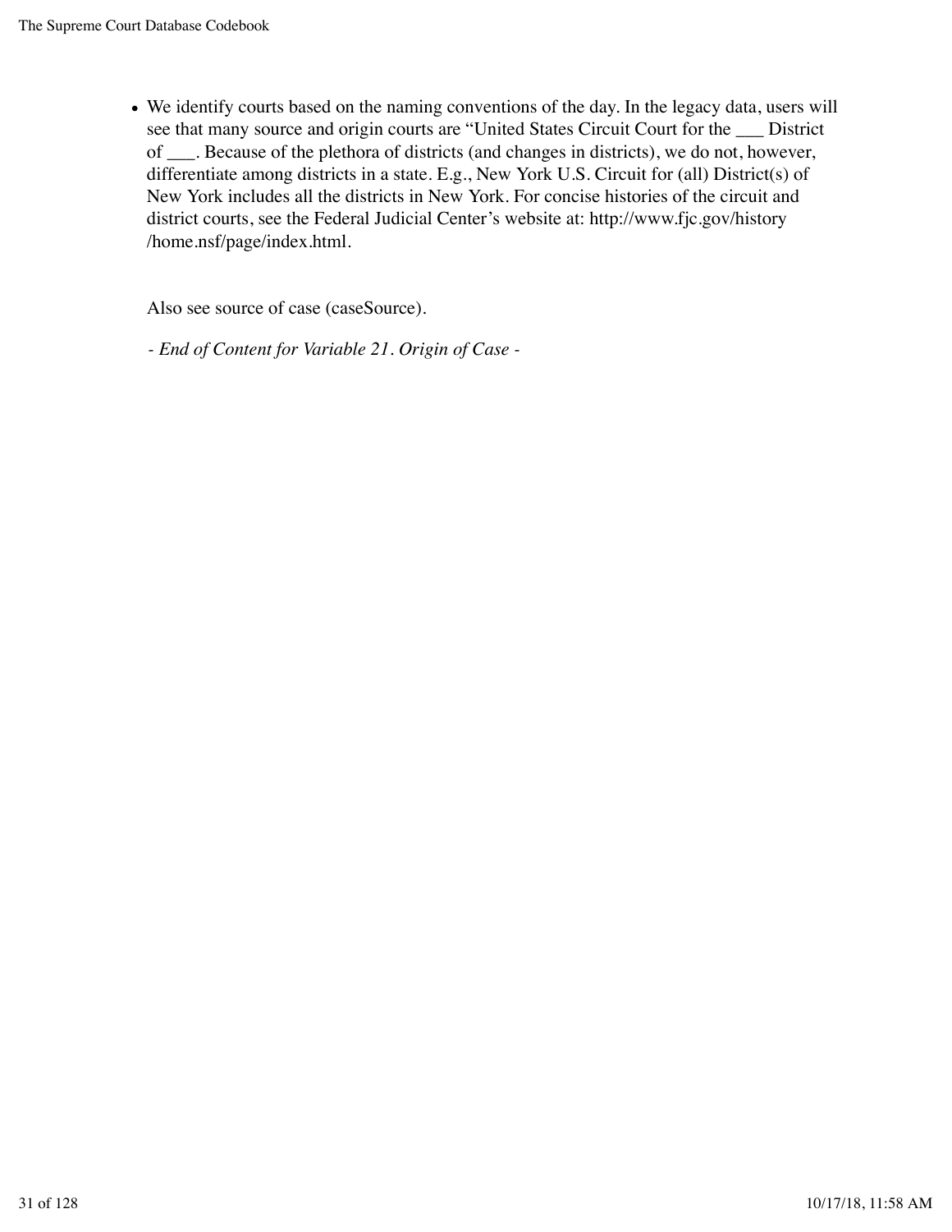- We identify courts based on the naming conventions of the day. In the legacy data, users will see that many source and origin courts are "United States Circuit Court for the ___ District of ___. Because of the plethora of districts (and changes in districts), we do not, however, differentiate among districts in a state. E.g., New York U.S. Circuit for (all) District(s) of New York includes all the districts in New York. For concise histories of the circuit and district courts, see the Federal Judicial Center's website at: http://www.fjc.gov/history/home.nsf/page/index.html.

Also see source of case (caseSource).

*- End of Content for Variable 21. Origin of Case -*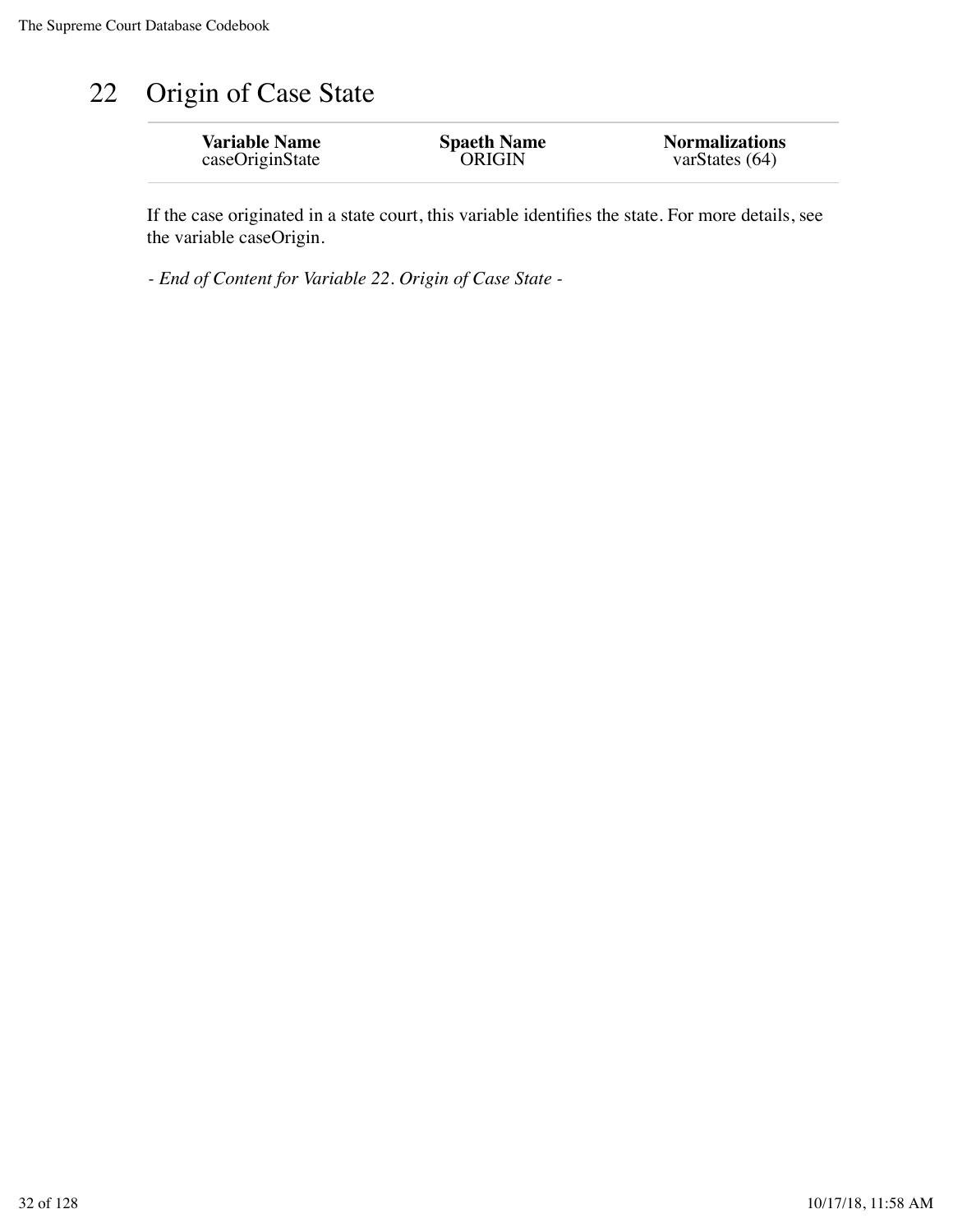# 22 Origin of Case State

| Variable Name | Spaeth Name | Normalizations |
|---|---|---|
| caseOriginState | ORIGIN | varStates (64) |

If the case originated in a state court, this variable identifies the state. For more details, see the variable caseOrigin.

*- End of Content for Variable 22. Origin of Case State -*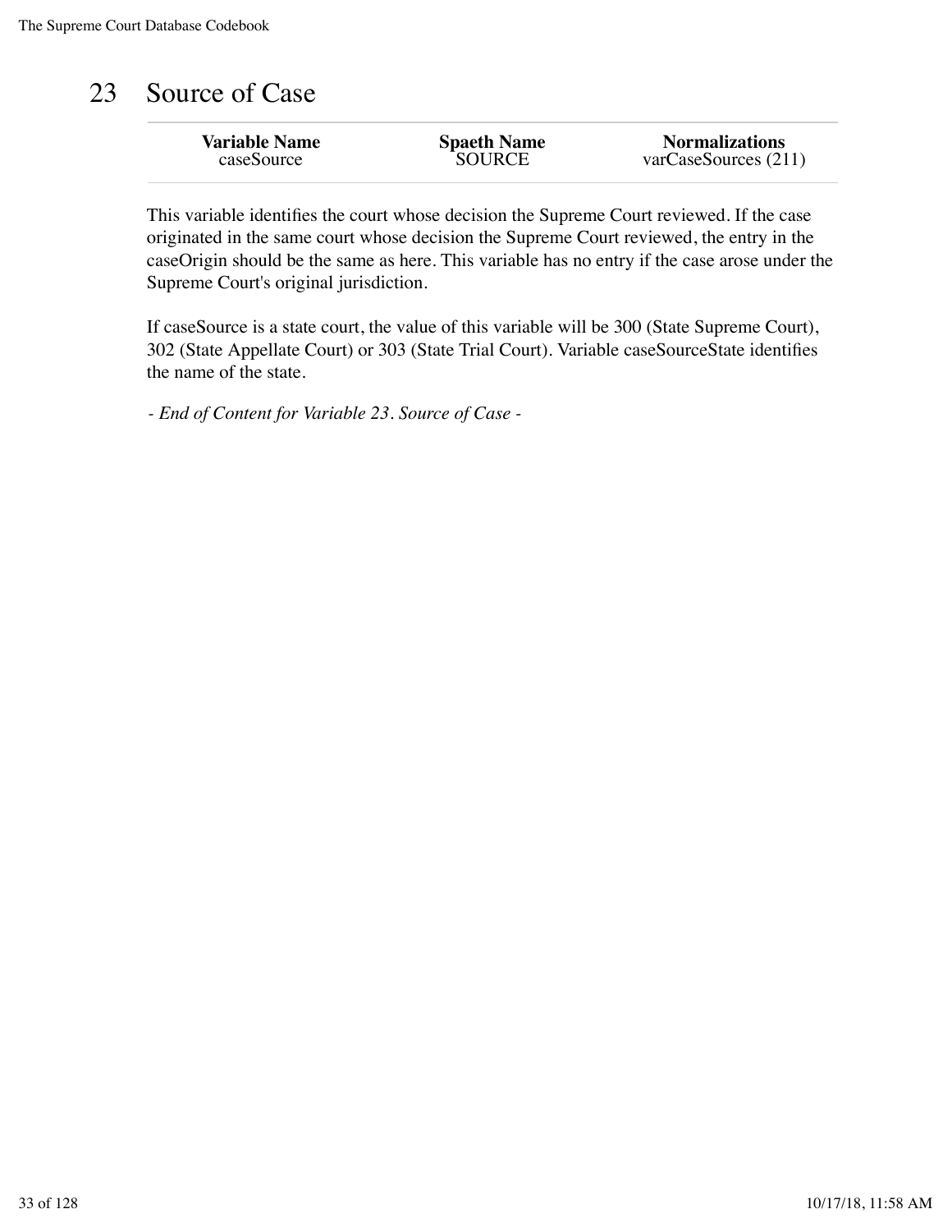# 23 Source of Case

| Variable Name | Spaeth Name | Normalizations |
| --- | --- | --- |
| caseSource | SOURCE | varCaseSources (211) |

This variable identifies the court whose decision the Supreme Court reviewed. If the case originated in the same court whose decision the Supreme Court reviewed, the entry in the caseOrigin should be the same as here. This variable has no entry if the case arose under the Supreme Court's original jurisdiction.

If caseSource is a state court, the value of this variable will be 300 (State Supreme Court), 302 (State Appellate Court) or 303 (State Trial Court). Variable caseSourceState identifies the name of the state.

*- End of Content for Variable 23. Source of Case -*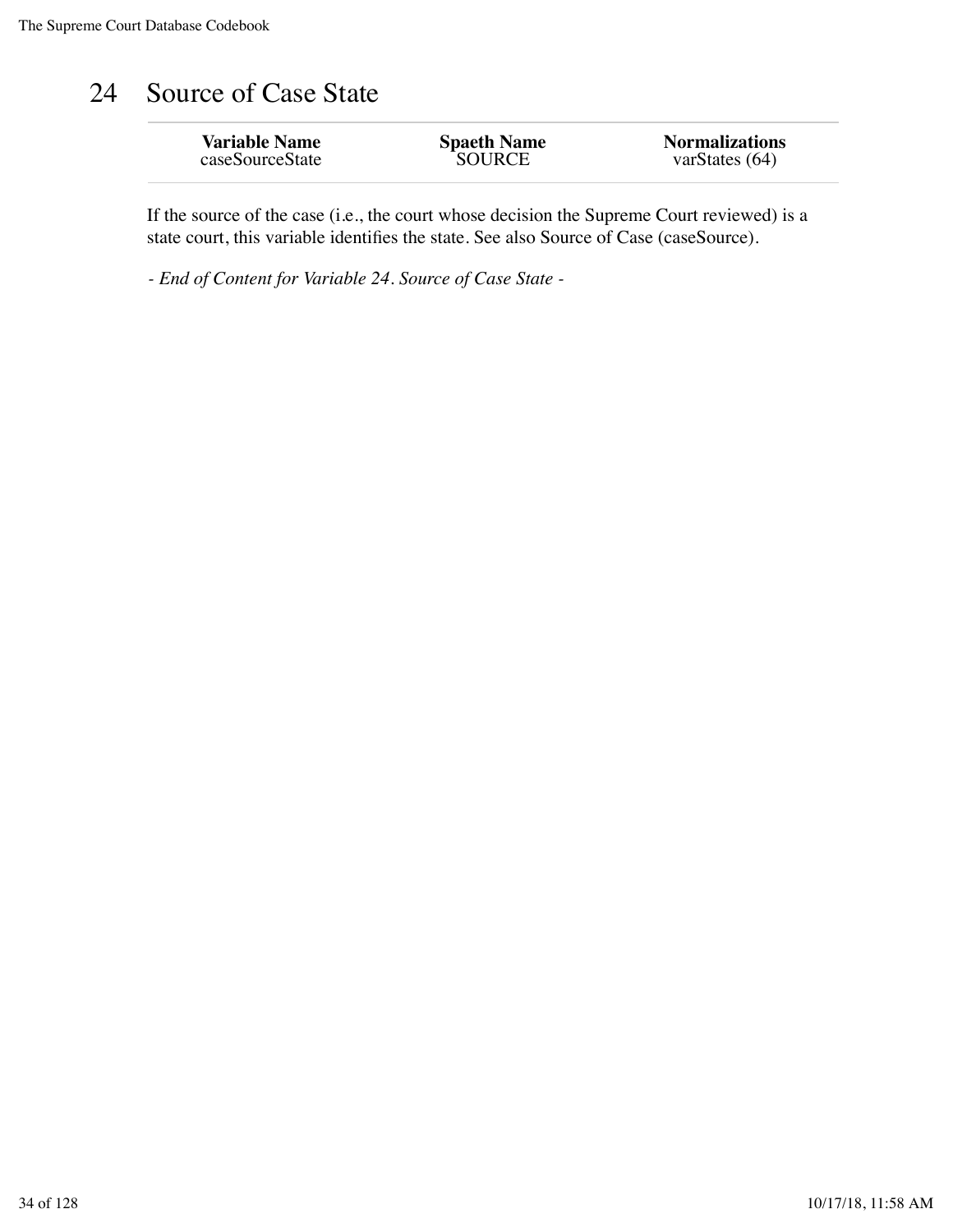# 24 Source of Case State

| Variable Name | Spaeth Name | Normalizations |
| --- | --- | --- |
| caseSourceState | SOURCE | varStates (64) |

If the source of the case (i.e., the court whose decision the Supreme Court reviewed) is a state court, this variable identifies the state. See also Source of Case (caseSource).

*- End of Content for Variable 24. Source of Case State -*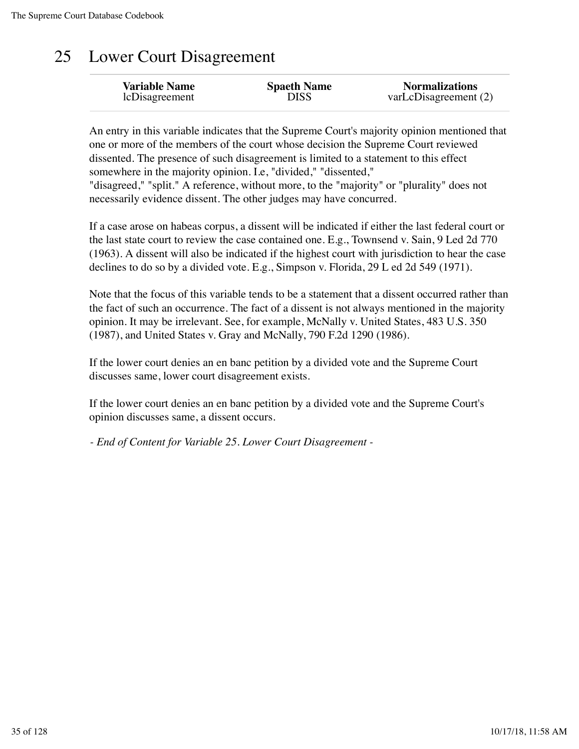# 25 Lower Court Disagreement

| Variable Name | Spaeth Name | Normalizations |
|---|---|---|
| lcDisagreement | DISS | varLcDisagreement (2) |

An entry in this variable indicates that the Supreme Court's majority opinion mentioned that one or more of the members of the court whose decision the Supreme Court reviewed dissented. The presence of such disagreement is limited to a statement to this effect somewhere in the majority opinion. I.e, "divided," "dissented," "disagreed," "split." A reference, without more, to the "majority" or "plurality" does not necessarily evidence dissent. The other judges may have concurred.

If a case arose on habeas corpus, a dissent will be indicated if either the last federal court or the last state court to review the case contained one. E.g., Townsend v. Sain, 9 Led 2d 770 (1963). A dissent will also be indicated if the highest court with jurisdiction to hear the case declines to do so by a divided vote. E.g., Simpson v. Florida, 29 L ed 2d 549 (1971).

Note that the focus of this variable tends to be a statement that a dissent occurred rather than the fact of such an occurrence. The fact of a dissent is not always mentioned in the majority opinion. It may be irrelevant. See, for example, McNally v. United States, 483 U.S. 350 (1987), and United States v. Gray and McNally, 790 F.2d 1290 (1986).

If the lower court denies an en banc petition by a divided vote and the Supreme Court discusses same, lower court disagreement exists.

If the lower court denies an en banc petition by a divided vote and the Supreme Court's opinion discusses same, a dissent occurs.

*- End of Content for Variable 25. Lower Court Disagreement -*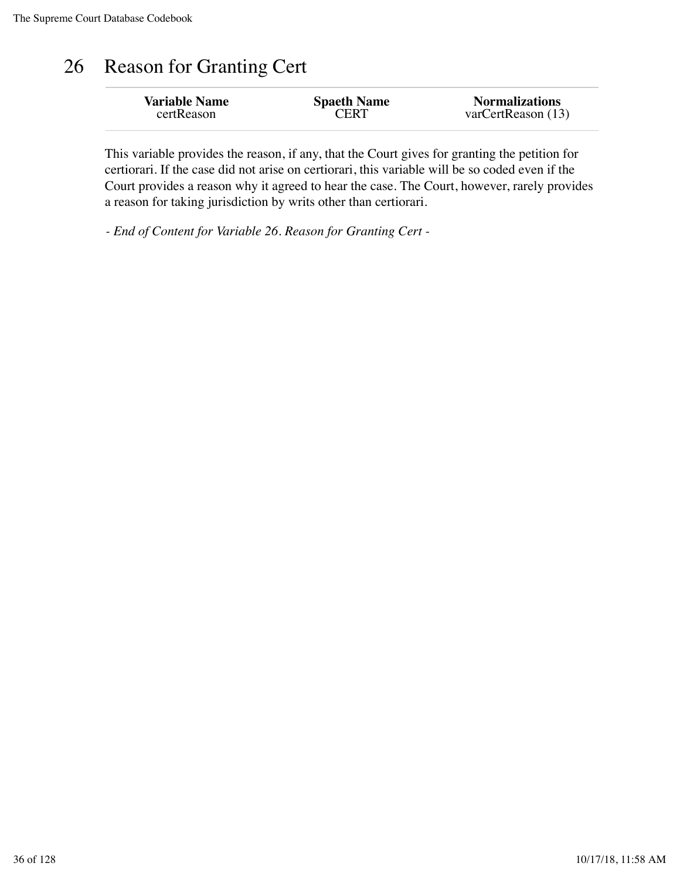# 26 Reason for Granting Cert

| Variable Name | Spaeth Name | Normalizations |
|---|---|---|
| certReason | CERT | varCertReason (13) |

This variable provides the reason, if any, that the Court gives for granting the petition for certiorari. If the case did not arise on certiorari, this variable will be so coded even if the Court provides a reason why it agreed to hear the case. The Court, however, rarely provides a reason for taking jurisdiction by writs other than certiorari.

*- End of Content for Variable 26. Reason for Granting Cert -*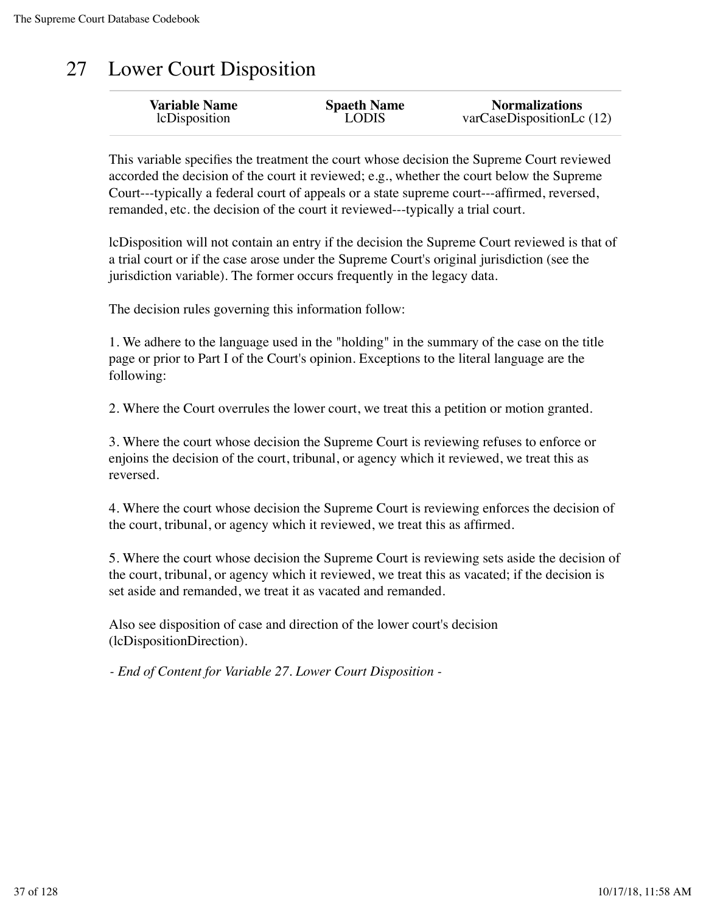# 27 Lower Court Disposition

| Variable Name | Spaeth Name | Normalizations |
|---|---|---|
| lcDisposition | LODIS | varCaseDispositionLc (12) |

This variable specifies the treatment the court whose decision the Supreme Court reviewed accorded the decision of the court it reviewed; e.g., whether the court below the Supreme Court---typically a federal court of appeals or a state supreme court---affirmed, reversed, remanded, etc. the decision of the court it reviewed---typically a trial court.

lcDisposition will not contain an entry if the decision the Supreme Court reviewed is that of a trial court or if the case arose under the Supreme Court's original jurisdiction (see the jurisdiction variable). The former occurs frequently in the legacy data.

The decision rules governing this information follow:

1. We adhere to the language used in the "holding" in the summary of the case on the title page or prior to Part I of the Court's opinion. Exceptions to the literal language are the following:

2. Where the Court overrules the lower court, we treat this a petition or motion granted.

3. Where the court whose decision the Supreme Court is reviewing refuses to enforce or enjoins the decision of the court, tribunal, or agency which it reviewed, we treat this as reversed.

4. Where the court whose decision the Supreme Court is reviewing enforces the decision of the court, tribunal, or agency which it reviewed, we treat this as affirmed.

5. Where the court whose decision the Supreme Court is reviewing sets aside the decision of the court, tribunal, or agency which it reviewed, we treat this as vacated; if the decision is set aside and remanded, we treat it as vacated and remanded.

Also see disposition of case and direction of the lower court's decision (lcDispositionDirection).

*- End of Content for Variable 27. Lower Court Disposition -*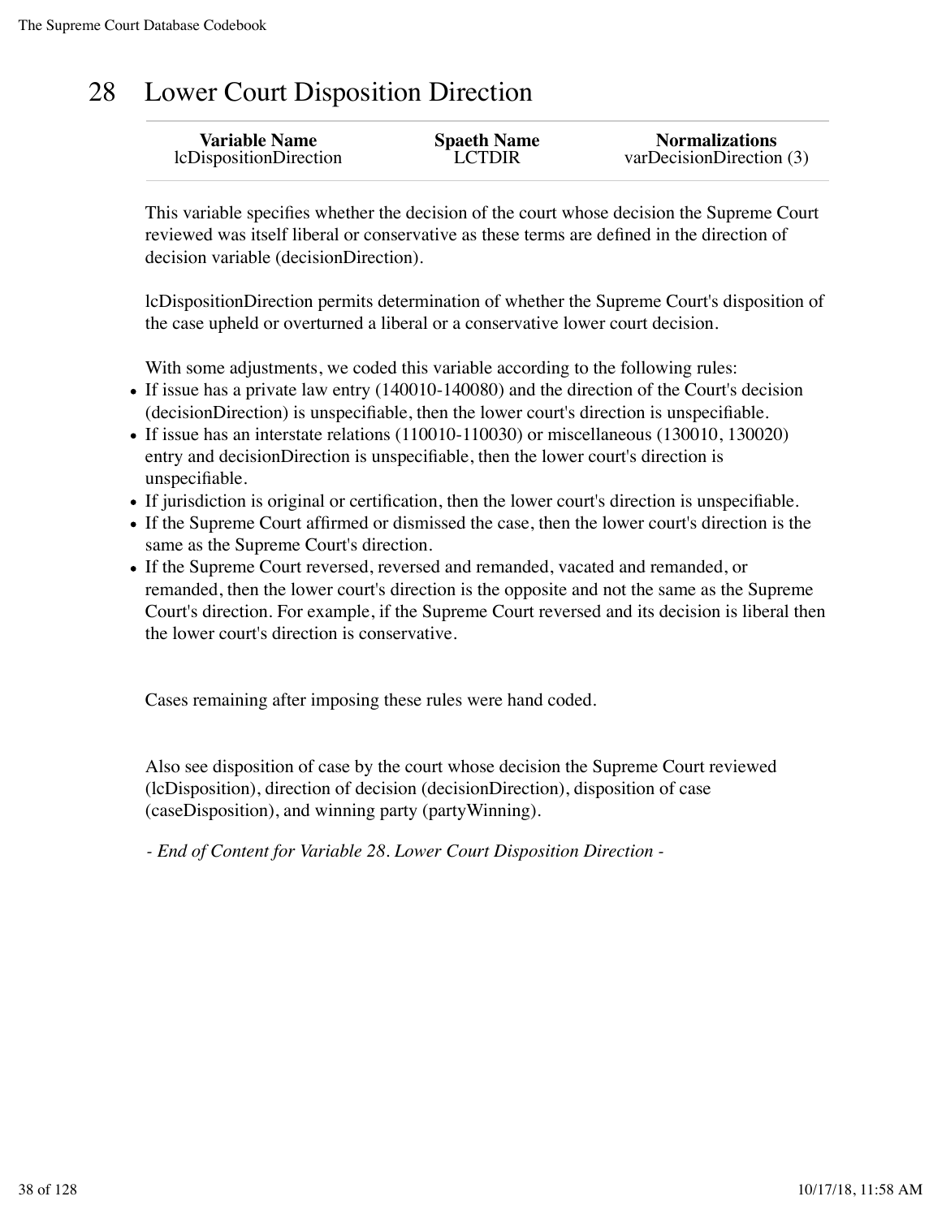# 28 Lower Court Disposition Direction

| Variable Name | Spaeth Name | Normalizations |
| --- | --- | --- |
| lcDispositionDirection | LCTDIR | varDecisionDirection (3) |

This variable specifies whether the decision of the court whose decision the Supreme Court reviewed was itself liberal or conservative as these terms are defined in the direction of decision variable (decisionDirection).

lcDispositionDirection permits determination of whether the Supreme Court's disposition of the case upheld or overturned a liberal or a conservative lower court decision.

With some adjustments, we coded this variable according to the following rules:

- If issue has a private law entry (140010-140080) and the direction of the Court's decision (decisionDirection) is unspecifiable, then the lower court's direction is unspecifiable.
- If issue has an interstate relations (110010-110030) or miscellaneous (130010, 130020) entry and decisionDirection is unspecifiable, then the lower court's direction is unspecifiable.
- If jurisdiction is original or certification, then the lower court's direction is unspecifiable.
- If the Supreme Court affirmed or dismissed the case, then the lower court's direction is the same as the Supreme Court's direction.
- If the Supreme Court reversed, reversed and remanded, vacated and remanded, or remanded, then the lower court's direction is the opposite and not the same as the Supreme Court's direction. For example, if the Supreme Court reversed and its decision is liberal then the lower court's direction is conservative.

Cases remaining after imposing these rules were hand coded.

Also see disposition of case by the court whose decision the Supreme Court reviewed (lcDisposition), direction of decision (decisionDirection), disposition of case (caseDisposition), and winning party (partyWinning).

*- End of Content for Variable 28. Lower Court Disposition Direction -*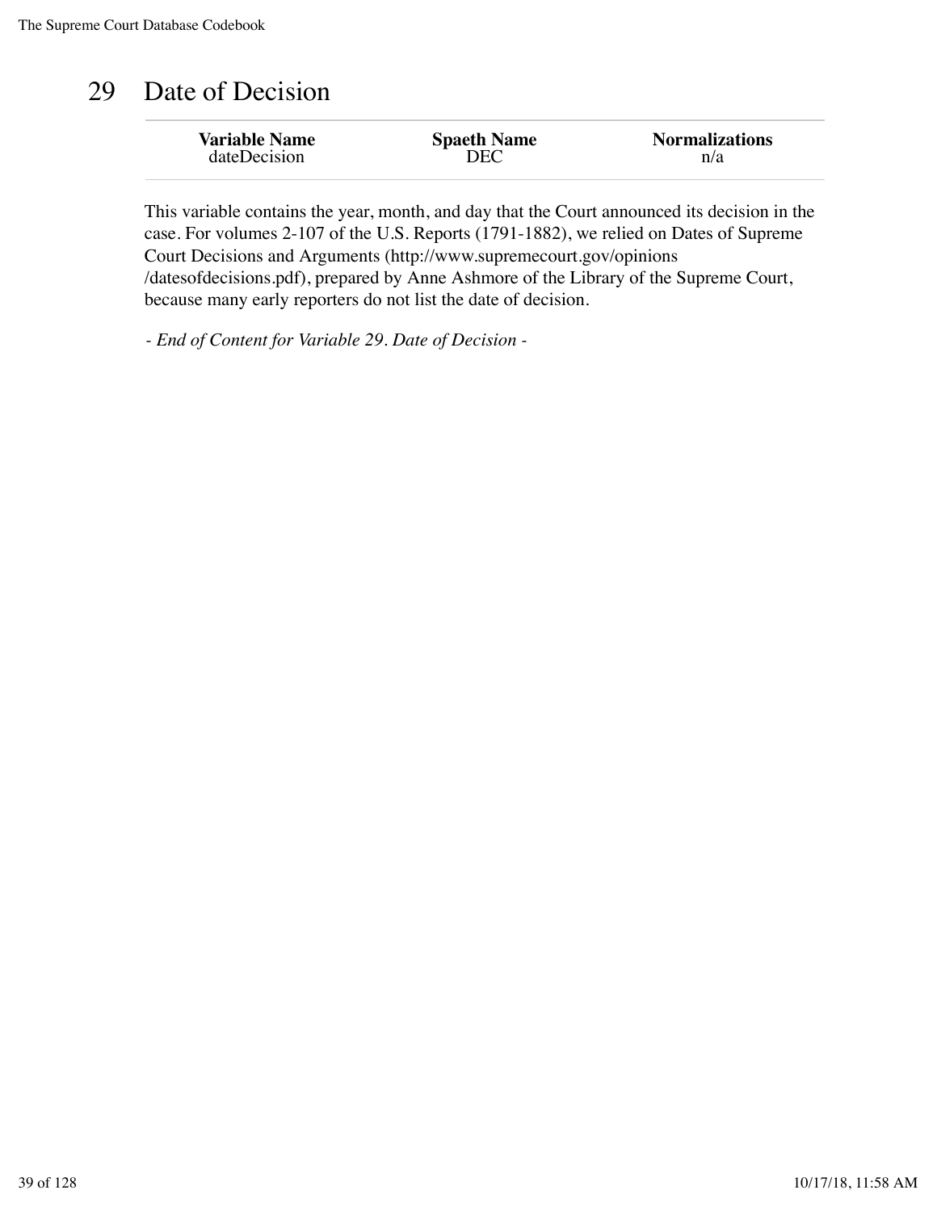# 29 Date of Decision

| Variable Name | Spaeth Name | Normalizations |
|---|---|---|
| dateDecision | DEC | n/a |

This variable contains the year, month, and day that the Court announced its decision in the case. For volumes 2-107 of the U.S. Reports (1791-1882), we relied on Dates of Supreme Court Decisions and Arguments (http://www.supremecourt.gov/opinions/datesofdecisions.pdf), prepared by Anne Ashmore of the Library of the Supreme Court, because many early reporters do not list the date of decision.

*- End of Content for Variable 29. Date of Decision -*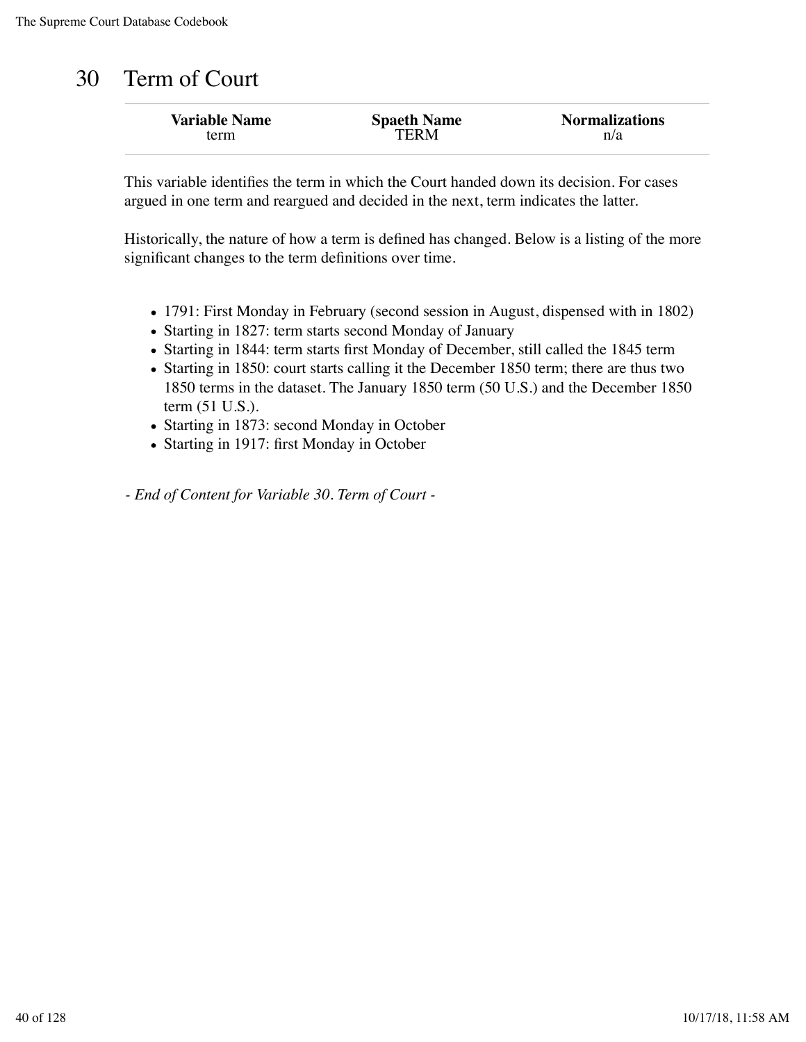# 30 Term of Court

| Variable Name | Spaeth Name | Normalizations |
|---|---|---|
| term | TERM | n/a |

This variable identifies the term in which the Court handed down its decision. For cases argued in one term and reargued and decided in the next, term indicates the latter.

Historically, the nature of how a term is defined has changed. Below is a listing of the more significant changes to the term definitions over time.

- 1791: First Monday in February (second session in August, dispensed with in 1802)
- Starting in 1827: term starts second Monday of January
- Starting in 1844: term starts first Monday of December, still called the 1845 term
- Starting in 1850: court starts calling it the December 1850 term; there are thus two 1850 terms in the dataset. The January 1850 term (50 U.S.) and the December 1850 term (51 U.S.).
- Starting in 1873: second Monday in October
- Starting in 1917: first Monday in October

*- End of Content for Variable 30. Term of Court -*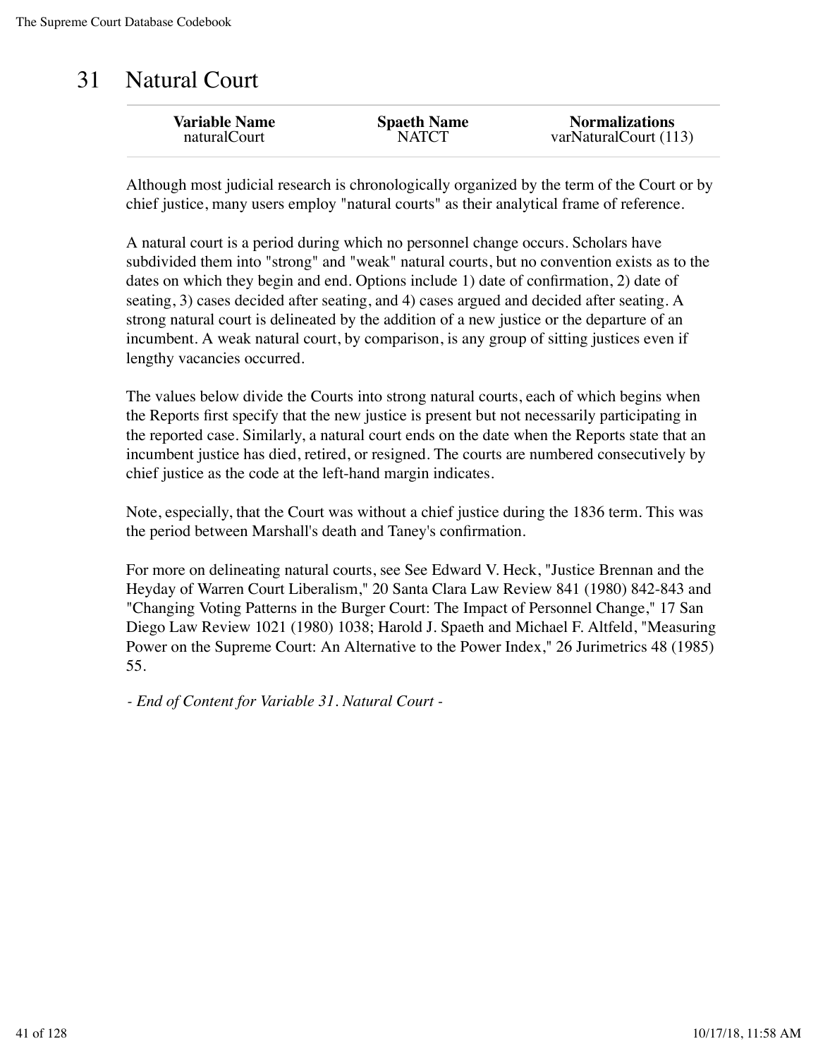# 31 Natural Court

| Variable Name | Spaeth Name | Normalizations |
| --- | --- | --- |
| naturalCourt | NATCT | varNaturalCourt (113) |

Although most judicial research is chronologically organized by the term of the Court or by chief justice, many users employ "natural courts" as their analytical frame of reference.

A natural court is a period during which no personnel change occurs. Scholars have subdivided them into "strong" and "weak" natural courts, but no convention exists as to the dates on which they begin and end. Options include 1) date of confirmation, 2) date of seating, 3) cases decided after seating, and 4) cases argued and decided after seating. A strong natural court is delineated by the addition of a new justice or the departure of an incumbent. A weak natural court, by comparison, is any group of sitting justices even if lengthy vacancies occurred.

The values below divide the Courts into strong natural courts, each of which begins when the Reports first specify that the new justice is present but not necessarily participating in the reported case. Similarly, a natural court ends on the date when the Reports state that an incumbent justice has died, retired, or resigned. The courts are numbered consecutively by chief justice as the code at the left-hand margin indicates.

Note, especially, that the Court was without a chief justice during the 1836 term. This was the period between Marshall's death and Taney's confirmation.

For more on delineating natural courts, see See Edward V. Heck, "Justice Brennan and the Heyday of Warren Court Liberalism," 20 Santa Clara Law Review 841 (1980) 842-843 and "Changing Voting Patterns in the Burger Court: The Impact of Personnel Change," 17 San Diego Law Review 1021 (1980) 1038; Harold J. Spaeth and Michael F. Altfeld, "Measuring Power on the Supreme Court: An Alternative to the Power Index," 26 Jurimetrics 48 (1985) 55.

*- End of Content for Variable 31. Natural Court -*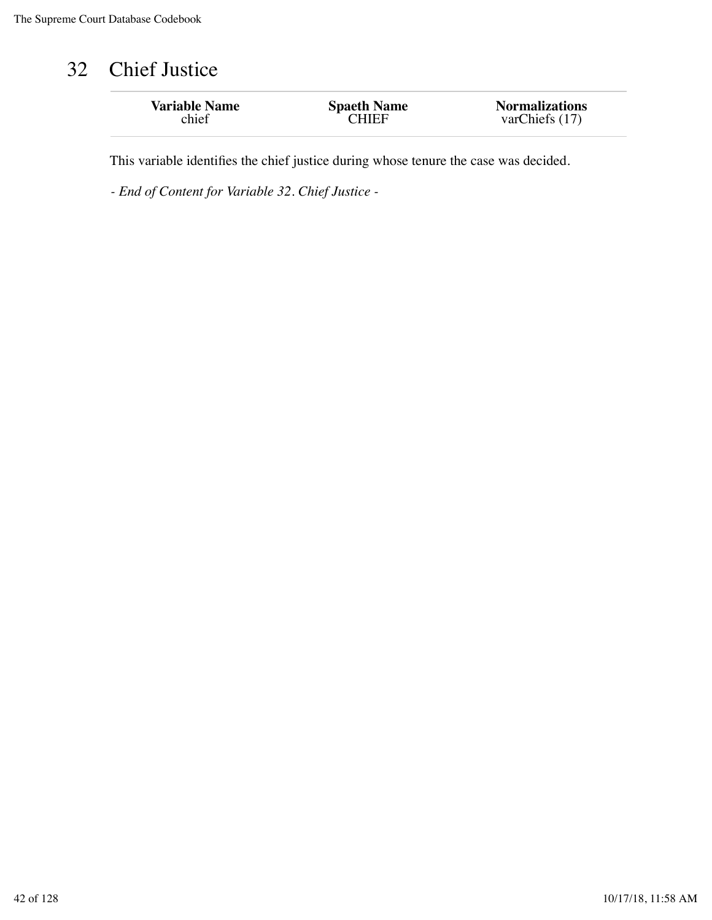# 32 Chief Justice

| Variable Name | Spaeth Name | Normalizations |
|---|---|---|
| chief | CHIEF | varChiefs (17) |

This variable identifies the chief justice during whose tenure the case was decided.

*- End of Content for Variable 32. Chief Justice -*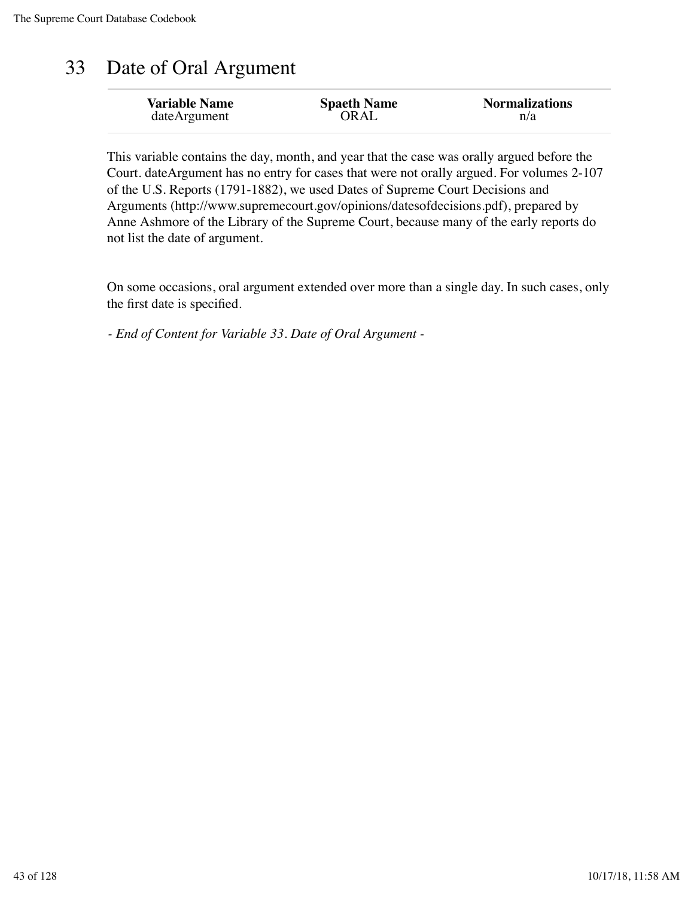# 33 Date of Oral Argument

| Variable Name | Spaeth Name | Normalizations |
| --- | --- | --- |
| dateArgument | ORAL | n/a |

This variable contains the day, month, and year that the case was orally argued before the Court. dateArgument has no entry for cases that were not orally argued. For volumes 2-107 of the U.S. Reports (1791-1882), we used Dates of Supreme Court Decisions and Arguments (http://www.supremecourt.gov/opinions/datesofdecisions.pdf), prepared by Anne Ashmore of the Library of the Supreme Court, because many of the early reports do not list the date of argument.

On some occasions, oral argument extended over more than a single day. In such cases, only the first date is specified.

*- End of Content for Variable 33. Date of Oral Argument -*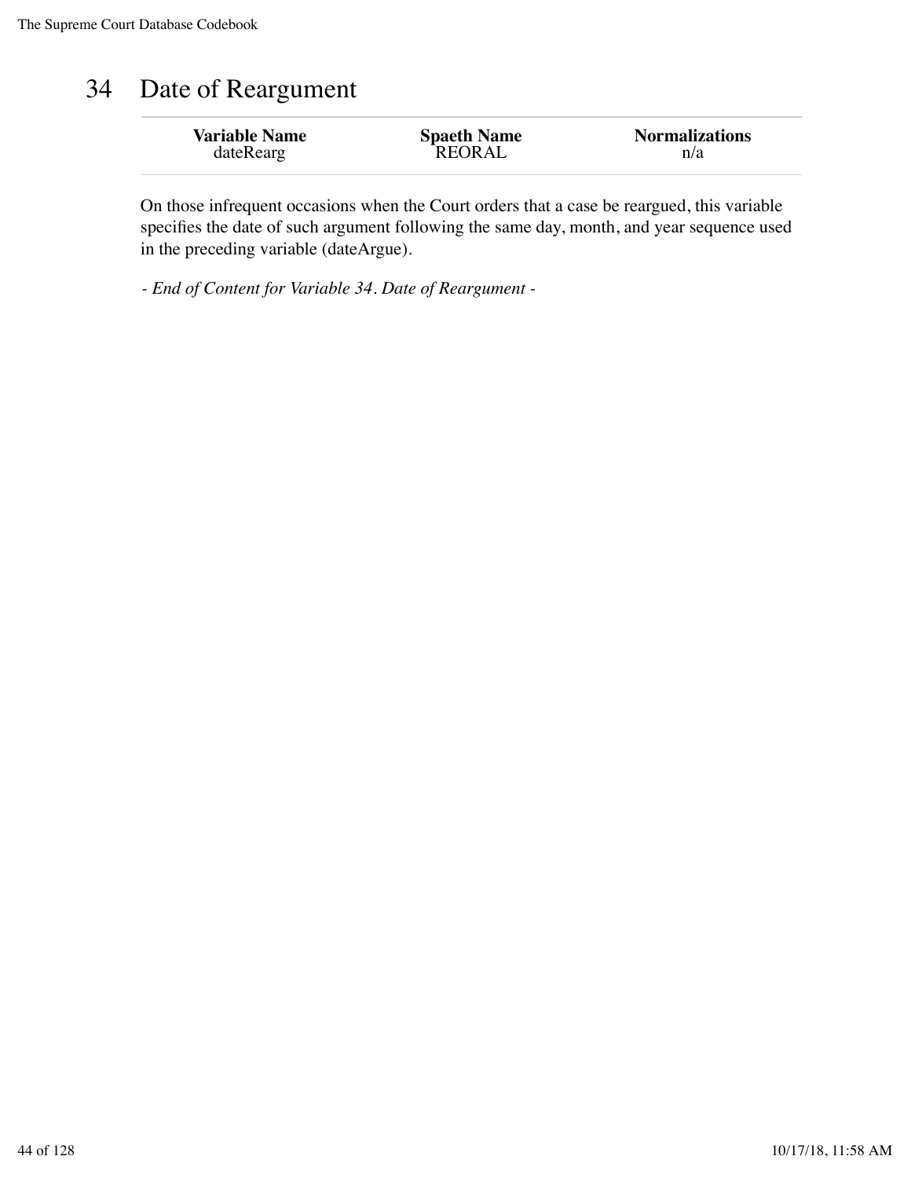# 34 Date of Reargument

| Variable Name | Spaeth Name | Normalizations |
|---|---|---|
| dateRearg | REORAL | n/a |

On those infrequent occasions when the Court orders that a case be reargued, this variable specifies the date of such argument following the same day, month, and year sequence used in the preceding variable (dateArgue).

*- End of Content for Variable 34. Date of Reargument -*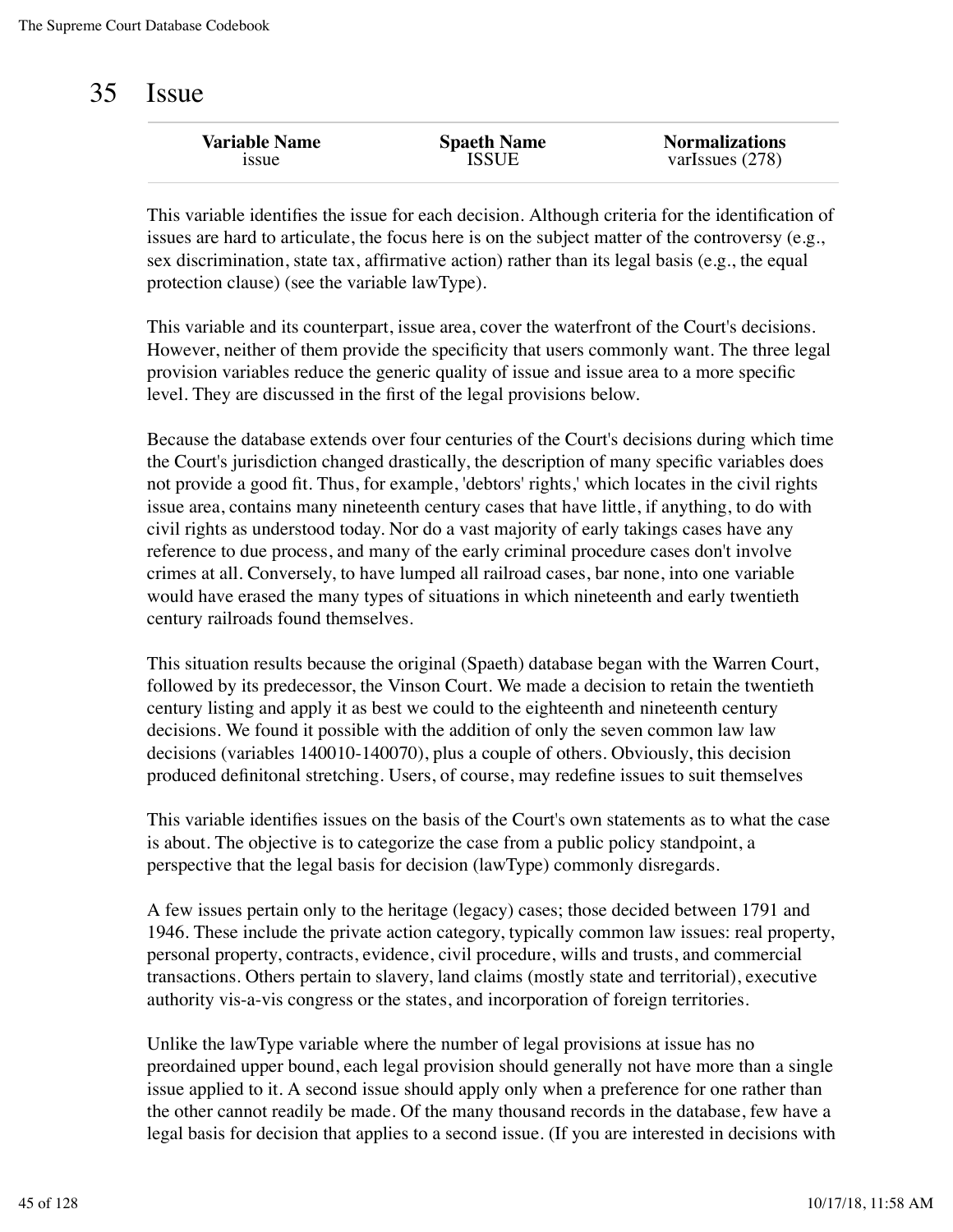# 35 Issue

| Variable Name | Spaeth Name | Normalizations |
|---|---|---|
| issue | ISSUE | varIssues (278) |

This variable identifies the issue for each decision. Although criteria for the identification of issues are hard to articulate, the focus here is on the subject matter of the controversy (e.g., sex discrimination, state tax, affirmative action) rather than its legal basis (e.g., the equal protection clause) (see the variable lawType).

This variable and its counterpart, issue area, cover the waterfront of the Court's decisions. However, neither of them provide the specificity that users commonly want. The three legal provision variables reduce the generic quality of issue and issue area to a more specific level. They are discussed in the first of the legal provisions below.

Because the database extends over four centuries of the Court's decisions during which time the Court's jurisdiction changed drastically, the description of many specific variables does not provide a good fit. Thus, for example, 'debtors' rights,' which locates in the civil rights issue area, contains many nineteenth century cases that have little, if anything, to do with civil rights as understood today. Nor do a vast majority of early takings cases have any reference to due process, and many of the early criminal procedure cases don't involve crimes at all. Conversely, to have lumped all railroad cases, bar none, into one variable would have erased the many types of situations in which nineteenth and early twentieth century railroads found themselves.

This situation results because the original (Spaeth) database began with the Warren Court, followed by its predecessor, the Vinson Court. We made a decision to retain the twentieth century listing and apply it as best we could to the eighteenth and nineteenth century decisions. We found it possible with the addition of only the seven common law law decisions (variables 140010-140070), plus a couple of others. Obviously, this decision produced definitonal stretching. Users, of course, may redefine issues to suit themselves

This variable identifies issues on the basis of the Court's own statements as to what the case is about. The objective is to categorize the case from a public policy standpoint, a perspective that the legal basis for decision (lawType) commonly disregards.

A few issues pertain only to the heritage (legacy) cases; those decided between 1791 and 1946. These include the private action category, typically common law issues: real property, personal property, contracts, evidence, civil procedure, wills and trusts, and commercial transactions. Others pertain to slavery, land claims (mostly state and territorial), executive authority vis-a-vis congress or the states, and incorporation of foreign territories.

Unlike the lawType variable where the number of legal provisions at issue has no preordained upper bound, each legal provision should generally not have more than a single issue applied to it. A second issue should apply only when a preference for one rather than the other cannot readily be made. Of the many thousand records in the database, few have a legal basis for decision that applies to a second issue. (If you are interested in decisions with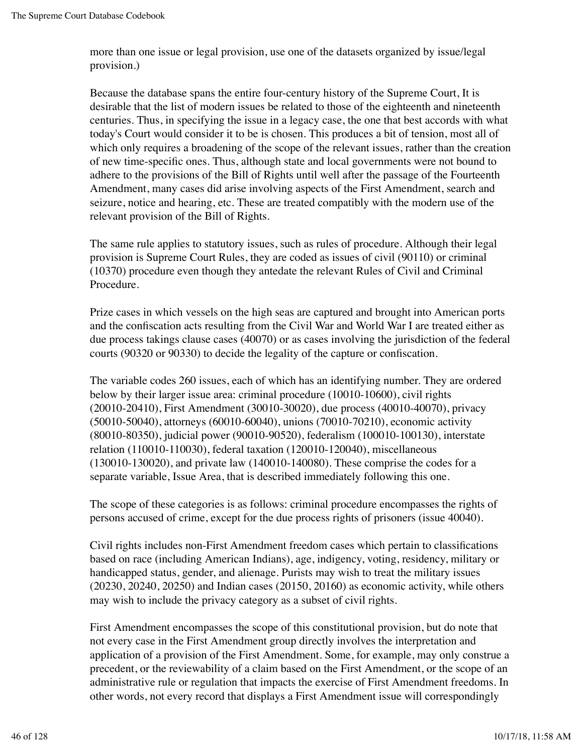more than one issue or legal provision, use one of the datasets organized by issue/legal provision.)

Because the database spans the entire four-century history of the Supreme Court, It is desirable that the list of modern issues be related to those of the eighteenth and nineteenth centuries. Thus, in specifying the issue in a legacy case, the one that best accords with what today's Court would consider it to be is chosen. This produces a bit of tension, most all of which only requires a broadening of the scope of the relevant issues, rather than the creation of new time-specific ones. Thus, although state and local governments were not bound to adhere to the provisions of the Bill of Rights until well after the passage of the Fourteenth Amendment, many cases did arise involving aspects of the First Amendment, search and seizure, notice and hearing, etc. These are treated compatibly with the modern use of the relevant provision of the Bill of Rights.

The same rule applies to statutory issues, such as rules of procedure. Although their legal provision is Supreme Court Rules, they are coded as issues of civil (90110) or criminal (10370) procedure even though they antedate the relevant Rules of Civil and Criminal Procedure.

Prize cases in which vessels on the high seas are captured and brought into American ports and the confiscation acts resulting from the Civil War and World War I are treated either as due process takings clause cases (40070) or as cases involving the jurisdiction of the federal courts (90320 or 90330) to decide the legality of the capture or confiscation.

The variable codes 260 issues, each of which has an identifying number. They are ordered below by their larger issue area: criminal procedure (10010-10600), civil rights (20010-20410), First Amendment (30010-30020), due process (40010-40070), privacy (50010-50040), attorneys (60010-60040), unions (70010-70210), economic activity (80010-80350), judicial power (90010-90520), federalism (100010-100130), interstate relation (110010-110030), federal taxation (120010-120040), miscellaneous (130010-130020), and private law (140010-140080). These comprise the codes for a separate variable, Issue Area, that is described immediately following this one.

The scope of these categories is as follows: criminal procedure encompasses the rights of persons accused of crime, except for the due process rights of prisoners (issue 40040).

Civil rights includes non-First Amendment freedom cases which pertain to classifications based on race (including American Indians), age, indigency, voting, residency, military or handicapped status, gender, and alienage. Purists may wish to treat the military issues (20230, 20240, 20250) and Indian cases (20150, 20160) as economic activity, while others may wish to include the privacy category as a subset of civil rights.

First Amendment encompasses the scope of this constitutional provision, but do note that not every case in the First Amendment group directly involves the interpretation and application of a provision of the First Amendment. Some, for example, may only construe a precedent, or the reviewability of a claim based on the First Amendment, or the scope of an administrative rule or regulation that impacts the exercise of First Amendment freedoms. In other words, not every record that displays a First Amendment issue will correspondingly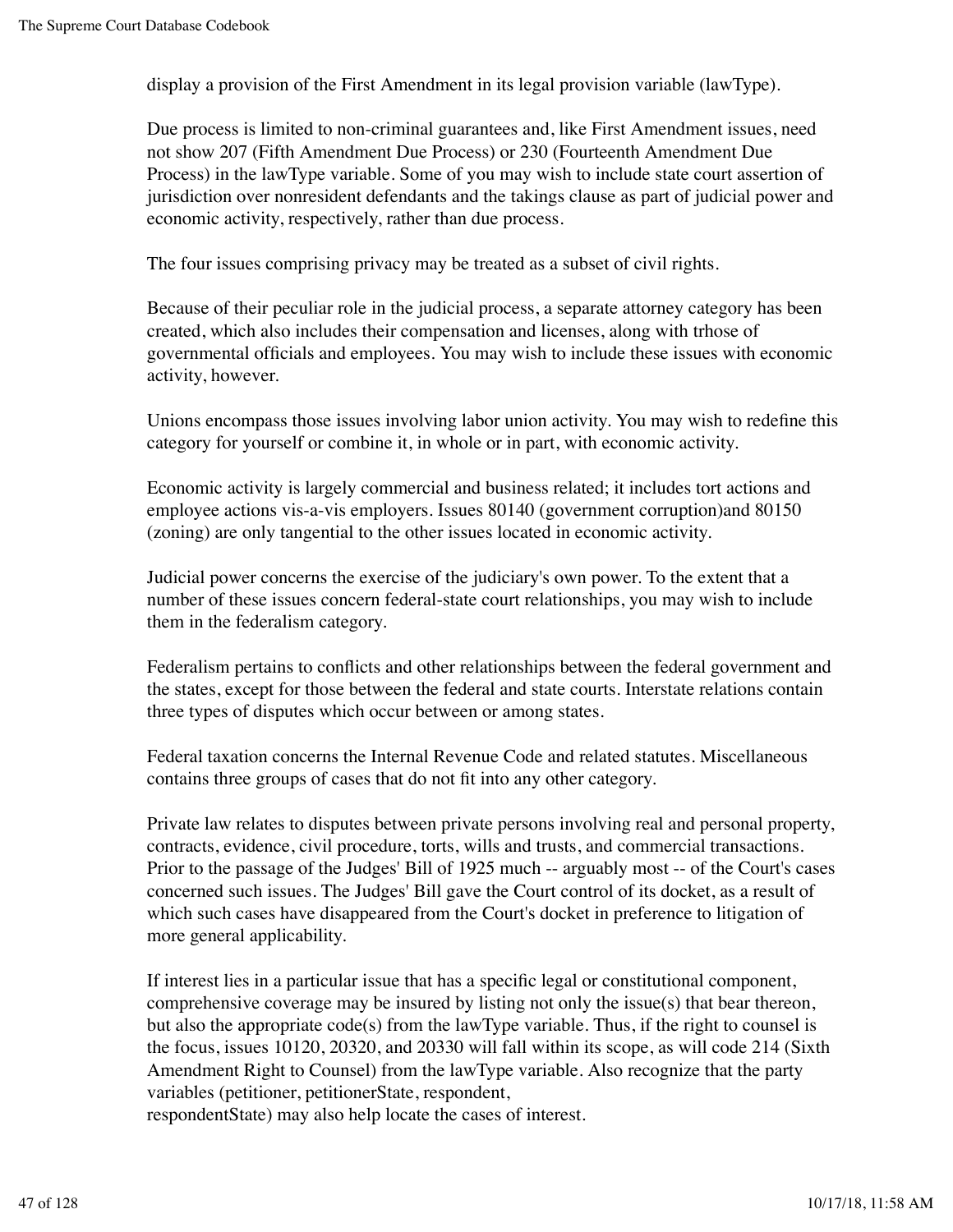display a provision of the First Amendment in its legal provision variable (lawType).

Due process is limited to non-criminal guarantees and, like First Amendment issues, need not show 207 (Fifth Amendment Due Process) or 230 (Fourteenth Amendment Due Process) in the lawType variable. Some of you may wish to include state court assertion of jurisdiction over nonresident defendants and the takings clause as part of judicial power and economic activity, respectively, rather than due process.

The four issues comprising privacy may be treated as a subset of civil rights.

Because of their peculiar role in the judicial process, a separate attorney category has been created, which also includes their compensation and licenses, along with trhose of governmental officials and employees. You may wish to include these issues with economic activity, however.

Unions encompass those issues involving labor union activity. You may wish to redefine this category for yourself or combine it, in whole or in part, with economic activity.

Economic activity is largely commercial and business related; it includes tort actions and employee actions vis-a-vis employers. Issues 80140 (government corruption)and 80150 (zoning) are only tangential to the other issues located in economic activity.

Judicial power concerns the exercise of the judiciary's own power. To the extent that a number of these issues concern federal-state court relationships, you may wish to include them in the federalism category.

Federalism pertains to conflicts and other relationships between the federal government and the states, except for those between the federal and state courts. Interstate relations contain three types of disputes which occur between or among states.

Federal taxation concerns the Internal Revenue Code and related statutes. Miscellaneous contains three groups of cases that do not fit into any other category.

Private law relates to disputes between private persons involving real and personal property, contracts, evidence, civil procedure, torts, wills and trusts, and commercial transactions. Prior to the passage of the Judges' Bill of 1925 much -- arguably most -- of the Court's cases concerned such issues. The Judges' Bill gave the Court control of its docket, as a result of which such cases have disappeared from the Court's docket in preference to litigation of more general applicability.

If interest lies in a particular issue that has a specific legal or constitutional component, comprehensive coverage may be insured by listing not only the issue(s) that bear thereon, but also the appropriate code(s) from the lawType variable. Thus, if the right to counsel is the focus, issues 10120, 20320, and 20330 will fall within its scope, as will code 214 (Sixth Amendment Right to Counsel) from the lawType variable. Also recognize that the party variables (petitioner, petitionerState, respondent, respondentState) may also help locate the cases of interest.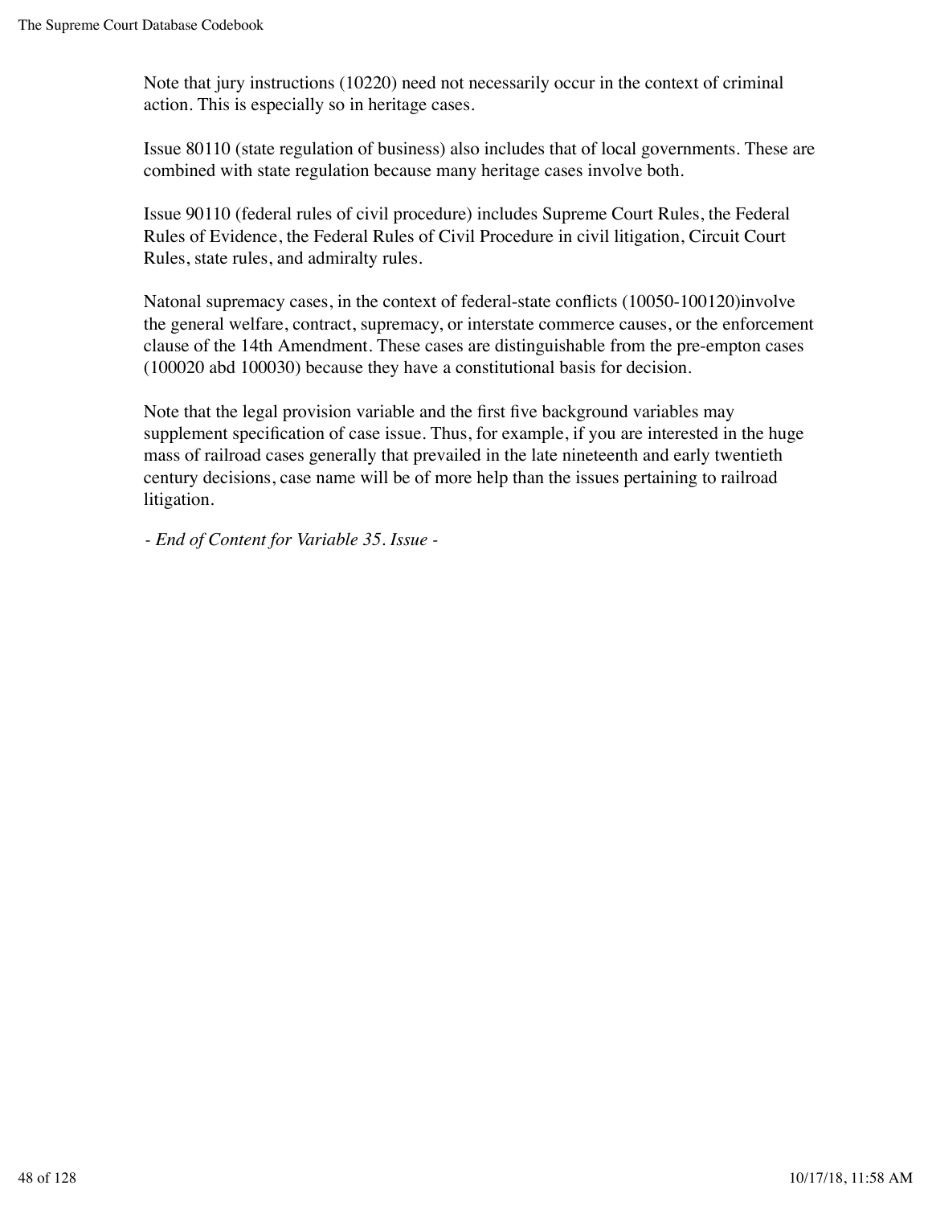Note that jury instructions (10220) need not necessarily occur in the context of criminal action. This is especially so in heritage cases.

Issue 80110 (state regulation of business) also includes that of local governments. These are combined with state regulation because many heritage cases involve both.

Issue 90110 (federal rules of civil procedure) includes Supreme Court Rules, the Federal Rules of Evidence, the Federal Rules of Civil Procedure in civil litigation, Circuit Court Rules, state rules, and admiralty rules.

Natonal supremacy cases, in the context of federal-state conflicts (10050-100120)involve the general welfare, contract, supremacy, or interstate commerce causes, or the enforcement clause of the 14th Amendment. These cases are distinguishable from the pre-empton cases (100020 abd 100030) because they have a constitutional basis for decision.

Note that the legal provision variable and the first five background variables may supplement specification of case issue. Thus, for example, if you are interested in the huge mass of railroad cases generally that prevailed in the late nineteenth and early twentieth century decisions, case name will be of more help than the issues pertaining to railroad litigation.

*- End of Content for Variable 35. Issue -*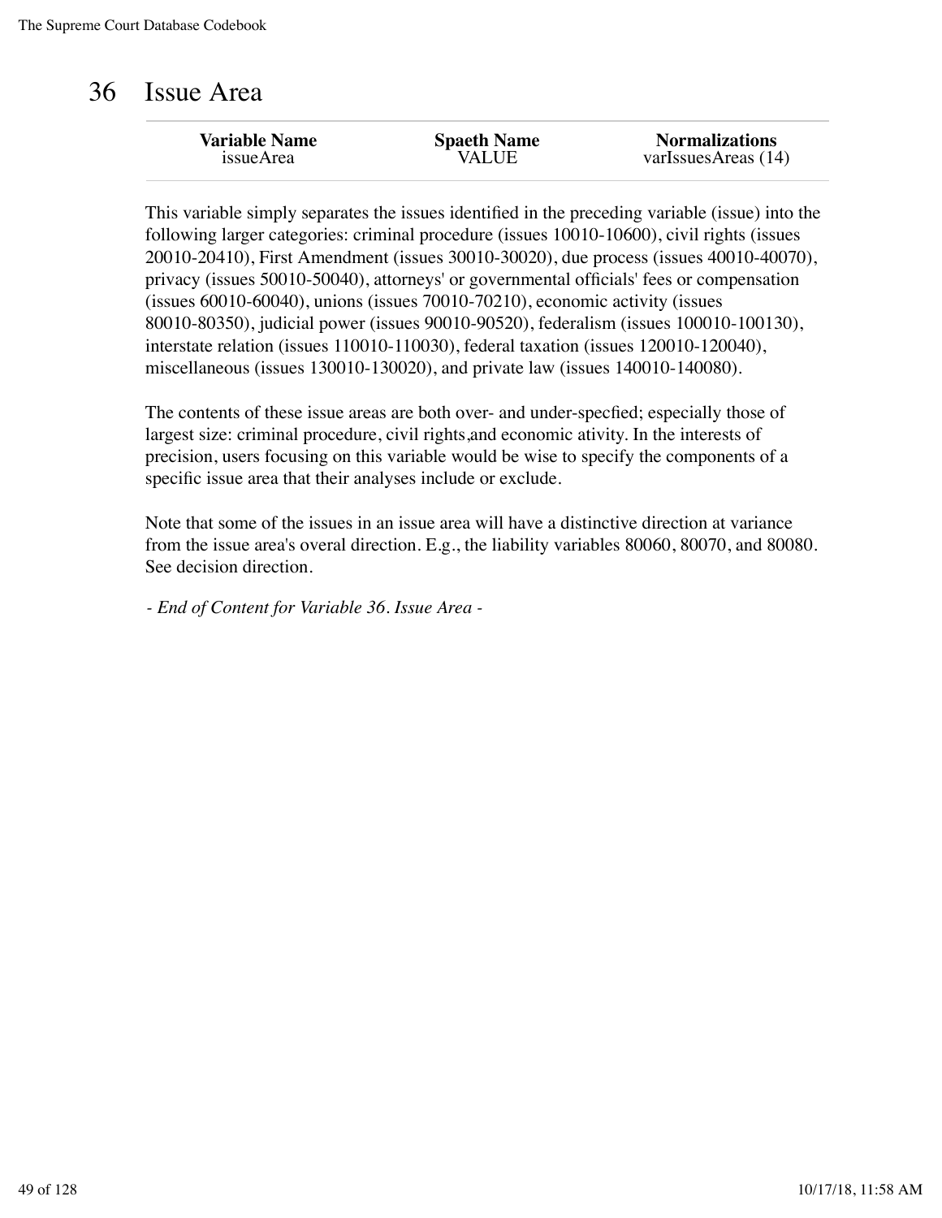# 36 Issue Area

| Variable Name | Spaeth Name | Normalizations |
|---|---|---|
| issueArea | VALUE | varIssuesAreas (14) |

This variable simply separates the issues identified in the preceding variable (issue) into the following larger categories: criminal procedure (issues 10010-10600), civil rights (issues 20010-20410), First Amendment (issues 30010-30020), due process (issues 40010-40070), privacy (issues 50010-50040), attorneys' or governmental officials' fees or compensation (issues 60010-60040), unions (issues 70010-70210), economic activity (issues 80010-80350), judicial power (issues 90010-90520), federalism (issues 100010-100130), interstate relation (issues 110010-110030), federal taxation (issues 120010-120040), miscellaneous (issues 130010-130020), and private law (issues 140010-140080).

The contents of these issue areas are both over- and under-specfied; especially those of largest size: criminal procedure, civil rights,and economic ativity. In the interests of precision, users focusing on this variable would be wise to specify the components of a specific issue area that their analyses include or exclude.

Note that some of the issues in an issue area will have a distinctive direction at variance from the issue area's overal direction. E.g., the liability variables 80060, 80070, and 80080. See decision direction.

*- End of Content for Variable 36. Issue Area -*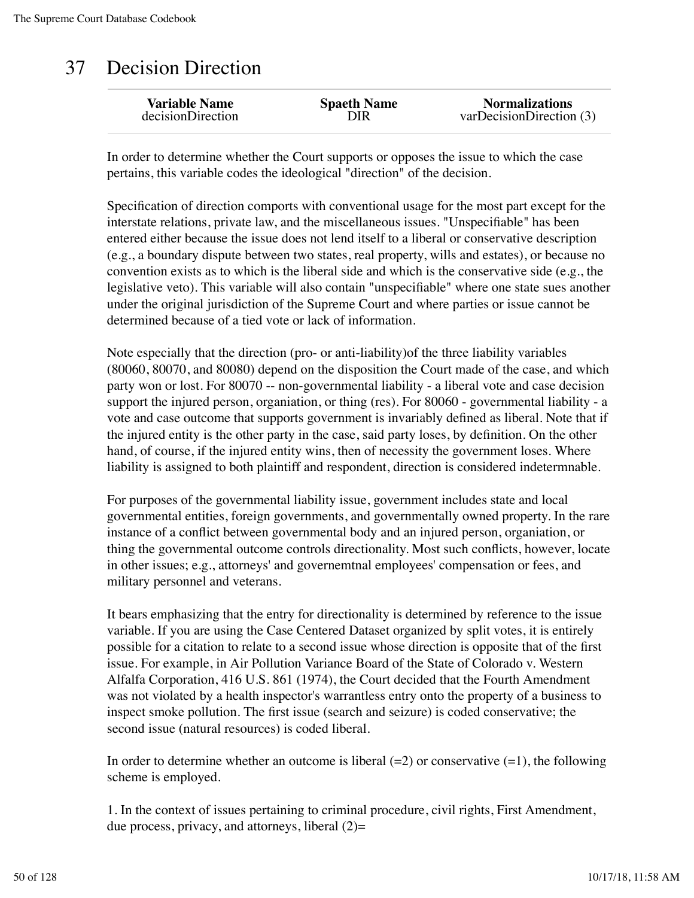# 37 Decision Direction

| Variable Name | Spaeth Name | Normalizations |
|---|---|---|
| decisionDirection | DIR | varDecisionDirection (3) |

In order to determine whether the Court supports or opposes the issue to which the case pertains, this variable codes the ideological "direction" of the decision.

Specification of direction comports with conventional usage for the most part except for the interstate relations, private law, and the miscellaneous issues. "Unspecifiable" has been entered either because the issue does not lend itself to a liberal or conservative description (e.g., a boundary dispute between two states, real property, wills and estates), or because no convention exists as to which is the liberal side and which is the conservative side (e.g., the legislative veto). This variable will also contain "unspecifiable" where one state sues another under the original jurisdiction of the Supreme Court and where parties or issue cannot be determined because of a tied vote or lack of information.

Note especially that the direction (pro- or anti-liability)of the three liability variables (80060, 80070, and 80080) depend on the disposition the Court made of the case, and which party won or lost. For 80070 -- non-governmental liability - a liberal vote and case decision support the injured person, organiation, or thing (res). For 80060 - governmental liability - a vote and case outcome that supports government is invariably defined as liberal. Note that if the injured entity is the other party in the case, said party loses, by definition. On the other hand, of course, if the injured entity wins, then of necessity the government loses. Where liability is assigned to both plaintiff and respondent, direction is considered indetermnable.

For purposes of the governmental liability issue, government includes state and local governmental entities, foreign governments, and governmentally owned property. In the rare instance of a conflict between governmental body and an injured person, organiation, or thing the governmental outcome controls directionality. Most such conflicts, however, locate in other issues; e.g., attorneys' and governemtnal employees' compensation or fees, and military personnel and veterans.

It bears emphasizing that the entry for directionality is determined by reference to the issue variable. If you are using the Case Centered Dataset organized by split votes, it is entirely possible for a citation to relate to a second issue whose direction is opposite that of the first issue. For example, in Air Pollution Variance Board of the State of Colorado v. Western Alfalfa Corporation, 416 U.S. 861 (1974), the Court decided that the Fourth Amendment was not violated by a health inspector's warrantless entry onto the property of a business to inspect smoke pollution. The first issue (search and seizure) is coded conservative; the second issue (natural resources) is coded liberal.

In order to determine whether an outcome is liberal (=2) or conservative (=1), the following scheme is employed.

1. In the context of issues pertaining to criminal procedure, civil rights, First Amendment, due process, privacy, and attorneys, liberal (2)=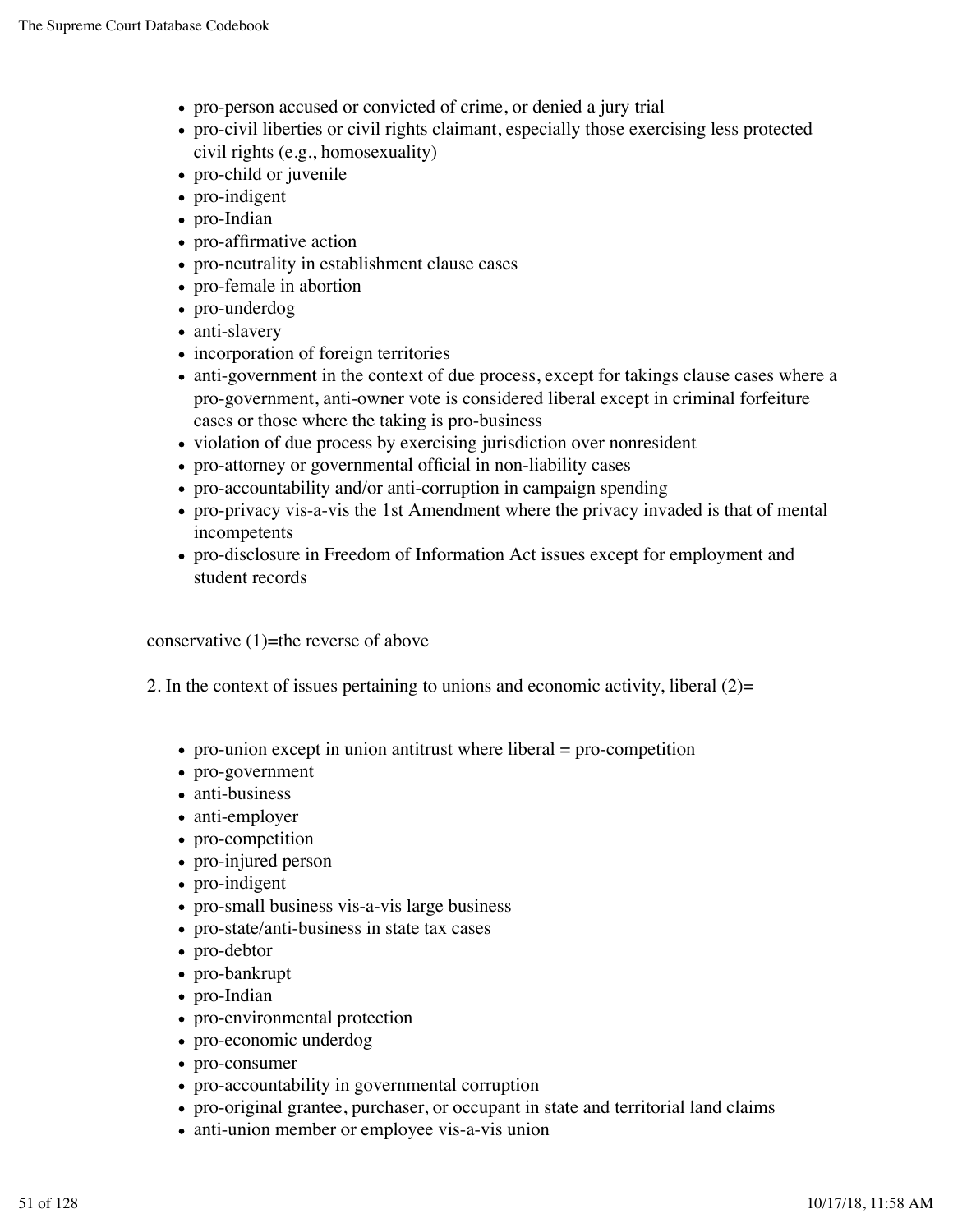- pro-person accused or convicted of crime, or denied a jury trial
- pro-civil liberties or civil rights claimant, especially those exercising less protected civil rights (e.g., homosexuality)
- pro-child or juvenile
- pro-indigent
- pro-Indian
- pro-affirmative action
- pro-neutrality in establishment clause cases
- pro-female in abortion
- pro-underdog
- anti-slavery
- incorporation of foreign territories
- anti-government in the context of due process, except for takings clause cases where a pro-government, anti-owner vote is considered liberal except in criminal forfeiture cases or those where the taking is pro-business
- violation of due process by exercising jurisdiction over nonresident
- pro-attorney or governmental official in non-liability cases
- pro-accountability and/or anti-corruption in campaign spending
- pro-privacy vis-a-vis the 1st Amendment where the privacy invaded is that of mental incompetents
- pro-disclosure in Freedom of Information Act issues except for employment and student records

conservative (1)=the reverse of above

2. In the context of issues pertaining to unions and economic activity, liberal (2)=

- pro-union except in union antitrust where liberal = pro-competition
- pro-government
- anti-business
- anti-employer
- pro-competition
- pro-injured person
- pro-indigent
- pro-small business vis-a-vis large business
- pro-state/anti-business in state tax cases
- pro-debtor
- pro-bankrupt
- pro-Indian
- pro-environmental protection
- pro-economic underdog
- pro-consumer
- pro-accountability in governmental corruption
- pro-original grantee, purchaser, or occupant in state and territorial land claims
- anti-union member or employee vis-a-vis union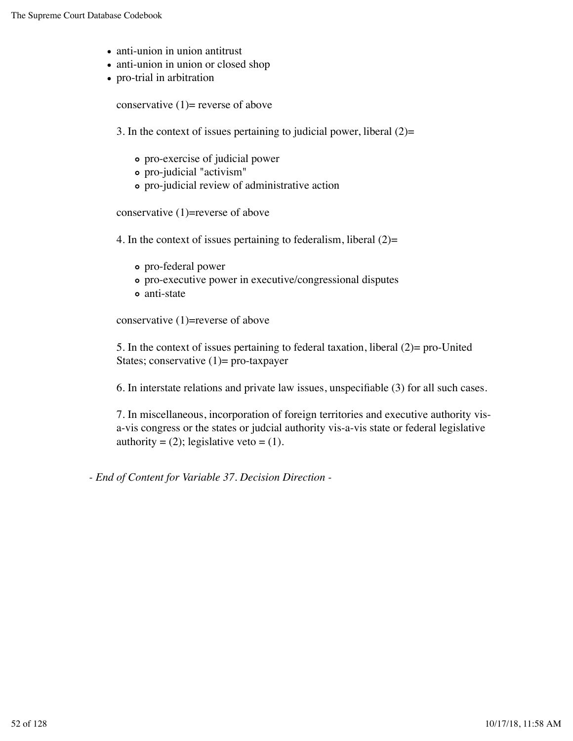- anti-union in union antitrust
- anti-union in union or closed shop
- pro-trial in arbitration

  conservative (1)= reverse of above

  3. In the context of issues pertaining to judicial power, liberal (2)=

    - pro-exercise of judicial power
    - pro-judicial "activism"
    - pro-judicial review of administrative action

  conservative (1)=reverse of above

  4. In the context of issues pertaining to federalism, liberal (2)=

    - pro-federal power
    - pro-executive power in executive/congressional disputes
    - anti-state

  conservative (1)=reverse of above

  5. In the context of issues pertaining to federal taxation, liberal (2)= pro-United States; conservative (1)= pro-taxpayer

  6. In interstate relations and private law issues, unspecifiable (3) for all such cases.

  7. In miscellaneous, incorporation of foreign territories and executive authority vis-a-vis congress or the states or judcial authority vis-a-vis state or federal legislative authority = (2); legislative veto = (1).

*- End of Content for Variable 37. Decision Direction -*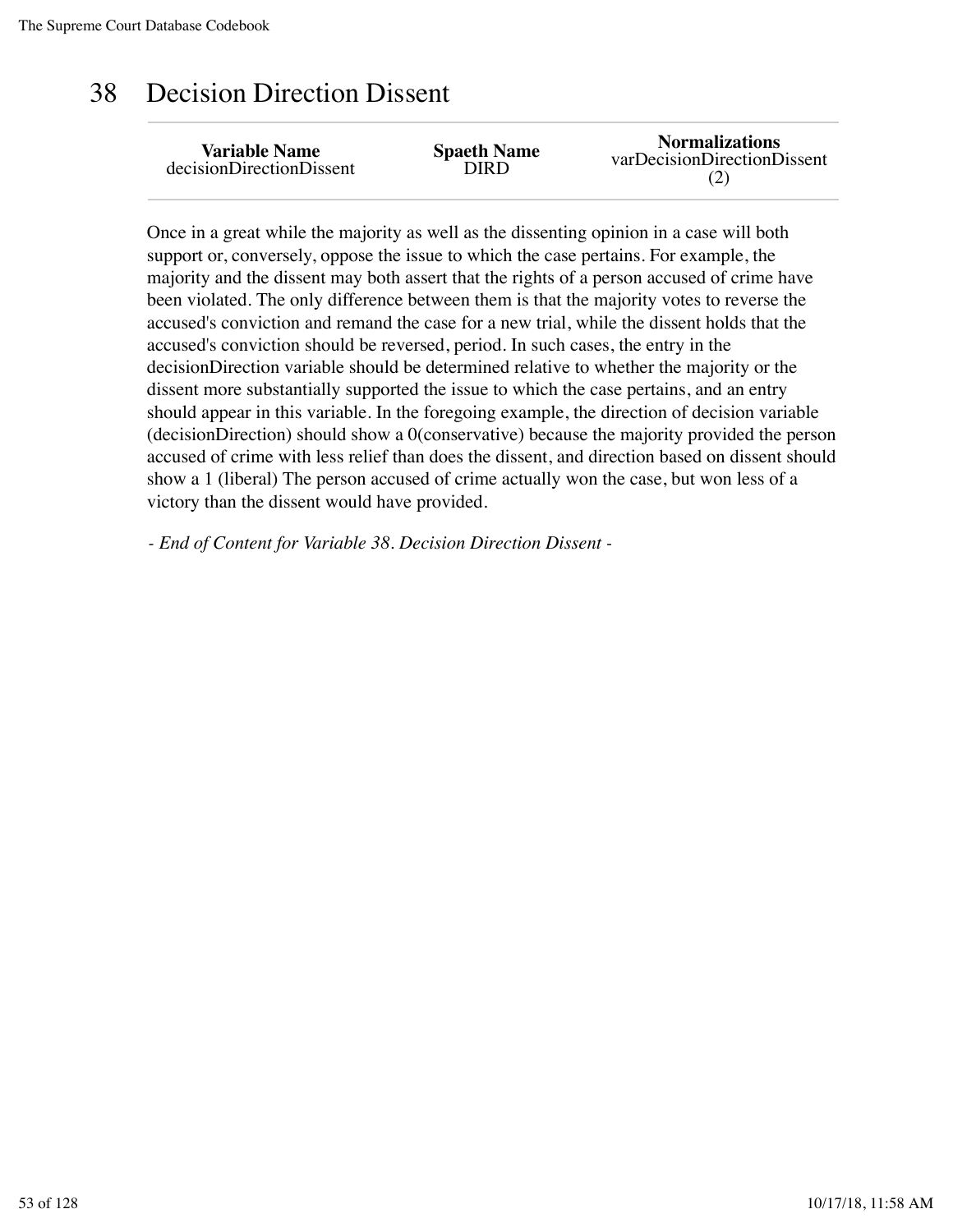# 38 Decision Direction Dissent

| Variable Name | Spaeth Name | Normalizations |
| --- | --- | --- |
| decisionDirectionDissent | DIRD | varDecisionDirectionDissent (2) |

Once in a great while the majority as well as the dissenting opinion in a case will both support or, conversely, oppose the issue to which the case pertains. For example, the majority and the dissent may both assert that the rights of a person accused of crime have been violated. The only difference between them is that the majority votes to reverse the accused's conviction and remand the case for a new trial, while the dissent holds that the accused's conviction should be reversed, period. In such cases, the entry in the decisionDirection variable should be determined relative to whether the majority or the dissent more substantially supported the issue to which the case pertains, and an entry should appear in this variable. In the foregoing example, the direction of decision variable (decisionDirection) should show a 0(conservative) because the majority provided the person accused of crime with less relief than does the dissent, and direction based on dissent should show a 1 (liberal) The person accused of crime actually won the case, but won less of a victory than the dissent would have provided.

*- End of Content for Variable 38. Decision Direction Dissent -*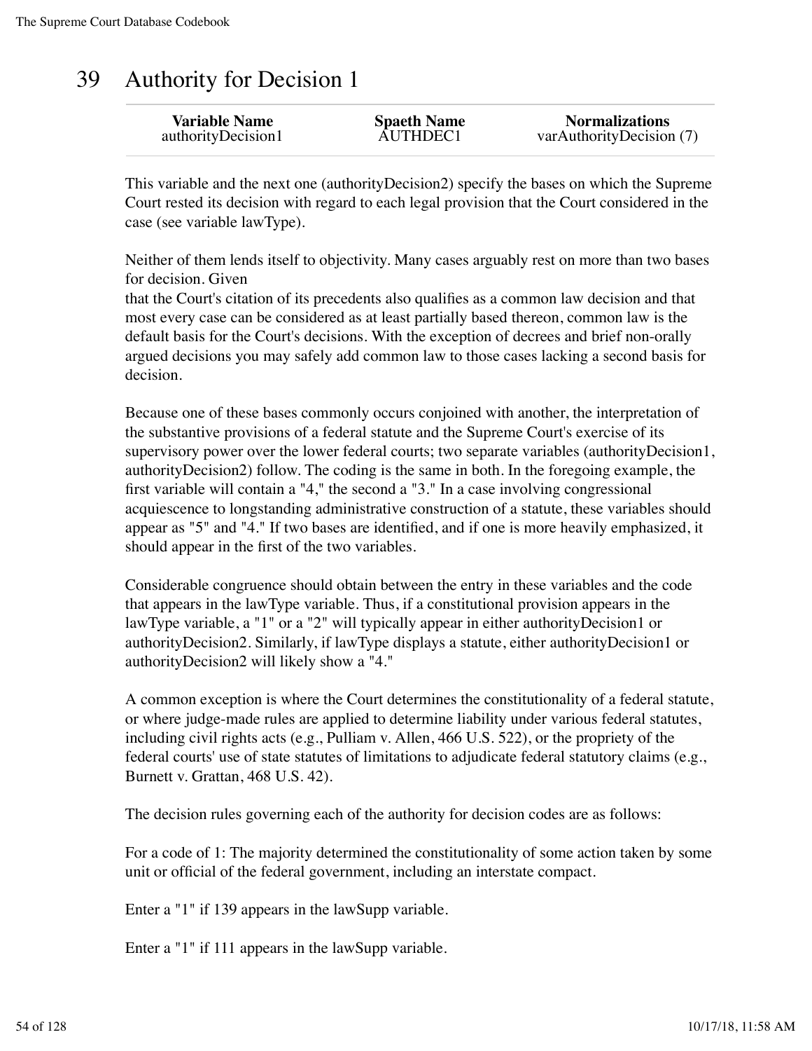# 39 Authority for Decision 1

| Variable Name | Spaeth Name | Normalizations |
|---|---|---|
| authorityDecision1 | AUTHDEC1 | varAuthorityDecision (7) |

This variable and the next one (authorityDecision2) specify the bases on which the Supreme Court rested its decision with regard to each legal provision that the Court considered in the case (see variable lawType).

Neither of them lends itself to objectivity. Many cases arguably rest on more than two bases for decision. Given
that the Court's citation of its precedents also qualifies as a common law decision and that most every case can be considered as at least partially based thereon, common law is the default basis for the Court's decisions. With the exception of decrees and brief non-orally argued decisions you may safely add common law to those cases lacking a second basis for decision.

Because one of these bases commonly occurs conjoined with another, the interpretation of the substantive provisions of a federal statute and the Supreme Court's exercise of its supervisory power over the lower federal courts; two separate variables (authorityDecision1, authorityDecision2) follow. The coding is the same in both. In the foregoing example, the first variable will contain a "4," the second a "3." In a case involving congressional acquiescence to longstanding administrative construction of a statute, these variables should appear as "5" and "4." If two bases are identified, and if one is more heavily emphasized, it should appear in the first of the two variables.

Considerable congruence should obtain between the entry in these variables and the code that appears in the lawType variable. Thus, if a constitutional provision appears in the lawType variable, a "1" or a "2" will typically appear in either authorityDecision1 or authorityDecision2. Similarly, if lawType displays a statute, either authorityDecision1 or authorityDecision2 will likely show a "4."

A common exception is where the Court determines the constitutionality of a federal statute, or where judge-made rules are applied to determine liability under various federal statutes, including civil rights acts (e.g., Pulliam v. Allen, 466 U.S. 522), or the propriety of the federal courts' use of state statutes of limitations to adjudicate federal statutory claims (e.g., Burnett v. Grattan, 468 U.S. 42).

The decision rules governing each of the authority for decision codes are as follows:

For a code of 1: The majority determined the constitutionality of some action taken by some unit or official of the federal government, including an interstate compact.

Enter a "1" if 139 appears in the lawSupp variable.

Enter a "1" if 111 appears in the lawSupp variable.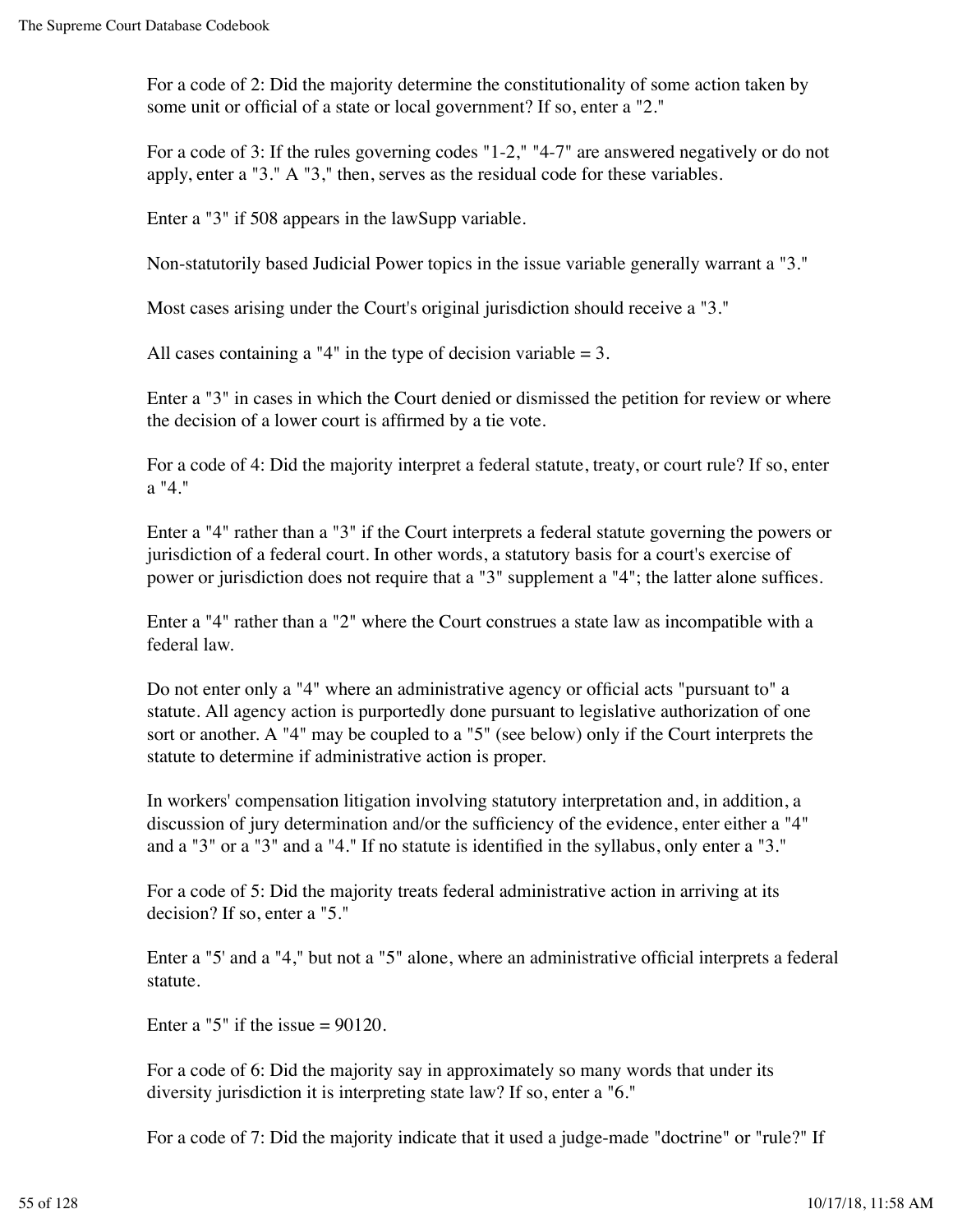For a code of 2: Did the majority determine the constitutionality of some action taken by some unit or official of a state or local government? If so, enter a "2."

For a code of 3: If the rules governing codes "1-2," "4-7" are answered negatively or do not apply, enter a "3." A "3," then, serves as the residual code for these variables.

Enter a "3" if 508 appears in the lawSupp variable.

Non-statutorily based Judicial Power topics in the issue variable generally warrant a "3."

Most cases arising under the Court's original jurisdiction should receive a "3."

All cases containing a "4" in the type of decision variable = 3.

Enter a "3" in cases in which the Court denied or dismissed the petition for review or where the decision of a lower court is affirmed by a tie vote.

For a code of 4: Did the majority interpret a federal statute, treaty, or court rule? If so, enter a "4."

Enter a "4" rather than a "3" if the Court interprets a federal statute governing the powers or jurisdiction of a federal court. In other words, a statutory basis for a court's exercise of power or jurisdiction does not require that a "3" supplement a "4"; the latter alone suffices.

Enter a "4" rather than a "2" where the Court construes a state law as incompatible with a federal law.

Do not enter only a "4" where an administrative agency or official acts "pursuant to" a statute. All agency action is purportedly done pursuant to legislative authorization of one sort or another. A "4" may be coupled to a "5" (see below) only if the Court interprets the statute to determine if administrative action is proper.

In workers' compensation litigation involving statutory interpretation and, in addition, a discussion of jury determination and/or the sufficiency of the evidence, enter either a "4" and a "3" or a "3" and a "4." If no statute is identified in the syllabus, only enter a "3."

For a code of 5: Did the majority treats federal administrative action in arriving at its decision? If so, enter a "5."

Enter a "5' and a "4," but not a "5" alone, where an administrative official interprets a federal statute.

Enter a "5" if the issue = 90120.

For a code of 6: Did the majority say in approximately so many words that under its diversity jurisdiction it is interpreting state law? If so, enter a "6."

For a code of 7: Did the majority indicate that it used a judge-made "doctrine" or "rule?" If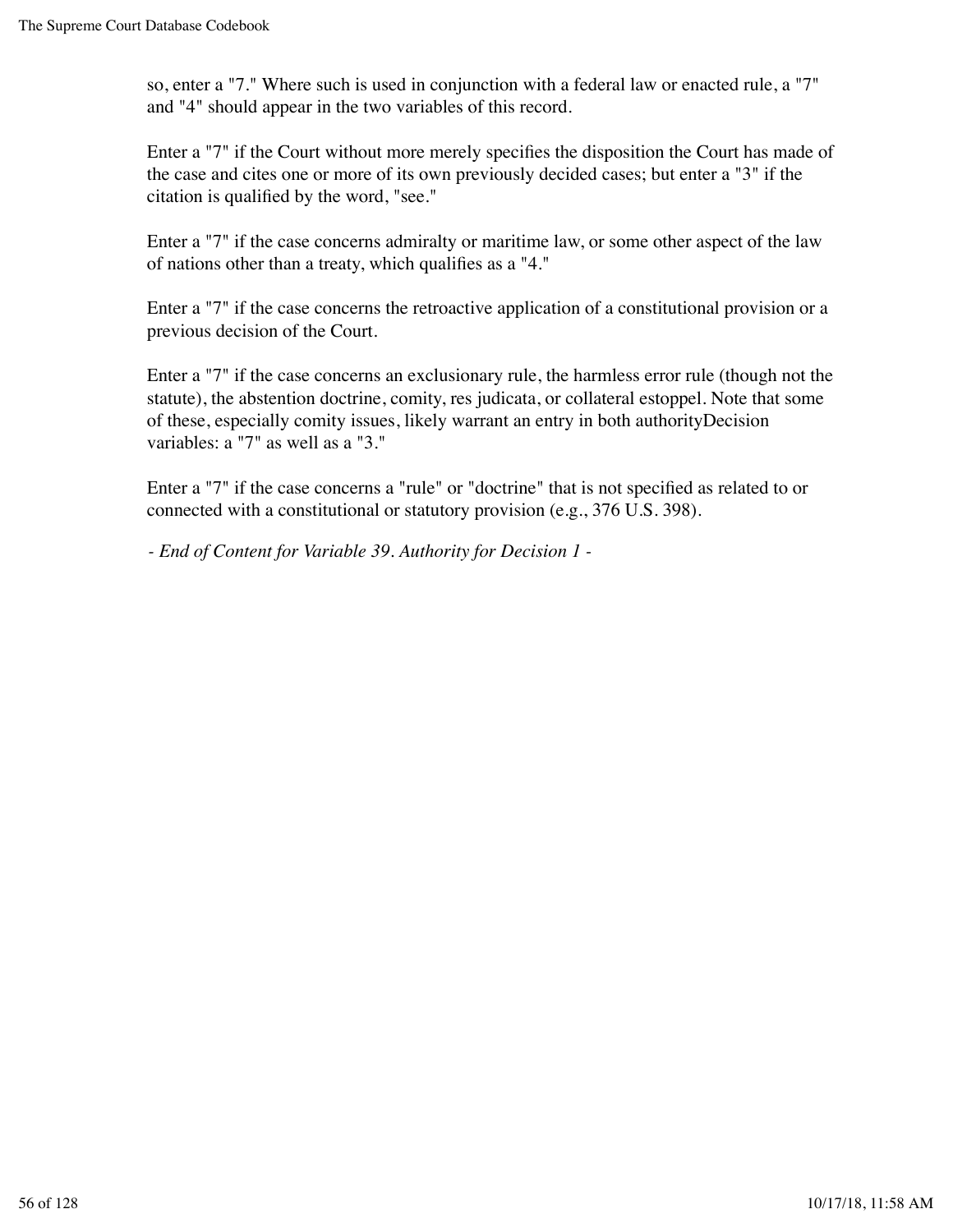so, enter a "7." Where such is used in conjunction with a federal law or enacted rule, a "7" and "4" should appear in the two variables of this record.

Enter a "7" if the Court without more merely specifies the disposition the Court has made of the case and cites one or more of its own previously decided cases; but enter a "3" if the citation is qualified by the word, "see."

Enter a "7" if the case concerns admiralty or maritime law, or some other aspect of the law of nations other than a treaty, which qualifies as a "4."

Enter a "7" if the case concerns the retroactive application of a constitutional provision or a previous decision of the Court.

Enter a "7" if the case concerns an exclusionary rule, the harmless error rule (though not the statute), the abstention doctrine, comity, res judicata, or collateral estoppel. Note that some of these, especially comity issues, likely warrant an entry in both authorityDecision variables: a "7" as well as a "3."

Enter a "7" if the case concerns a "rule" or "doctrine" that is not specified as related to or connected with a constitutional or statutory provision (e.g., 376 U.S. 398).

*- End of Content for Variable 39. Authority for Decision 1 -*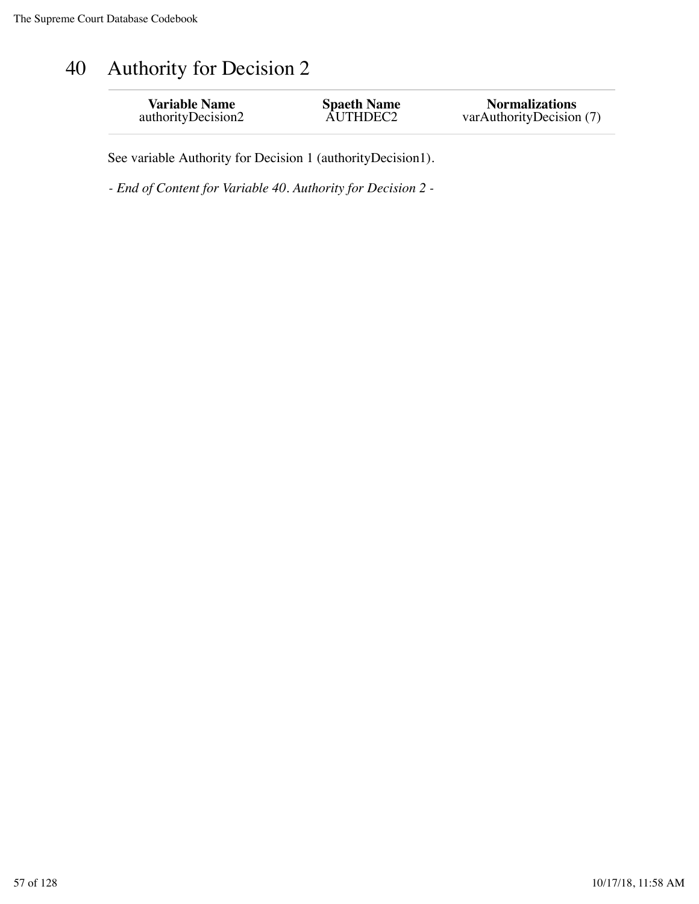# 40 Authority for Decision 2

| Variable Name | Spaeth Name | Normalizations |
|---|---|---|
| authorityDecision2 | AUTHDEC2 | varAuthorityDecision (7) |

See variable Authority for Decision 1 (authorityDecision1).

*- End of Content for Variable 40. Authority for Decision 2 -*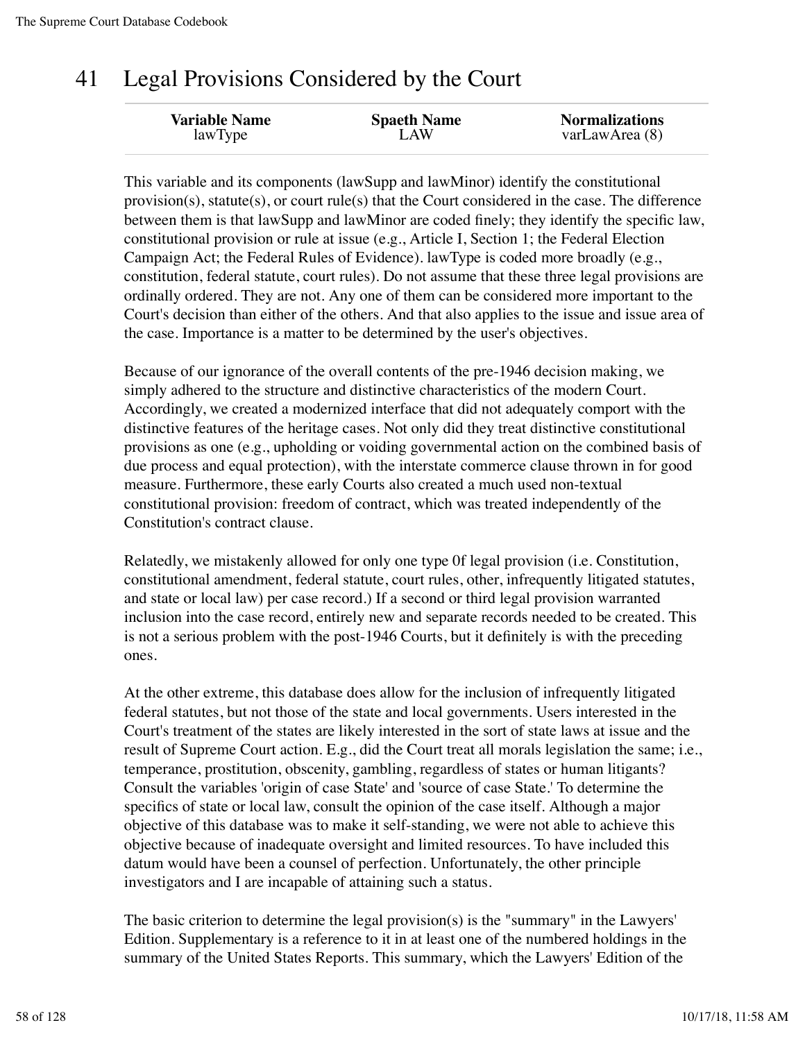# 41 Legal Provisions Considered by the Court

| Variable Name | Spaeth Name | Normalizations |
|---|---|---|
| lawType | LAW | varLawArea (8) |

This variable and its components (lawSupp and lawMinor) identify the constitutional provision(s), statute(s), or court rule(s) that the Court considered in the case. The difference between them is that lawSupp and lawMinor are coded finely; they identify the specific law, constitutional provision or rule at issue (e.g., Article I, Section 1; the Federal Election Campaign Act; the Federal Rules of Evidence). lawType is coded more broadly (e.g., constitution, federal statute, court rules). Do not assume that these three legal provisions are ordinally ordered. They are not. Any one of them can be considered more important to the Court's decision than either of the others. And that also applies to the issue and issue area of the case. Importance is a matter to be determined by the user's objectives.

Because of our ignorance of the overall contents of the pre-1946 decision making, we simply adhered to the structure and distinctive characteristics of the modern Court. Accordingly, we created a modernized interface that did not adequately comport with the distinctive features of the heritage cases. Not only did they treat distinctive constitutional provisions as one (e.g., upholding or voiding governmental action on the combined basis of due process and equal protection), with the interstate commerce clause thrown in for good measure. Furthermore, these early Courts also created a much used non-textual constitutional provision: freedom of contract, which was treated independently of the Constitution's contract clause.

Relatedly, we mistakenly allowed for only one type 0f legal provision (i.e. Constitution, constitutional amendment, federal statute, court rules, other, infrequently litigated statutes, and state or local law) per case record.) If a second or third legal provision warranted inclusion into the case record, entirely new and separate records needed to be created. This is not a serious problem with the post-1946 Courts, but it definitely is with the preceding ones.

At the other extreme, this database does allow for the inclusion of infrequently litigated federal statutes, but not those of the state and local governments. Users interested in the Court's treatment of the states are likely interested in the sort of state laws at issue and the result of Supreme Court action. E.g., did the Court treat all morals legislation the same; i.e., temperance, prostitution, obscenity, gambling, regardless of states or human litigants? Consult the variables 'origin of case State' and 'source of case State.' To determine the specifics of state or local law, consult the opinion of the case itself. Although a major objective of this database was to make it self-standing, we were not able to achieve this objective because of inadequate oversight and limited resources. To have included this datum would have been a counsel of perfection. Unfortunately, the other principle investigators and I are incapable of attaining such a status.

The basic criterion to determine the legal provision(s) is the "summary" in the Lawyers' Edition. Supplementary is a reference to it in at least one of the numbered holdings in the summary of the United States Reports. This summary, which the Lawyers' Edition of the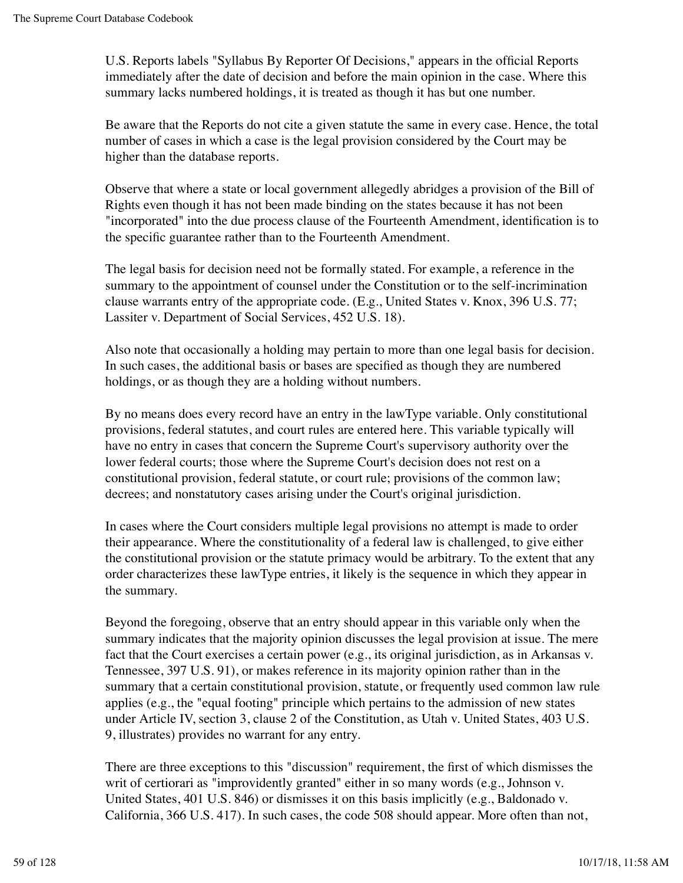U.S. Reports labels "Syllabus By Reporter Of Decisions," appears in the official Reports immediately after the date of decision and before the main opinion in the case. Where this summary lacks numbered holdings, it is treated as though it has but one number.

Be aware that the Reports do not cite a given statute the same in every case. Hence, the total number of cases in which a case is the legal provision considered by the Court may be higher than the database reports.

Observe that where a state or local government allegedly abridges a provision of the Bill of Rights even though it has not been made binding on the states because it has not been "incorporated" into the due process clause of the Fourteenth Amendment, identification is to the specific guarantee rather than to the Fourteenth Amendment.

The legal basis for decision need not be formally stated. For example, a reference in the summary to the appointment of counsel under the Constitution or to the self-incrimination clause warrants entry of the appropriate code. (E.g., United States v. Knox, 396 U.S. 77; Lassiter v. Department of Social Services, 452 U.S. 18).

Also note that occasionally a holding may pertain to more than one legal basis for decision. In such cases, the additional basis or bases are specified as though they are numbered holdings, or as though they are a holding without numbers.

By no means does every record have an entry in the lawType variable. Only constitutional provisions, federal statutes, and court rules are entered here. This variable typically will have no entry in cases that concern the Supreme Court's supervisory authority over the lower federal courts; those where the Supreme Court's decision does not rest on a constitutional provision, federal statute, or court rule; provisions of the common law; decrees; and nonstatutory cases arising under the Court's original jurisdiction.

In cases where the Court considers multiple legal provisions no attempt is made to order their appearance. Where the constitutionality of a federal law is challenged, to give either the constitutional provision or the statute primacy would be arbitrary. To the extent that any order characterizes these lawType entries, it likely is the sequence in which they appear in the summary.

Beyond the foregoing, observe that an entry should appear in this variable only when the summary indicates that the majority opinion discusses the legal provision at issue. The mere fact that the Court exercises a certain power (e.g., its original jurisdiction, as in Arkansas v. Tennessee, 397 U.S. 91), or makes reference in its majority opinion rather than in the summary that a certain constitutional provision, statute, or frequently used common law rule applies (e.g., the "equal footing" principle which pertains to the admission of new states under Article IV, section 3, clause 2 of the Constitution, as Utah v. United States, 403 U.S. 9, illustrates) provides no warrant for any entry.

There are three exceptions to this "discussion" requirement, the first of which dismisses the writ of certiorari as "improvidently granted" either in so many words (e.g., Johnson v. United States, 401 U.S. 846) or dismisses it on this basis implicitly (e.g., Baldonado v. California, 366 U.S. 417). In such cases, the code 508 should appear. More often than not,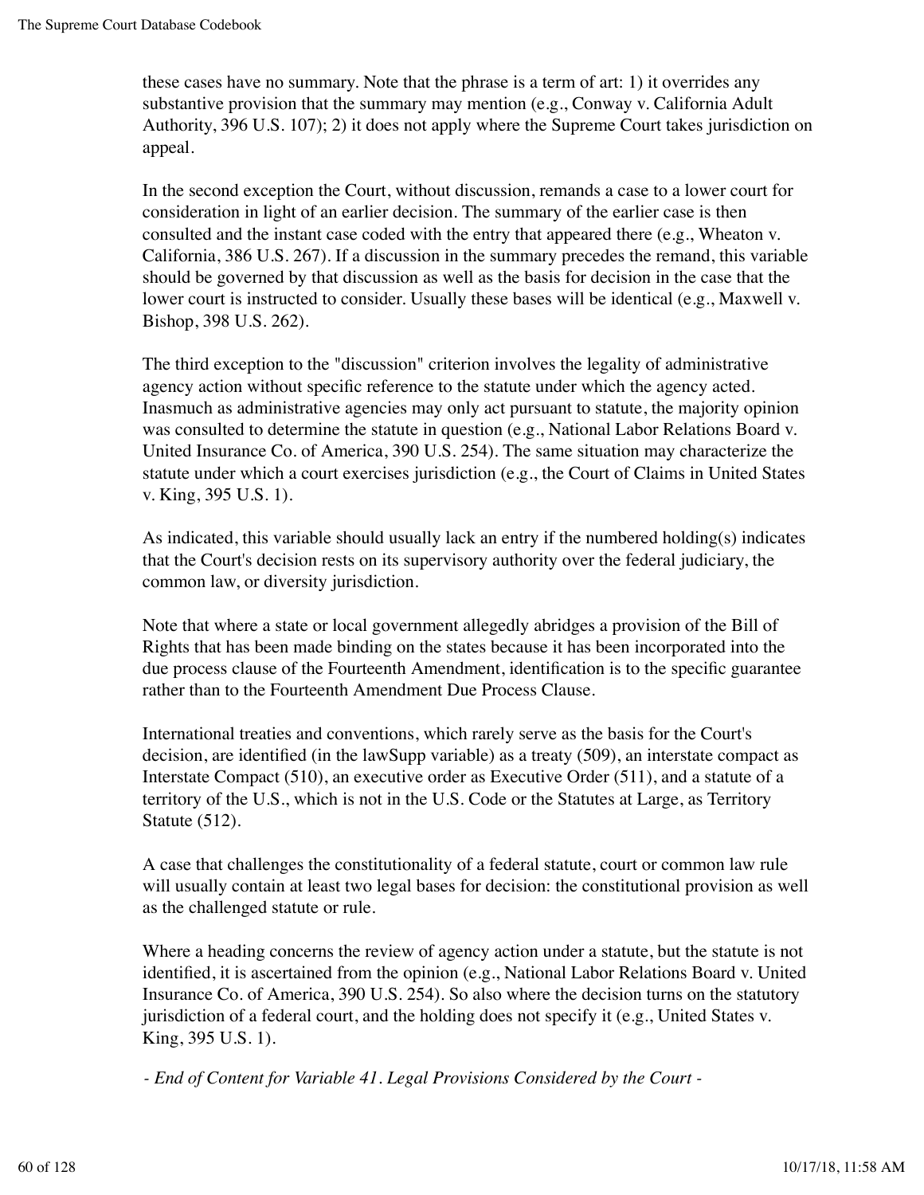these cases have no summary. Note that the phrase is a term of art: 1) it overrides any substantive provision that the summary may mention (e.g., Conway v. California Adult Authority, 396 U.S. 107); 2) it does not apply where the Supreme Court takes jurisdiction on appeal.

In the second exception the Court, without discussion, remands a case to a lower court for consideration in light of an earlier decision. The summary of the earlier case is then consulted and the instant case coded with the entry that appeared there (e.g., Wheaton v. California, 386 U.S. 267). If a discussion in the summary precedes the remand, this variable should be governed by that discussion as well as the basis for decision in the case that the lower court is instructed to consider. Usually these bases will be identical (e.g., Maxwell v. Bishop, 398 U.S. 262).

The third exception to the "discussion" criterion involves the legality of administrative agency action without specific reference to the statute under which the agency acted. Inasmuch as administrative agencies may only act pursuant to statute, the majority opinion was consulted to determine the statute in question (e.g., National Labor Relations Board v. United Insurance Co. of America, 390 U.S. 254). The same situation may characterize the statute under which a court exercises jurisdiction (e.g., the Court of Claims in United States v. King, 395 U.S. 1).

As indicated, this variable should usually lack an entry if the numbered holding(s) indicates that the Court's decision rests on its supervisory authority over the federal judiciary, the common law, or diversity jurisdiction.

Note that where a state or local government allegedly abridges a provision of the Bill of Rights that has been made binding on the states because it has been incorporated into the due process clause of the Fourteenth Amendment, identification is to the specific guarantee rather than to the Fourteenth Amendment Due Process Clause.

International treaties and conventions, which rarely serve as the basis for the Court's decision, are identified (in the lawSupp variable) as a treaty (509), an interstate compact as Interstate Compact (510), an executive order as Executive Order (511), and a statute of a territory of the U.S., which is not in the U.S. Code or the Statutes at Large, as Territory Statute (512).

A case that challenges the constitutionality of a federal statute, court or common law rule will usually contain at least two legal bases for decision: the constitutional provision as well as the challenged statute or rule.

Where a heading concerns the review of agency action under a statute, but the statute is not identified, it is ascertained from the opinion (e.g., National Labor Relations Board v. United Insurance Co. of America, 390 U.S. 254). So also where the decision turns on the statutory jurisdiction of a federal court, and the holding does not specify it (e.g., United States v. King, 395 U.S. 1).

*- End of Content for Variable 41. Legal Provisions Considered by the Court -*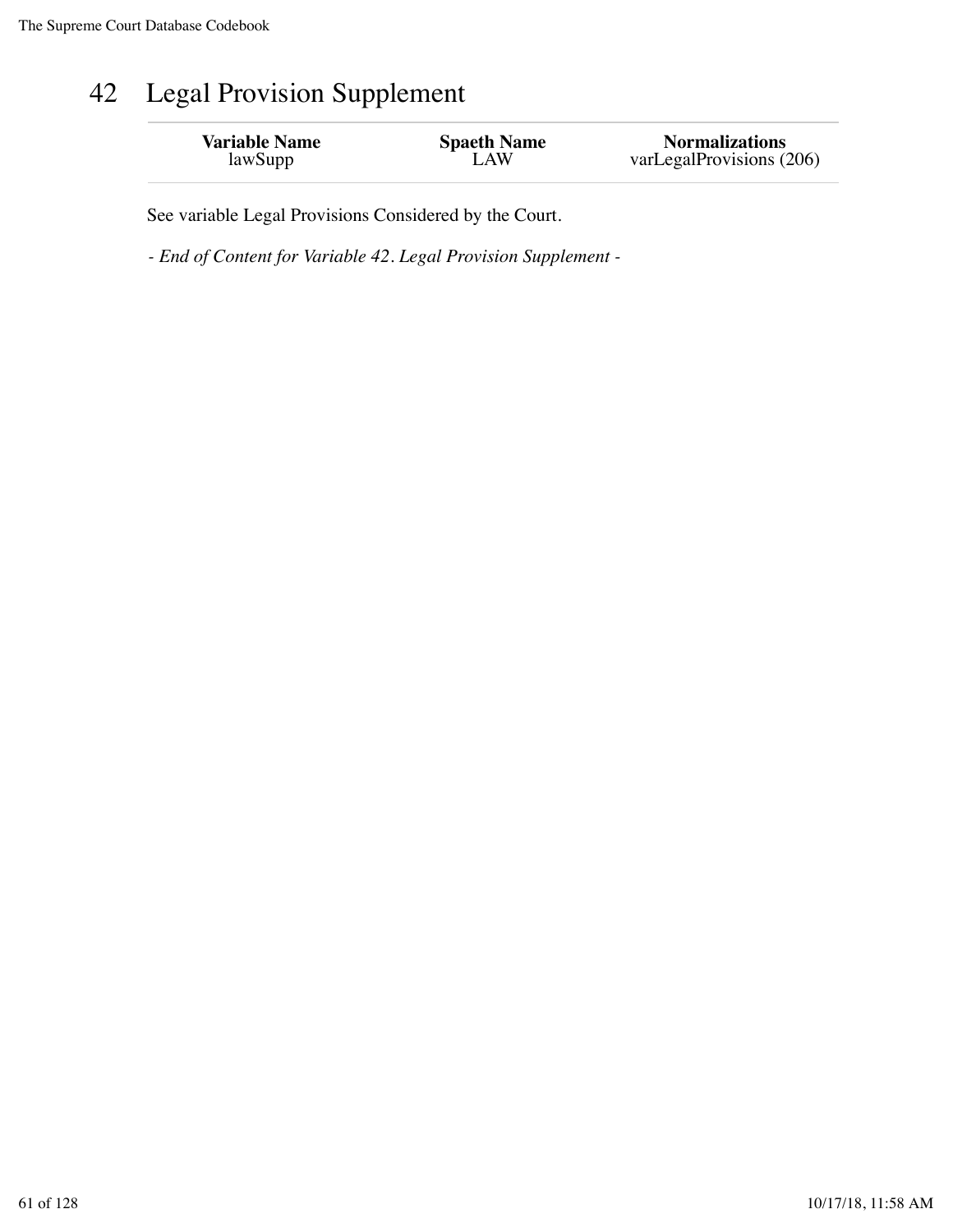# 42 Legal Provision Supplement

| Variable Name | Spaeth Name | Normalizations |
| --- | --- | --- |
| lawSupp | LAW | varLegalProvisions (206) |

See variable Legal Provisions Considered by the Court.

*- End of Content for Variable 42. Legal Provision Supplement -*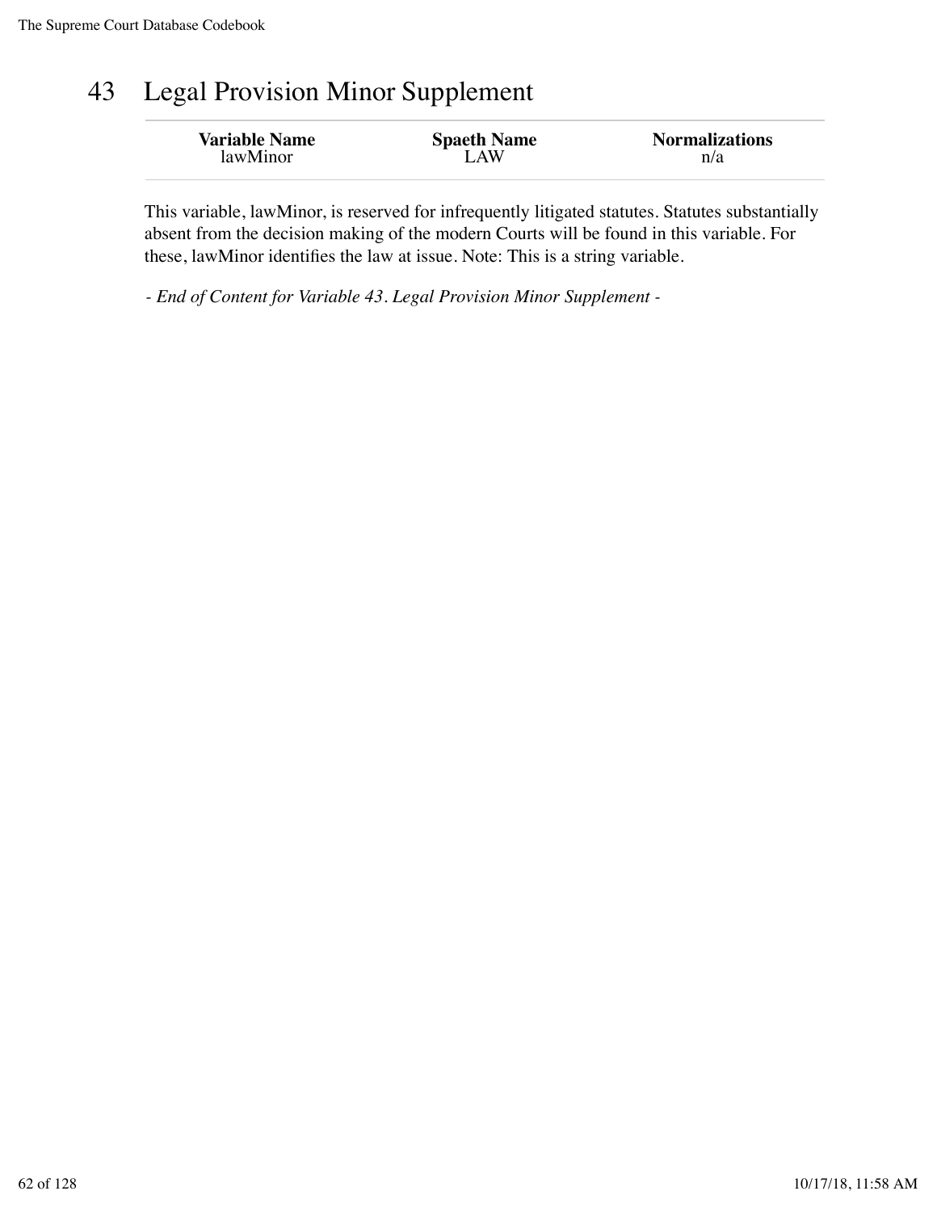# 43 Legal Provision Minor Supplement

| Variable Name | Spaeth Name | Normalizations |
|---|---|---|
| lawMinor | LAW | n/a |

This variable, lawMinor, is reserved for infrequently litigated statutes. Statutes substantially absent from the decision making of the modern Courts will be found in this variable. For these, lawMinor identifies the law at issue. Note: This is a string variable.

*- End of Content for Variable 43. Legal Provision Minor Supplement -*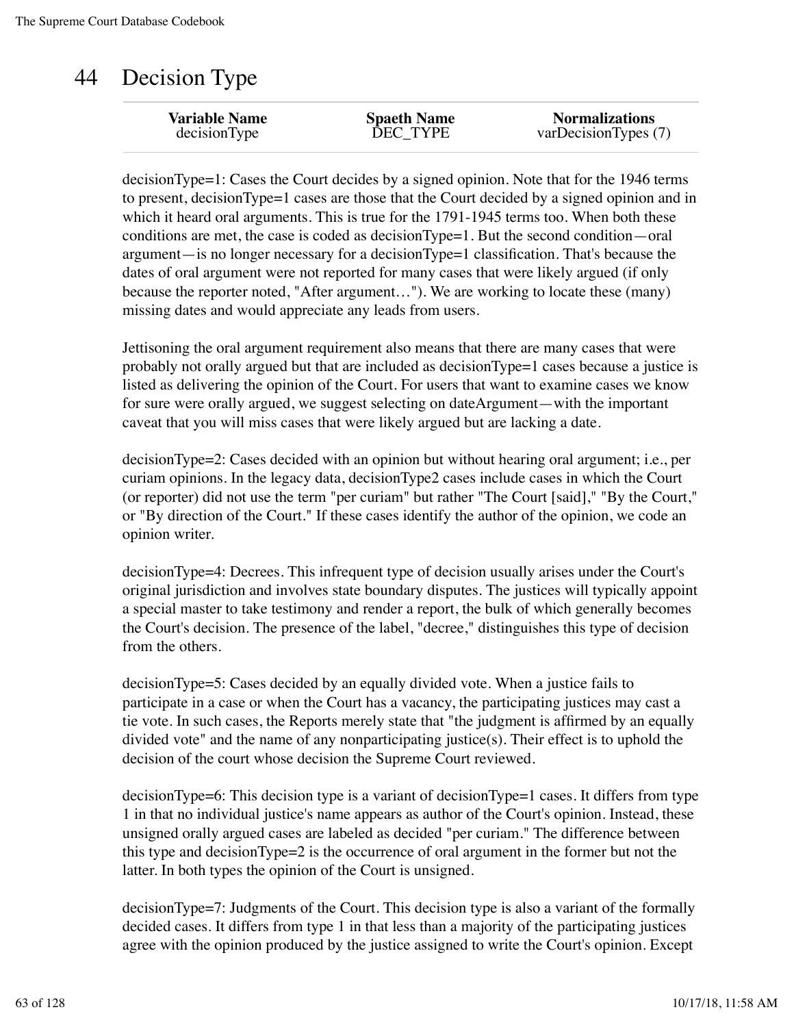# 44 Decision Type

| Variable Name | Spaeth Name | Normalizations |
| --- | --- | --- |
| decisionType | DEC_TYPE | varDecisionTypes (7) |

decisionType=1: Cases the Court decides by a signed opinion. Note that for the 1946 terms to present, decisionType=1 cases are those that the Court decided by a signed opinion and in which it heard oral arguments. This is true for the 1791-1945 terms too. When both these conditions are met, the case is coded as decisionType=1. But the second condition—oral argument—is no longer necessary for a decisionType=1 classification. That's because the dates of oral argument were not reported for many cases that were likely argued (if only because the reporter noted, "After argument…"). We are working to locate these (many) missing dates and would appreciate any leads from users.

Jettisoning the oral argument requirement also means that there are many cases that were probably not orally argued but that are included as decisionType=1 cases because a justice is listed as delivering the opinion of the Court. For users that want to examine cases we know for sure were orally argued, we suggest selecting on dateArgument—with the important caveat that you will miss cases that were likely argued but are lacking a date.

decisionType=2: Cases decided with an opinion but without hearing oral argument; i.e., per curiam opinions. In the legacy data, decisionType2 cases include cases in which the Court (or reporter) did not use the term "per curiam" but rather "The Court [said]," "By the Court," or "By direction of the Court." If these cases identify the author of the opinion, we code an opinion writer.

decisionType=4: Decrees. This infrequent type of decision usually arises under the Court's original jurisdiction and involves state boundary disputes. The justices will typically appoint a special master to take testimony and render a report, the bulk of which generally becomes the Court's decision. The presence of the label, "decree," distinguishes this type of decision from the others.

decisionType=5: Cases decided by an equally divided vote. When a justice fails to participate in a case or when the Court has a vacancy, the participating justices may cast a tie vote. In such cases, the Reports merely state that "the judgment is affirmed by an equally divided vote" and the name of any nonparticipating justice(s). Their effect is to uphold the decision of the court whose decision the Supreme Court reviewed.

decisionType=6: This decision type is a variant of decisionType=1 cases. It differs from type 1 in that no individual justice's name appears as author of the Court's opinion. Instead, these unsigned orally argued cases are labeled as decided "per curiam." The difference between this type and decisionType=2 is the occurrence of oral argument in the former but not the latter. In both types the opinion of the Court is unsigned.

decisionType=7: Judgments of the Court. This decision type is also a variant of the formally decided cases. It differs from type 1 in that less than a majority of the participating justices agree with the opinion produced by the justice assigned to write the Court's opinion. Except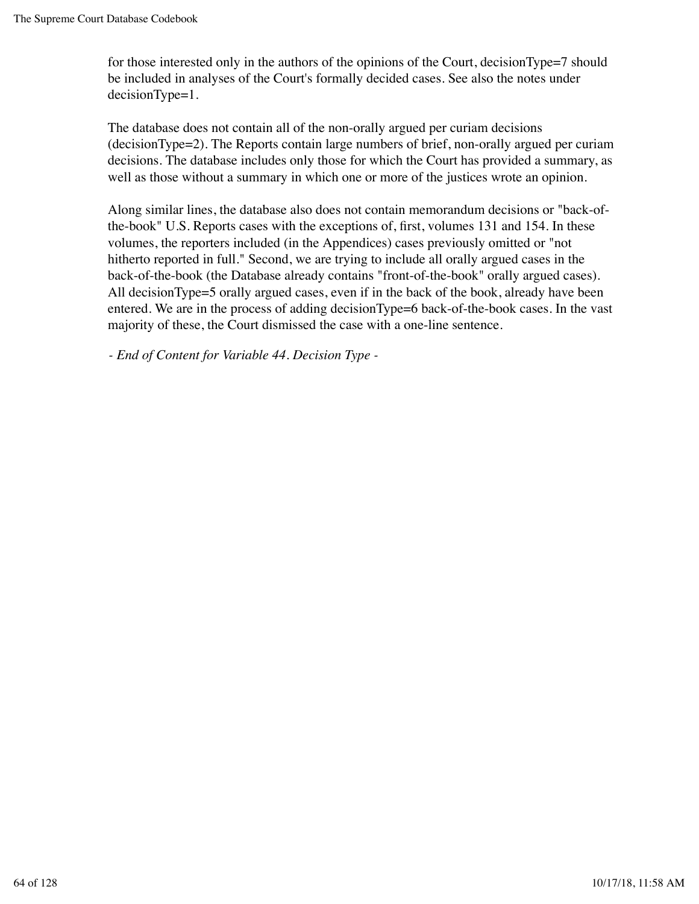for those interested only in the authors of the opinions of the Court, decisionType=7 should be included in analyses of the Court's formally decided cases. See also the notes under decisionType=1.

The database does not contain all of the non-orally argued per curiam decisions (decisionType=2). The Reports contain large numbers of brief, non-orally argued per curiam decisions. The database includes only those for which the Court has provided a summary, as well as those without a summary in which one or more of the justices wrote an opinion.

Along similar lines, the database also does not contain memorandum decisions or "back-of-the-book" U.S. Reports cases with the exceptions of, first, volumes 131 and 154. In these volumes, the reporters included (in the Appendices) cases previously omitted or "not hitherto reported in full." Second, we are trying to include all orally argued cases in the back-of-the-book (the Database already contains "front-of-the-book" orally argued cases). All decisionType=5 orally argued cases, even if in the back of the book, already have been entered. We are in the process of adding decisionType=6 back-of-the-book cases. In the vast majority of these, the Court dismissed the case with a one-line sentence.

*- End of Content for Variable 44. Decision Type -*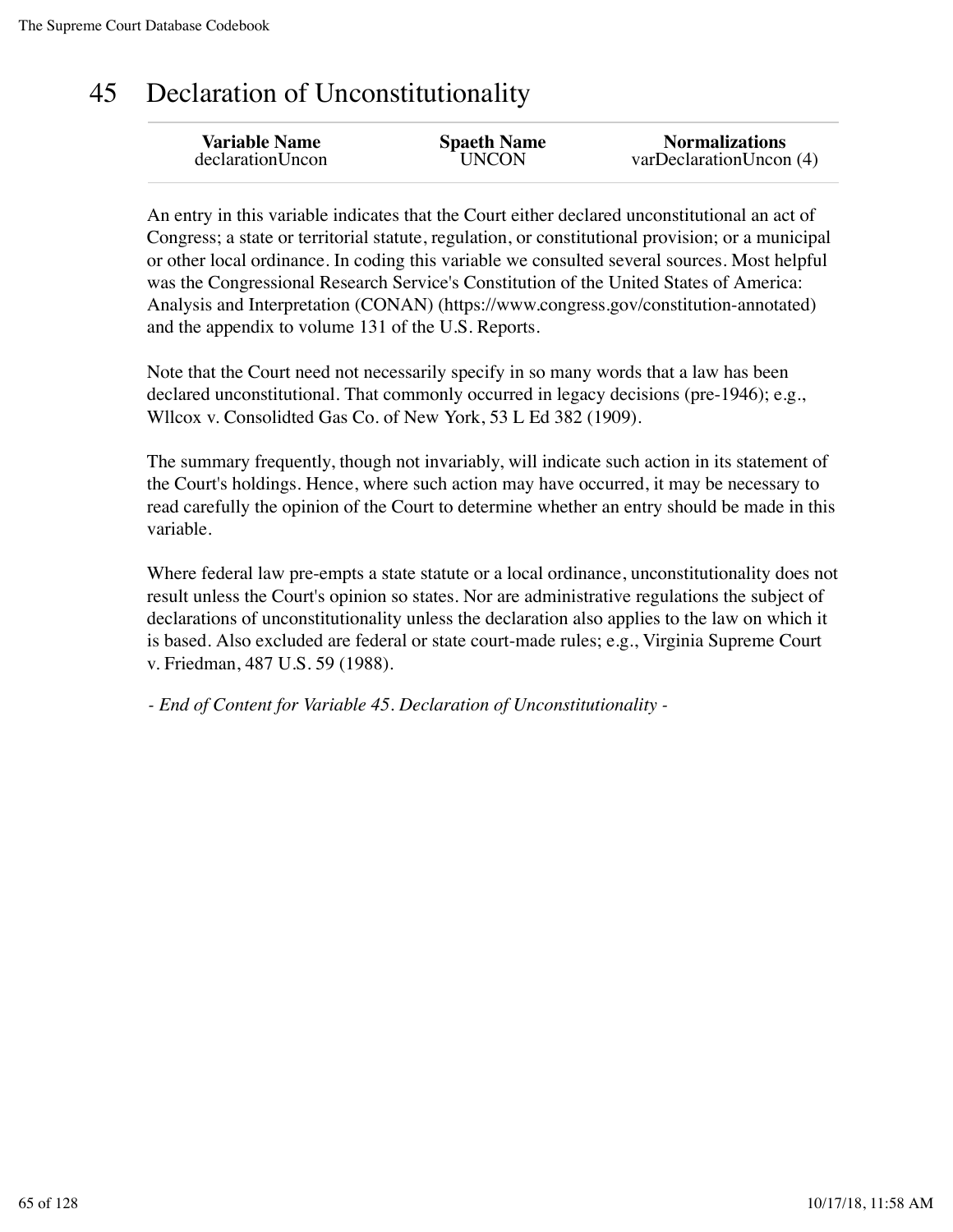# 45 Declaration of Unconstitutionality

| Variable Name | Spaeth Name | Normalizations |
|---|---|---|
| declarationUncon | UNCON | varDeclarationUncon (4) |

An entry in this variable indicates that the Court either declared unconstitutional an act of Congress; a state or territorial statute, regulation, or constitutional provision; or a municipal or other local ordinance. In coding this variable we consulted several sources. Most helpful was the Congressional Research Service's Constitution of the United States of America: Analysis and Interpretation (CONAN) (https://www.congress.gov/constitution-annotated) and the appendix to volume 131 of the U.S. Reports.

Note that the Court need not necessarily specify in so many words that a law has been declared unconstitutional. That commonly occurred in legacy decisions (pre-1946); e.g., Wllcox v. Consolidted Gas Co. of New York, 53 L Ed 382 (1909).

The summary frequently, though not invariably, will indicate such action in its statement of the Court's holdings. Hence, where such action may have occurred, it may be necessary to read carefully the opinion of the Court to determine whether an entry should be made in this variable.

Where federal law pre-empts a state statute or a local ordinance, unconstitutionality does not result unless the Court's opinion so states. Nor are administrative regulations the subject of declarations of unconstitutionality unless the declaration also applies to the law on which it is based. Also excluded are federal or state court-made rules; e.g., Virginia Supreme Court v. Friedman, 487 U.S. 59 (1988).

*- End of Content for Variable 45. Declaration of Unconstitutionality -*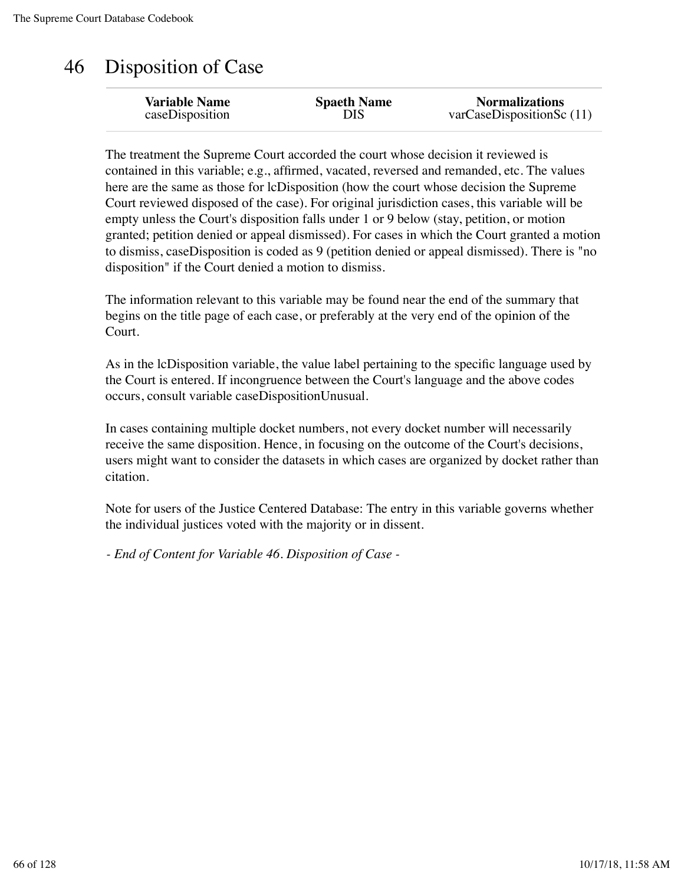# 46 Disposition of Case

| Variable Name | Spaeth Name | Normalizations |
|---|---|---|
| caseDisposition | DIS | varCaseDispositionSc (11) |

The treatment the Supreme Court accorded the court whose decision it reviewed is contained in this variable; e.g., affirmed, vacated, reversed and remanded, etc. The values here are the same as those for lcDisposition (how the court whose decision the Supreme Court reviewed disposed of the case). For original jurisdiction cases, this variable will be empty unless the Court's disposition falls under 1 or 9 below (stay, petition, or motion granted; petition denied or appeal dismissed). For cases in which the Court granted a motion to dismiss, caseDisposition is coded as 9 (petition denied or appeal dismissed). There is "no disposition" if the Court denied a motion to dismiss.

The information relevant to this variable may be found near the end of the summary that begins on the title page of each case, or preferably at the very end of the opinion of the Court.

As in the lcDisposition variable, the value label pertaining to the specific language used by the Court is entered. If incongruence between the Court's language and the above codes occurs, consult variable caseDispositionUnusual.

In cases containing multiple docket numbers, not every docket number will necessarily receive the same disposition. Hence, in focusing on the outcome of the Court's decisions, users might want to consider the datasets in which cases are organized by docket rather than citation.

Note for users of the Justice Centered Database: The entry in this variable governs whether the individual justices voted with the majority or in dissent.

*- End of Content for Variable 46. Disposition of Case -*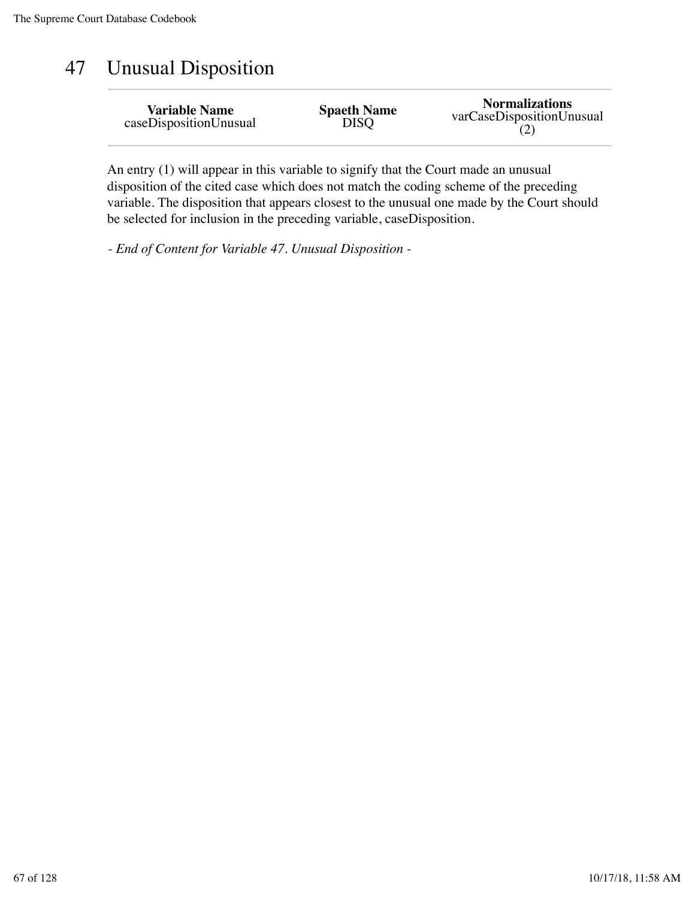# 47 Unusual Disposition

| Variable Name | Spaeth Name | Normalizations |
|---|---|---|
| caseDispositionUnusual | DISQ | varCaseDispositionUnusual (2) |

An entry (1) will appear in this variable to signify that the Court made an unusual disposition of the cited case which does not match the coding scheme of the preceding variable. The disposition that appears closest to the unusual one made by the Court should be selected for inclusion in the preceding variable, caseDisposition.

*- End of Content for Variable 47. Unusual Disposition -*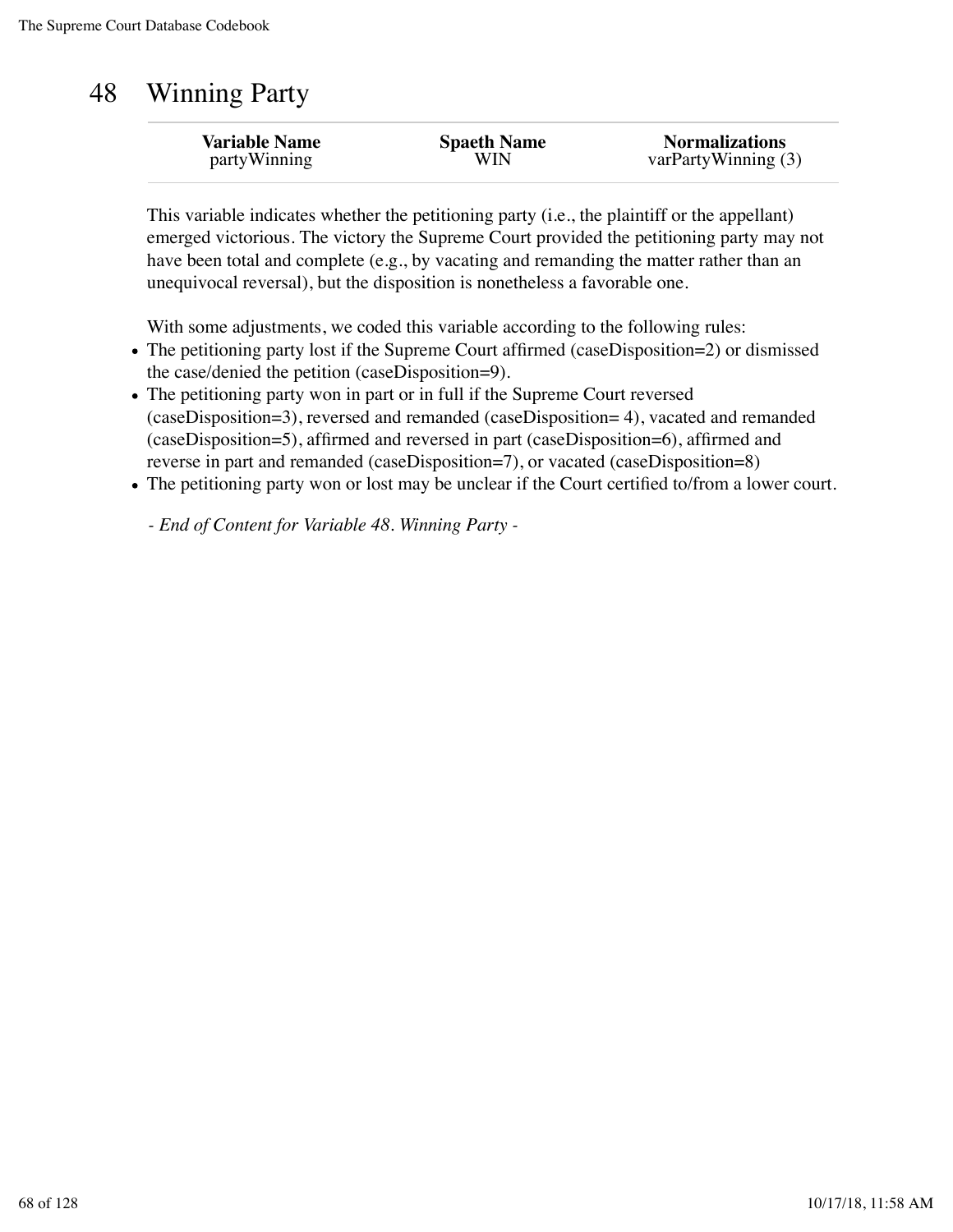# 48 Winning Party

| Variable Name | Spaeth Name | Normalizations |
|---|---|---|
| partyWinning | WIN | varPartyWinning (3) |

This variable indicates whether the petitioning party (i.e., the plaintiff or the appellant) emerged victorious. The victory the Supreme Court provided the petitioning party may not have been total and complete (e.g., by vacating and remanding the matter rather than an unequivocal reversal), but the disposition is nonetheless a favorable one.

With some adjustments, we coded this variable according to the following rules:

- The petitioning party lost if the Supreme Court affirmed (caseDisposition=2) or dismissed the case/denied the petition (caseDisposition=9).
- The petitioning party won in part or in full if the Supreme Court reversed (caseDisposition=3), reversed and remanded (caseDisposition= 4), vacated and remanded (caseDisposition=5), affirmed and reversed in part (caseDisposition=6), affirmed and reverse in part and remanded (caseDisposition=7), or vacated (caseDisposition=8)
- The petitioning party won or lost may be unclear if the Court certified to/from a lower court.

*- End of Content for Variable 48. Winning Party -*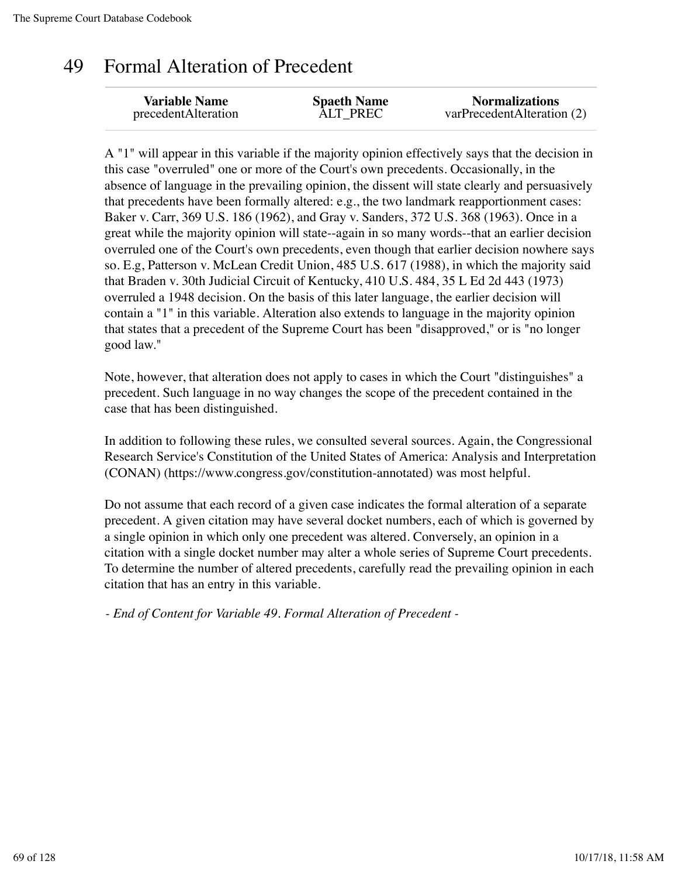# 49 Formal Alteration of Precedent

| Variable Name | Spaeth Name | Normalizations |
|---|---|---|
| precedentAlteration | ALT_PREC | varPrecedentAlteration (2) |

A "1" will appear in this variable if the majority opinion effectively says that the decision in this case "overruled" one or more of the Court's own precedents. Occasionally, in the absence of language in the prevailing opinion, the dissent will state clearly and persuasively that precedents have been formally altered: e.g., the two landmark reapportionment cases: Baker v. Carr, 369 U.S. 186 (1962), and Gray v. Sanders, 372 U.S. 368 (1963). Once in a great while the majority opinion will state--again in so many words--that an earlier decision overruled one of the Court's own precedents, even though that earlier decision nowhere says so. E.g, Patterson v. McLean Credit Union, 485 U.S. 617 (1988), in which the majority said that Braden v. 30th Judicial Circuit of Kentucky, 410 U.S. 484, 35 L Ed 2d 443 (1973) overruled a 1948 decision. On the basis of this later language, the earlier decision will contain a "1" in this variable. Alteration also extends to language in the majority opinion that states that a precedent of the Supreme Court has been "disapproved," or is "no longer good law."

Note, however, that alteration does not apply to cases in which the Court "distinguishes" a precedent. Such language in no way changes the scope of the precedent contained in the case that has been distinguished.

In addition to following these rules, we consulted several sources. Again, the Congressional Research Service's Constitution of the United States of America: Analysis and Interpretation (CONAN) (https://www.congress.gov/constitution-annotated) was most helpful.

Do not assume that each record of a given case indicates the formal alteration of a separate precedent. A given citation may have several docket numbers, each of which is governed by a single opinion in which only one precedent was altered. Conversely, an opinion in a citation with a single docket number may alter a whole series of Supreme Court precedents. To determine the number of altered precedents, carefully read the prevailing opinion in each citation that has an entry in this variable.

*- End of Content for Variable 49. Formal Alteration of Precedent -*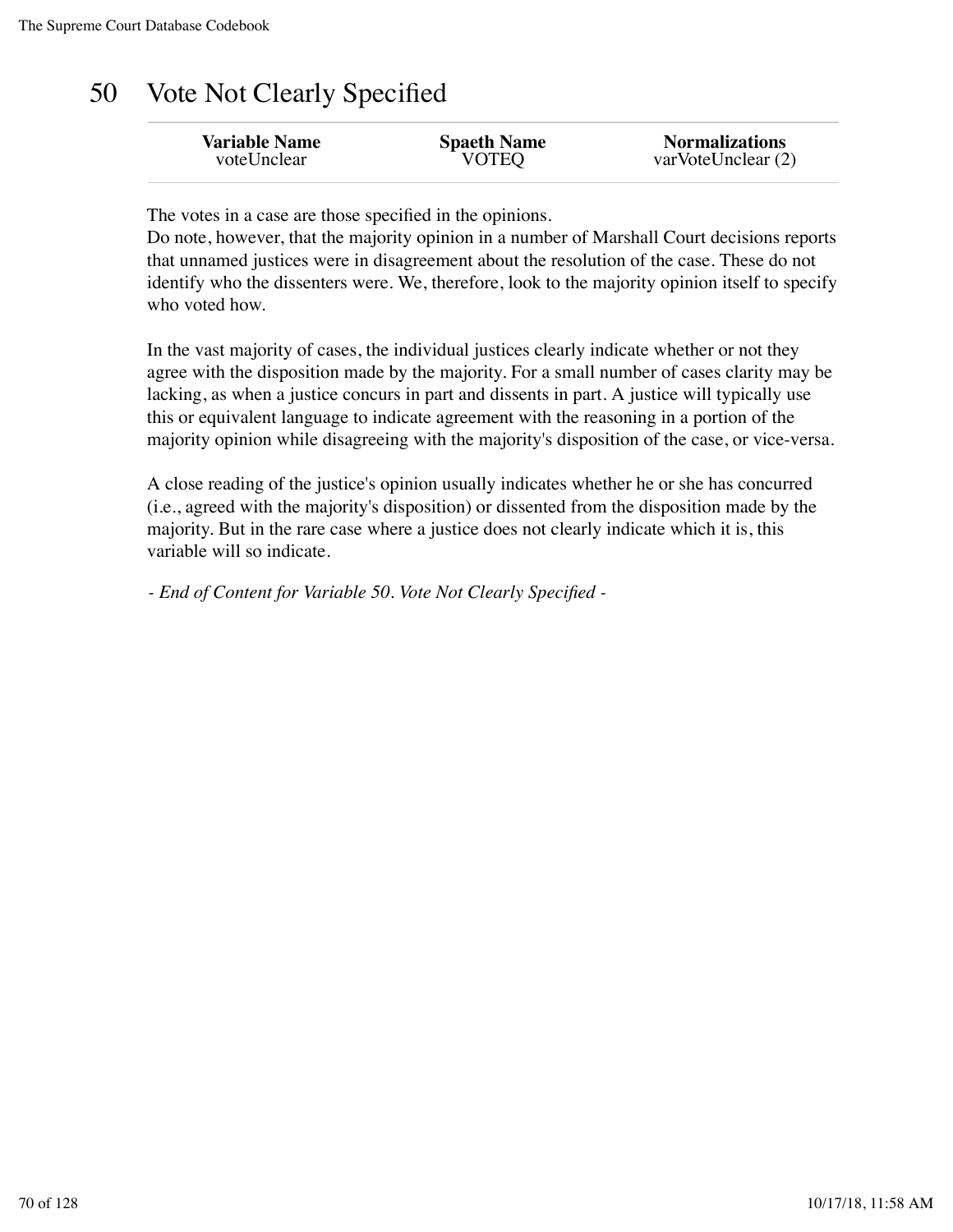# 50 Vote Not Clearly Specified

| Variable Name | Spaeth Name | Normalizations |
|---|---|---|
| voteUnclear | VOTEQ | varVoteUnclear (2) |

The votes in a case are those specified in the opinions.
Do note, however, that the majority opinion in a number of Marshall Court decisions reports that unnamed justices were in disagreement about the resolution of the case. These do not identify who the dissenters were. We, therefore, look to the majority opinion itself to specify who voted how.

In the vast majority of cases, the individual justices clearly indicate whether or not they agree with the disposition made by the majority. For a small number of cases clarity may be lacking, as when a justice concurs in part and dissents in part. A justice will typically use this or equivalent language to indicate agreement with the reasoning in a portion of the majority opinion while disagreeing with the majority's disposition of the case, or vice-versa.

A close reading of the justice's opinion usually indicates whether he or she has concurred (i.e., agreed with the majority's disposition) or dissented from the disposition made by the majority. But in the rare case where a justice does not clearly indicate which it is, this variable will so indicate.

*- End of Content for Variable 50. Vote Not Clearly Specified -*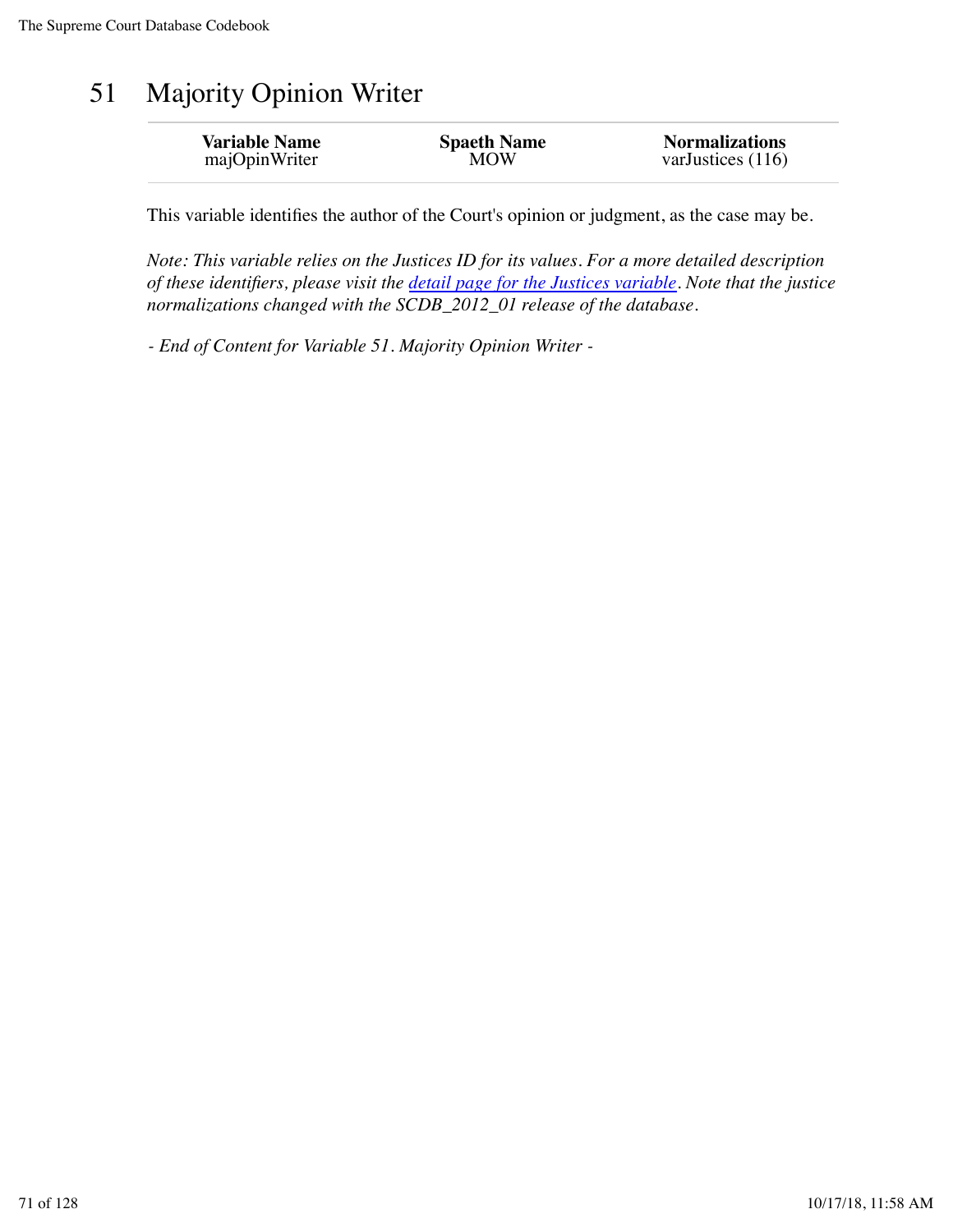# 51 Majority Opinion Writer

| Variable Name | Spaeth Name | Normalizations |
|---|---|---|
| majOpinWriter | MOW | varJustices (116) |

This variable identifies the author of the Court's opinion or judgment, as the case may be.

*Note: This variable relies on the Justices ID for its values. For a more detailed description of these identifiers, please visit the detail page for the Justices variable. Note that the justice normalizations changed with the SCDB_2012_01 release of the database.*

*- End of Content for Variable 51. Majority Opinion Writer -*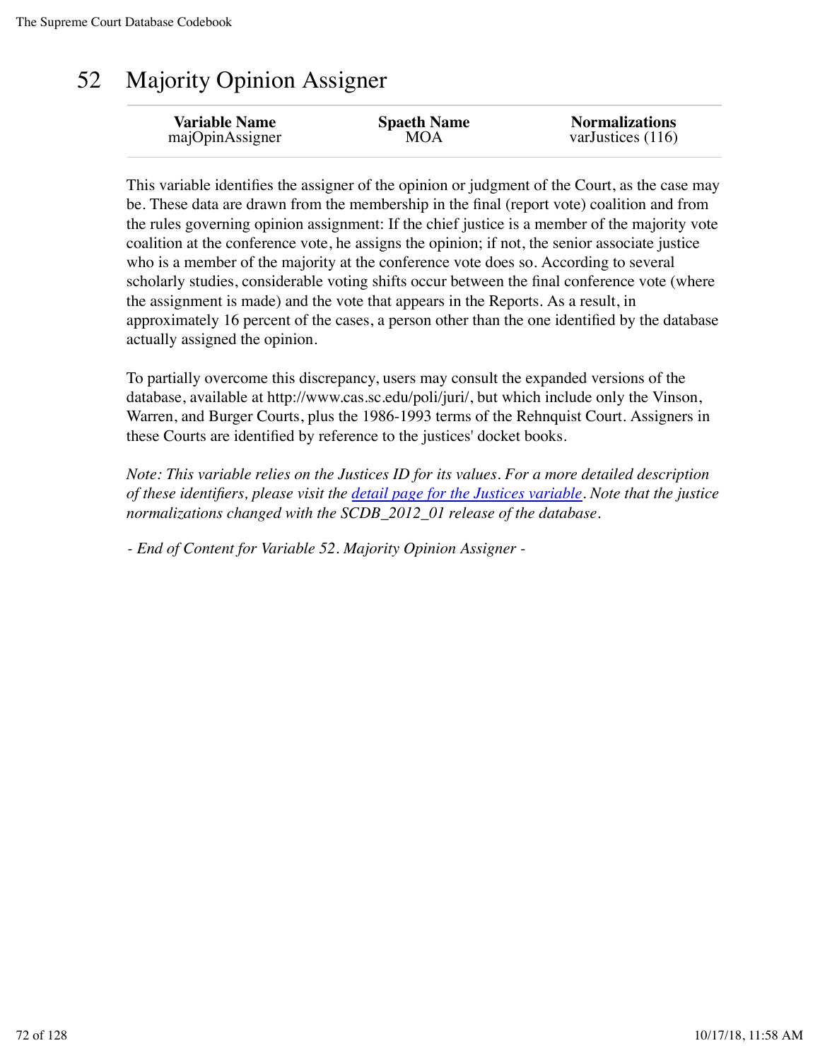# 52 Majority Opinion Assigner

| Variable Name | Spaeth Name | Normalizations |
|---|---|---|
| majOpinAssigner | MOA | varJustices (116) |

This variable identifies the assigner of the opinion or judgment of the Court, as the case may be. These data are drawn from the membership in the final (report vote) coalition and from the rules governing opinion assignment: If the chief justice is a member of the majority vote coalition at the conference vote, he assigns the opinion; if not, the senior associate justice who is a member of the majority at the conference vote does so. According to several scholarly studies, considerable voting shifts occur between the final conference vote (where the assignment is made) and the vote that appears in the Reports. As a result, in approximately 16 percent of the cases, a person other than the one identified by the database actually assigned the opinion.

To partially overcome this discrepancy, users may consult the expanded versions of the database, available at http://www.cas.sc.edu/poli/juri/, but which include only the Vinson, Warren, and Burger Courts, plus the 1986-1993 terms of the Rehnquist Court. Assigners in these Courts are identified by reference to the justices' docket books.

*Note: This variable relies on the Justices ID for its values. For a more detailed description of these identifiers, please visit the detail page for the Justices variable. Note that the justice normalizations changed with the SCDB_2012_01 release of the database.*

*- End of Content for Variable 52. Majority Opinion Assigner -*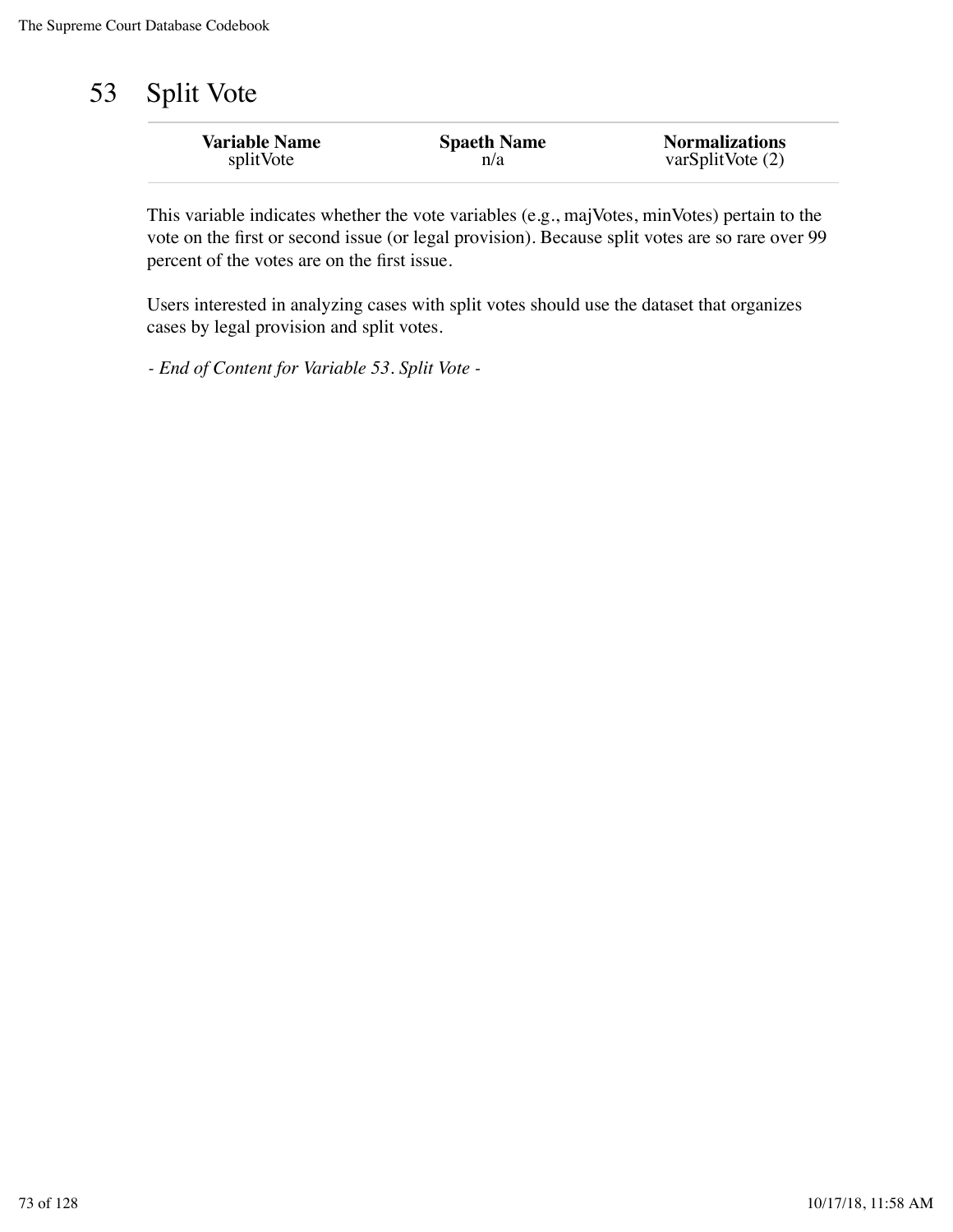# 53 Split Vote

| Variable Name | Spaeth Name | Normalizations |
|---|---|---|
| splitVote | n/a | varSplitVote (2) |

This variable indicates whether the vote variables (e.g., majVotes, minVotes) pertain to the vote on the first or second issue (or legal provision). Because split votes are so rare over 99 percent of the votes are on the first issue.

Users interested in analyzing cases with split votes should use the dataset that organizes cases by legal provision and split votes.

*- End of Content for Variable 53. Split Vote -*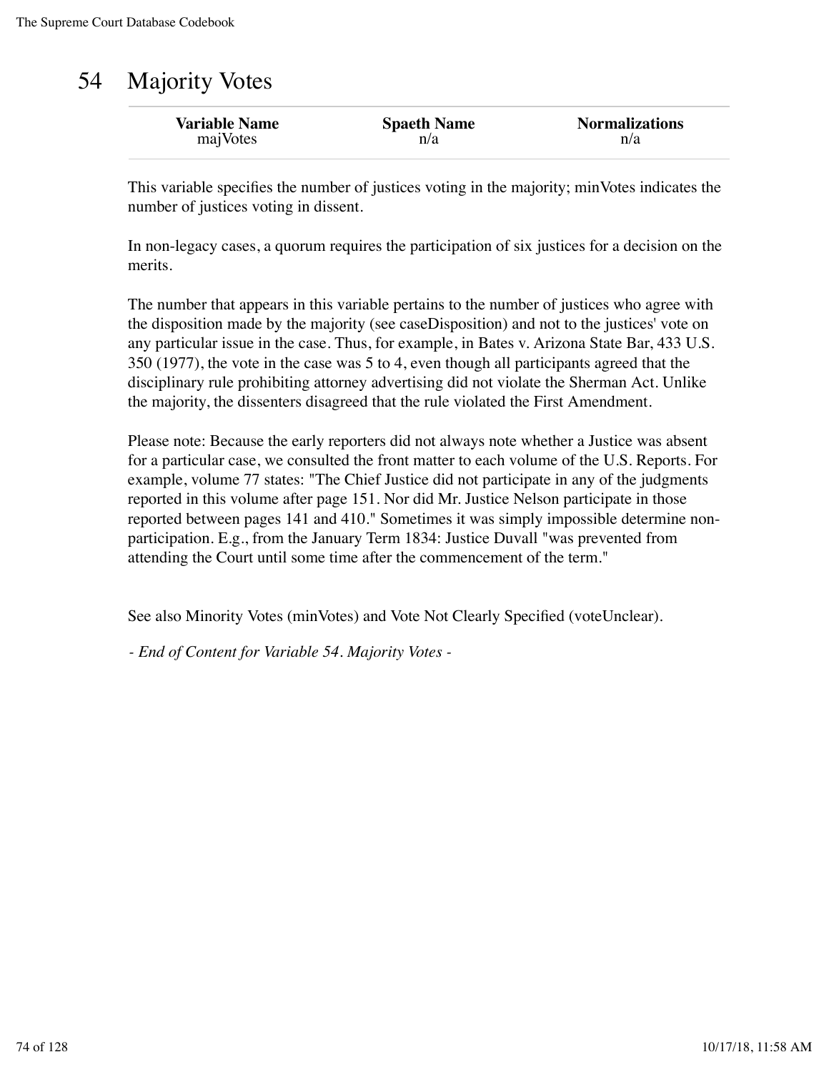# 54 Majority Votes

| Variable Name | Spaeth Name | Normalizations |
|---|---|---|
| majVotes | n/a | n/a |

This variable specifies the number of justices voting in the majority; minVotes indicates the number of justices voting in dissent.

In non-legacy cases, a quorum requires the participation of six justices for a decision on the merits.

The number that appears in this variable pertains to the number of justices who agree with the disposition made by the majority (see caseDisposition) and not to the justices' vote on any particular issue in the case. Thus, for example, in Bates v. Arizona State Bar, 433 U.S. 350 (1977), the vote in the case was 5 to 4, even though all participants agreed that the disciplinary rule prohibiting attorney advertising did not violate the Sherman Act. Unlike the majority, the dissenters disagreed that the rule violated the First Amendment.

Please note: Because the early reporters did not always note whether a Justice was absent for a particular case, we consulted the front matter to each volume of the U.S. Reports. For example, volume 77 states: "The Chief Justice did not participate in any of the judgments reported in this volume after page 151. Nor did Mr. Justice Nelson participate in those reported between pages 141 and 410." Sometimes it was simply impossible determine non-participation. E.g., from the January Term 1834: Justice Duvall "was prevented from attending the Court until some time after the commencement of the term."

See also Minority Votes (minVotes) and Vote Not Clearly Specified (voteUnclear).

*- End of Content for Variable 54. Majority Votes -*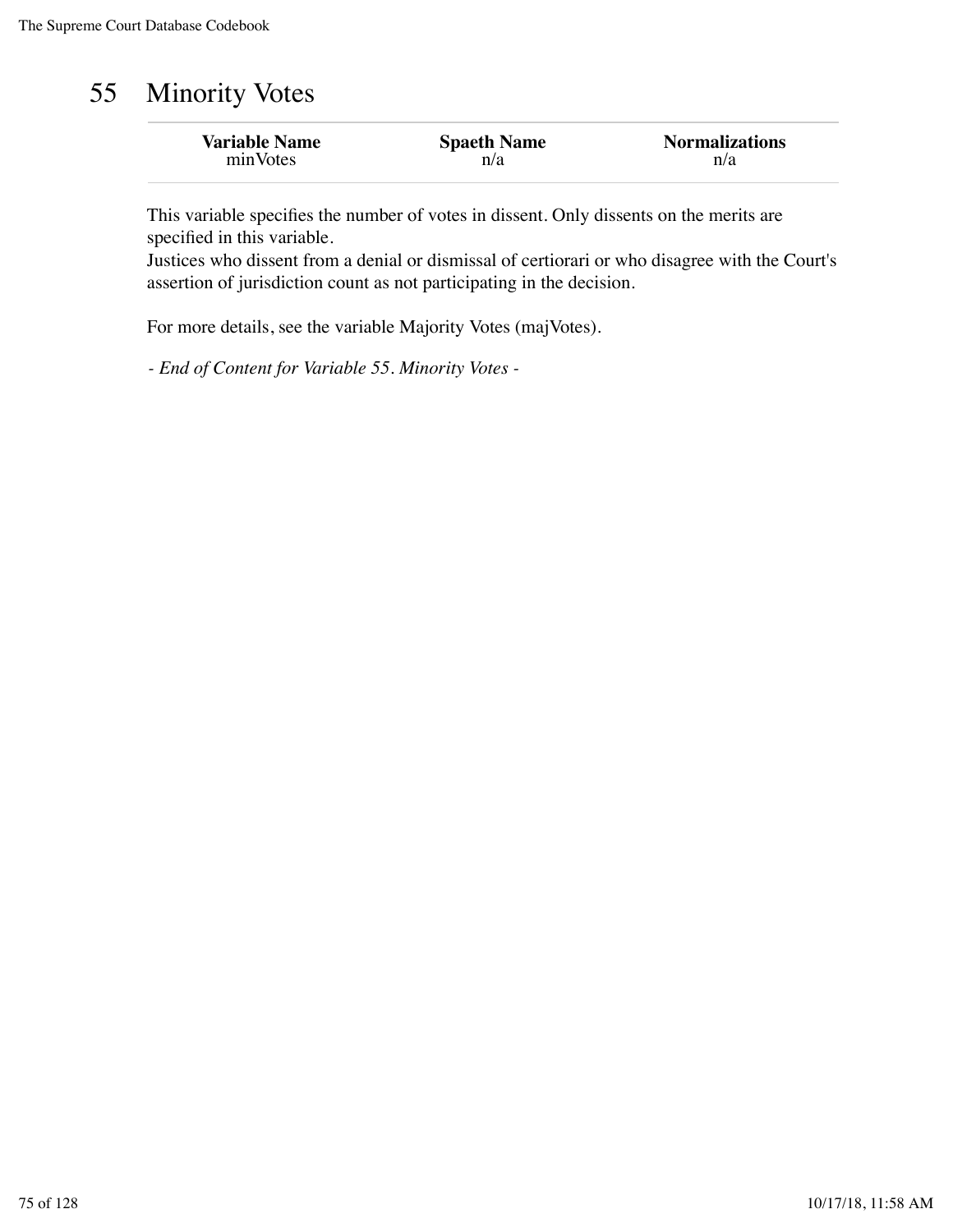# 55 Minority Votes

| Variable Name | Spaeth Name | Normalizations |
|---|---|---|
| minVotes | n/a | n/a |

This variable specifies the number of votes in dissent. Only dissents on the merits are specified in this variable.
Justices who dissent from a denial or dismissal of certiorari or who disagree with the Court's assertion of jurisdiction count as not participating in the decision.

For more details, see the variable Majority Votes (majVotes).

*- End of Content for Variable 55. Minority Votes -*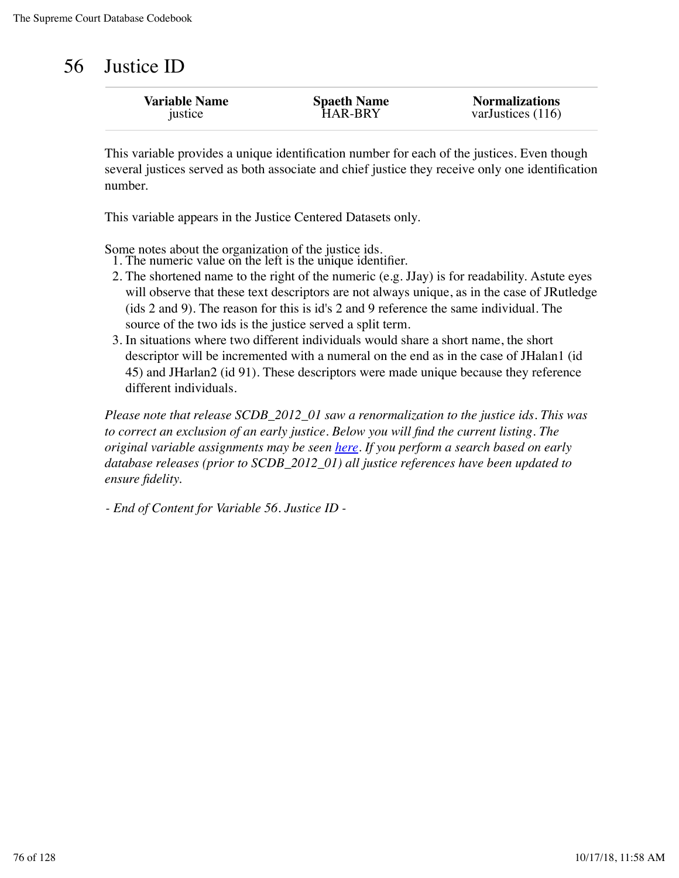# 56 Justice ID

| Variable Name | Spaeth Name | Normalizations |
| --- | --- | --- |
| justice | HAR-BRY | varJustices (116) |

This variable provides a unique identification number for each of the justices. Even though several justices served as both associate and chief justice they receive only one identification number.

This variable appears in the Justice Centered Datasets only.

Some notes about the organization of the justice ids.

1. The numeric value on the left is the unique identifier.
2. The shortened name to the right of the numeric (e.g. JJay) is for readability. Astute eyes will observe that these text descriptors are not always unique, as in the case of JRutledge (ids 2 and 9). The reason for this is id's 2 and 9 reference the same individual. The source of the two ids is the justice served a split term.
3. In situations where two different individuals would share a short name, the short descriptor will be incremented with a numeral on the end as in the case of JHalan1 (id 45) and JHarlan2 (id 91). These descriptors were made unique because they reference different individuals.

*Please note that release SCDB_2012_01 saw a renormalization to the justice ids. This was to correct an exclusion of an early justice. Below you will find the current listing. The original variable assignments may be seen [here](). If you perform a search based on early database releases (prior to SCDB_2012_01) all justice references have been updated to ensure fidelity.*

*- End of Content for Variable 56. Justice ID -*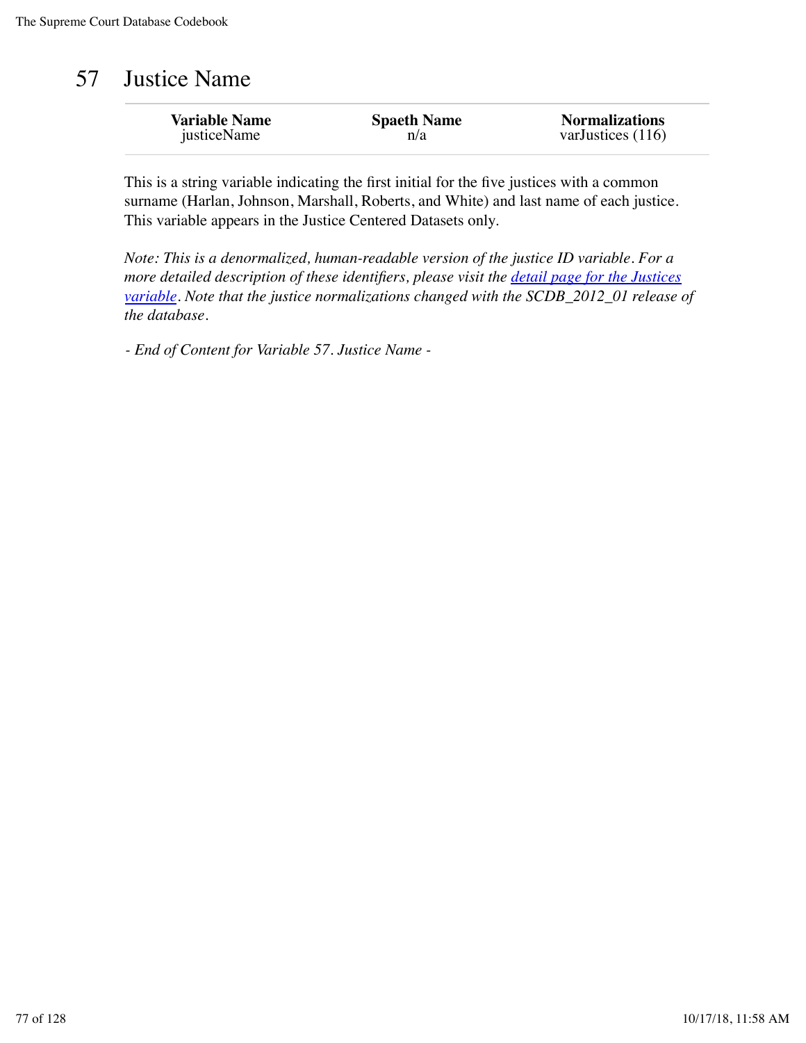# 57 Justice Name

| Variable Name | Spaeth Name | Normalizations |
|---|---|---|
| justiceName | n/a | varJustices (116) |

This is a string variable indicating the first initial for the five justices with a common surname (Harlan, Johnson, Marshall, Roberts, and White) and last name of each justice. This variable appears in the Justice Centered Datasets only.

*Note: This is a denormalized, human-readable version of the justice ID variable. For a more detailed description of these identifiers, please visit the [detail page for the Justices variable](). Note that the justice normalizations changed with the SCDB_2012_01 release of the database.*

*- End of Content for Variable 57. Justice Name -*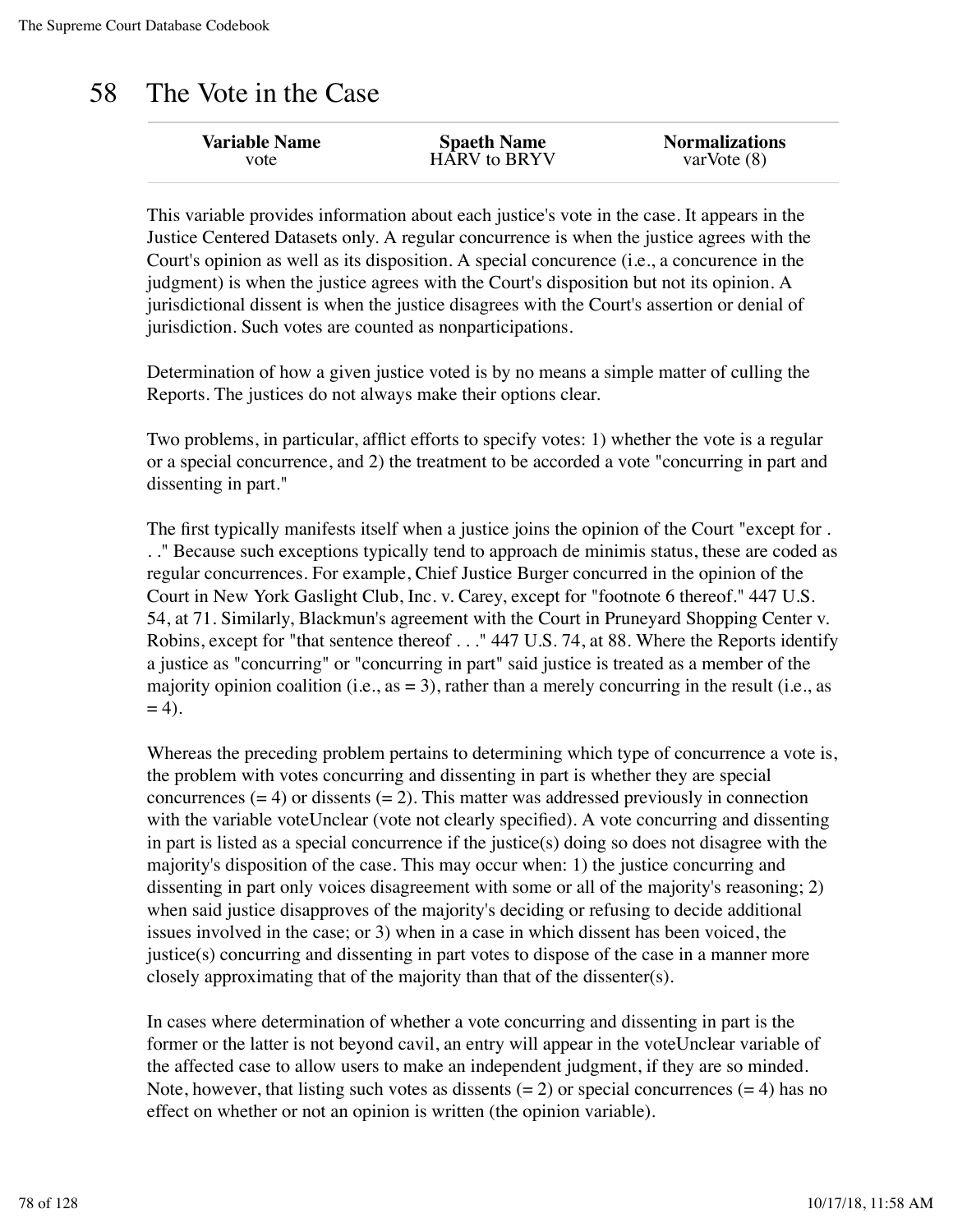# 58 The Vote in the Case

| Variable Name | Spaeth Name | Normalizations |
|---|---|---|
| vote | HARV to BRYV | varVote (8) |

This variable provides information about each justice's vote in the case. It appears in the Justice Centered Datasets only. A regular concurrence is when the justice agrees with the Court's opinion as well as its disposition. A special concurence (i.e., a concurence in the judgment) is when the justice agrees with the Court's disposition but not its opinion. A jurisdictional dissent is when the justice disagrees with the Court's assertion or denial of jurisdiction. Such votes are counted as nonparticipations.

Determination of how a given justice voted is by no means a simple matter of culling the Reports. The justices do not always make their options clear.

Two problems, in particular, afflict efforts to specify votes: 1) whether the vote is a regular or a special concurrence, and 2) the treatment to be accorded a vote "concurring in part and dissenting in part."

The first typically manifests itself when a justice joins the opinion of the Court "except for . . ." Because such exceptions typically tend to approach de minimis status, these are coded as regular concurrences. For example, Chief Justice Burger concurred in the opinion of the Court in New York Gaslight Club, Inc. v. Carey, except for "footnote 6 thereof." 447 U.S. 54, at 71. Similarly, Blackmun's agreement with the Court in Pruneyard Shopping Center v. Robins, except for "that sentence thereof . . ." 447 U.S. 74, at 88. Where the Reports identify a justice as "concurring" or "concurring in part" said justice is treated as a member of the majority opinion coalition (i.e., as = 3), rather than a merely concurring in the result (i.e., as = 4).

Whereas the preceding problem pertains to determining which type of concurrence a vote is, the problem with votes concurring and dissenting in part is whether they are special concurrences (= 4) or dissents (= 2). This matter was addressed previously in connection with the variable voteUnclear (vote not clearly specified). A vote concurring and dissenting in part is listed as a special concurrence if the justice(s) doing so does not disagree with the majority's disposition of the case. This may occur when: 1) the justice concurring and dissenting in part only voices disagreement with some or all of the majority's reasoning; 2) when said justice disapproves of the majority's deciding or refusing to decide additional issues involved in the case; or 3) when in a case in which dissent has been voiced, the justice(s) concurring and dissenting in part votes to dispose of the case in a manner more closely approximating that of the majority than that of the dissenter(s).

In cases where determination of whether a vote concurring and dissenting in part is the former or the latter is not beyond cavil, an entry will appear in the voteUnclear variable of the affected case to allow users to make an independent judgment, if they are so minded. Note, however, that listing such votes as dissents (= 2) or special concurrences (= 4) has no effect on whether or not an opinion is written (the opinion variable).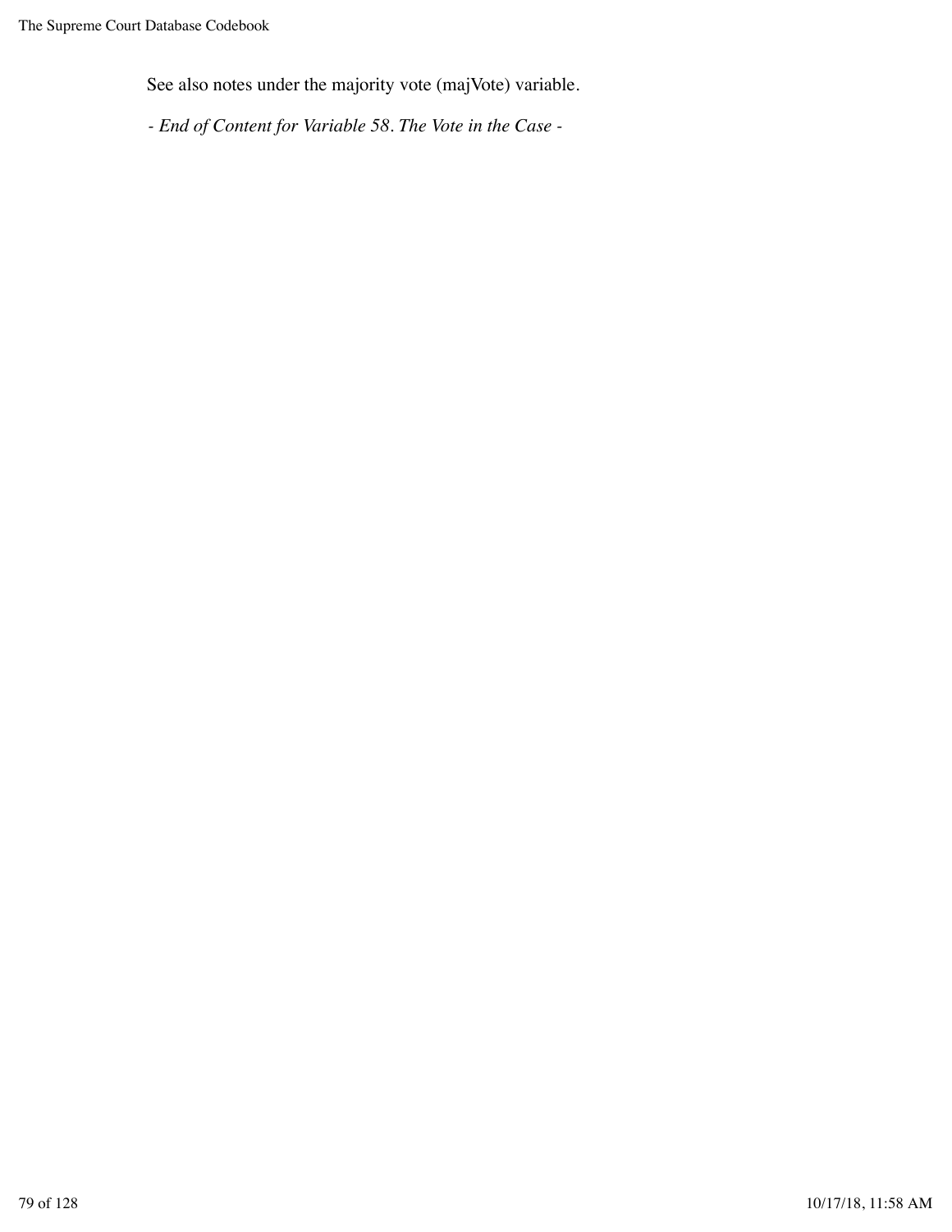See also notes under the majority vote (majVote) variable.

*- End of Content for Variable 58. The Vote in the Case -*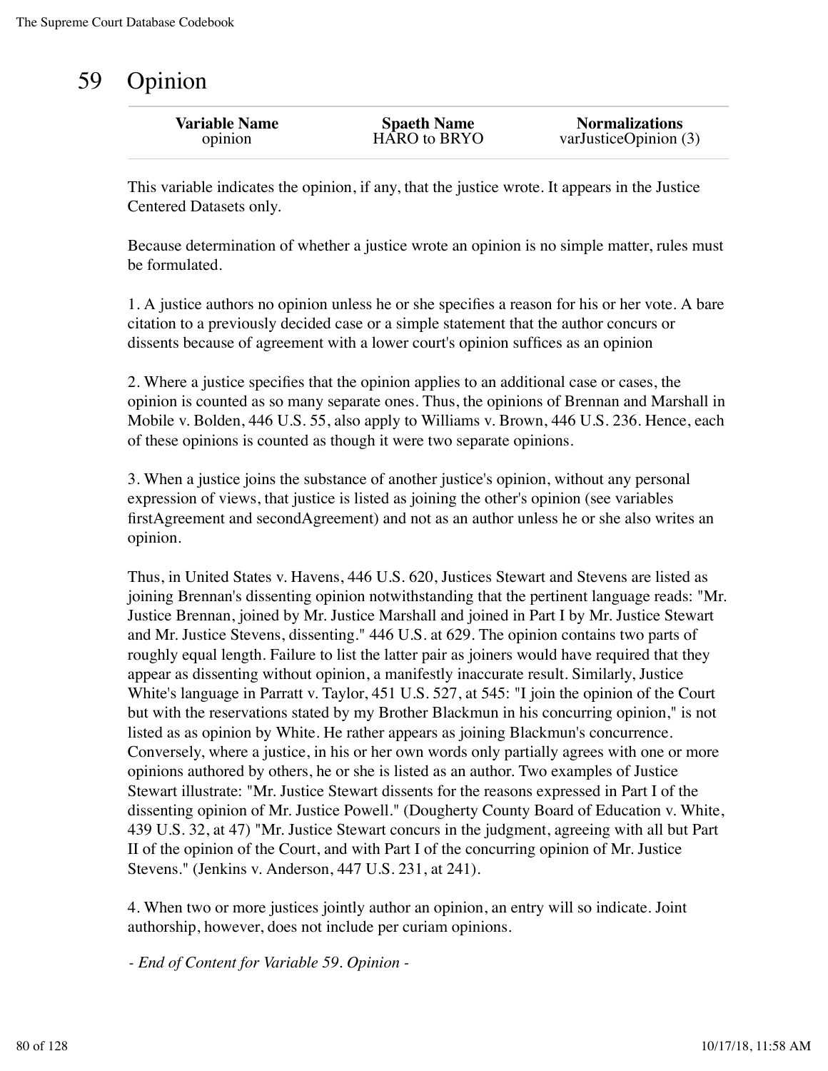# 59 Opinion

| Variable Name | Spaeth Name | Normalizations |
|---|---|---|
| opinion | HARO to BRYO | varJusticeOpinion (3) |

This variable indicates the opinion, if any, that the justice wrote. It appears in the Justice Centered Datasets only.

Because determination of whether a justice wrote an opinion is no simple matter, rules must be formulated.

1. A justice authors no opinion unless he or she specifies a reason for his or her vote. A bare citation to a previously decided case or a simple statement that the author concurs or dissents because of agreement with a lower court's opinion suffices as an opinion

2. Where a justice specifies that the opinion applies to an additional case or cases, the opinion is counted as so many separate ones. Thus, the opinions of Brennan and Marshall in Mobile v. Bolden, 446 U.S. 55, also apply to Williams v. Brown, 446 U.S. 236. Hence, each of these opinions is counted as though it were two separate opinions.

3. When a justice joins the substance of another justice's opinion, without any personal expression of views, that justice is listed as joining the other's opinion (see variables firstAgreement and secondAgreement) and not as an author unless he or she also writes an opinion.

Thus, in United States v. Havens, 446 U.S. 620, Justices Stewart and Stevens are listed as joining Brennan's dissenting opinion notwithstanding that the pertinent language reads: "Mr. Justice Brennan, joined by Mr. Justice Marshall and joined in Part I by Mr. Justice Stewart and Mr. Justice Stevens, dissenting." 446 U.S. at 629. The opinion contains two parts of roughly equal length. Failure to list the latter pair as joiners would have required that they appear as dissenting without opinion, a manifestly inaccurate result. Similarly, Justice White's language in Parratt v. Taylor, 451 U.S. 527, at 545: "I join the opinion of the Court but with the reservations stated by my Brother Blackmun in his concurring opinion," is not listed as as opinion by White. He rather appears as joining Blackmun's concurrence. Conversely, where a justice, in his or her own words only partially agrees with one or more opinions authored by others, he or she is listed as an author. Two examples of Justice Stewart illustrate: "Mr. Justice Stewart dissents for the reasons expressed in Part I of the dissenting opinion of Mr. Justice Powell." (Dougherty County Board of Education v. White, 439 U.S. 32, at 47) "Mr. Justice Stewart concurs in the judgment, agreeing with all but Part II of the opinion of the Court, and with Part I of the concurring opinion of Mr. Justice Stevens." (Jenkins v. Anderson, 447 U.S. 231, at 241).

4. When two or more justices jointly author an opinion, an entry will so indicate. Joint authorship, however, does not include per curiam opinions.

*- End of Content for Variable 59. Opinion -*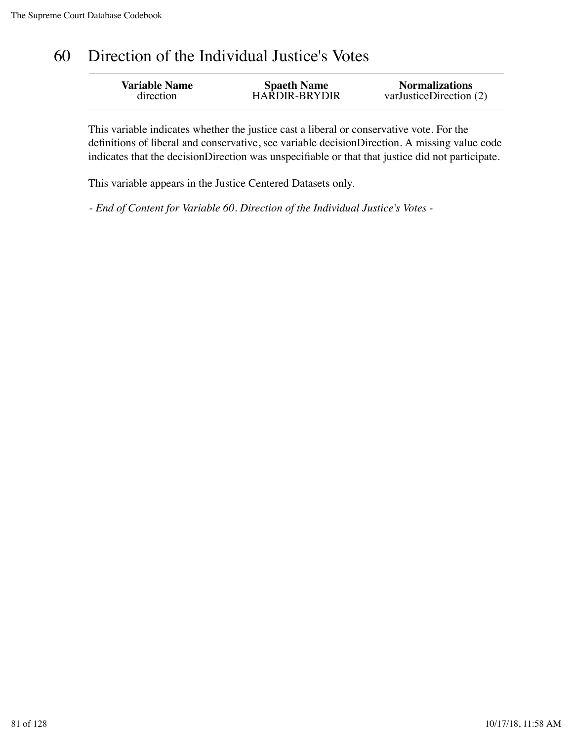# 60 Direction of the Individual Justice's Votes

| Variable Name | Spaeth Name | Normalizations |
|---|---|---|
| direction | HARDIR-BRYDIR | varJusticeDirection (2) |

This variable indicates whether the justice cast a liberal or conservative vote. For the definitions of liberal and conservative, see variable decisionDirection. A missing value code indicates that the decisionDirection was unspecifiable or that that justice did not participate.

This variable appears in the Justice Centered Datasets only.

*- End of Content for Variable 60. Direction of the Individual Justice's Votes -*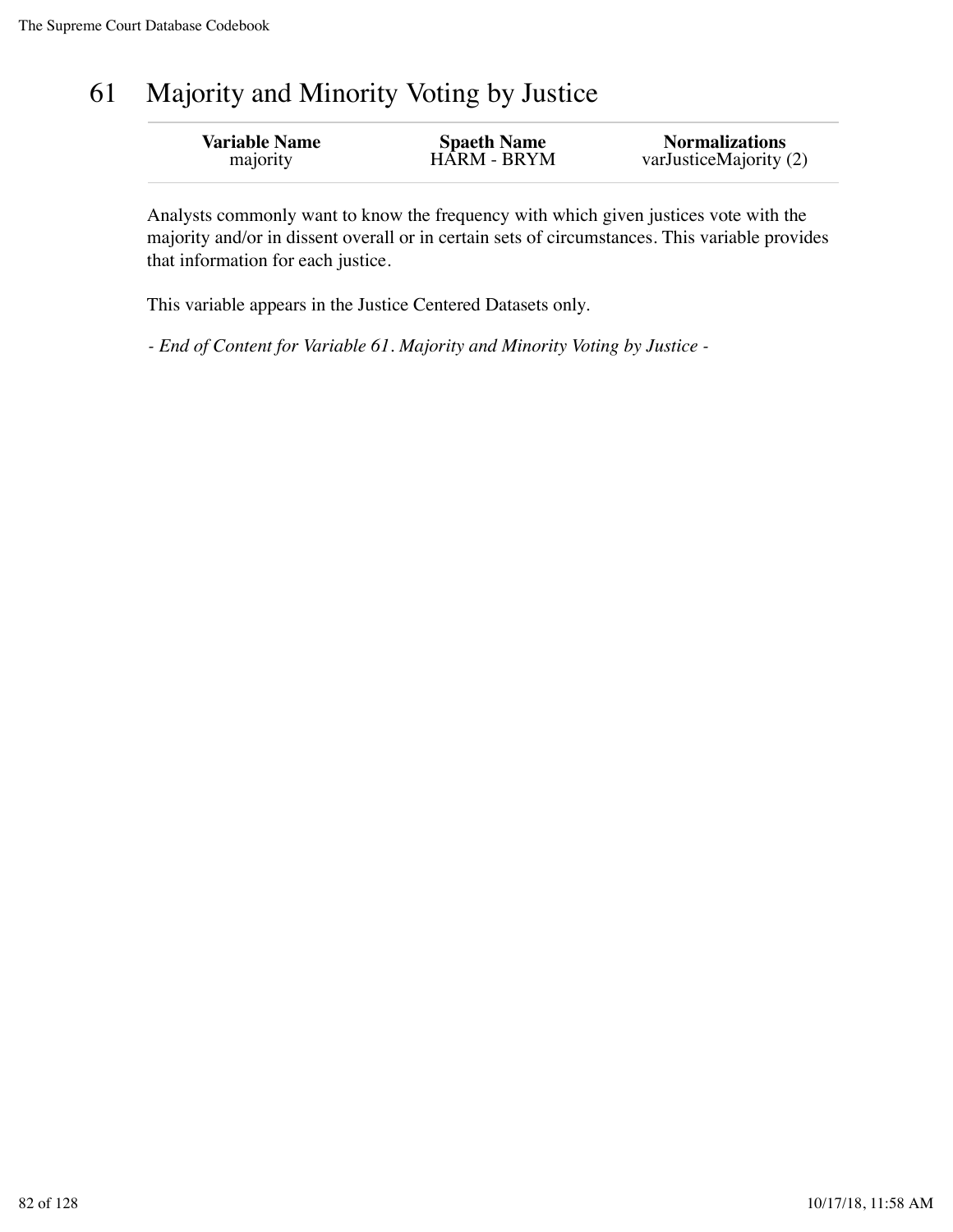# 61 Majority and Minority Voting by Justice

| Variable Name | Spaeth Name | Normalizations |
|---|---|---|
| majority | HARM - BRYM | varJusticeMajority (2) |

Analysts commonly want to know the frequency with which given justices vote with the majority and/or in dissent overall or in certain sets of circumstances. This variable provides that information for each justice.

This variable appears in the Justice Centered Datasets only.

*- End of Content for Variable 61. Majority and Minority Voting by Justice -*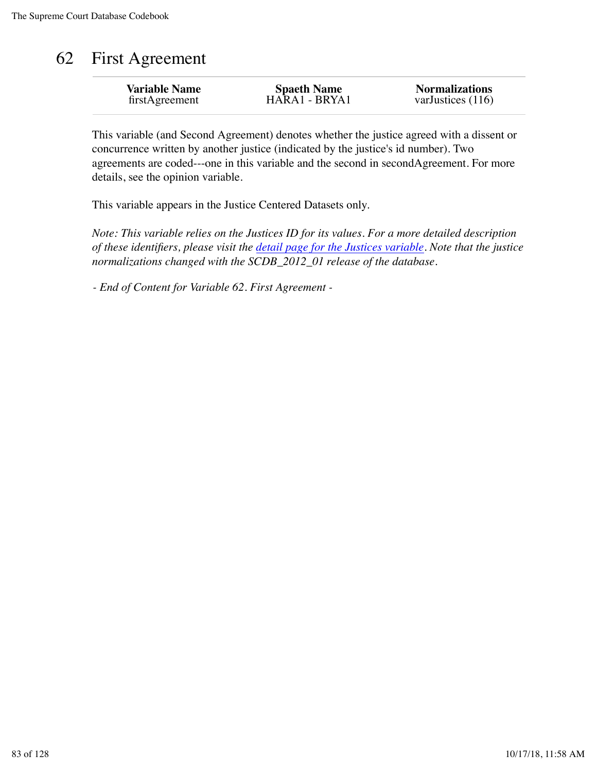# 62 First Agreement

| Variable Name | Spaeth Name | Normalizations |
|---|---|---|
| firstAgreement | HARA1 - BRYA1 | varJustices (116) |

This variable (and Second Agreement) denotes whether the justice agreed with a dissent or concurrence written by another justice (indicated by the justice's id number). Two agreements are coded---one in this variable and the second in secondAgreement. For more details, see the opinion variable.

This variable appears in the Justice Centered Datasets only.

*Note: This variable relies on the Justices ID for its values. For a more detailed description of these identifiers, please visit the [detail page for the Justices variable](). Note that the justice normalizations changed with the SCDB_2012_01 release of the database.*

*- End of Content for Variable 62. First Agreement -*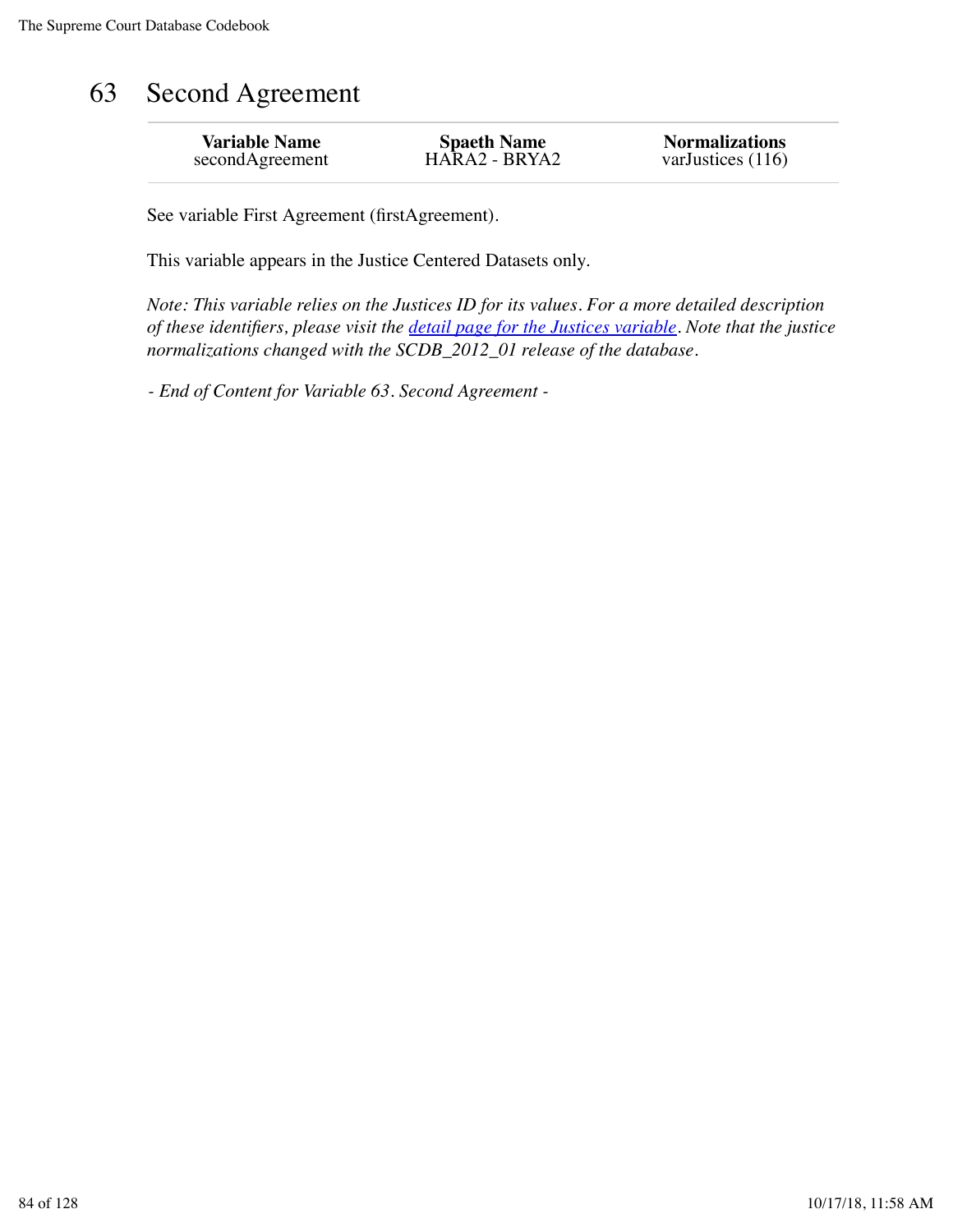# 63 Second Agreement

| Variable Name | Spaeth Name | Normalizations |
|---|---|---|
| secondAgreement | HARA2 - BRYA2 | varJustices (116) |

See variable First Agreement (firstAgreement).

This variable appears in the Justice Centered Datasets only.

*Note: This variable relies on the Justices ID for its values. For a more detailed description of these identifiers, please visit the detail page for the Justices variable. Note that the justice normalizations changed with the SCDB_2012_01 release of the database.*

*- End of Content for Variable 63. Second Agreement -*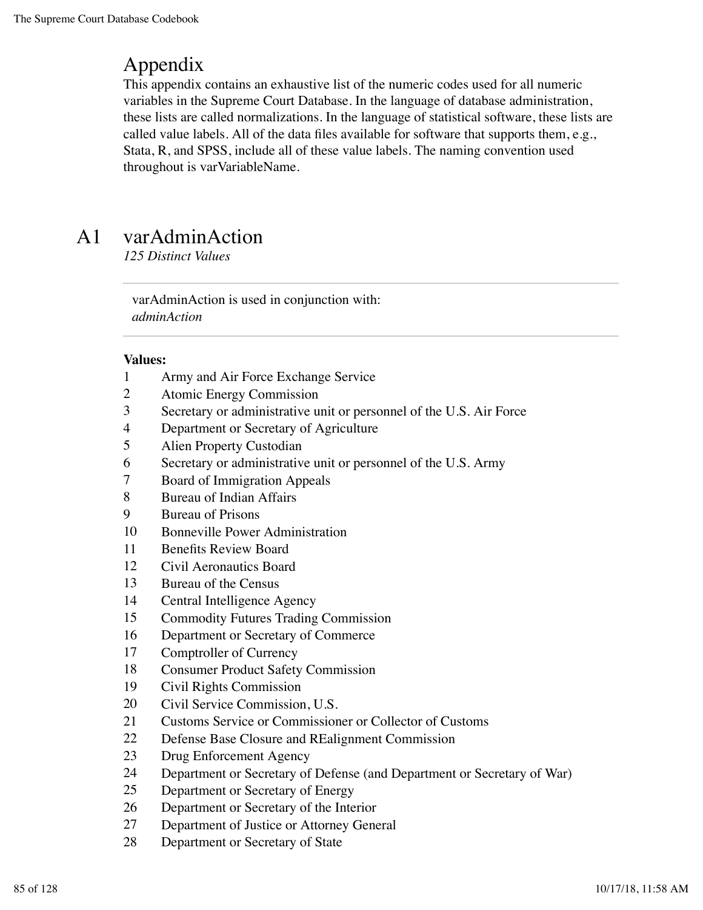# Appendix

This appendix contains an exhaustive list of the numeric codes used for all numeric variables in the Supreme Court Database. In the language of database administration, these lists are called normalizations. In the language of statistical software, these lists are called value labels. All of the data files available for software that supports them, e.g., Stata, R, and SPSS, include all of these value labels. The naming convention used throughout is varVariableName.

## A1 varAdminAction

*125 Distinct Values*

varAdminAction is used in conjunction with:
*adminAction*

**Values:**

| | |
|---|---|
| 1 | Army and Air Force Exchange Service |
| 2 | Atomic Energy Commission |
| 3 | Secretary or administrative unit or personnel of the U.S. Air Force |
| 4 | Department or Secretary of Agriculture |
| 5 | Alien Property Custodian |
| 6 | Secretary or administrative unit or personnel of the U.S. Army |
| 7 | Board of Immigration Appeals |
| 8 | Bureau of Indian Affairs |
| 9 | Bureau of Prisons |
| 10 | Bonneville Power Administration |
| 11 | Benefits Review Board |
| 12 | Civil Aeronautics Board |
| 13 | Bureau of the Census |
| 14 | Central Intelligence Agency |
| 15 | Commodity Futures Trading Commission |
| 16 | Department or Secretary of Commerce |
| 17 | Comptroller of Currency |
| 18 | Consumer Product Safety Commission |
| 19 | Civil Rights Commission |
| 20 | Civil Service Commission, U.S. |
| 21 | Customs Service or Commissioner or Collector of Customs |
| 22 | Defense Base Closure and REalignment Commission |
| 23 | Drug Enforcement Agency |
| 24 | Department or Secretary of Defense (and Department or Secretary of War) |
| 25 | Department or Secretary of Energy |
| 26 | Department or Secretary of the Interior |
| 27 | Department of Justice or Attorney General |
| 28 | Department or Secretary of State |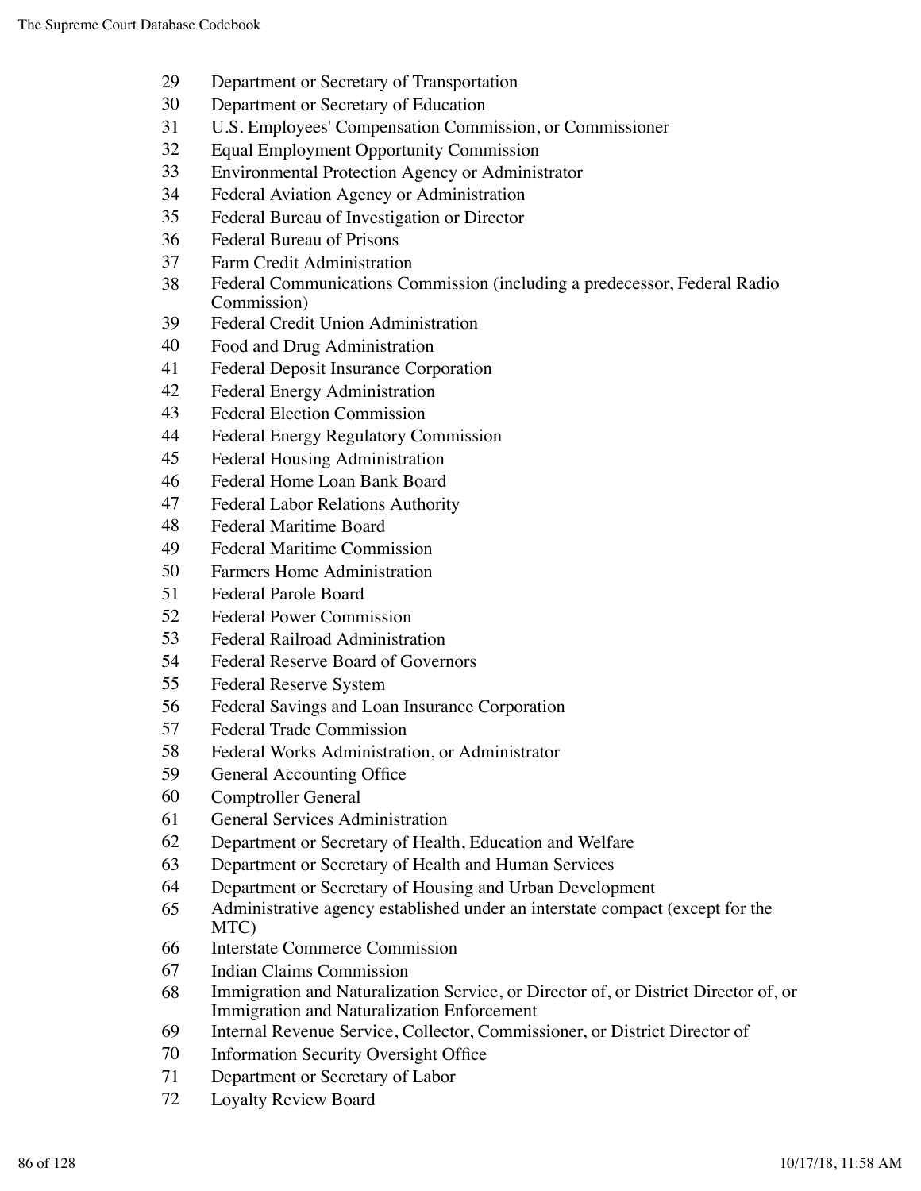29 Department or Secretary of Transportation
30 Department or Secretary of Education
31 U.S. Employees' Compensation Commission, or Commissioner
32 Equal Employment Opportunity Commission
33 Environmental Protection Agency or Administrator
34 Federal Aviation Agency or Administration
35 Federal Bureau of Investigation or Director
36 Federal Bureau of Prisons
37 Farm Credit Administration
38 Federal Communications Commission (including a predecessor, Federal Radio Commission)
39 Federal Credit Union Administration
40 Food and Drug Administration
41 Federal Deposit Insurance Corporation
42 Federal Energy Administration
43 Federal Election Commission
44 Federal Energy Regulatory Commission
45 Federal Housing Administration
46 Federal Home Loan Bank Board
47 Federal Labor Relations Authority
48 Federal Maritime Board
49 Federal Maritime Commission
50 Farmers Home Administration
51 Federal Parole Board
52 Federal Power Commission
53 Federal Railroad Administration
54 Federal Reserve Board of Governors
55 Federal Reserve System
56 Federal Savings and Loan Insurance Corporation
57 Federal Trade Commission
58 Federal Works Administration, or Administrator
59 General Accounting Office
60 Comptroller General
61 General Services Administration
62 Department or Secretary of Health, Education and Welfare
63 Department or Secretary of Health and Human Services
64 Department or Secretary of Housing and Urban Development
65 Administrative agency established under an interstate compact (except for the MTC)
66 Interstate Commerce Commission
67 Indian Claims Commission
68 Immigration and Naturalization Service, or Director of, or District Director of, or Immigration and Naturalization Enforcement
69 Internal Revenue Service, Collector, Commissioner, or District Director of
70 Information Security Oversight Office
71 Department or Secretary of Labor
72 Loyalty Review Board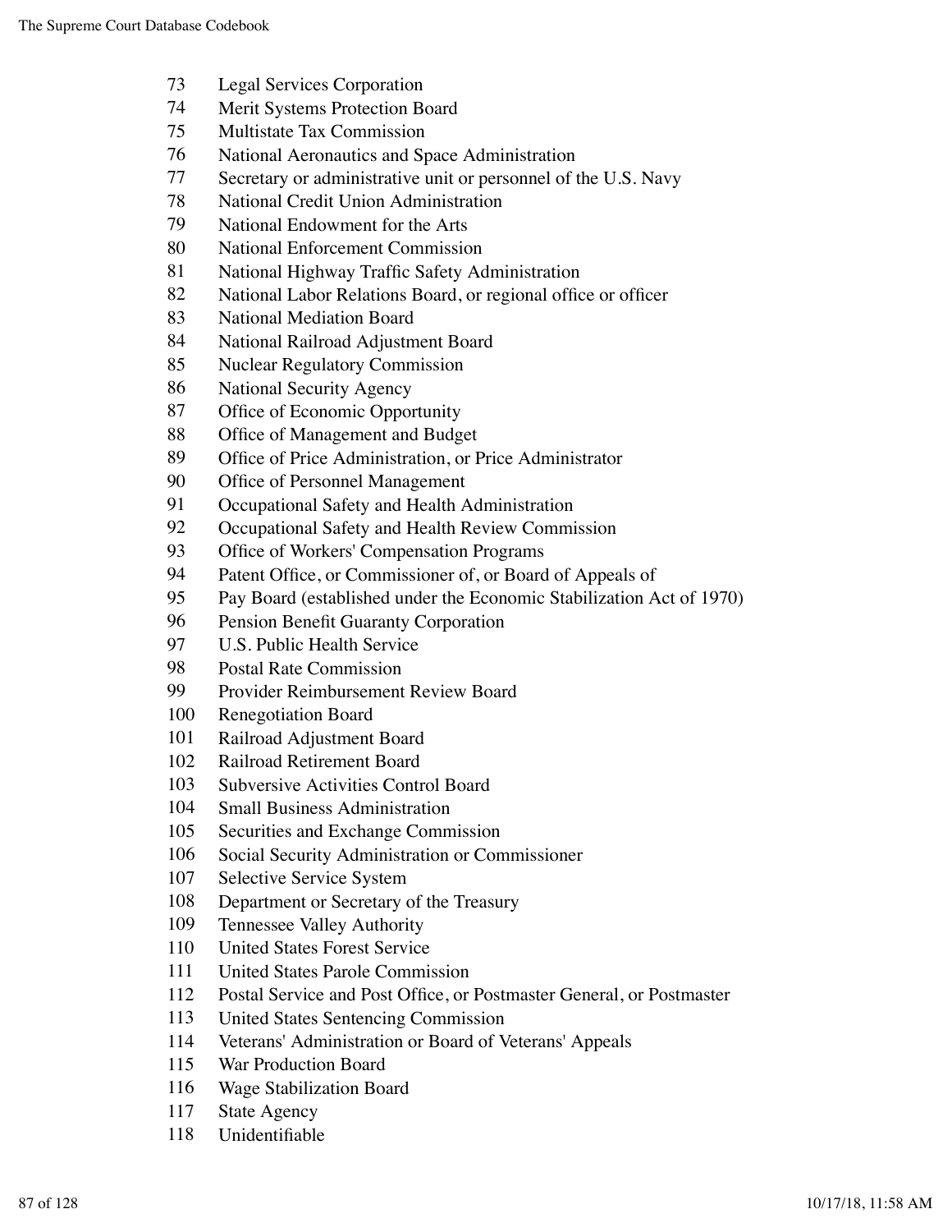73 Legal Services Corporation
74 Merit Systems Protection Board
75 Multistate Tax Commission
76 National Aeronautics and Space Administration
77 Secretary or administrative unit or personnel of the U.S. Navy
78 National Credit Union Administration
79 National Endowment for the Arts
80 National Enforcement Commission
81 National Highway Traffic Safety Administration
82 National Labor Relations Board, or regional office or officer
83 National Mediation Board
84 National Railroad Adjustment Board
85 Nuclear Regulatory Commission
86 National Security Agency
87 Office of Economic Opportunity
88 Office of Management and Budget
89 Office of Price Administration, or Price Administrator
90 Office of Personnel Management
91 Occupational Safety and Health Administration
92 Occupational Safety and Health Review Commission
93 Office of Workers' Compensation Programs
94 Patent Office, or Commissioner of, or Board of Appeals of
95 Pay Board (established under the Economic Stabilization Act of 1970)
96 Pension Benefit Guaranty Corporation
97 U.S. Public Health Service
98 Postal Rate Commission
99 Provider Reimbursement Review Board
100 Renegotiation Board
101 Railroad Adjustment Board
102 Railroad Retirement Board
103 Subversive Activities Control Board
104 Small Business Administration
105 Securities and Exchange Commission
106 Social Security Administration or Commissioner
107 Selective Service System
108 Department or Secretary of the Treasury
109 Tennessee Valley Authority
110 United States Forest Service
111 United States Parole Commission
112 Postal Service and Post Office, or Postmaster General, or Postmaster
113 United States Sentencing Commission
114 Veterans' Administration or Board of Veterans' Appeals
115 War Production Board
116 Wage Stabilization Board
117 State Agency
118 Unidentifiable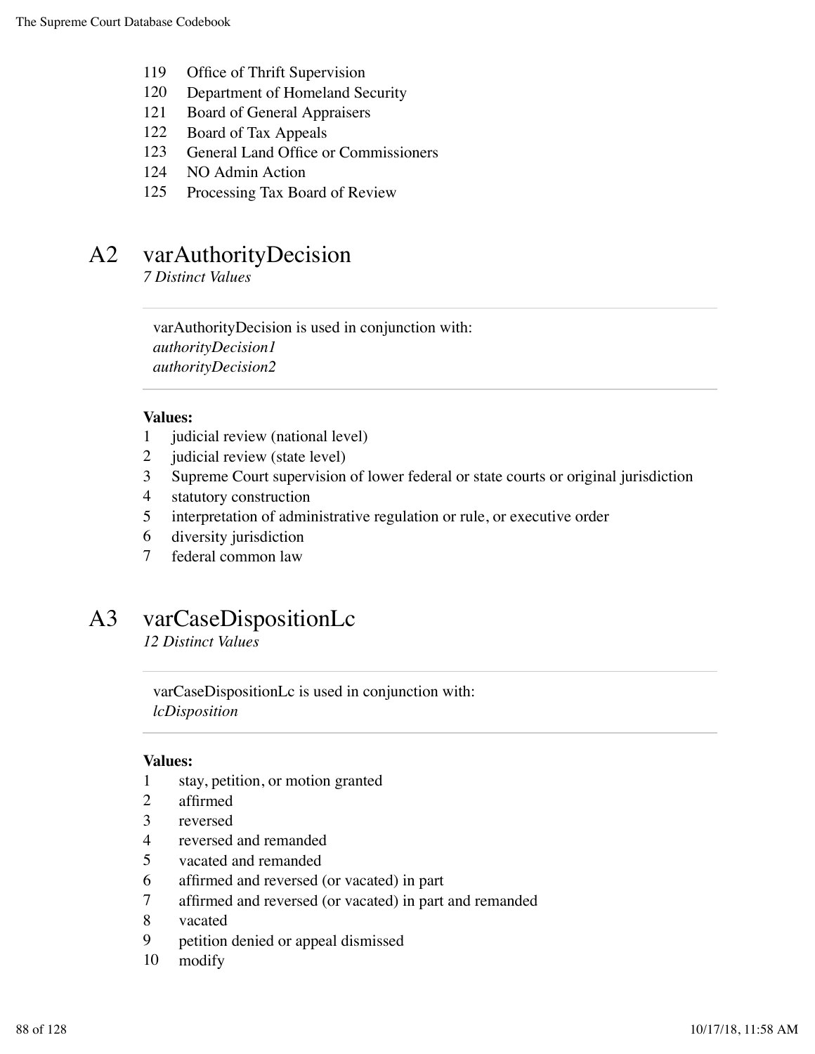119 Office of Thrift Supervision
120 Department of Homeland Security
121 Board of General Appraisers
122 Board of Tax Appeals
123 General Land Office or Commissioners
124 NO Admin Action
125 Processing Tax Board of Review

# A2 varAuthorityDecision

*7 Distinct Values*

varAuthorityDecision is used in conjunction with:
*authorityDecision1*
*authorityDecision2*

**Values:**

1 judicial review (national level)
2 judicial review (state level)
3 Supreme Court supervision of lower federal or state courts or original jurisdiction
4 statutory construction
5 interpretation of administrative regulation or rule, or executive order
6 diversity jurisdiction
7 federal common law

# A3 varCaseDispositionLc

*12 Distinct Values*

varCaseDispositionLc is used in conjunction with:
*lcDisposition*

**Values:**

1 stay, petition, or motion granted
2 affirmed
3 reversed
4 reversed and remanded
5 vacated and remanded
6 affirmed and reversed (or vacated) in part
7 affirmed and reversed (or vacated) in part and remanded
8 vacated
9 petition denied or appeal dismissed
10 modify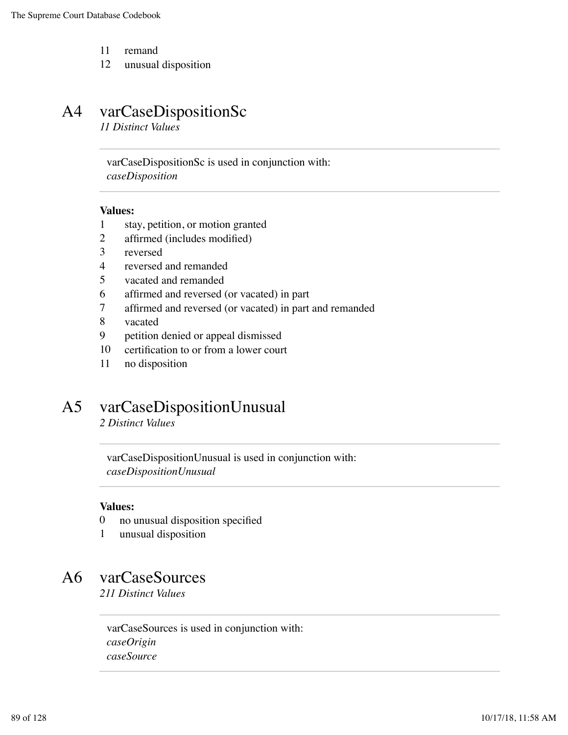11 remand
12 unusual disposition

## A4 varCaseDispositionSc

*11 Distinct Values*

varCaseDispositionSc is used in conjunction with:
*caseDisposition*

**Values:**

1 stay, petition, or motion granted
2 affirmed (includes modified)
3 reversed
4 reversed and remanded
5 vacated and remanded
6 affirmed and reversed (or vacated) in part
7 affirmed and reversed (or vacated) in part and remanded
8 vacated
9 petition denied or appeal dismissed
10 certification to or from a lower court
11 no disposition

## A5 varCaseDispositionUnusual

*2 Distinct Values*

varCaseDispositionUnusual is used in conjunction with:
*caseDispositionUnusual*

**Values:**

0 no unusual disposition specified
1 unusual disposition

## A6 varCaseSources

*211 Distinct Values*

varCaseSources is used in conjunction with:
*caseOrigin*
*caseSource*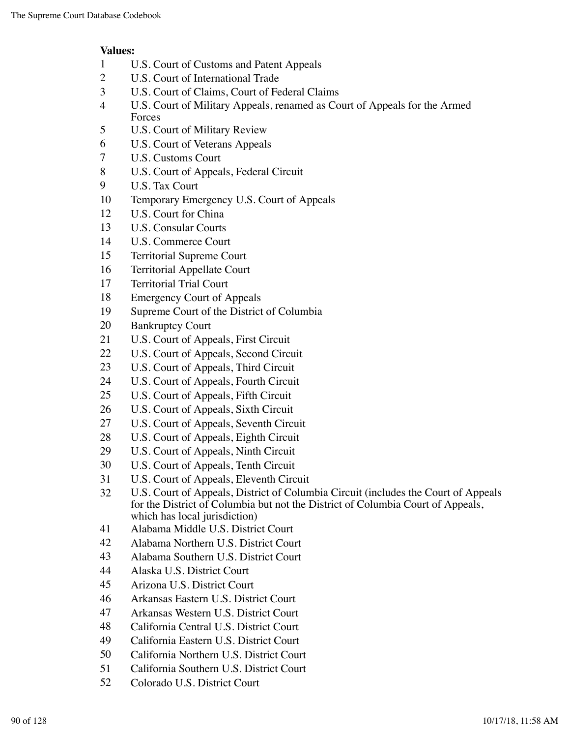**Values:**

| | |
|---|---|
| 1 | U.S. Court of Customs and Patent Appeals |
| 2 | U.S. Court of International Trade |
| 3 | U.S. Court of Claims, Court of Federal Claims |
| 4 | U.S. Court of Military Appeals, renamed as Court of Appeals for the Armed Forces |
| 5 | U.S. Court of Military Review |
| 6 | U.S. Court of Veterans Appeals |
| 7 | U.S. Customs Court |
| 8 | U.S. Court of Appeals, Federal Circuit |
| 9 | U.S. Tax Court |
| 10 | Temporary Emergency U.S. Court of Appeals |
| 12 | U.S. Court for China |
| 13 | U.S. Consular Courts |
| 14 | U.S. Commerce Court |
| 15 | Territorial Supreme Court |
| 16 | Territorial Appellate Court |
| 17 | Territorial Trial Court |
| 18 | Emergency Court of Appeals |
| 19 | Supreme Court of the District of Columbia |
| 20 | Bankruptcy Court |
| 21 | U.S. Court of Appeals, First Circuit |
| 22 | U.S. Court of Appeals, Second Circuit |
| 23 | U.S. Court of Appeals, Third Circuit |
| 24 | U.S. Court of Appeals, Fourth Circuit |
| 25 | U.S. Court of Appeals, Fifth Circuit |
| 26 | U.S. Court of Appeals, Sixth Circuit |
| 27 | U.S. Court of Appeals, Seventh Circuit |
| 28 | U.S. Court of Appeals, Eighth Circuit |
| 29 | U.S. Court of Appeals, Ninth Circuit |
| 30 | U.S. Court of Appeals, Tenth Circuit |
| 31 | U.S. Court of Appeals, Eleventh Circuit |
| 32 | U.S. Court of Appeals, District of Columbia Circuit (includes the Court of Appeals for the District of Columbia but not the District of Columbia Court of Appeals, which has local jurisdiction) |
| 41 | Alabama Middle U.S. District Court |
| 42 | Alabama Northern U.S. District Court |
| 43 | Alabama Southern U.S. District Court |
| 44 | Alaska U.S. District Court |
| 45 | Arizona U.S. District Court |
| 46 | Arkansas Eastern U.S. District Court |
| 47 | Arkansas Western U.S. District Court |
| 48 | California Central U.S. District Court |
| 49 | California Eastern U.S. District Court |
| 50 | California Northern U.S. District Court |
| 51 | California Southern U.S. District Court |
| 52 | Colorado U.S. District Court |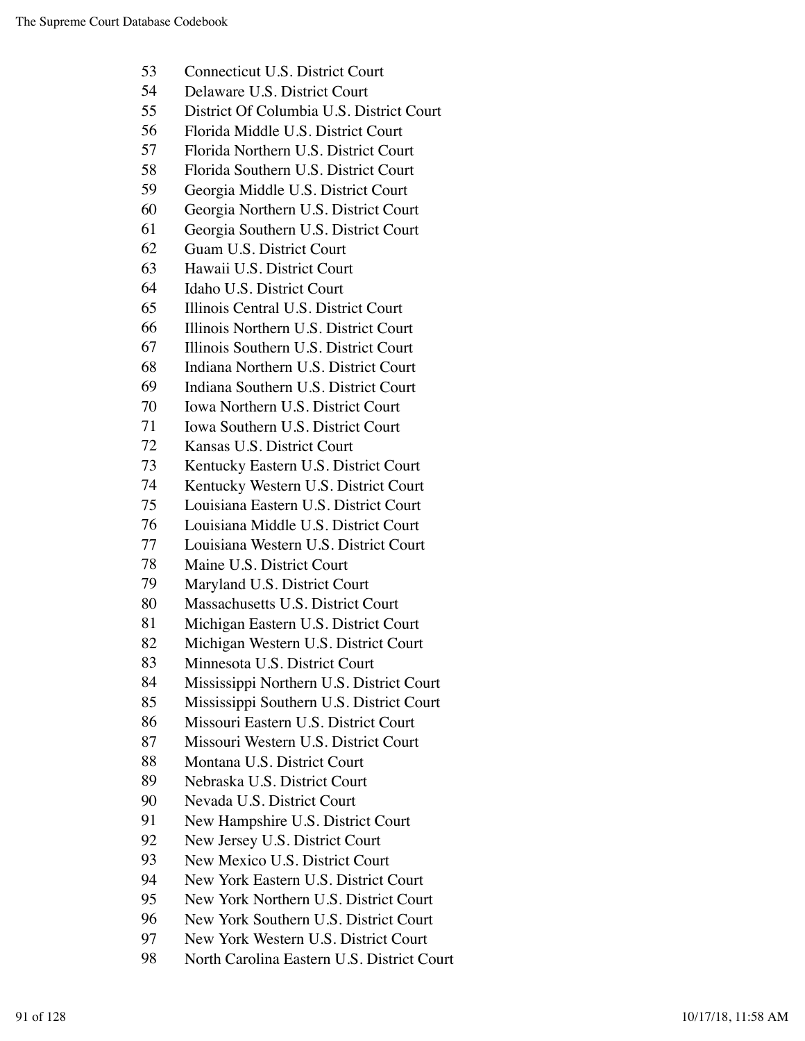53 Connecticut U.S. District Court
54 Delaware U.S. District Court
55 District Of Columbia U.S. District Court
56 Florida Middle U.S. District Court
57 Florida Northern U.S. District Court
58 Florida Southern U.S. District Court
59 Georgia Middle U.S. District Court
60 Georgia Northern U.S. District Court
61 Georgia Southern U.S. District Court
62 Guam U.S. District Court
63 Hawaii U.S. District Court
64 Idaho U.S. District Court
65 Illinois Central U.S. District Court
66 Illinois Northern U.S. District Court
67 Illinois Southern U.S. District Court
68 Indiana Northern U.S. District Court
69 Indiana Southern U.S. District Court
70 Iowa Northern U.S. District Court
71 Iowa Southern U.S. District Court
72 Kansas U.S. District Court
73 Kentucky Eastern U.S. District Court
74 Kentucky Western U.S. District Court
75 Louisiana Eastern U.S. District Court
76 Louisiana Middle U.S. District Court
77 Louisiana Western U.S. District Court
78 Maine U.S. District Court
79 Maryland U.S. District Court
80 Massachusetts U.S. District Court
81 Michigan Eastern U.S. District Court
82 Michigan Western U.S. District Court
83 Minnesota U.S. District Court
84 Mississippi Northern U.S. District Court
85 Mississippi Southern U.S. District Court
86 Missouri Eastern U.S. District Court
87 Missouri Western U.S. District Court
88 Montana U.S. District Court
89 Nebraska U.S. District Court
90 Nevada U.S. District Court
91 New Hampshire U.S. District Court
92 New Jersey U.S. District Court
93 New Mexico U.S. District Court
94 New York Eastern U.S. District Court
95 New York Northern U.S. District Court
96 New York Southern U.S. District Court
97 New York Western U.S. District Court
98 North Carolina Eastern U.S. District Court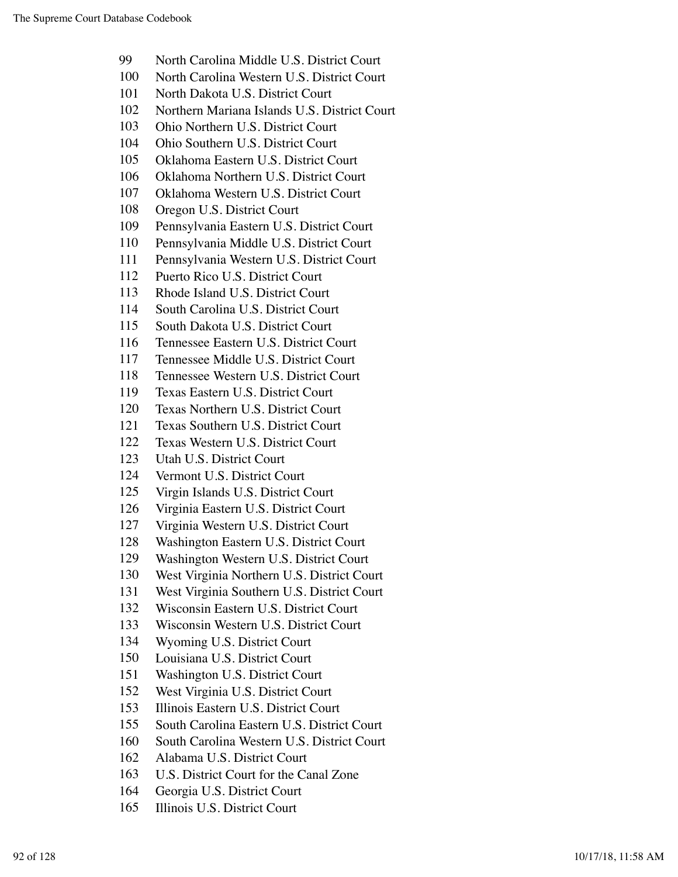99 North Carolina Middle U.S. District Court
100 North Carolina Western U.S. District Court
101 North Dakota U.S. District Court
102 Northern Mariana Islands U.S. District Court
103 Ohio Northern U.S. District Court
104 Ohio Southern U.S. District Court
105 Oklahoma Eastern U.S. District Court
106 Oklahoma Northern U.S. District Court
107 Oklahoma Western U.S. District Court
108 Oregon U.S. District Court
109 Pennsylvania Eastern U.S. District Court
110 Pennsylvania Middle U.S. District Court
111 Pennsylvania Western U.S. District Court
112 Puerto Rico U.S. District Court
113 Rhode Island U.S. District Court
114 South Carolina U.S. District Court
115 South Dakota U.S. District Court
116 Tennessee Eastern U.S. District Court
117 Tennessee Middle U.S. District Court
118 Tennessee Western U.S. District Court
119 Texas Eastern U.S. District Court
120 Texas Northern U.S. District Court
121 Texas Southern U.S. District Court
122 Texas Western U.S. District Court
123 Utah U.S. District Court
124 Vermont U.S. District Court
125 Virgin Islands U.S. District Court
126 Virginia Eastern U.S. District Court
127 Virginia Western U.S. District Court
128 Washington Eastern U.S. District Court
129 Washington Western U.S. District Court
130 West Virginia Northern U.S. District Court
131 West Virginia Southern U.S. District Court
132 Wisconsin Eastern U.S. District Court
133 Wisconsin Western U.S. District Court
134 Wyoming U.S. District Court
150 Louisiana U.S. District Court
151 Washington U.S. District Court
152 West Virginia U.S. District Court
153 Illinois Eastern U.S. District Court
155 South Carolina Eastern U.S. District Court
160 South Carolina Western U.S. District Court
162 Alabama U.S. District Court
163 U.S. District Court for the Canal Zone
164 Georgia U.S. District Court
165 Illinois U.S. District Court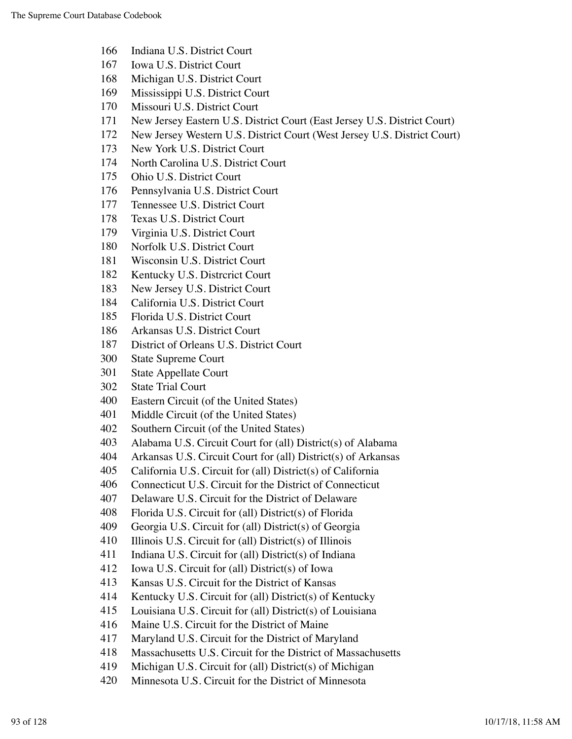166 Indiana U.S. District Court
167 Iowa U.S. District Court
168 Michigan U.S. District Court
169 Mississippi U.S. District Court
170 Missouri U.S. District Court
171 New Jersey Eastern U.S. District Court (East Jersey U.S. District Court)
172 New Jersey Western U.S. District Court (West Jersey U.S. District Court)
173 New York U.S. District Court
174 North Carolina U.S. District Court
175 Ohio U.S. District Court
176 Pennsylvania U.S. District Court
177 Tennessee U.S. District Court
178 Texas U.S. District Court
179 Virginia U.S. District Court
180 Norfolk U.S. District Court
181 Wisconsin U.S. District Court
182 Kentucky U.S. Distrcrict Court
183 New Jersey U.S. District Court
184 California U.S. District Court
185 Florida U.S. District Court
186 Arkansas U.S. District Court
187 District of Orleans U.S. District Court
300 State Supreme Court
301 State Appellate Court
302 State Trial Court
400 Eastern Circuit (of the United States)
401 Middle Circuit (of the United States)
402 Southern Circuit (of the United States)
403 Alabama U.S. Circuit Court for (all) District(s) of Alabama
404 Arkansas U.S. Circuit Court for (all) District(s) of Arkansas
405 California U.S. Circuit for (all) District(s) of California
406 Connecticut U.S. Circuit for the District of Connecticut
407 Delaware U.S. Circuit for the District of Delaware
408 Florida U.S. Circuit for (all) District(s) of Florida
409 Georgia U.S. Circuit for (all) District(s) of Georgia
410 Illinois U.S. Circuit for (all) District(s) of Illinois
411 Indiana U.S. Circuit for (all) District(s) of Indiana
412 Iowa U.S. Circuit for (all) District(s) of Iowa
413 Kansas U.S. Circuit for the District of Kansas
414 Kentucky U.S. Circuit for (all) District(s) of Kentucky
415 Louisiana U.S. Circuit for (all) District(s) of Louisiana
416 Maine U.S. Circuit for the District of Maine
417 Maryland U.S. Circuit for the District of Maryland
418 Massachusetts U.S. Circuit for the District of Massachusetts
419 Michigan U.S. Circuit for (all) District(s) of Michigan
420 Minnesota U.S. Circuit for the District of Minnesota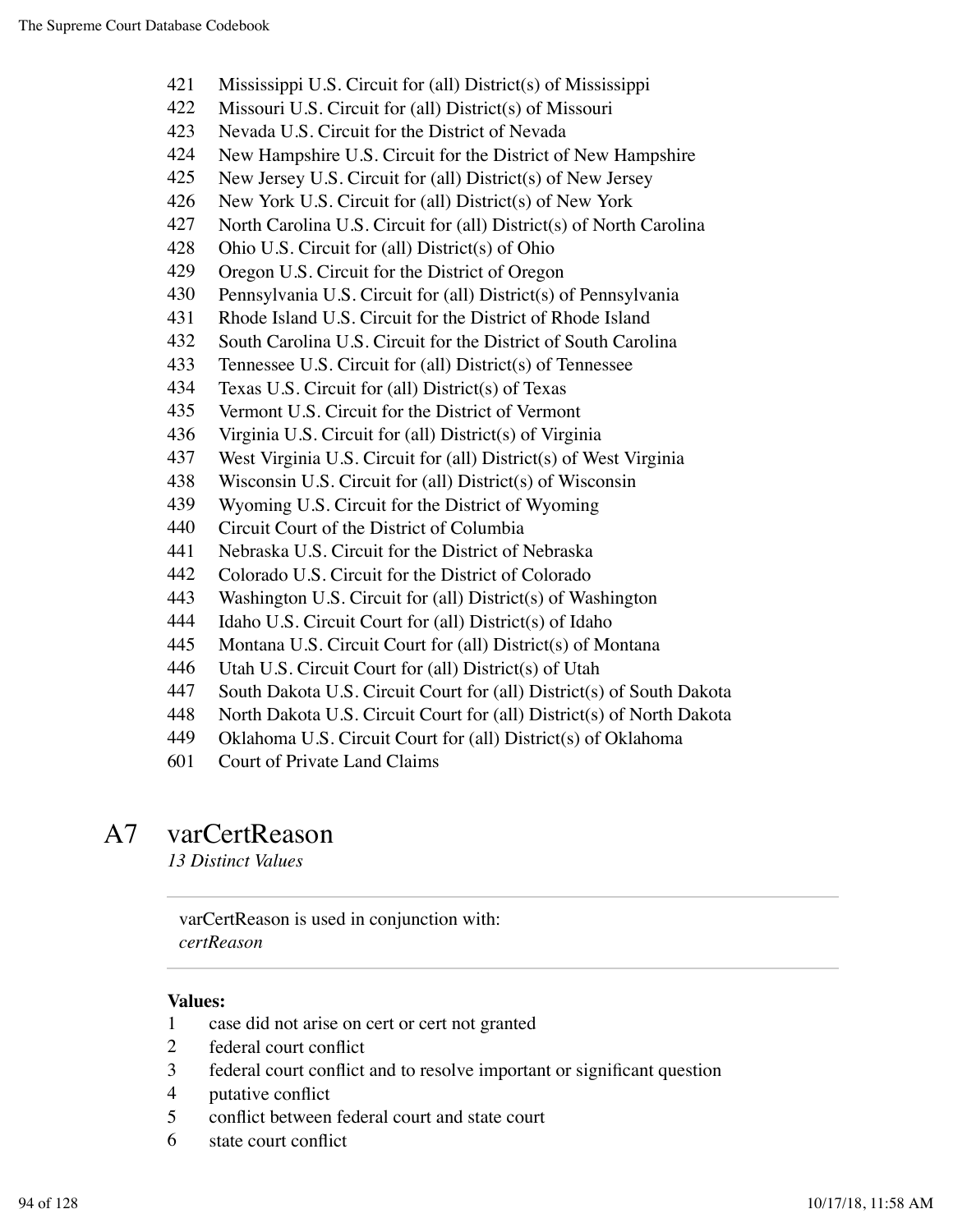421 Mississippi U.S. Circuit for (all) District(s) of Mississippi
422 Missouri U.S. Circuit for (all) District(s) of Missouri
423 Nevada U.S. Circuit for the District of Nevada
424 New Hampshire U.S. Circuit for the District of New Hampshire
425 New Jersey U.S. Circuit for (all) District(s) of New Jersey
426 New York U.S. Circuit for (all) District(s) of New York
427 North Carolina U.S. Circuit for (all) District(s) of North Carolina
428 Ohio U.S. Circuit for (all) District(s) of Ohio
429 Oregon U.S. Circuit for the District of Oregon
430 Pennsylvania U.S. Circuit for (all) District(s) of Pennsylvania
431 Rhode Island U.S. Circuit for the District of Rhode Island
432 South Carolina U.S. Circuit for the District of South Carolina
433 Tennessee U.S. Circuit for (all) District(s) of Tennessee
434 Texas U.S. Circuit for (all) District(s) of Texas
435 Vermont U.S. Circuit for the District of Vermont
436 Virginia U.S. Circuit for (all) District(s) of Virginia
437 West Virginia U.S. Circuit for (all) District(s) of West Virginia
438 Wisconsin U.S. Circuit for (all) District(s) of Wisconsin
439 Wyoming U.S. Circuit for the District of Wyoming
440 Circuit Court of the District of Columbia
441 Nebraska U.S. Circuit for the District of Nebraska
442 Colorado U.S. Circuit for the District of Colorado
443 Washington U.S. Circuit for (all) District(s) of Washington
444 Idaho U.S. Circuit Court for (all) District(s) of Idaho
445 Montana U.S. Circuit Court for (all) District(s) of Montana
446 Utah U.S. Circuit Court for (all) District(s) of Utah
447 South Dakota U.S. Circuit Court for (all) District(s) of South Dakota
448 North Dakota U.S. Circuit Court for (all) District(s) of North Dakota
449 Oklahoma U.S. Circuit Court for (all) District(s) of Oklahoma
601 Court of Private Land Claims

# A7 varCertReason

*13 Distinct Values*

varCertReason is used in conjunction with:
*certReason*

**Values:**

1 case did not arise on cert or cert not granted
2 federal court conflict
3 federal court conflict and to resolve important or significant question
4 putative conflict
5 conflict between federal court and state court
6 state court conflict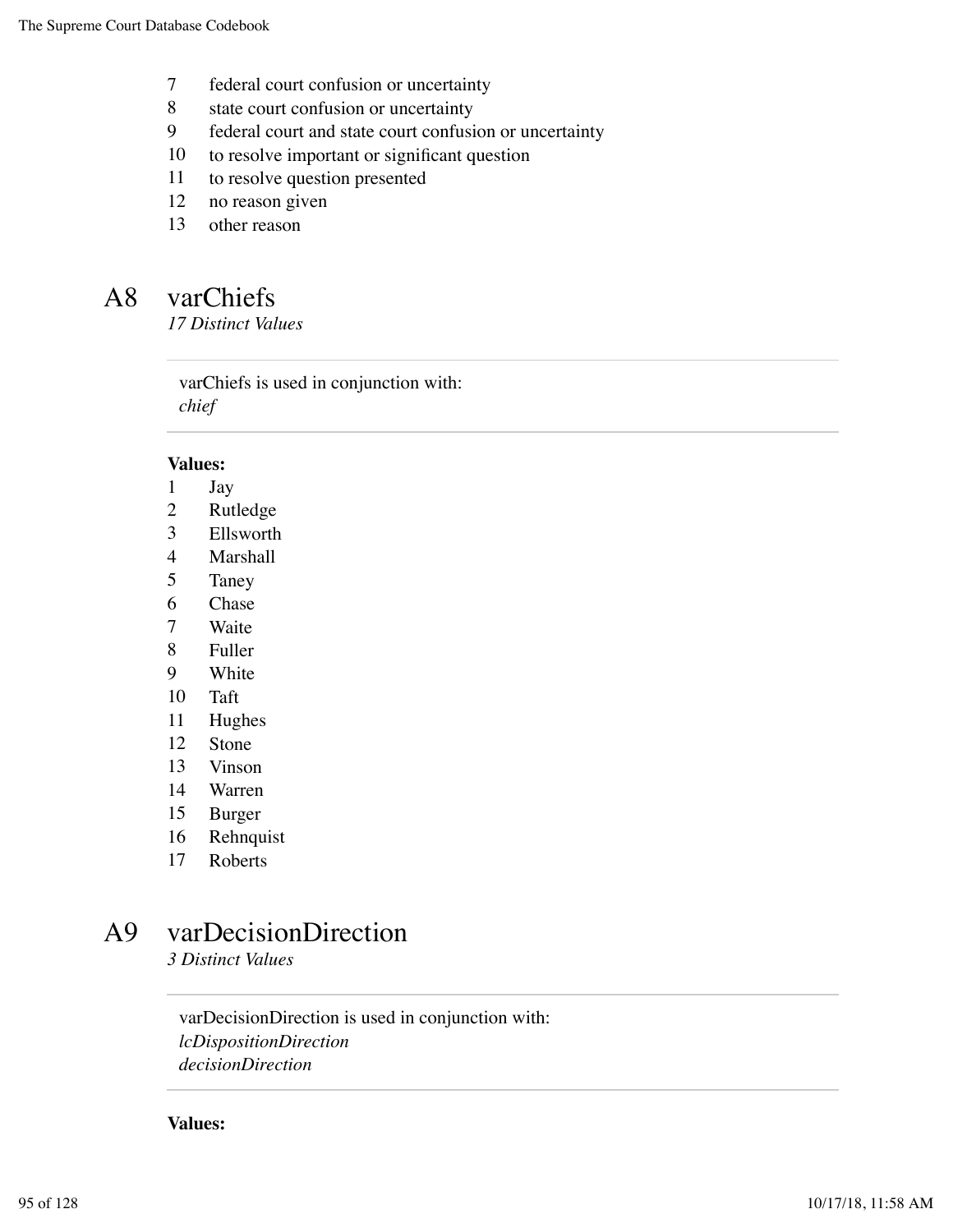7 federal court confusion or uncertainty
8 state court confusion or uncertainty
9 federal court and state court confusion or uncertainty
10 to resolve important or significant question
11 to resolve question presented
12 no reason given
13 other reason

## A8 varChiefs

*17 Distinct Values*

varChiefs is used in conjunction with:
*chief*

**Values:**

1 Jay
2 Rutledge
3 Ellsworth
4 Marshall
5 Taney
6 Chase
7 Waite
8 Fuller
9 White
10 Taft
11 Hughes
12 Stone
13 Vinson
14 Warren
15 Burger
16 Rehnquist
17 Roberts

## A9 varDecisionDirection

*3 Distinct Values*

varDecisionDirection is used in conjunction with:
*lcDispositionDirection*
*decisionDirection*

**Values:**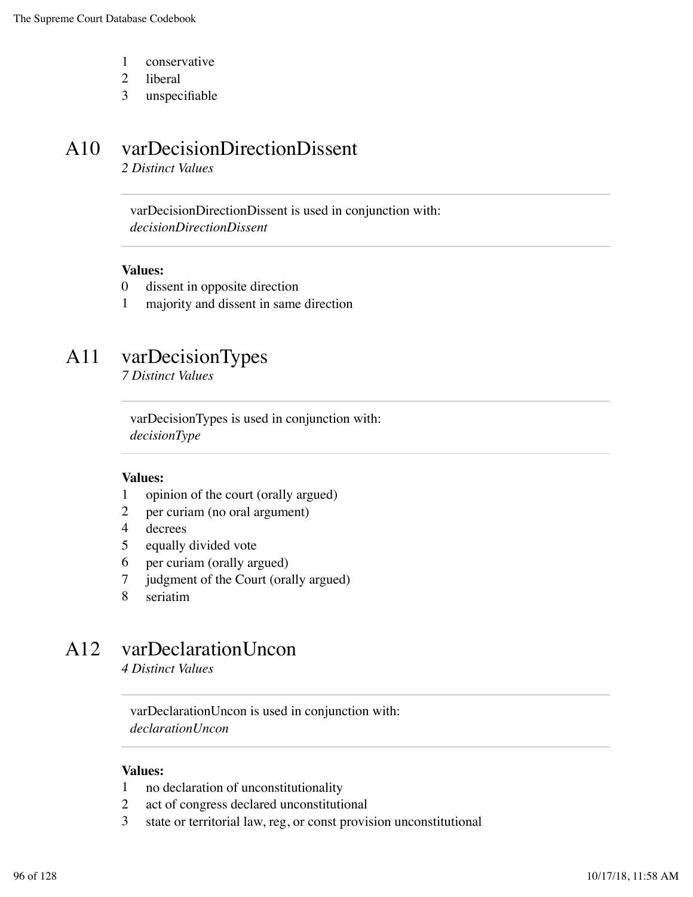1 conservative
2 liberal
3 unspecifiable

## A10 varDecisionDirectionDissent

*2 Distinct Values*

varDecisionDirectionDissent is used in conjunction with:
*decisionDirectionDissent*

**Values:**

0 dissent in opposite direction
1 majority and dissent in same direction

## A11 varDecisionTypes

*7 Distinct Values*

varDecisionTypes is used in conjunction with:
*decisionType*

**Values:**

1 opinion of the court (orally argued)
2 per curiam (no oral argument)
4 decrees
5 equally divided vote
6 per curiam (orally argued)
7 judgment of the Court (orally argued)
8 seriatim

## A12 varDeclarationUncon

*4 Distinct Values*

varDeclarationUncon is used in conjunction with:
*declarationUncon*

**Values:**

1 no declaration of unconstitutionality
2 act of congress declared unconstitutional
3 state or territorial law, reg, or const provision unconstitutional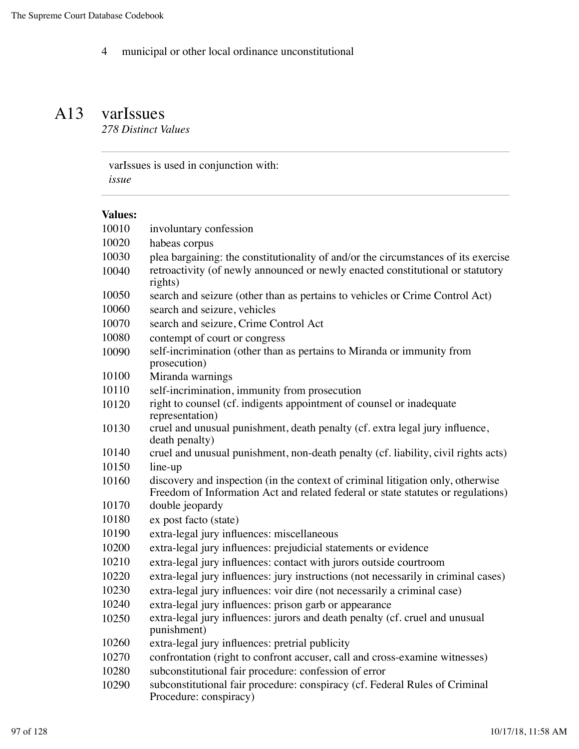4 municipal or other local ordinance unconstitutional

## A13 varIssues

*278 Distinct Values*

varIssues is used in conjunction with:
*issue*

**Values:**

| | |
|---|---|
| 10010 | involuntary confession |
| 10020 | habeas corpus |
| 10030 | plea bargaining: the constitutionality of and/or the circumstances of its exercise |
| 10040 | retroactivity (of newly announced or newly enacted constitutional or statutory rights) |
| 10050 | search and seizure (other than as pertains to vehicles or Crime Control Act) |
| 10060 | search and seizure, vehicles |
| 10070 | search and seizure, Crime Control Act |
| 10080 | contempt of court or congress |
| 10090 | self-incrimination (other than as pertains to Miranda or immunity from prosecution) |
| 10100 | Miranda warnings |
| 10110 | self-incrimination, immunity from prosecution |
| 10120 | right to counsel (cf. indigents appointment of counsel or inadequate representation) |
| 10130 | cruel and unusual punishment, death penalty (cf. extra legal jury influence, death penalty) |
| 10140 | cruel and unusual punishment, non-death penalty (cf. liability, civil rights acts) |
| 10150 | line-up |
| 10160 | discovery and inspection (in the context of criminal litigation only, otherwise Freedom of Information Act and related federal or state statutes or regulations) |
| 10170 | double jeopardy |
| 10180 | ex post facto (state) |
| 10190 | extra-legal jury influences: miscellaneous |
| 10200 | extra-legal jury influences: prejudicial statements or evidence |
| 10210 | extra-legal jury influences: contact with jurors outside courtroom |
| 10220 | extra-legal jury influences: jury instructions (not necessarily in criminal cases) |
| 10230 | extra-legal jury influences: voir dire (not necessarily a criminal case) |
| 10240 | extra-legal jury influences: prison garb or appearance |
| 10250 | extra-legal jury influences: jurors and death penalty (cf. cruel and unusual punishment) |
| 10260 | extra-legal jury influences: pretrial publicity |
| 10270 | confrontation (right to confront accuser, call and cross-examine witnesses) |
| 10280 | subconstitutional fair procedure: confession of error |
| 10290 | subconstitutional fair procedure: conspiracy (cf. Federal Rules of Criminal Procedure: conspiracy) |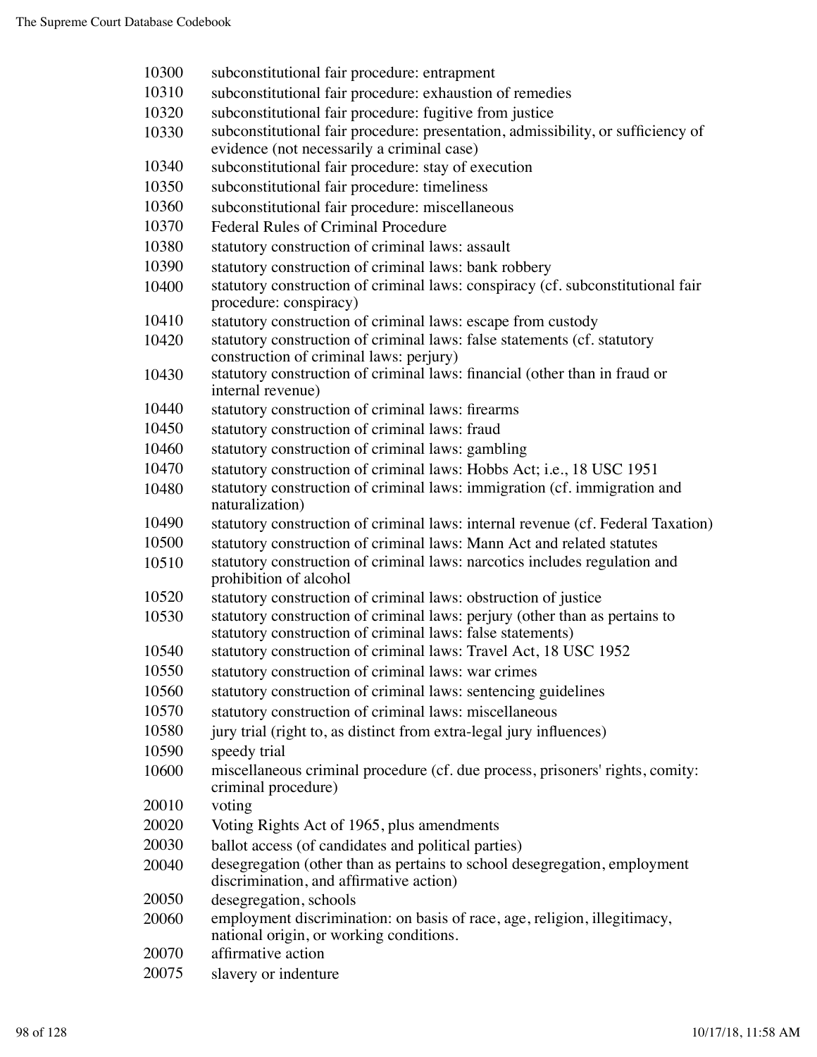10300 subconstitutional fair procedure: entrapment

10310 subconstitutional fair procedure: exhaustion of remedies

10320 subconstitutional fair procedure: fugitive from justice

10330 subconstitutional fair procedure: presentation, admissibility, or sufficiency of evidence (not necessarily a criminal case)

10340 subconstitutional fair procedure: stay of execution

10350 subconstitutional fair procedure: timeliness

10360 subconstitutional fair procedure: miscellaneous

10370 Federal Rules of Criminal Procedure

10380 statutory construction of criminal laws: assault

10390 statutory construction of criminal laws: bank robbery

10400 statutory construction of criminal laws: conspiracy (cf. subconstitutional fair procedure: conspiracy)

10410 statutory construction of criminal laws: escape from custody

10420 statutory construction of criminal laws: false statements (cf. statutory construction of criminal laws: perjury)

10430 statutory construction of criminal laws: financial (other than in fraud or internal revenue)

10440 statutory construction of criminal laws: firearms

10450 statutory construction of criminal laws: fraud

10460 statutory construction of criminal laws: gambling

10470 statutory construction of criminal laws: Hobbs Act; i.e., 18 USC 1951

10480 statutory construction of criminal laws: immigration (cf. immigration and naturalization)

10490 statutory construction of criminal laws: internal revenue (cf. Federal Taxation)

10500 statutory construction of criminal laws: Mann Act and related statutes

10510 statutory construction of criminal laws: narcotics includes regulation and prohibition of alcohol

10520 statutory construction of criminal laws: obstruction of justice

10530 statutory construction of criminal laws: perjury (other than as pertains to statutory construction of criminal laws: false statements)

10540 statutory construction of criminal laws: Travel Act, 18 USC 1952

10550 statutory construction of criminal laws: war crimes

10560 statutory construction of criminal laws: sentencing guidelines

10570 statutory construction of criminal laws: miscellaneous

10580 jury trial (right to, as distinct from extra-legal jury influences)

10590 speedy trial

10600 miscellaneous criminal procedure (cf. due process, prisoners' rights, comity: criminal procedure)

20010 voting

20020 Voting Rights Act of 1965, plus amendments

20030 ballot access (of candidates and political parties)

20040 desegregation (other than as pertains to school desegregation, employment discrimination, and affirmative action)

20050 desegregation, schools

20060 employment discrimination: on basis of race, age, religion, illegitimacy, national origin, or working conditions.

20070 affirmative action

20075 slavery or indenture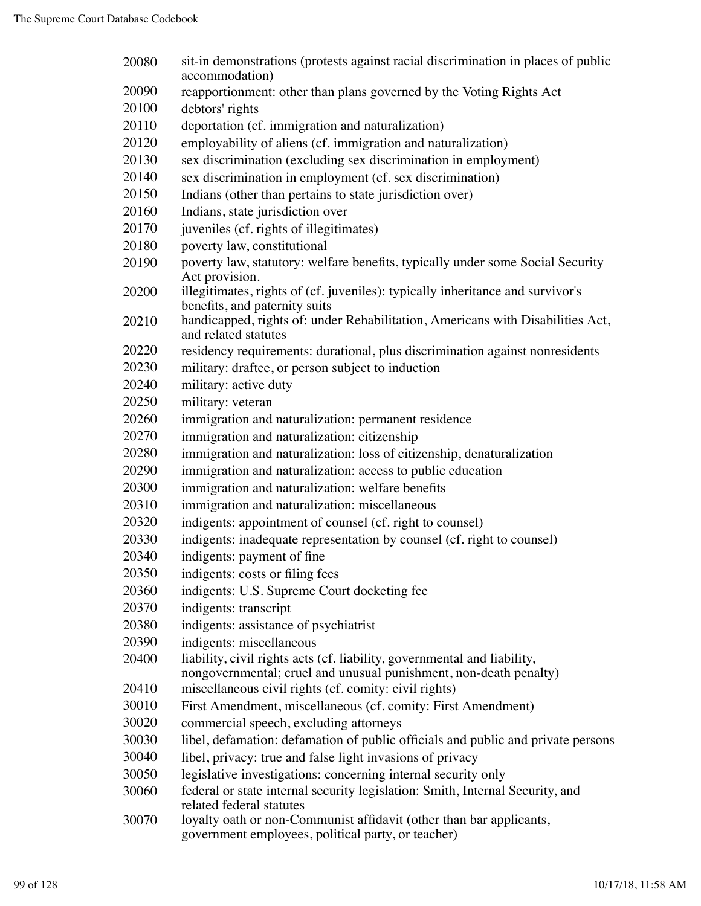20080 sit-in demonstrations (protests against racial discrimination in places of public accommodation)
20090 reapportionment: other than plans governed by the Voting Rights Act
20100 debtors' rights
20110 deportation (cf. immigration and naturalization)
20120 employability of aliens (cf. immigration and naturalization)
20130 sex discrimination (excluding sex discrimination in employment)
20140 sex discrimination in employment (cf. sex discrimination)
20150 Indians (other than pertains to state jurisdiction over)
20160 Indians, state jurisdiction over
20170 juveniles (cf. rights of illegitimates)
20180 poverty law, constitutional
20190 poverty law, statutory: welfare benefits, typically under some Social Security Act provision.
20200 illegitimates, rights of (cf. juveniles): typically inheritance and survivor's benefits, and paternity suits
20210 handicapped, rights of: under Rehabilitation, Americans with Disabilities Act, and related statutes
20220 residency requirements: durational, plus discrimination against nonresidents
20230 military: draftee, or person subject to induction
20240 military: active duty
20250 military: veteran
20260 immigration and naturalization: permanent residence
20270 immigration and naturalization: citizenship
20280 immigration and naturalization: loss of citizenship, denaturalization
20290 immigration and naturalization: access to public education
20300 immigration and naturalization: welfare benefits
20310 immigration and naturalization: miscellaneous
20320 indigents: appointment of counsel (cf. right to counsel)
20330 indigents: inadequate representation by counsel (cf. right to counsel)
20340 indigents: payment of fine
20350 indigents: costs or filing fees
20360 indigents: U.S. Supreme Court docketing fee
20370 indigents: transcript
20380 indigents: assistance of psychiatrist
20390 indigents: miscellaneous
20400 liability, civil rights acts (cf. liability, governmental and liability, nongovernmental; cruel and unusual punishment, non-death penalty)
20410 miscellaneous civil rights (cf. comity: civil rights)
30010 First Amendment, miscellaneous (cf. comity: First Amendment)
30020 commercial speech, excluding attorneys
30030 libel, defamation: defamation of public officials and public and private persons
30040 libel, privacy: true and false light invasions of privacy
30050 legislative investigations: concerning internal security only
30060 federal or state internal security legislation: Smith, Internal Security, and related federal statutes
30070 loyalty oath or non-Communist affidavit (other than bar applicants, government employees, political party, or teacher)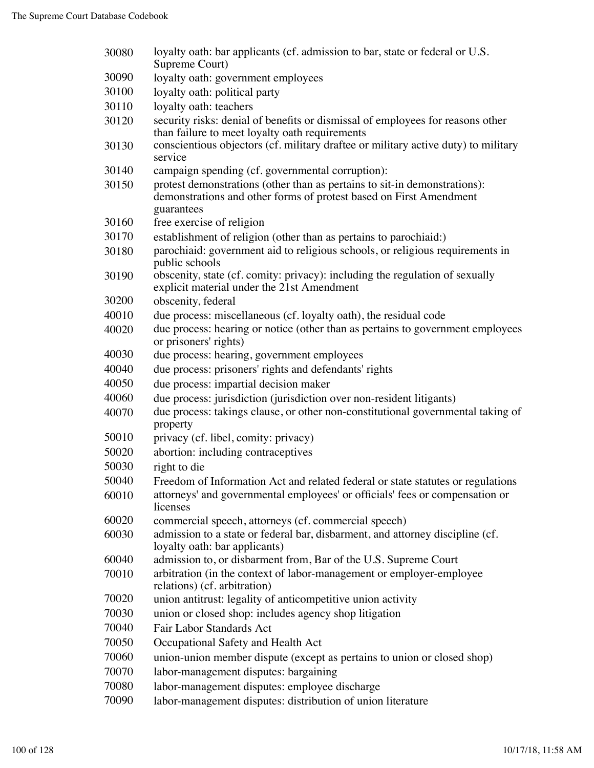| | |
|---|---|
| 30080 | loyalty oath: bar applicants (cf. admission to bar, state or federal or U.S. Supreme Court) |
| 30090 | loyalty oath: government employees |
| 30100 | loyalty oath: political party |
| 30110 | loyalty oath: teachers |
| 30120 | security risks: denial of benefits or dismissal of employees for reasons other than failure to meet loyalty oath requirements |
| 30130 | conscientious objectors (cf. military draftee or military active duty) to military service |
| 30140 | campaign spending (cf. governmental corruption): |
| 30150 | protest demonstrations (other than as pertains to sit-in demonstrations): demonstrations and other forms of protest based on First Amendment guarantees |
| 30160 | free exercise of religion |
| 30170 | establishment of religion (other than as pertains to parochiaid:) |
| 30180 | parochiaid: government aid to religious schools, or religious requirements in public schools |
| 30190 | obscenity, state (cf. comity: privacy): including the regulation of sexually explicit material under the 21st Amendment |
| 30200 | obscenity, federal |
| 40010 | due process: miscellaneous (cf. loyalty oath), the residual code |
| 40020 | due process: hearing or notice (other than as pertains to government employees or prisoners' rights) |
| 40030 | due process: hearing, government employees |
| 40040 | due process: prisoners' rights and defendants' rights |
| 40050 | due process: impartial decision maker |
| 40060 | due process: jurisdiction (jurisdiction over non-resident litigants) |
| 40070 | due process: takings clause, or other non-constitutional governmental taking of property |
| 50010 | privacy (cf. libel, comity: privacy) |
| 50020 | abortion: including contraceptives |
| 50030 | right to die |
| 50040 | Freedom of Information Act and related federal or state statutes or regulations |
| 60010 | attorneys' and governmental employees' or officials' fees or compensation or licenses |
| 60020 | commercial speech, attorneys (cf. commercial speech) |
| 60030 | admission to a state or federal bar, disbarment, and attorney discipline (cf. loyalty oath: bar applicants) |
| 60040 | admission to, or disbarment from, Bar of the U.S. Supreme Court |
| 70010 | arbitration (in the context of labor-management or employer-employee relations) (cf. arbitration) |
| 70020 | union antitrust: legality of anticompetitive union activity |
| 70030 | union or closed shop: includes agency shop litigation |
| 70040 | Fair Labor Standards Act |
| 70050 | Occupational Safety and Health Act |
| 70060 | union-union member dispute (except as pertains to union or closed shop) |
| 70070 | labor-management disputes: bargaining |
| 70080 | labor-management disputes: employee discharge |
| 70090 | labor-management disputes: distribution of union literature |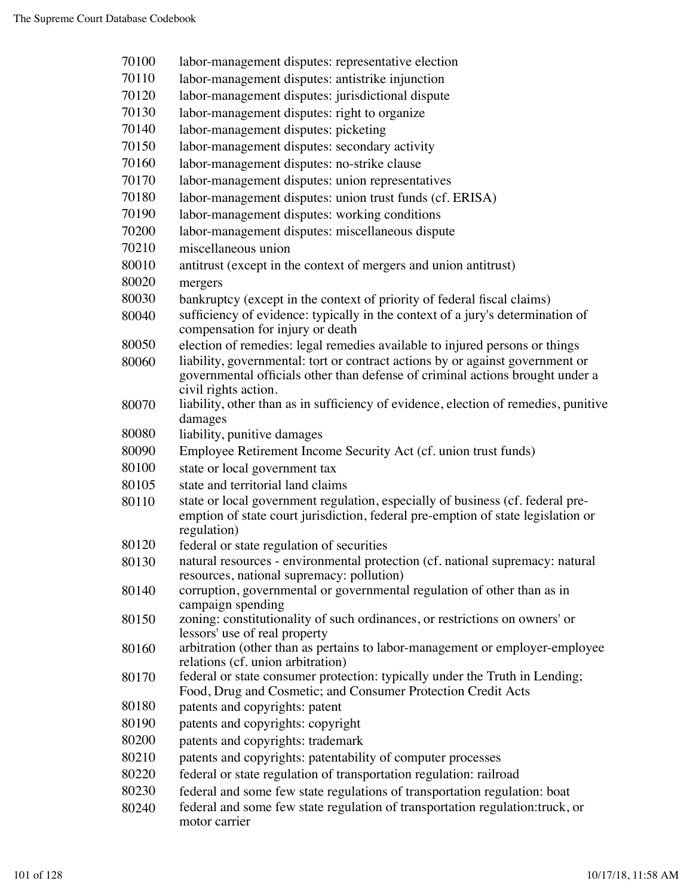| | |
|---|---|
| 70100 | labor-management disputes: representative election |
| 70110 | labor-management disputes: antistrike injunction |
| 70120 | labor-management disputes: jurisdictional dispute |
| 70130 | labor-management disputes: right to organize |
| 70140 | labor-management disputes: picketing |
| 70150 | labor-management disputes: secondary activity |
| 70160 | labor-management disputes: no-strike clause |
| 70170 | labor-management disputes: union representatives |
| 70180 | labor-management disputes: union trust funds (cf. ERISA) |
| 70190 | labor-management disputes: working conditions |
| 70200 | labor-management disputes: miscellaneous dispute |
| 70210 | miscellaneous union |
| 80010 | antitrust (except in the context of mergers and union antitrust) |
| 80020 | mergers |
| 80030 | bankruptcy (except in the context of priority of federal fiscal claims) |
| 80040 | sufficiency of evidence: typically in the context of a jury's determination of compensation for injury or death |
| 80050 | election of remedies: legal remedies available to injured persons or things |
| 80060 | liability, governmental: tort or contract actions by or against government or governmental officials other than defense of criminal actions brought under a civil rights action. |
| 80070 | liability, other than as in sufficiency of evidence, election of remedies, punitive damages |
| 80080 | liability, punitive damages |
| 80090 | Employee Retirement Income Security Act (cf. union trust funds) |
| 80100 | state or local government tax |
| 80105 | state and territorial land claims |
| 80110 | state or local government regulation, especially of business (cf. federal pre-emption of state court jurisdiction, federal pre-emption of state legislation or regulation) |
| 80120 | federal or state regulation of securities |
| 80130 | natural resources - environmental protection (cf. national supremacy: natural resources, national supremacy: pollution) |
| 80140 | corruption, governmental or governmental regulation of other than as in campaign spending |
| 80150 | zoning: constitutionality of such ordinances, or restrictions on owners' or lessors' use of real property |
| 80160 | arbitration (other than as pertains to labor-management or employer-employee relations (cf. union arbitration) |
| 80170 | federal or state consumer protection: typically under the Truth in Lending; Food, Drug and Cosmetic; and Consumer Protection Credit Acts |
| 80180 | patents and copyrights: patent |
| 80190 | patents and copyrights: copyright |
| 80200 | patents and copyrights: trademark |
| 80210 | patents and copyrights: patentability of computer processes |
| 80220 | federal or state regulation of transportation regulation: railroad |
| 80230 | federal and some few state regulations of transportation regulation: boat |
| 80240 | federal and some few state regulation of transportation regulation:truck, or motor carrier |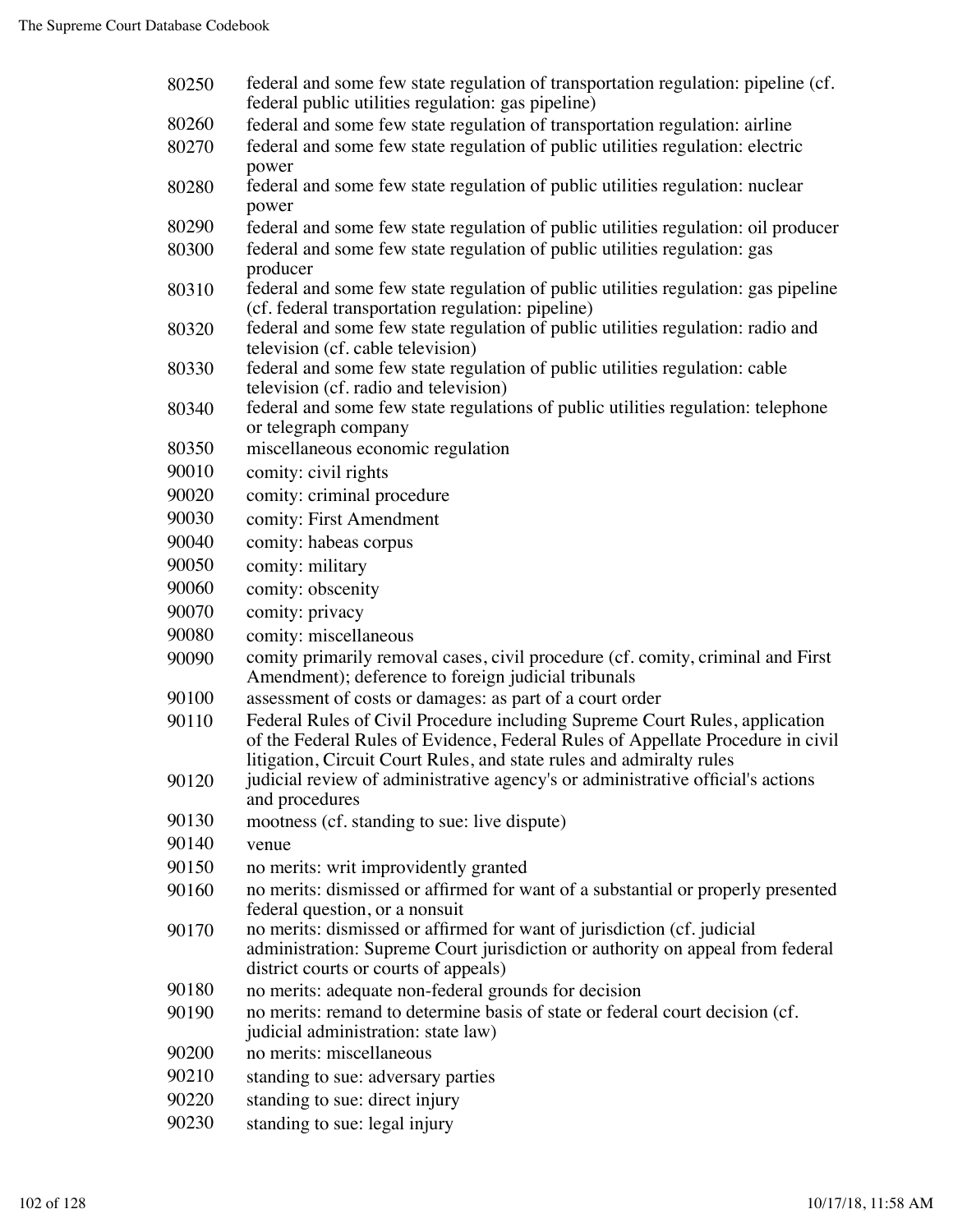80250 federal and some few state regulation of transportation regulation: pipeline (cf. federal public utilities regulation: gas pipeline)

80260 federal and some few state regulation of transportation regulation: airline

80270 federal and some few state regulation of public utilities regulation: electric power

80280 federal and some few state regulation of public utilities regulation: nuclear power

80290 federal and some few state regulation of public utilities regulation: oil producer

80300 federal and some few state regulation of public utilities regulation: gas producer

80310 federal and some few state regulation of public utilities regulation: gas pipeline (cf. federal transportation regulation: pipeline)

80320 federal and some few state regulation of public utilities regulation: radio and television (cf. cable television)

80330 federal and some few state regulation of public utilities regulation: cable television (cf. radio and television)

80340 federal and some few state regulations of public utilities regulation: telephone or telegraph company

80350 miscellaneous economic regulation

90010 comity: civil rights

90020 comity: criminal procedure

90030 comity: First Amendment

90040 comity: habeas corpus

90050 comity: military

90060 comity: obscenity

90070 comity: privacy

90080 comity: miscellaneous

90090 comity primarily removal cases, civil procedure (cf. comity, criminal and First Amendment); deference to foreign judicial tribunals

90100 assessment of costs or damages: as part of a court order

90110 Federal Rules of Civil Procedure including Supreme Court Rules, application of the Federal Rules of Evidence, Federal Rules of Appellate Procedure in civil litigation, Circuit Court Rules, and state rules and admiralty rules

90120 judicial review of administrative agency's or administrative official's actions and procedures

90130 mootness (cf. standing to sue: live dispute)

90140 venue

90150 no merits: writ improvidently granted

90160 no merits: dismissed or affirmed for want of a substantial or properly presented federal question, or a nonsuit

90170 no merits: dismissed or affirmed for want of jurisdiction (cf. judicial administration: Supreme Court jurisdiction or authority on appeal from federal district courts or courts of appeals)

90180 no merits: adequate non-federal grounds for decision

90190 no merits: remand to determine basis of state or federal court decision (cf. judicial administration: state law)

90200 no merits: miscellaneous

90210 standing to sue: adversary parties

90220 standing to sue: direct injury

90230 standing to sue: legal injury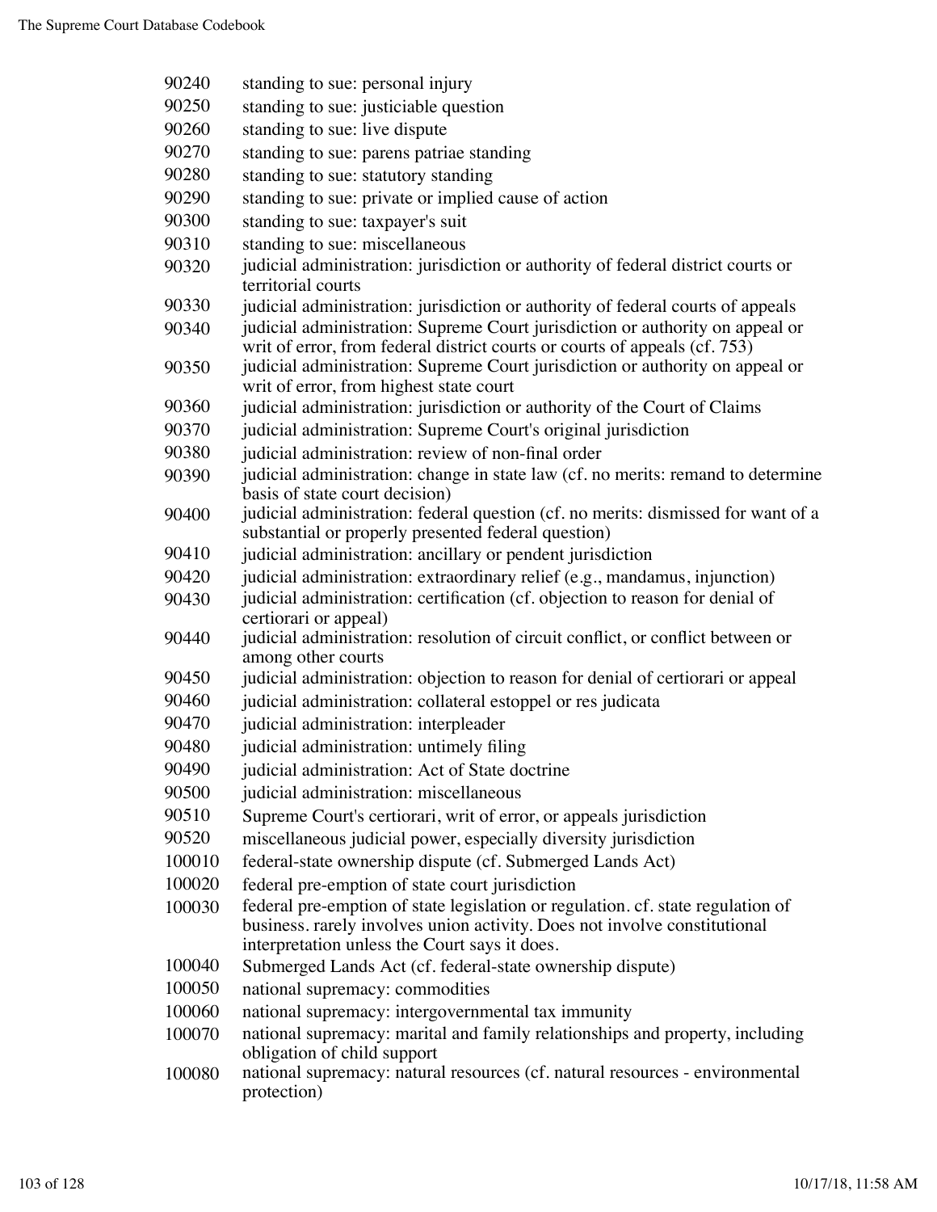| | |
|---|---|
| 90240 | standing to sue: personal injury |
| 90250 | standing to sue: justiciable question |
| 90260 | standing to sue: live dispute |
| 90270 | standing to sue: parens patriae standing |
| 90280 | standing to sue: statutory standing |
| 90290 | standing to sue: private or implied cause of action |
| 90300 | standing to sue: taxpayer's suit |
| 90310 | standing to sue: miscellaneous |
| 90320 | judicial administration: jurisdiction or authority of federal district courts or territorial courts |
| 90330 | judicial administration: jurisdiction or authority of federal courts of appeals |
| 90340 | judicial administration: Supreme Court jurisdiction or authority on appeal or writ of error, from federal district courts or courts of appeals (cf. 753) |
| 90350 | judicial administration: Supreme Court jurisdiction or authority on appeal or writ of error, from highest state court |
| 90360 | judicial administration: jurisdiction or authority of the Court of Claims |
| 90370 | judicial administration: Supreme Court's original jurisdiction |
| 90380 | judicial administration: review of non-final order |
| 90390 | judicial administration: change in state law (cf. no merits: remand to determine basis of state court decision) |
| 90400 | judicial administration: federal question (cf. no merits: dismissed for want of a substantial or properly presented federal question) |
| 90410 | judicial administration: ancillary or pendent jurisdiction |
| 90420 | judicial administration: extraordinary relief (e.g., mandamus, injunction) |
| 90430 | judicial administration: certification (cf. objection to reason for denial of certiorari or appeal) |
| 90440 | judicial administration: resolution of circuit conflict, or conflict between or among other courts |
| 90450 | judicial administration: objection to reason for denial of certiorari or appeal |
| 90460 | judicial administration: collateral estoppel or res judicata |
| 90470 | judicial administration: interpleader |
| 90480 | judicial administration: untimely filing |
| 90490 | judicial administration: Act of State doctrine |
| 90500 | judicial administration: miscellaneous |
| 90510 | Supreme Court's certiorari, writ of error, or appeals jurisdiction |
| 90520 | miscellaneous judicial power, especially diversity jurisdiction |
| 100010 | federal-state ownership dispute (cf. Submerged Lands Act) |
| 100020 | federal pre-emption of state court jurisdiction |
| 100030 | federal pre-emption of state legislation or regulation. cf. state regulation of business. rarely involves union activity. Does not involve constitutional interpretation unless the Court says it does. |
| 100040 | Submerged Lands Act (cf. federal-state ownership dispute) |
| 100050 | national supremacy: commodities |
| 100060 | national supremacy: intergovernmental tax immunity |
| 100070 | national supremacy: marital and family relationships and property, including obligation of child support |
| 100080 | national supremacy: natural resources (cf. natural resources - environmental protection) |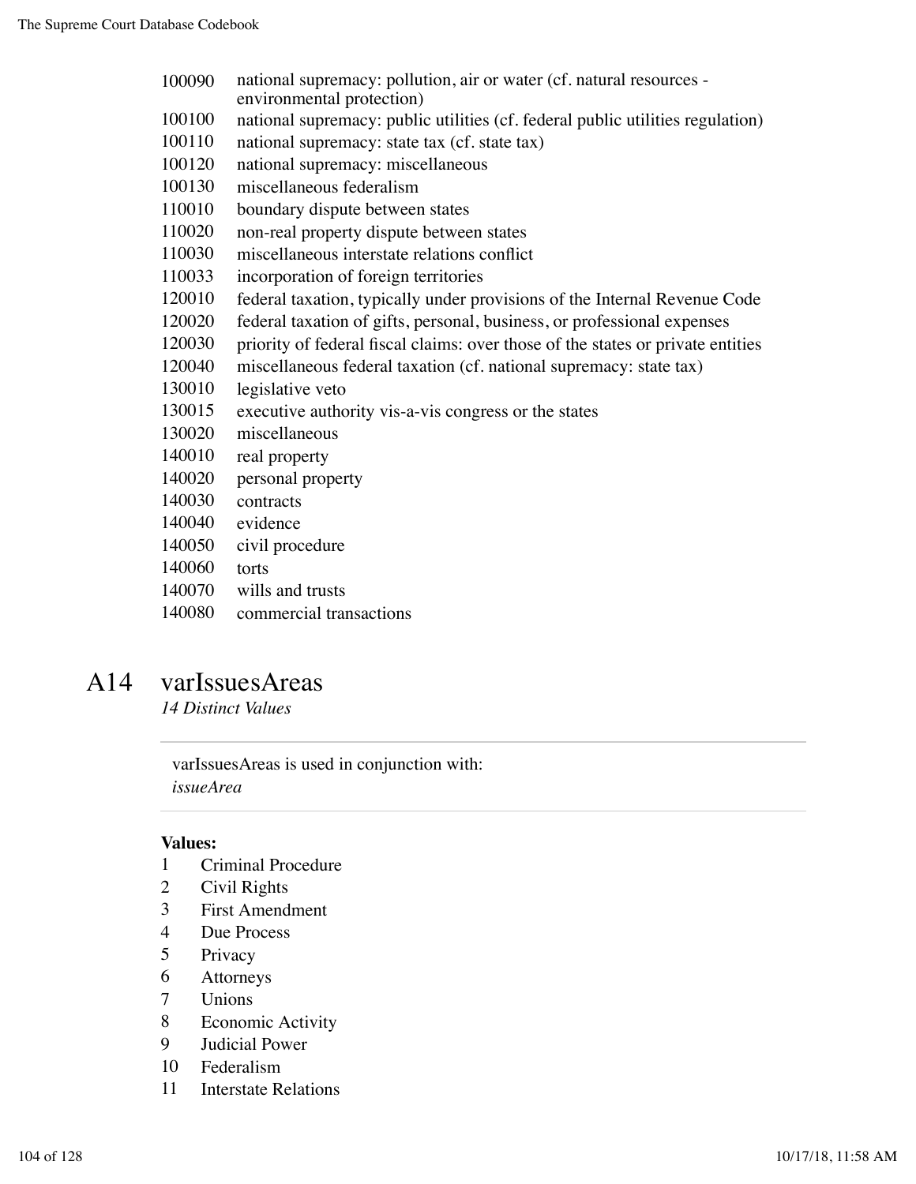100090 national supremacy: pollution, air or water (cf. natural resources - environmental protection)
100100 national supremacy: public utilities (cf. federal public utilities regulation)
100110 national supremacy: state tax (cf. state tax)
100120 national supremacy: miscellaneous
100130 miscellaneous federalism
110010 boundary dispute between states
110020 non-real property dispute between states
110030 miscellaneous interstate relations conflict
110033 incorporation of foreign territories
120010 federal taxation, typically under provisions of the Internal Revenue Code
120020 federal taxation of gifts, personal, business, or professional expenses
120030 priority of federal fiscal claims: over those of the states or private entities
120040 miscellaneous federal taxation (cf. national supremacy: state tax)
130010 legislative veto
130015 executive authority vis-a-vis congress or the states
130020 miscellaneous
140010 real property
140020 personal property
140030 contracts
140040 evidence
140050 civil procedure
140060 torts
140070 wills and trusts
140080 commercial transactions

# A14 varIssuesAreas

*14 Distinct Values*

varIssuesAreas is used in conjunction with:
*issueArea*

**Values:**

1 Criminal Procedure
2 Civil Rights
3 First Amendment
4 Due Process
5 Privacy
6 Attorneys
7 Unions
8 Economic Activity
9 Judicial Power
10 Federalism
11 Interstate Relations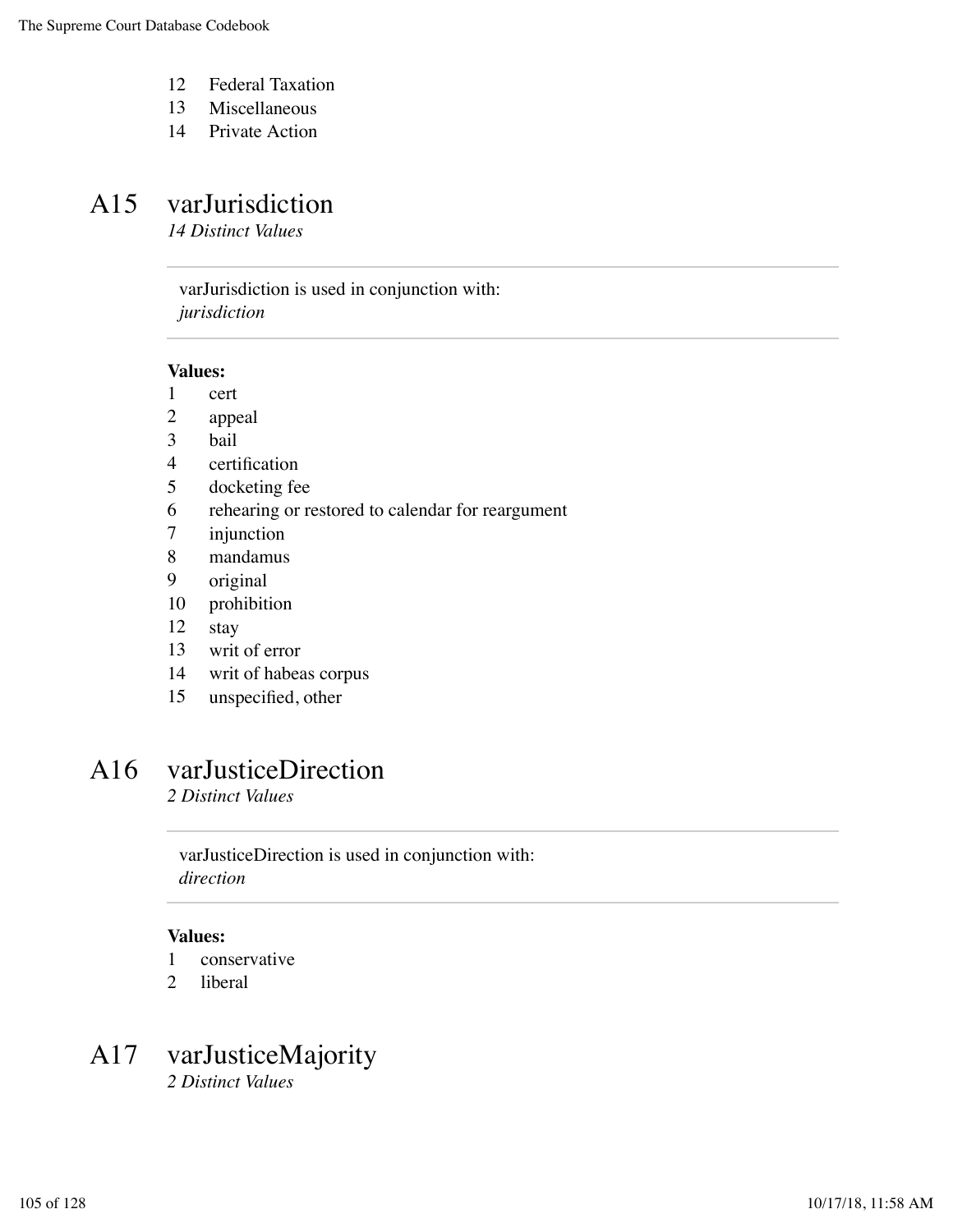12 Federal Taxation
13 Miscellaneous
14 Private Action

## A15 varJurisdiction

*14 Distinct Values*

varJurisdiction is used in conjunction with:
*jurisdiction*

**Values:**

1 cert
2 appeal
3 bail
4 certification
5 docketing fee
6 rehearing or restored to calendar for reargument
7 injunction
8 mandamus
9 original
10 prohibition
12 stay
13 writ of error
14 writ of habeas corpus
15 unspecified, other

## A16 varJusticeDirection

*2 Distinct Values*

varJusticeDirection is used in conjunction with:
*direction*

**Values:**

1 conservative
2 liberal

## A17 varJusticeMajority

*2 Distinct Values*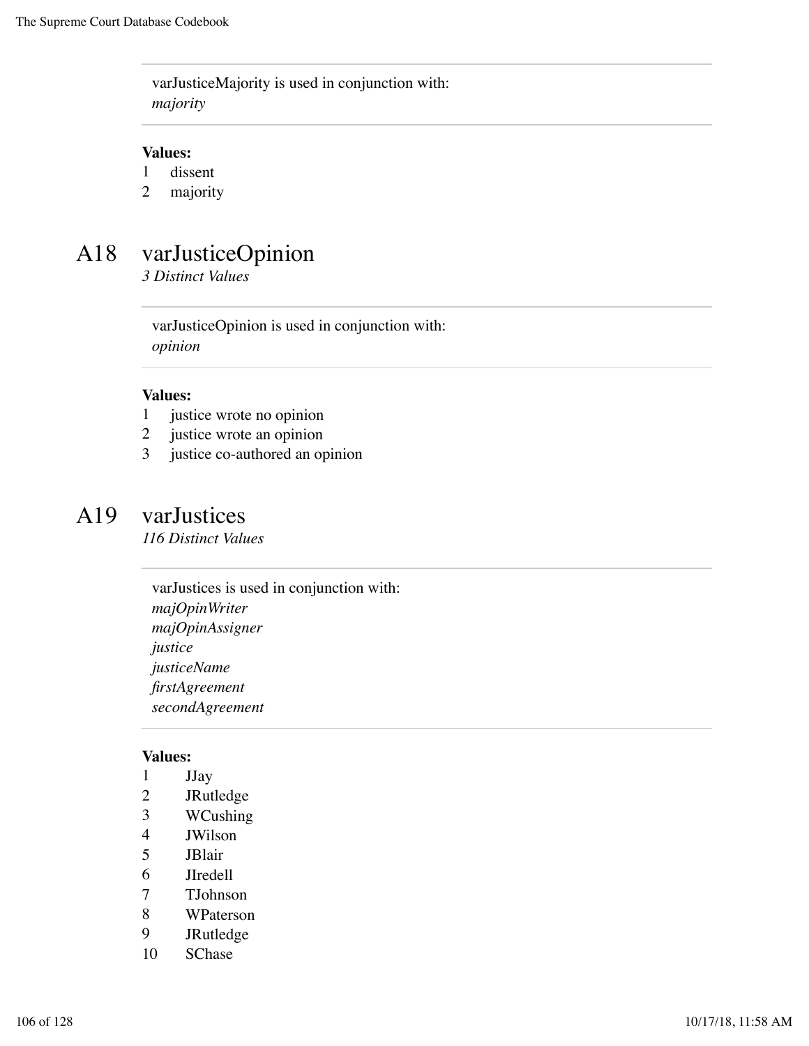varJusticeMajority is used in conjunction with:
*majority*

**Values:**

1 dissent
2 majority

## A18 varJusticeOpinion

*3 Distinct Values*

varJusticeOpinion is used in conjunction with:
*opinion*

**Values:**

1 justice wrote no opinion
2 justice wrote an opinion
3 justice co-authored an opinion

## A19 varJustices

*116 Distinct Values*

varJustices is used in conjunction with:
*majOpinWriter*
*majOpinAssigner*
*justice*
*justiceName*
*firstAgreement*
*secondAgreement*

**Values:**

1 JJay
2 JRutledge
3 WCushing
4 JWilson
5 JBlair
6 JIredell
7 TJohnson
8 WPaterson
9 JRutledge
10 SChase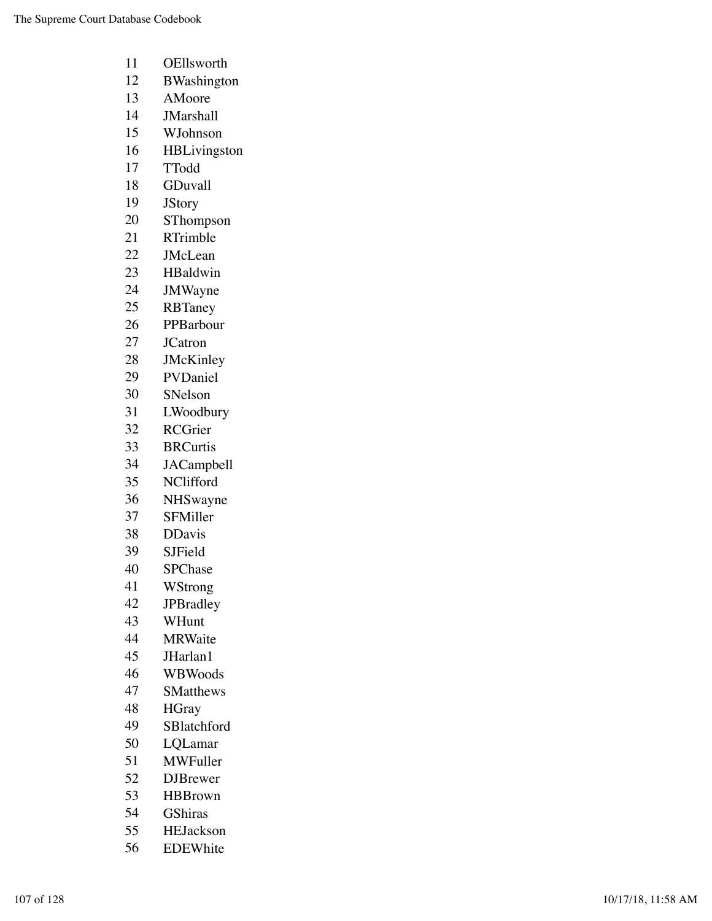| | |
|---|---|
| 11 | OEllsworth |
| 12 | BWashington |
| 13 | AMoore |
| 14 | JMarshall |
| 15 | WJohnson |
| 16 | HBLivingston |
| 17 | TTodd |
| 18 | GDuvall |
| 19 | JStory |
| 20 | SThompson |
| 21 | RTrimble |
| 22 | JMcLean |
| 23 | HBaldwin |
| 24 | JMWayne |
| 25 | RBTaney |
| 26 | PPBarbour |
| 27 | JCatron |
| 28 | JMcKinley |
| 29 | PVDaniel |
| 30 | SNelson |
| 31 | LWoodbury |
| 32 | RCGrier |
| 33 | BRCurtis |
| 34 | JACampbell |
| 35 | NClifford |
| 36 | NHSwayne |
| 37 | SFMiller |
| 38 | DDavis |
| 39 | SJField |
| 40 | SPChase |
| 41 | WStrong |
| 42 | JPBradley |
| 43 | WHunt |
| 44 | MRWaite |
| 45 | JHarlan1 |
| 46 | WBWoods |
| 47 | SMatthews |
| 48 | HGray |
| 49 | SBlatchford |
| 50 | LQLamar |
| 51 | MWFuller |
| 52 | DJBrewer |
| 53 | HBBrown |
| 54 | GShiras |
| 55 | HEJackson |
| 56 | EDEWhite |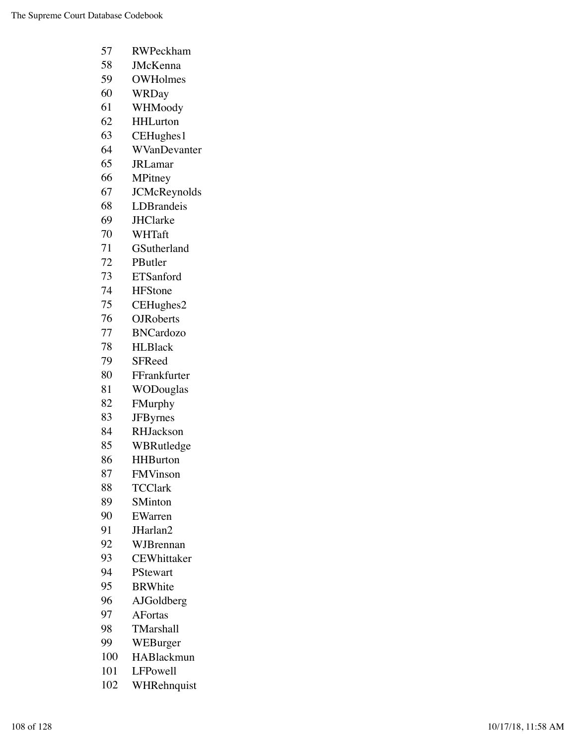| | |
|---|---|
| 57 | RWPeckham |
| 58 | JMcKenna |
| 59 | OWHolmes |
| 60 | WRDay |
| 61 | WHMoody |
| 62 | HHLurton |
| 63 | CEHughes1 |
| 64 | WVanDevanter |
| 65 | JRLamar |
| 66 | MPitney |
| 67 | JCMcReynolds |
| 68 | LDBrandeis |
| 69 | JHClarke |
| 70 | WHTaft |
| 71 | GSutherland |
| 72 | PButler |
| 73 | ETSanford |
| 74 | HFStone |
| 75 | CEHughes2 |
| 76 | OJRoberts |
| 77 | BNCardozo |
| 78 | HLBlack |
| 79 | SFReed |
| 80 | FFrankfurter |
| 81 | WODouglas |
| 82 | FMurphy |
| 83 | JFByrnes |
| 84 | RHJackson |
| 85 | WBRutledge |
| 86 | HHBurton |
| 87 | FMVinson |
| 88 | TCClark |
| 89 | SMinton |
| 90 | EWarren |
| 91 | JHarlan2 |
| 92 | WJBrennan |
| 93 | CEWhittaker |
| 94 | PStewart |
| 95 | BRWhite |
| 96 | AJGoldberg |
| 97 | AFortas |
| 98 | TMarshall |
| 99 | WEBurger |
| 100 | HABlackmun |
| 101 | LFPowell |
| 102 | WHRehnquist |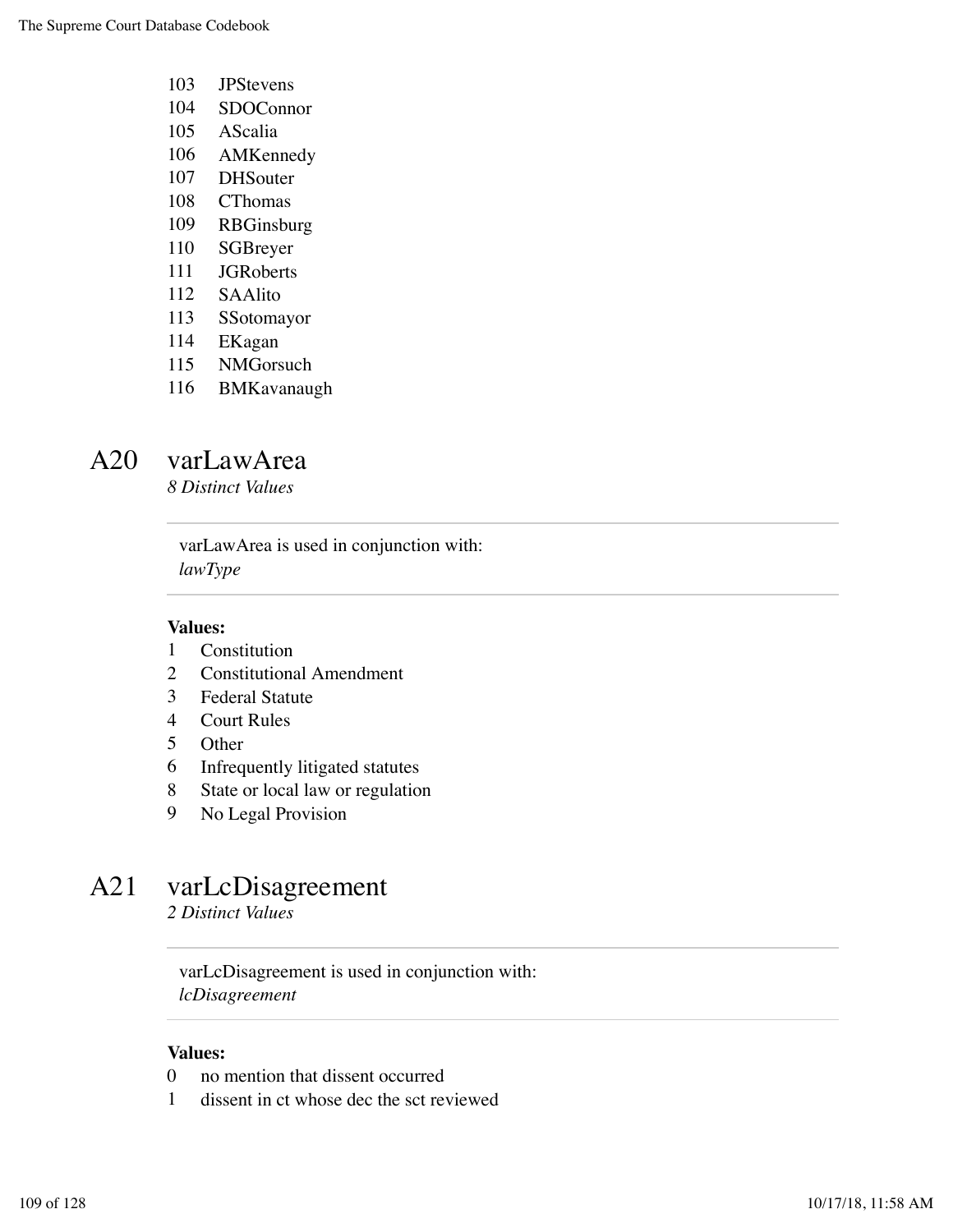103 JPStevens
104 SDOConnor
105 AScalia
106 AMKennedy
107 DHSouter
108 CThomas
109 RBGinsburg
110 SGBreyer
111 JGRoberts
112 SAAlito
113 SSotomayor
114 EKagan
115 NMGorsuch
116 BMKavanaugh

## A20 varLawArea

*8 Distinct Values*

varLawArea is used in conjunction with:
*lawType*

**Values:**

1 Constitution
2 Constitutional Amendment
3 Federal Statute
4 Court Rules
5 Other
6 Infrequently litigated statutes
8 State or local law or regulation
9 No Legal Provision

## A21 varLcDisagreement

*2 Distinct Values*

varLcDisagreement is used in conjunction with:
*lcDisagreement*

**Values:**

0 no mention that dissent occurred
1 dissent in ct whose dec the sct reviewed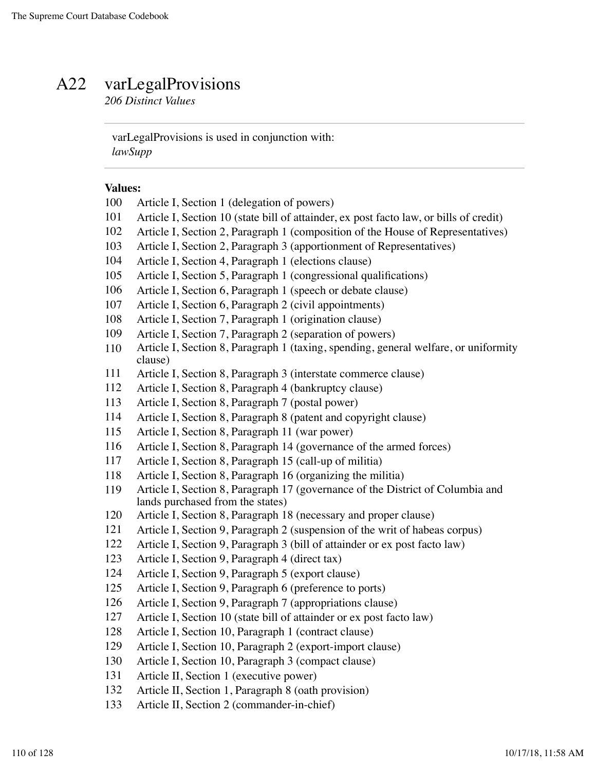# A22 varLegalProvisions

*206 Distinct Values*

---

varLegalProvisions is used in conjunction with:
*lawSupp*

---

**Values:**

| | |
|---|---|
| 100 | Article I, Section 1 (delegation of powers) |
| 101 | Article I, Section 10 (state bill of attainder, ex post facto law, or bills of credit) |
| 102 | Article I, Section 2, Paragraph 1 (composition of the House of Representatives) |
| 103 | Article I, Section 2, Paragraph 3 (apportionment of Representatives) |
| 104 | Article I, Section 4, Paragraph 1 (elections clause) |
| 105 | Article I, Section 5, Paragraph 1 (congressional qualifications) |
| 106 | Article I, Section 6, Paragraph 1 (speech or debate clause) |
| 107 | Article I, Section 6, Paragraph 2 (civil appointments) |
| 108 | Article I, Section 7, Paragraph 1 (origination clause) |
| 109 | Article I, Section 7, Paragraph 2 (separation of powers) |
| 110 | Article I, Section 8, Paragraph 1 (taxing, spending, general welfare, or uniformity clause) |
| 111 | Article I, Section 8, Paragraph 3 (interstate commerce clause) |
| 112 | Article I, Section 8, Paragraph 4 (bankruptcy clause) |
| 113 | Article I, Section 8, Paragraph 7 (postal power) |
| 114 | Article I, Section 8, Paragraph 8 (patent and copyright clause) |
| 115 | Article I, Section 8, Paragraph 11 (war power) |
| 116 | Article I, Section 8, Paragraph 14 (governance of the armed forces) |
| 117 | Article I, Section 8, Paragraph 15 (call-up of militia) |
| 118 | Article I, Section 8, Paragraph 16 (organizing the militia) |
| 119 | Article I, Section 8, Paragraph 17 (governance of the District of Columbia and lands purchased from the states) |
| 120 | Article I, Section 8, Paragraph 18 (necessary and proper clause) |
| 121 | Article I, Section 9, Paragraph 2 (suspension of the writ of habeas corpus) |
| 122 | Article I, Section 9, Paragraph 3 (bill of attainder or ex post facto law) |
| 123 | Article I, Section 9, Paragraph 4 (direct tax) |
| 124 | Article I, Section 9, Paragraph 5 (export clause) |
| 125 | Article I, Section 9, Paragraph 6 (preference to ports) |
| 126 | Article I, Section 9, Paragraph 7 (appropriations clause) |
| 127 | Article I, Section 10 (state bill of attainder or ex post facto law) |
| 128 | Article I, Section 10, Paragraph 1 (contract clause) |
| 129 | Article I, Section 10, Paragraph 2 (export-import clause) |
| 130 | Article I, Section 10, Paragraph 3 (compact clause) |
| 131 | Article II, Section 1 (executive power) |
| 132 | Article II, Section 1, Paragraph 8 (oath provision) |
| 133 | Article II, Section 2 (commander-in-chief) |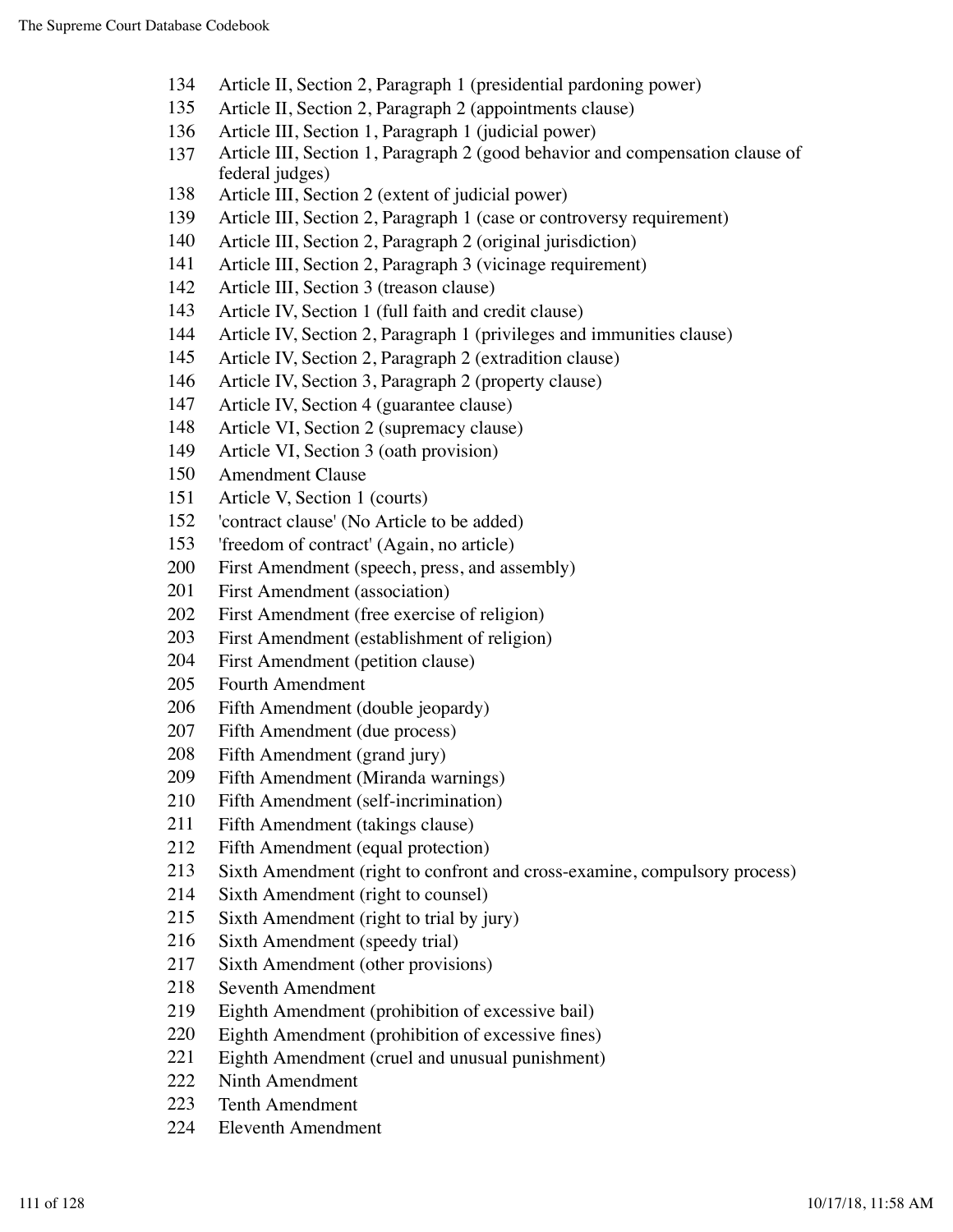134 Article II, Section 2, Paragraph 1 (presidential pardoning power)
135 Article II, Section 2, Paragraph 2 (appointments clause)
136 Article III, Section 1, Paragraph 1 (judicial power)
137 Article III, Section 1, Paragraph 2 (good behavior and compensation clause of federal judges)
138 Article III, Section 2 (extent of judicial power)
139 Article III, Section 2, Paragraph 1 (case or controversy requirement)
140 Article III, Section 2, Paragraph 2 (original jurisdiction)
141 Article III, Section 2, Paragraph 3 (vicinage requirement)
142 Article III, Section 3 (treason clause)
143 Article IV, Section 1 (full faith and credit clause)
144 Article IV, Section 2, Paragraph 1 (privileges and immunities clause)
145 Article IV, Section 2, Paragraph 2 (extradition clause)
146 Article IV, Section 3, Paragraph 2 (property clause)
147 Article IV, Section 4 (guarantee clause)
148 Article VI, Section 2 (supremacy clause)
149 Article VI, Section 3 (oath provision)
150 Amendment Clause
151 Article V, Section 1 (courts)
152 'contract clause' (No Article to be added)
153 'freedom of contract' (Again, no article)
200 First Amendment (speech, press, and assembly)
201 First Amendment (association)
202 First Amendment (free exercise of religion)
203 First Amendment (establishment of religion)
204 First Amendment (petition clause)
205 Fourth Amendment
206 Fifth Amendment (double jeopardy)
207 Fifth Amendment (due process)
208 Fifth Amendment (grand jury)
209 Fifth Amendment (Miranda warnings)
210 Fifth Amendment (self-incrimination)
211 Fifth Amendment (takings clause)
212 Fifth Amendment (equal protection)
213 Sixth Amendment (right to confront and cross-examine, compulsory process)
214 Sixth Amendment (right to counsel)
215 Sixth Amendment (right to trial by jury)
216 Sixth Amendment (speedy trial)
217 Sixth Amendment (other provisions)
218 Seventh Amendment
219 Eighth Amendment (prohibition of excessive bail)
220 Eighth Amendment (prohibition of excessive fines)
221 Eighth Amendment (cruel and unusual punishment)
222 Ninth Amendment
223 Tenth Amendment
224 Eleventh Amendment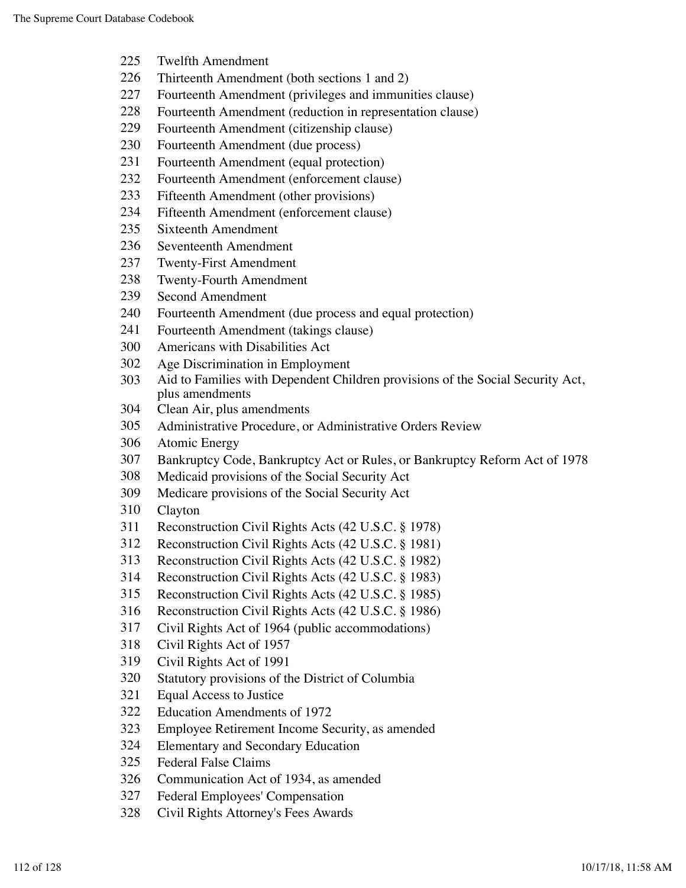225 Twelfth Amendment
226 Thirteenth Amendment (both sections 1 and 2)
227 Fourteenth Amendment (privileges and immunities clause)
228 Fourteenth Amendment (reduction in representation clause)
229 Fourteenth Amendment (citizenship clause)
230 Fourteenth Amendment (due process)
231 Fourteenth Amendment (equal protection)
232 Fourteenth Amendment (enforcement clause)
233 Fifteenth Amendment (other provisions)
234 Fifteenth Amendment (enforcement clause)
235 Sixteenth Amendment
236 Seventeenth Amendment
237 Twenty-First Amendment
238 Twenty-Fourth Amendment
239 Second Amendment
240 Fourteenth Amendment (due process and equal protection)
241 Fourteenth Amendment (takings clause)
300 Americans with Disabilities Act
302 Age Discrimination in Employment
303 Aid to Families with Dependent Children provisions of the Social Security Act, plus amendments
304 Clean Air, plus amendments
305 Administrative Procedure, or Administrative Orders Review
306 Atomic Energy
307 Bankruptcy Code, Bankruptcy Act or Rules, or Bankruptcy Reform Act of 1978
308 Medicaid provisions of the Social Security Act
309 Medicare provisions of the Social Security Act
310 Clayton
311 Reconstruction Civil Rights Acts (42 U.S.C. § 1978)
312 Reconstruction Civil Rights Acts (42 U.S.C. § 1981)
313 Reconstruction Civil Rights Acts (42 U.S.C. § 1982)
314 Reconstruction Civil Rights Acts (42 U.S.C. § 1983)
315 Reconstruction Civil Rights Acts (42 U.S.C. § 1985)
316 Reconstruction Civil Rights Acts (42 U.S.C. § 1986)
317 Civil Rights Act of 1964 (public accommodations)
318 Civil Rights Act of 1957
319 Civil Rights Act of 1991
320 Statutory provisions of the District of Columbia
321 Equal Access to Justice
322 Education Amendments of 1972
323 Employee Retirement Income Security, as amended
324 Elementary and Secondary Education
325 Federal False Claims
326 Communication Act of 1934, as amended
327 Federal Employees' Compensation
328 Civil Rights Attorney's Fees Awards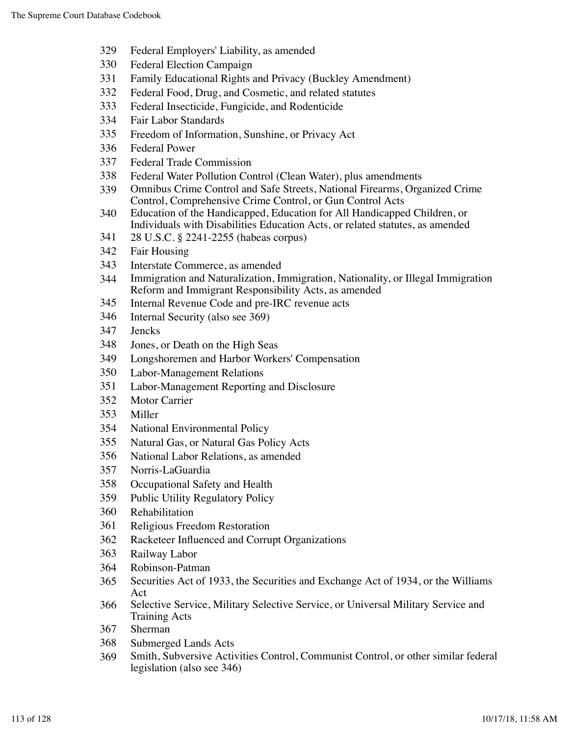329 Federal Employers' Liability, as amended
330 Federal Election Campaign
331 Family Educational Rights and Privacy (Buckley Amendment)
332 Federal Food, Drug, and Cosmetic, and related statutes
333 Federal Insecticide, Fungicide, and Rodenticide
334 Fair Labor Standards
335 Freedom of Information, Sunshine, or Privacy Act
336 Federal Power
337 Federal Trade Commission
338 Federal Water Pollution Control (Clean Water), plus amendments
339 Omnibus Crime Control and Safe Streets, National Firearms, Organized Crime Control, Comprehensive Crime Control, or Gun Control Acts
340 Education of the Handicapped, Education for All Handicapped Children, or Individuals with Disabilities Education Acts, or related statutes, as amended
341 28 U.S.C. § 2241-2255 (habeas corpus)
342 Fair Housing
343 Interstate Commerce, as amended
344 Immigration and Naturalization, Immigration, Nationality, or Illegal Immigration Reform and Immigrant Responsibility Acts, as amended
345 Internal Revenue Code and pre-IRC revenue acts
346 Internal Security (also see 369)
347 Jencks
348 Jones, or Death on the High Seas
349 Longshoremen and Harbor Workers' Compensation
350 Labor-Management Relations
351 Labor-Management Reporting and Disclosure
352 Motor Carrier
353 Miller
354 National Environmental Policy
355 Natural Gas, or Natural Gas Policy Acts
356 National Labor Relations, as amended
357 Norris-LaGuardia
358 Occupational Safety and Health
359 Public Utility Regulatory Policy
360 Rehabilitation
361 Religious Freedom Restoration
362 Racketeer Influenced and Corrupt Organizations
363 Railway Labor
364 Robinson-Patman
365 Securities Act of 1933, the Securities and Exchange Act of 1934, or the Williams Act
366 Selective Service, Military Selective Service, or Universal Military Service and Training Acts
367 Sherman
368 Submerged Lands Acts
369 Smith, Subversive Activities Control, Communist Control, or other similar federal legislation (also see 346)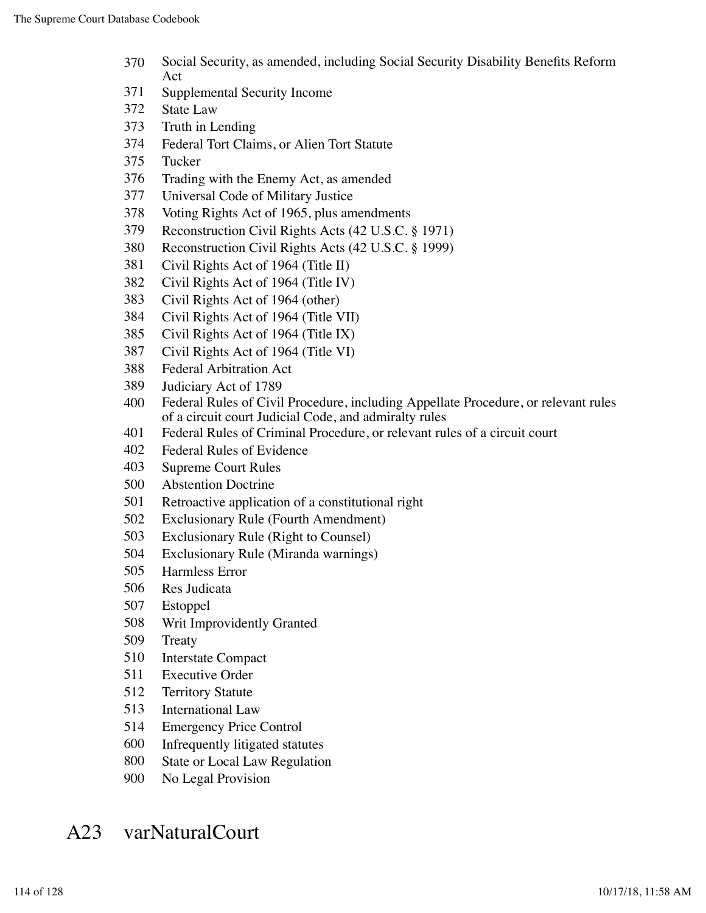370 Social Security, as amended, including Social Security Disability Benefits Reform Act
371 Supplemental Security Income
372 State Law
373 Truth in Lending
374 Federal Tort Claims, or Alien Tort Statute
375 Tucker
376 Trading with the Enemy Act, as amended
377 Universal Code of Military Justice
378 Voting Rights Act of 1965, plus amendments
379 Reconstruction Civil Rights Acts (42 U.S.C. § 1971)
380 Reconstruction Civil Rights Acts (42 U.S.C. § 1999)
381 Civil Rights Act of 1964 (Title II)
382 Civil Rights Act of 1964 (Title IV)
383 Civil Rights Act of 1964 (other)
384 Civil Rights Act of 1964 (Title VII)
385 Civil Rights Act of 1964 (Title IX)
387 Civil Rights Act of 1964 (Title VI)
388 Federal Arbitration Act
389 Judiciary Act of 1789
400 Federal Rules of Civil Procedure, including Appellate Procedure, or relevant rules of a circuit court Judicial Code, and admiralty rules
401 Federal Rules of Criminal Procedure, or relevant rules of a circuit court
402 Federal Rules of Evidence
403 Supreme Court Rules
500 Abstention Doctrine
501 Retroactive application of a constitutional right
502 Exclusionary Rule (Fourth Amendment)
503 Exclusionary Rule (Right to Counsel)
504 Exclusionary Rule (Miranda warnings)
505 Harmless Error
506 Res Judicata
507 Estoppel
508 Writ Improvidently Granted
509 Treaty
510 Interstate Compact
511 Executive Order
512 Territory Statute
513 International Law
514 Emergency Price Control
600 Infrequently litigated statutes
800 State or Local Law Regulation
900 No Legal Provision

# A23 varNaturalCourt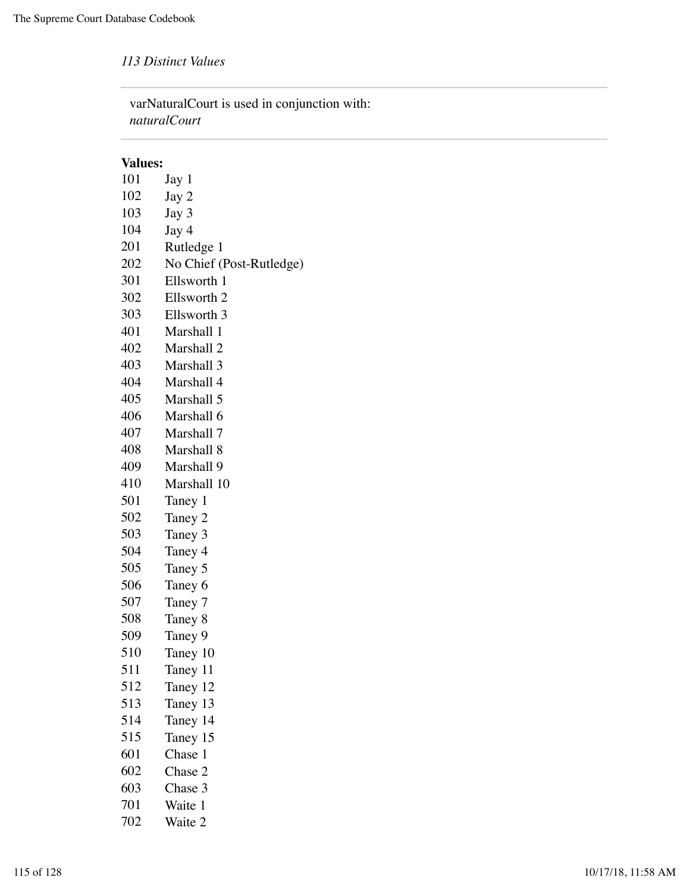*113 Distinct Values*

---

varNaturalCourt is used in conjunction with:
*naturalCourt*

---

**Values:**

| | |
|---|---|
| 101 | Jay 1 |
| 102 | Jay 2 |
| 103 | Jay 3 |
| 104 | Jay 4 |
| 201 | Rutledge 1 |
| 202 | No Chief (Post-Rutledge) |
| 301 | Ellsworth 1 |
| 302 | Ellsworth 2 |
| 303 | Ellsworth 3 |
| 401 | Marshall 1 |
| 402 | Marshall 2 |
| 403 | Marshall 3 |
| 404 | Marshall 4 |
| 405 | Marshall 5 |
| 406 | Marshall 6 |
| 407 | Marshall 7 |
| 408 | Marshall 8 |
| 409 | Marshall 9 |
| 410 | Marshall 10 |
| 501 | Taney 1 |
| 502 | Taney 2 |
| 503 | Taney 3 |
| 504 | Taney 4 |
| 505 | Taney 5 |
| 506 | Taney 6 |
| 507 | Taney 7 |
| 508 | Taney 8 |
| 509 | Taney 9 |
| 510 | Taney 10 |
| 511 | Taney 11 |
| 512 | Taney 12 |
| 513 | Taney 13 |
| 514 | Taney 14 |
| 515 | Taney 15 |
| 601 | Chase 1 |
| 602 | Chase 2 |
| 603 | Chase 3 |
| 701 | Waite 1 |
| 702 | Waite 2 |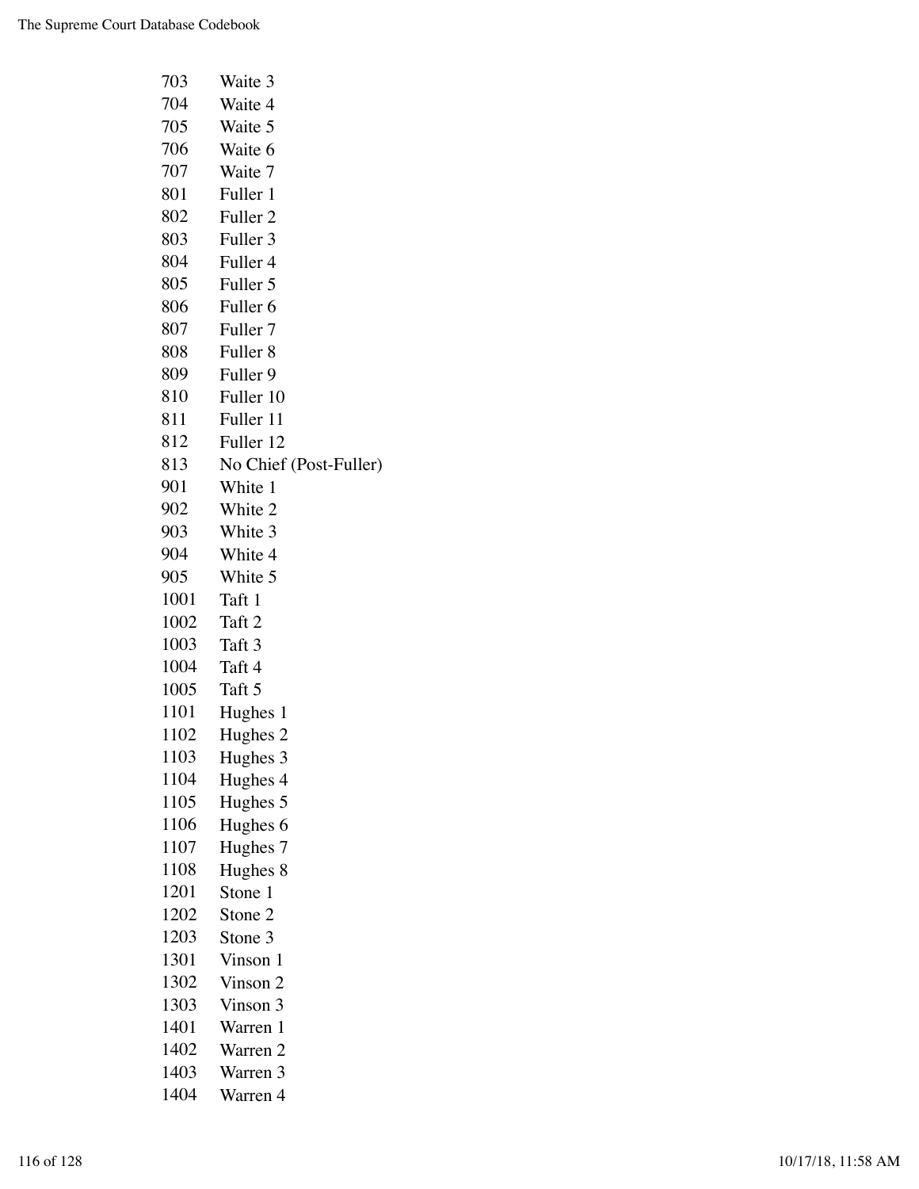| | |
|---|---|
| 703 | Waite 3 |
| 704 | Waite 4 |
| 705 | Waite 5 |
| 706 | Waite 6 |
| 707 | Waite 7 |
| 801 | Fuller 1 |
| 802 | Fuller 2 |
| 803 | Fuller 3 |
| 804 | Fuller 4 |
| 805 | Fuller 5 |
| 806 | Fuller 6 |
| 807 | Fuller 7 |
| 808 | Fuller 8 |
| 809 | Fuller 9 |
| 810 | Fuller 10 |
| 811 | Fuller 11 |
| 812 | Fuller 12 |
| 813 | No Chief (Post-Fuller) |
| 901 | White 1 |
| 902 | White 2 |
| 903 | White 3 |
| 904 | White 4 |
| 905 | White 5 |
| 1001 | Taft 1 |
| 1002 | Taft 2 |
| 1003 | Taft 3 |
| 1004 | Taft 4 |
| 1005 | Taft 5 |
| 1101 | Hughes 1 |
| 1102 | Hughes 2 |
| 1103 | Hughes 3 |
| 1104 | Hughes 4 |
| 1105 | Hughes 5 |
| 1106 | Hughes 6 |
| 1107 | Hughes 7 |
| 1108 | Hughes 8 |
| 1201 | Stone 1 |
| 1202 | Stone 2 |
| 1203 | Stone 3 |
| 1301 | Vinson 1 |
| 1302 | Vinson 2 |
| 1303 | Vinson 3 |
| 1401 | Warren 1 |
| 1402 | Warren 2 |
| 1403 | Warren 3 |
| 1404 | Warren 4 |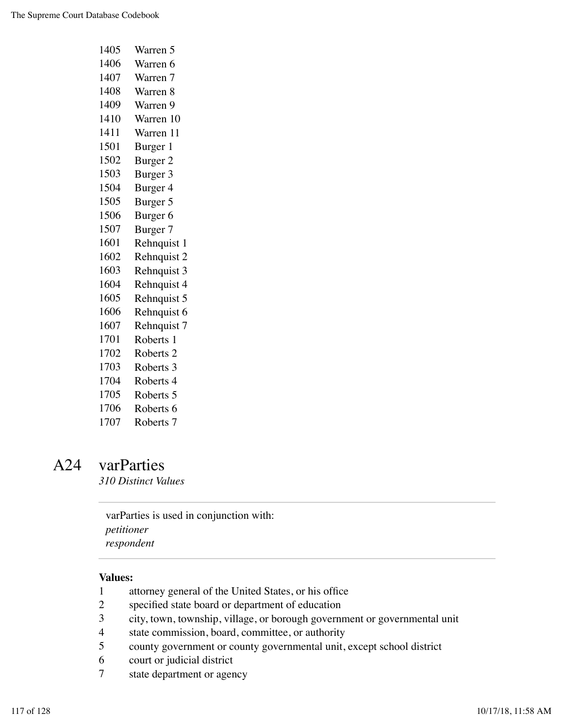1405 Warren 5
1406 Warren 6
1407 Warren 7
1408 Warren 8
1409 Warren 9
1410 Warren 10
1411 Warren 11
1501 Burger 1
1502 Burger 2
1503 Burger 3
1504 Burger 4
1505 Burger 5
1506 Burger 6
1507 Burger 7
1601 Rehnquist 1
1602 Rehnquist 2
1603 Rehnquist 3
1604 Rehnquist 4
1605 Rehnquist 5
1606 Rehnquist 6
1607 Rehnquist 7
1701 Roberts 1
1702 Roberts 2
1703 Roberts 3
1704 Roberts 4
1705 Roberts 5
1706 Roberts 6
1707 Roberts 7

## A24 varParties

*310 Distinct Values*

---

varParties is used in conjunction with:
*petitioner*
*respondent*

---

**Values:**

1 attorney general of the United States, or his office
2 specified state board or department of education
3 city, town, township, village, or borough government or governmental unit
4 state commission, board, committee, or authority
5 county government or county governmental unit, except school district
6 court or judicial district
7 state department or agency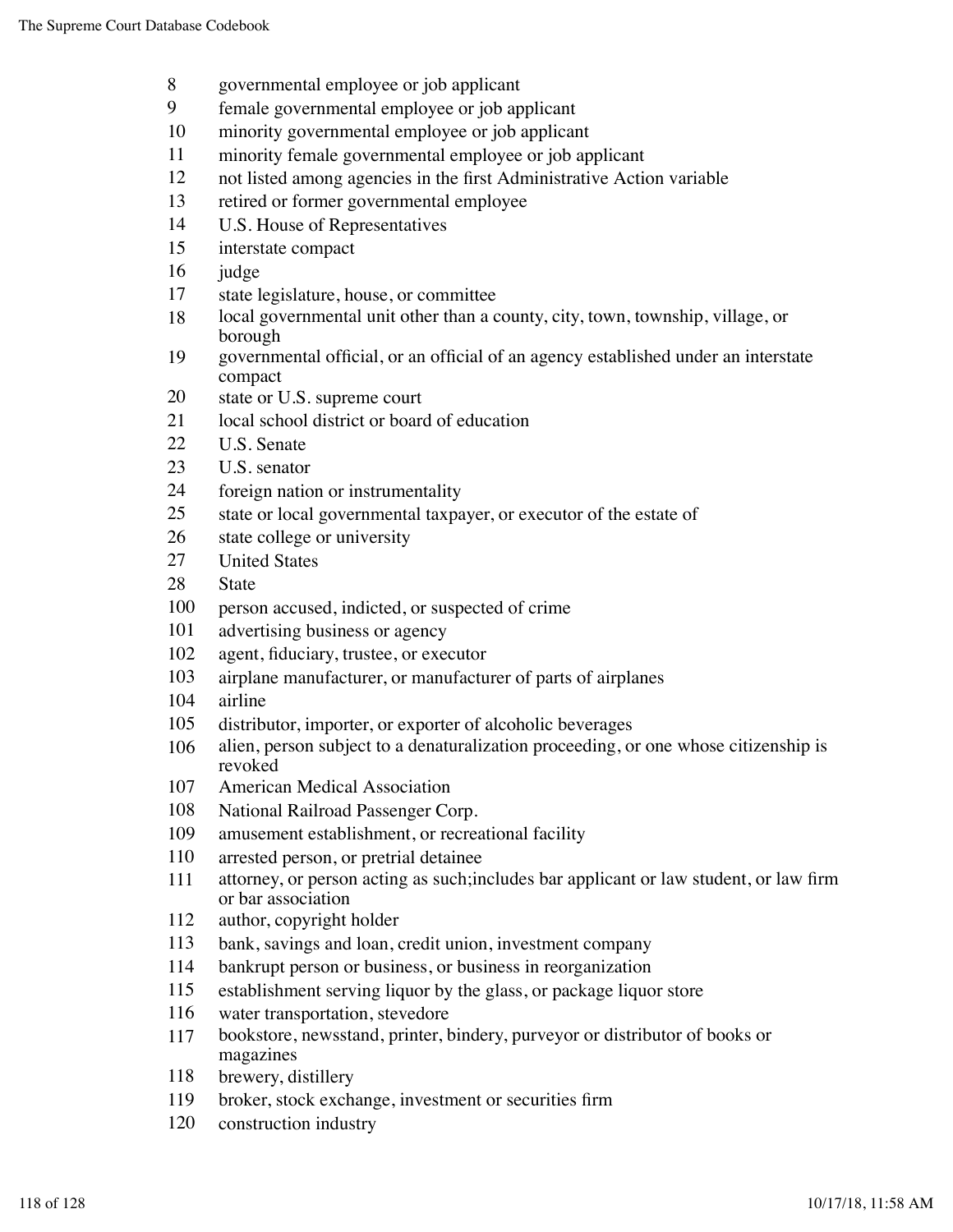| | |
|---|---|
| 8 | governmental employee or job applicant |
| 9 | female governmental employee or job applicant |
| 10 | minority governmental employee or job applicant |
| 11 | minority female governmental employee or job applicant |
| 12 | not listed among agencies in the first Administrative Action variable |
| 13 | retired or former governmental employee |
| 14 | U.S. House of Representatives |
| 15 | interstate compact |
| 16 | judge |
| 17 | state legislature, house, or committee |
| 18 | local governmental unit other than a county, city, town, township, village, or borough |
| 19 | governmental official, or an official of an agency established under an interstate compact |
| 20 | state or U.S. supreme court |
| 21 | local school district or board of education |
| 22 | U.S. Senate |
| 23 | U.S. senator |
| 24 | foreign nation or instrumentality |
| 25 | state or local governmental taxpayer, or executor of the estate of |
| 26 | state college or university |
| 27 | United States |
| 28 | State |
| 100 | person accused, indicted, or suspected of crime |
| 101 | advertising business or agency |
| 102 | agent, fiduciary, trustee, or executor |
| 103 | airplane manufacturer, or manufacturer of parts of airplanes |
| 104 | airline |
| 105 | distributor, importer, or exporter of alcoholic beverages |
| 106 | alien, person subject to a denaturalization proceeding, or one whose citizenship is revoked |
| 107 | American Medical Association |
| 108 | National Railroad Passenger Corp. |
| 109 | amusement establishment, or recreational facility |
| 110 | arrested person, or pretrial detainee |
| 111 | attorney, or person acting as such;includes bar applicant or law student, or law firm or bar association |
| 112 | author, copyright holder |
| 113 | bank, savings and loan, credit union, investment company |
| 114 | bankrupt person or business, or business in reorganization |
| 115 | establishment serving liquor by the glass, or package liquor store |
| 116 | water transportation, stevedore |
| 117 | bookstore, newsstand, printer, bindery, purveyor or distributor of books or magazines |
| 118 | brewery, distillery |
| 119 | broker, stock exchange, investment or securities firm |
| 120 | construction industry |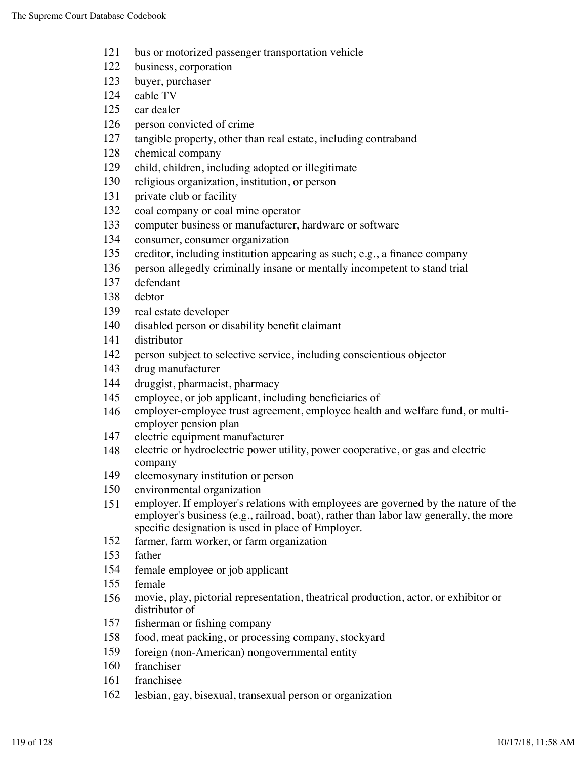| | |
|---|---|
| 121 | bus or motorized passenger transportation vehicle |
| 122 | business, corporation |
| 123 | buyer, purchaser |
| 124 | cable TV |
| 125 | car dealer |
| 126 | person convicted of crime |
| 127 | tangible property, other than real estate, including contraband |
| 128 | chemical company |
| 129 | child, children, including adopted or illegitimate |
| 130 | religious organization, institution, or person |
| 131 | private club or facility |
| 132 | coal company or coal mine operator |
| 133 | computer business or manufacturer, hardware or software |
| 134 | consumer, consumer organization |
| 135 | creditor, including institution appearing as such; e.g., a finance company |
| 136 | person allegedly criminally insane or mentally incompetent to stand trial |
| 137 | defendant |
| 138 | debtor |
| 139 | real estate developer |
| 140 | disabled person or disability benefit claimant |
| 141 | distributor |
| 142 | person subject to selective service, including conscientious objector |
| 143 | drug manufacturer |
| 144 | druggist, pharmacist, pharmacy |
| 145 | employee, or job applicant, including beneficiaries of |
| 146 | employer-employee trust agreement, employee health and welfare fund, or multi-employer pension plan |
| 147 | electric equipment manufacturer |
| 148 | electric or hydroelectric power utility, power cooperative, or gas and electric company |
| 149 | eleemosynary institution or person |
| 150 | environmental organization |
| 151 | employer. If employer's relations with employees are governed by the nature of the employer's business (e.g., railroad, boat), rather than labor law generally, the more specific designation is used in place of Employer. |
| 152 | farmer, farm worker, or farm organization |
| 153 | father |
| 154 | female employee or job applicant |
| 155 | female |
| 156 | movie, play, pictorial representation, theatrical production, actor, or exhibitor or distributor of |
| 157 | fisherman or fishing company |
| 158 | food, meat packing, or processing company, stockyard |
| 159 | foreign (non-American) nongovernmental entity |
| 160 | franchiser |
| 161 | franchisee |
| 162 | lesbian, gay, bisexual, transexual person or organization |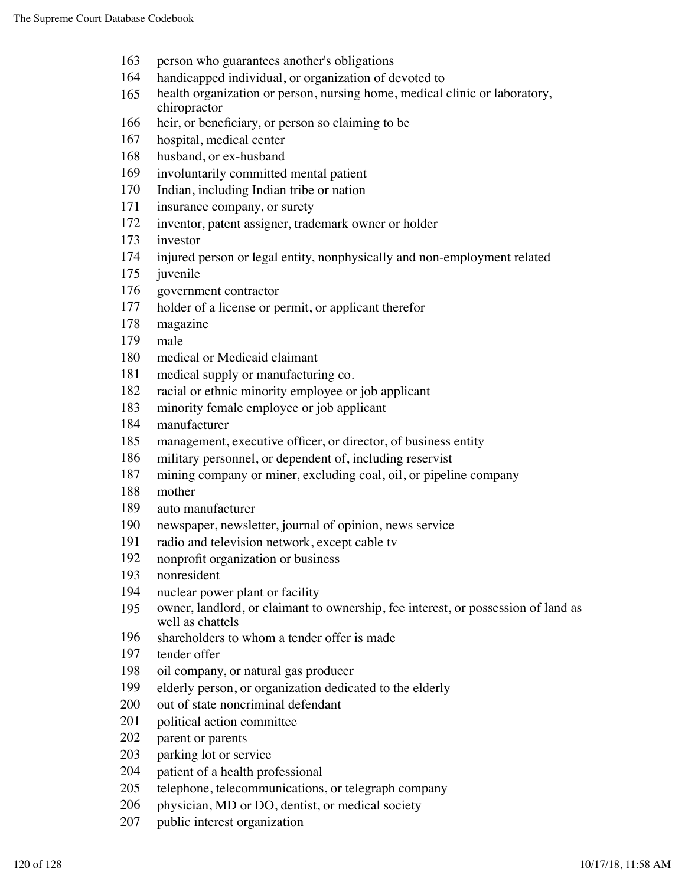163 person who guarantees another's obligations
164 handicapped individual, or organization of devoted to
165 health organization or person, nursing home, medical clinic or laboratory, chiropractor
166 heir, or beneficiary, or person so claiming to be
167 hospital, medical center
168 husband, or ex-husband
169 involuntarily committed mental patient
170 Indian, including Indian tribe or nation
171 insurance company, or surety
172 inventor, patent assigner, trademark owner or holder
173 investor
174 injured person or legal entity, nonphysically and non-employment related
175 juvenile
176 government contractor
177 holder of a license or permit, or applicant therefor
178 magazine
179 male
180 medical or Medicaid claimant
181 medical supply or manufacturing co.
182 racial or ethnic minority employee or job applicant
183 minority female employee or job applicant
184 manufacturer
185 management, executive officer, or director, of business entity
186 military personnel, or dependent of, including reservist
187 mining company or miner, excluding coal, oil, or pipeline company
188 mother
189 auto manufacturer
190 newspaper, newsletter, journal of opinion, news service
191 radio and television network, except cable tv
192 nonprofit organization or business
193 nonresident
194 nuclear power plant or facility
195 owner, landlord, or claimant to ownership, fee interest, or possession of land as well as chattels
196 shareholders to whom a tender offer is made
197 tender offer
198 oil company, or natural gas producer
199 elderly person, or organization dedicated to the elderly
200 out of state noncriminal defendant
201 political action committee
202 parent or parents
203 parking lot or service
204 patient of a health professional
205 telephone, telecommunications, or telegraph company
206 physician, MD or DO, dentist, or medical society
207 public interest organization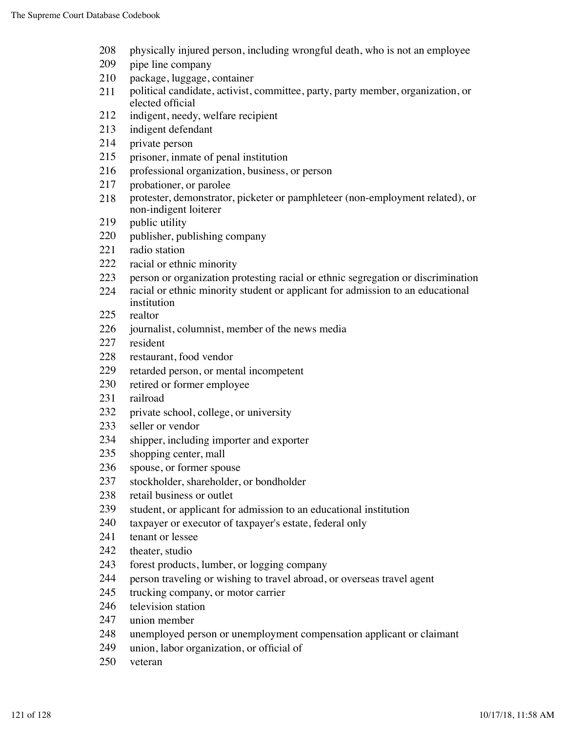208 physically injured person, including wrongful death, who is not an employee
209 pipe line company
210 package, luggage, container
211 political candidate, activist, committee, party, party member, organization, or elected official
212 indigent, needy, welfare recipient
213 indigent defendant
214 private person
215 prisoner, inmate of penal institution
216 professional organization, business, or person
217 probationer, or parolee
218 protester, demonstrator, picketer or pamphleteer (non-employment related), or non-indigent loiterer
219 public utility
220 publisher, publishing company
221 radio station
222 racial or ethnic minority
223 person or organization protesting racial or ethnic segregation or discrimination
224 racial or ethnic minority student or applicant for admission to an educational institution
225 realtor
226 journalist, columnist, member of the news media
227 resident
228 restaurant, food vendor
229 retarded person, or mental incompetent
230 retired or former employee
231 railroad
232 private school, college, or university
233 seller or vendor
234 shipper, including importer and exporter
235 shopping center, mall
236 spouse, or former spouse
237 stockholder, shareholder, or bondholder
238 retail business or outlet
239 student, or applicant for admission to an educational institution
240 taxpayer or executor of taxpayer's estate, federal only
241 tenant or lessee
242 theater, studio
243 forest products, lumber, or logging company
244 person traveling or wishing to travel abroad, or overseas travel agent
245 trucking company, or motor carrier
246 television station
247 union member
248 unemployed person or unemployment compensation applicant or claimant
249 union, labor organization, or official of
250 veteran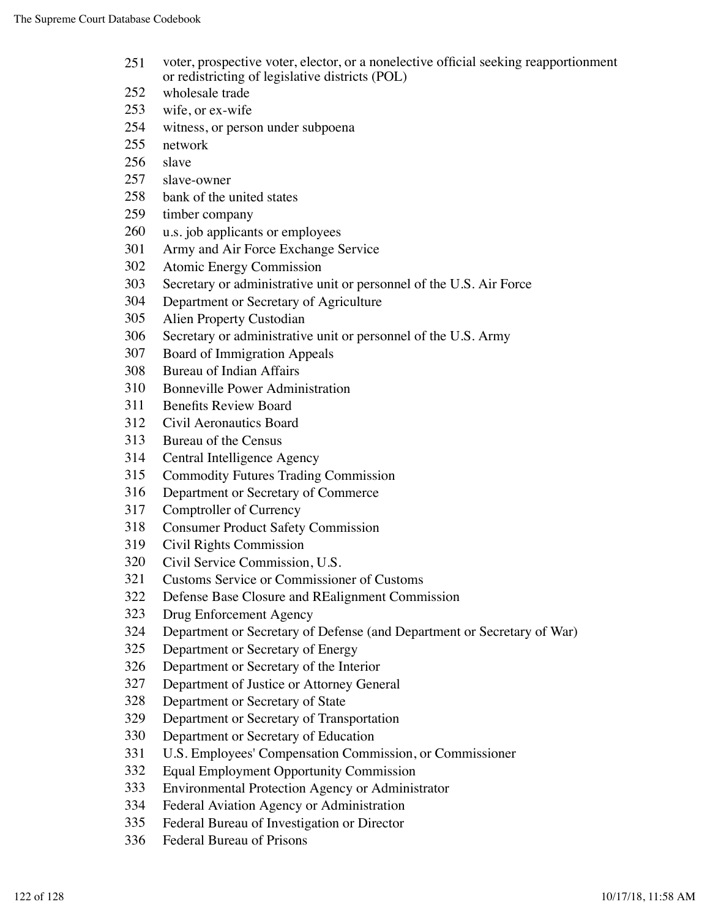251 voter, prospective voter, elector, or a nonelective official seeking reapportionment or redistricting of legislative districts (POL)
252 wholesale trade
253 wife, or ex-wife
254 witness, or person under subpoena
255 network
256 slave
257 slave-owner
258 bank of the united states
259 timber company
260 u.s. job applicants or employees
301 Army and Air Force Exchange Service
302 Atomic Energy Commission
303 Secretary or administrative unit or personnel of the U.S. Air Force
304 Department or Secretary of Agriculture
305 Alien Property Custodian
306 Secretary or administrative unit or personnel of the U.S. Army
307 Board of Immigration Appeals
308 Bureau of Indian Affairs
310 Bonneville Power Administration
311 Benefits Review Board
312 Civil Aeronautics Board
313 Bureau of the Census
314 Central Intelligence Agency
315 Commodity Futures Trading Commission
316 Department or Secretary of Commerce
317 Comptroller of Currency
318 Consumer Product Safety Commission
319 Civil Rights Commission
320 Civil Service Commission, U.S.
321 Customs Service or Commissioner of Customs
322 Defense Base Closure and REalignment Commission
323 Drug Enforcement Agency
324 Department or Secretary of Defense (and Department or Secretary of War)
325 Department or Secretary of Energy
326 Department or Secretary of the Interior
327 Department of Justice or Attorney General
328 Department or Secretary of State
329 Department or Secretary of Transportation
330 Department or Secretary of Education
331 U.S. Employees' Compensation Commission, or Commissioner
332 Equal Employment Opportunity Commission
333 Environmental Protection Agency or Administrator
334 Federal Aviation Agency or Administration
335 Federal Bureau of Investigation or Director
336 Federal Bureau of Prisons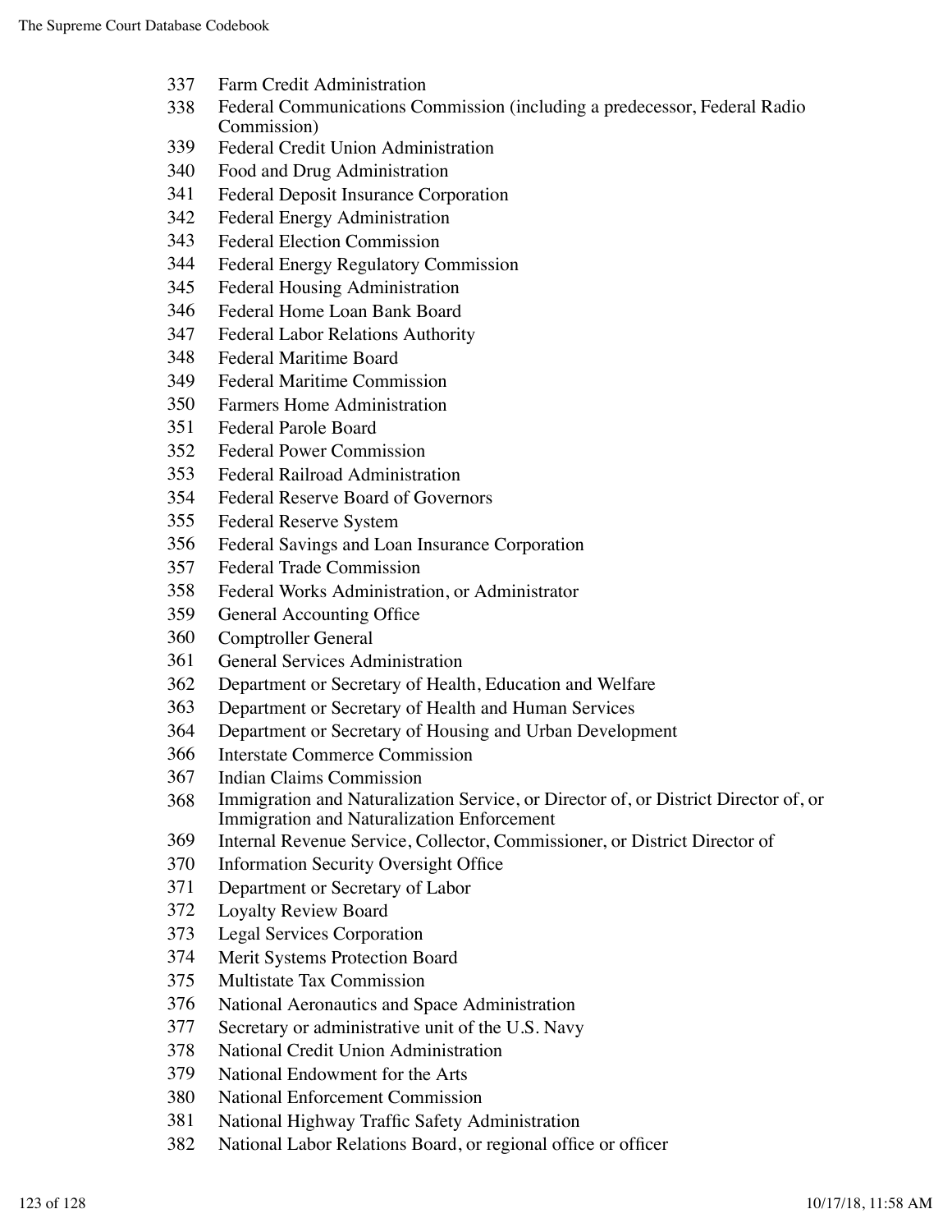337 Farm Credit Administration
338 Federal Communications Commission (including a predecessor, Federal Radio Commission)
339 Federal Credit Union Administration
340 Food and Drug Administration
341 Federal Deposit Insurance Corporation
342 Federal Energy Administration
343 Federal Election Commission
344 Federal Energy Regulatory Commission
345 Federal Housing Administration
346 Federal Home Loan Bank Board
347 Federal Labor Relations Authority
348 Federal Maritime Board
349 Federal Maritime Commission
350 Farmers Home Administration
351 Federal Parole Board
352 Federal Power Commission
353 Federal Railroad Administration
354 Federal Reserve Board of Governors
355 Federal Reserve System
356 Federal Savings and Loan Insurance Corporation
357 Federal Trade Commission
358 Federal Works Administration, or Administrator
359 General Accounting Office
360 Comptroller General
361 General Services Administration
362 Department or Secretary of Health, Education and Welfare
363 Department or Secretary of Health and Human Services
364 Department or Secretary of Housing and Urban Development
366 Interstate Commerce Commission
367 Indian Claims Commission
368 Immigration and Naturalization Service, or Director of, or District Director of, or Immigration and Naturalization Enforcement
369 Internal Revenue Service, Collector, Commissioner, or District Director of
370 Information Security Oversight Office
371 Department or Secretary of Labor
372 Loyalty Review Board
373 Legal Services Corporation
374 Merit Systems Protection Board
375 Multistate Tax Commission
376 National Aeronautics and Space Administration
377 Secretary or administrative unit of the U.S. Navy
378 National Credit Union Administration
379 National Endowment for the Arts
380 National Enforcement Commission
381 National Highway Traffic Safety Administration
382 National Labor Relations Board, or regional office or officer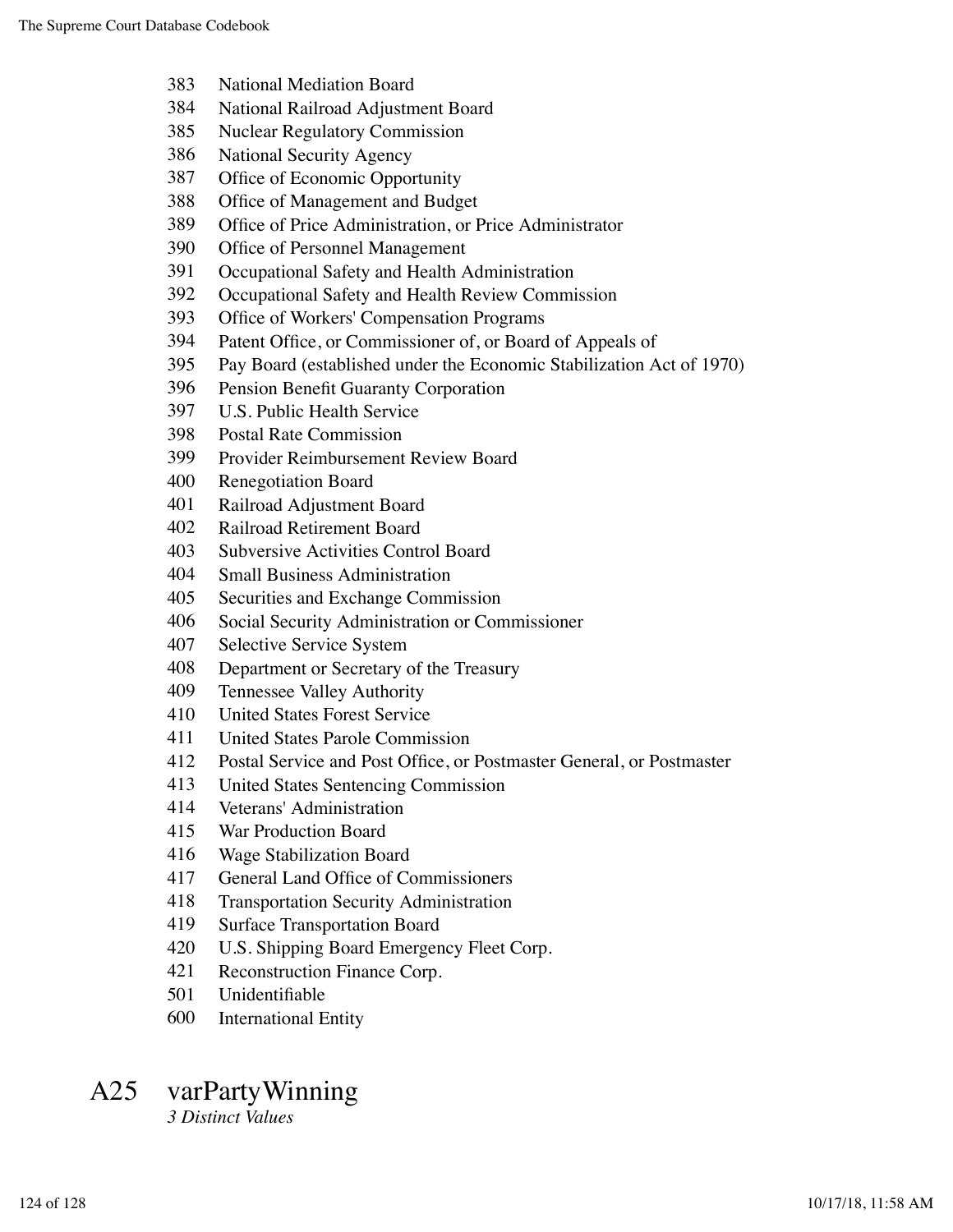383 National Mediation Board
384 National Railroad Adjustment Board
385 Nuclear Regulatory Commission
386 National Security Agency
387 Office of Economic Opportunity
388 Office of Management and Budget
389 Office of Price Administration, or Price Administrator
390 Office of Personnel Management
391 Occupational Safety and Health Administration
392 Occupational Safety and Health Review Commission
393 Office of Workers' Compensation Programs
394 Patent Office, or Commissioner of, or Board of Appeals of
395 Pay Board (established under the Economic Stabilization Act of 1970)
396 Pension Benefit Guaranty Corporation
397 U.S. Public Health Service
398 Postal Rate Commission
399 Provider Reimbursement Review Board
400 Renegotiation Board
401 Railroad Adjustment Board
402 Railroad Retirement Board
403 Subversive Activities Control Board
404 Small Business Administration
405 Securities and Exchange Commission
406 Social Security Administration or Commissioner
407 Selective Service System
408 Department or Secretary of the Treasury
409 Tennessee Valley Authority
410 United States Forest Service
411 United States Parole Commission
412 Postal Service and Post Office, or Postmaster General, or Postmaster
413 United States Sentencing Commission
414 Veterans' Administration
415 War Production Board
416 Wage Stabilization Board
417 General Land Office of Commissioners
418 Transportation Security Administration
419 Surface Transportation Board
420 U.S. Shipping Board Emergency Fleet Corp.
421 Reconstruction Finance Corp.
501 Unidentifiable
600 International Entity

## A25 varPartyWinning

*3 Distinct Values*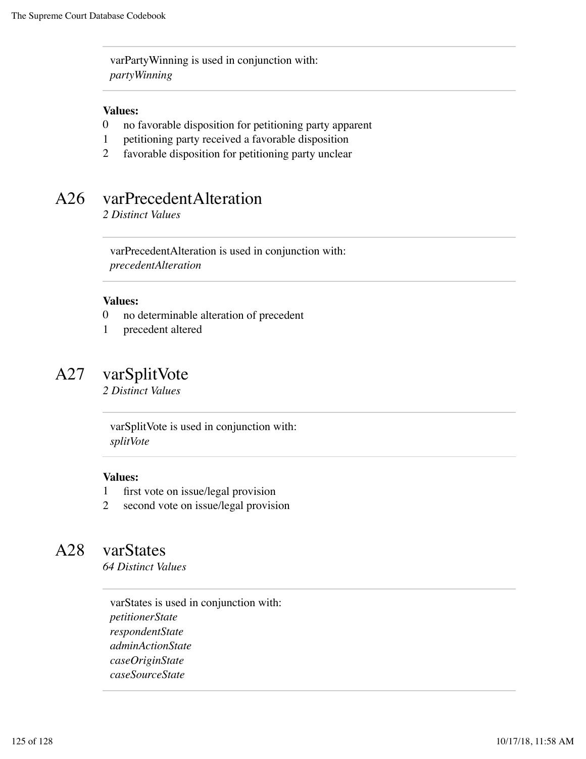varPartyWinning is used in conjunction with:
*partyWinning*

**Values:**

0 no favorable disposition for petitioning party apparent
1 petitioning party received a favorable disposition
2 favorable disposition for petitioning party unclear

## A26 varPrecedentAlteration

*2 Distinct Values*

varPrecedentAlteration is used in conjunction with:
*precedentAlteration*

**Values:**

0 no determinable alteration of precedent
1 precedent altered

## A27 varSplitVote

*2 Distinct Values*

varSplitVote is used in conjunction with:
*splitVote*

**Values:**

1 first vote on issue/legal provision
2 second vote on issue/legal provision

## A28 varStates

*64 Distinct Values*

varStates is used in conjunction with:
*petitionerState*
*respondentState*
*adminActionState*
*caseOriginState*
*caseSourceState*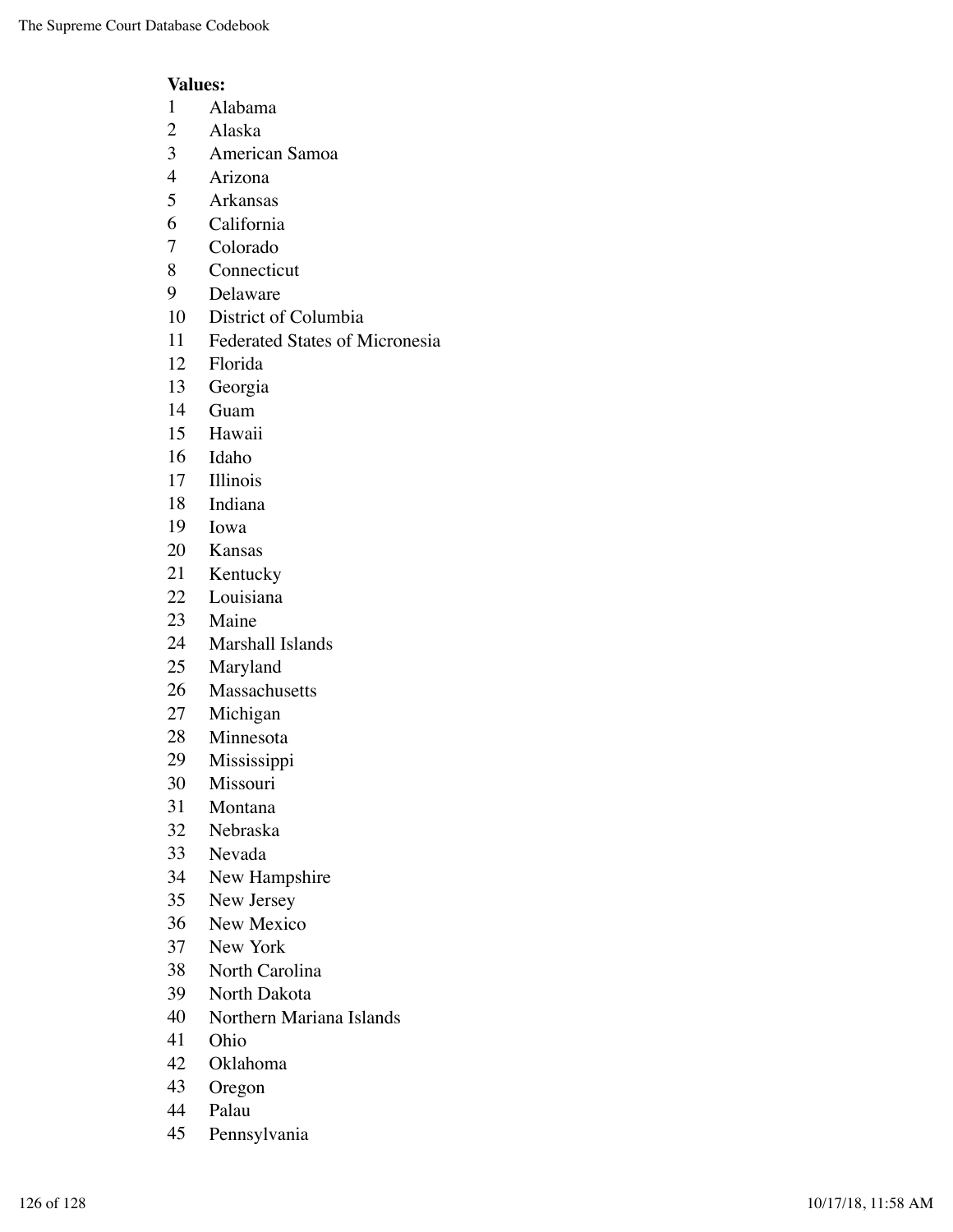**Values:**

1 Alabama
2 Alaska
3 American Samoa
4 Arizona
5 Arkansas
6 California
7 Colorado
8 Connecticut
9 Delaware
10 District of Columbia
11 Federated States of Micronesia
12 Florida
13 Georgia
14 Guam
15 Hawaii
16 Idaho
17 Illinois
18 Indiana
19 Iowa
20 Kansas
21 Kentucky
22 Louisiana
23 Maine
24 Marshall Islands
25 Maryland
26 Massachusetts
27 Michigan
28 Minnesota
29 Mississippi
30 Missouri
31 Montana
32 Nebraska
33 Nevada
34 New Hampshire
35 New Jersey
36 New Mexico
37 New York
38 North Carolina
39 North Dakota
40 Northern Mariana Islands
41 Ohio
42 Oklahoma
43 Oregon
44 Palau
45 Pennsylvania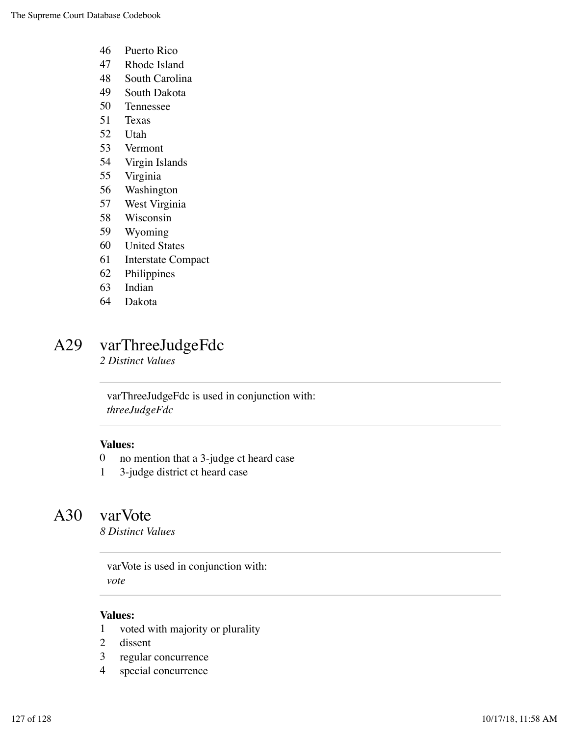46 Puerto Rico
47 Rhode Island
48 South Carolina
49 South Dakota
50 Tennessee
51 Texas
52 Utah
53 Vermont
54 Virgin Islands
55 Virginia
56 Washington
57 West Virginia
58 Wisconsin
59 Wyoming
60 United States
61 Interstate Compact
62 Philippines
63 Indian
64 Dakota

## A29 varThreeJudgeFdc

*2 Distinct Values*

varThreeJudgeFdc is used in conjunction with:
*threeJudgeFdc*

**Values:**

0 no mention that a 3-judge ct heard case
1 3-judge district ct heard case

## A30 varVote

*8 Distinct Values*

varVote is used in conjunction with:
*vote*

**Values:**

1 voted with majority or plurality
2 dissent
3 regular concurrence
4 special concurrence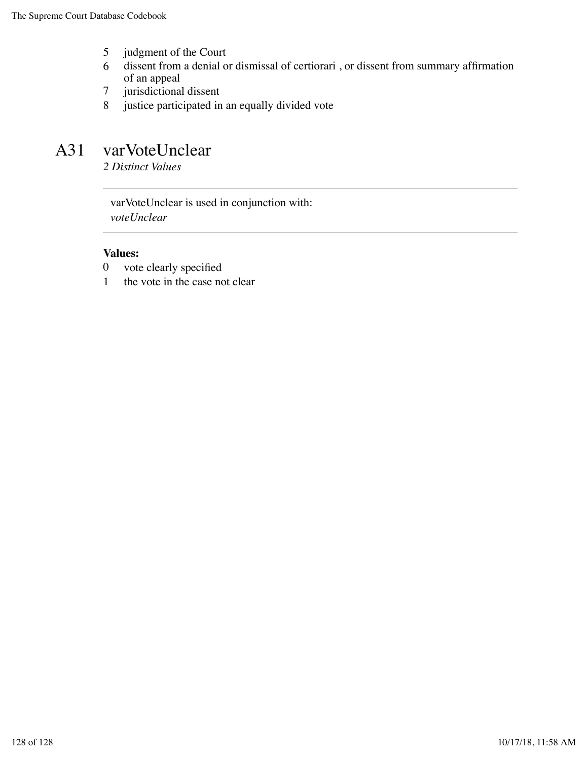5 judgment of the Court
6 dissent from a denial or dismissal of certiorari , or dissent from summary affirmation of an appeal
7 jurisdictional dissent
8 justice participated in an equally divided vote

# A31 varVoteUnclear

*2 Distinct Values*

---

varVoteUnclear is used in conjunction with:
*voteUnclear*

---

**Values:**

0 vote clearly specified
1 the vote in the case not clear